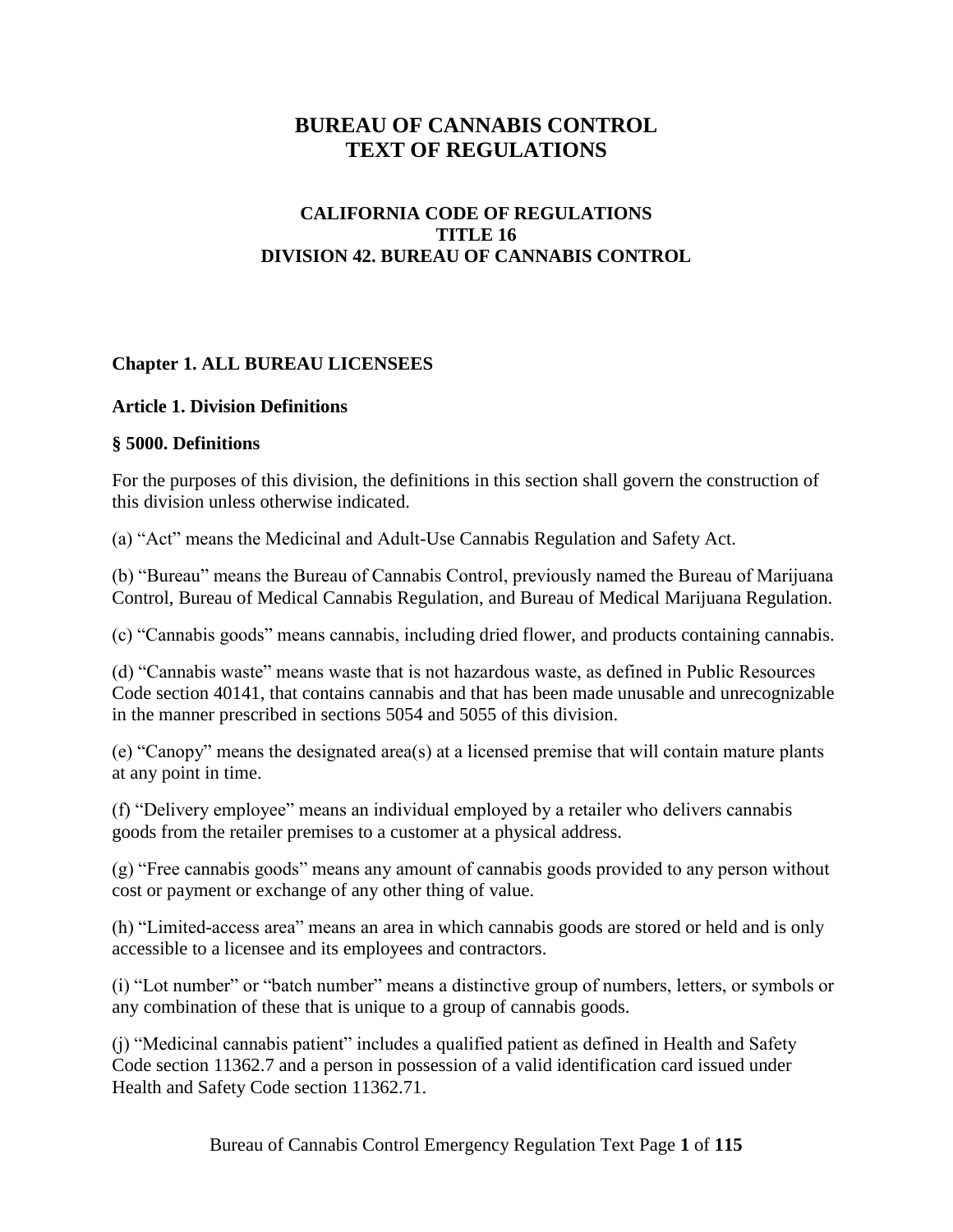# BUREAU OF CANNABIS CONTROL
# TEXT OF REGULATIONS

## CALIFORNIA CODE OF REGULATIONS
## TITLE 16
## DIVISION 42. BUREAU OF CANNABIS CONTROL

### Chapter 1. ALL BUREAU LICENSEES

### Article 1. Division Definitions

### § 5000. Definitions

For the purposes of this division, the definitions in this section shall govern the construction of this division unless otherwise indicated.

(a) "Act" means the Medicinal and Adult-Use Cannabis Regulation and Safety Act.

(b) "Bureau" means the Bureau of Cannabis Control, previously named the Bureau of Marijuana Control, Bureau of Medical Cannabis Regulation, and Bureau of Medical Marijuana Regulation.

(c) "Cannabis goods" means cannabis, including dried flower, and products containing cannabis.

(d) "Cannabis waste" means waste that is not hazardous waste, as defined in Public Resources Code section 40141, that contains cannabis and that has been made unusable and unrecognizable in the manner prescribed in sections 5054 and 5055 of this division.

(e) "Canopy" means the designated area(s) at a licensed premise that will contain mature plants at any point in time.

(f) "Delivery employee" means an individual employed by a retailer who delivers cannabis goods from the retailer premises to a customer at a physical address.

(g) "Free cannabis goods" means any amount of cannabis goods provided to any person without cost or payment or exchange of any other thing of value.

(h) "Limited-access area" means an area in which cannabis goods are stored or held and is only accessible to a licensee and its employees and contractors.

(i) "Lot number" or "batch number" means a distinctive group of numbers, letters, or symbols or any combination of these that is unique to a group of cannabis goods.

(j) "Medicinal cannabis patient" includes a qualified patient as defined in Health and Safety Code section 11362.7 and a person in possession of a valid identification card issued under Health and Safety Code section 11362.71.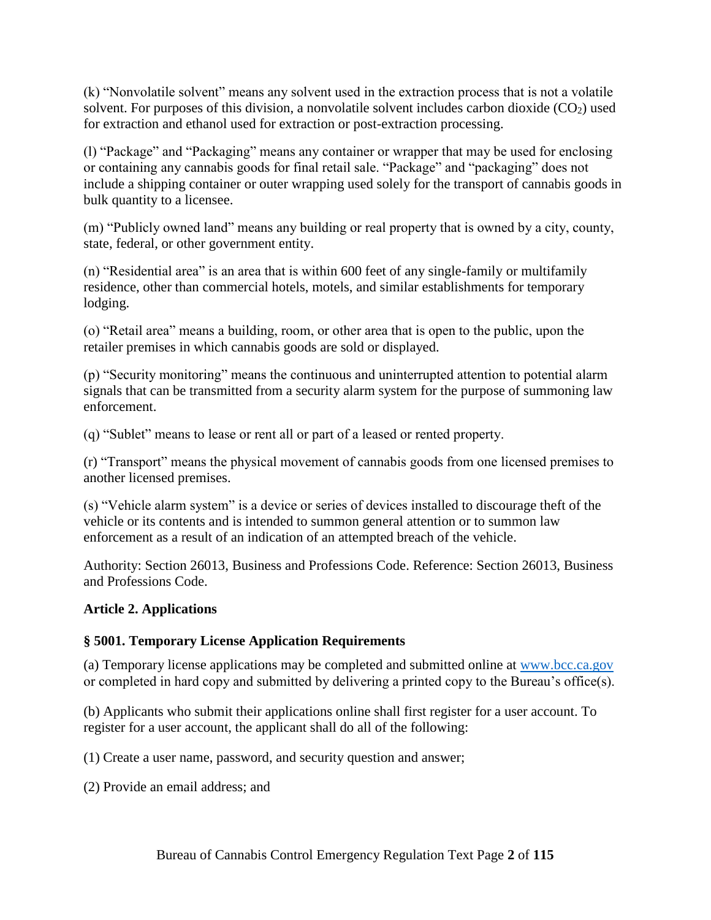(k) "Nonvolatile solvent" means any solvent used in the extraction process that is not a volatile solvent. For purposes of this division, a nonvolatile solvent includes carbon dioxide ($CO_2$) used for extraction and ethanol used for extraction or post-extraction processing.

(l) "Package" and "Packaging" means any container or wrapper that may be used for enclosing or containing any cannabis goods for final retail sale. "Package" and "packaging" does not include a shipping container or outer wrapping used solely for the transport of cannabis goods in bulk quantity to a licensee.

(m) "Publicly owned land" means any building or real property that is owned by a city, county, state, federal, or other government entity.

(n) "Residential area" is an area that is within 600 feet of any single-family or multifamily residence, other than commercial hotels, motels, and similar establishments for temporary lodging.

(o) "Retail area" means a building, room, or other area that is open to the public, upon the retailer premises in which cannabis goods are sold or displayed.

(p) "Security monitoring" means the continuous and uninterrupted attention to potential alarm signals that can be transmitted from a security alarm system for the purpose of summoning law enforcement.

(q) "Sublet" means to lease or rent all or part of a leased or rented property.

(r) "Transport" means the physical movement of cannabis goods from one licensed premises to another licensed premises.

(s) "Vehicle alarm system" is a device or series of devices installed to discourage theft of the vehicle or its contents and is intended to summon general attention or to summon law enforcement as a result of an indication of an attempted breach of the vehicle.

Authority: Section 26013, Business and Professions Code. Reference: Section 26013, Business and Professions Code.

## Article 2. Applications

### § 5001. Temporary License Application Requirements

(a) Temporary license applications may be completed and submitted online at www.bcc.ca.gov or completed in hard copy and submitted by delivering a printed copy to the Bureau's office(s).

(b) Applicants who submit their applications online shall first register for a user account. To register for a user account, the applicant shall do all of the following:

(1) Create a user name, password, and security question and answer;

(2) Provide an email address; and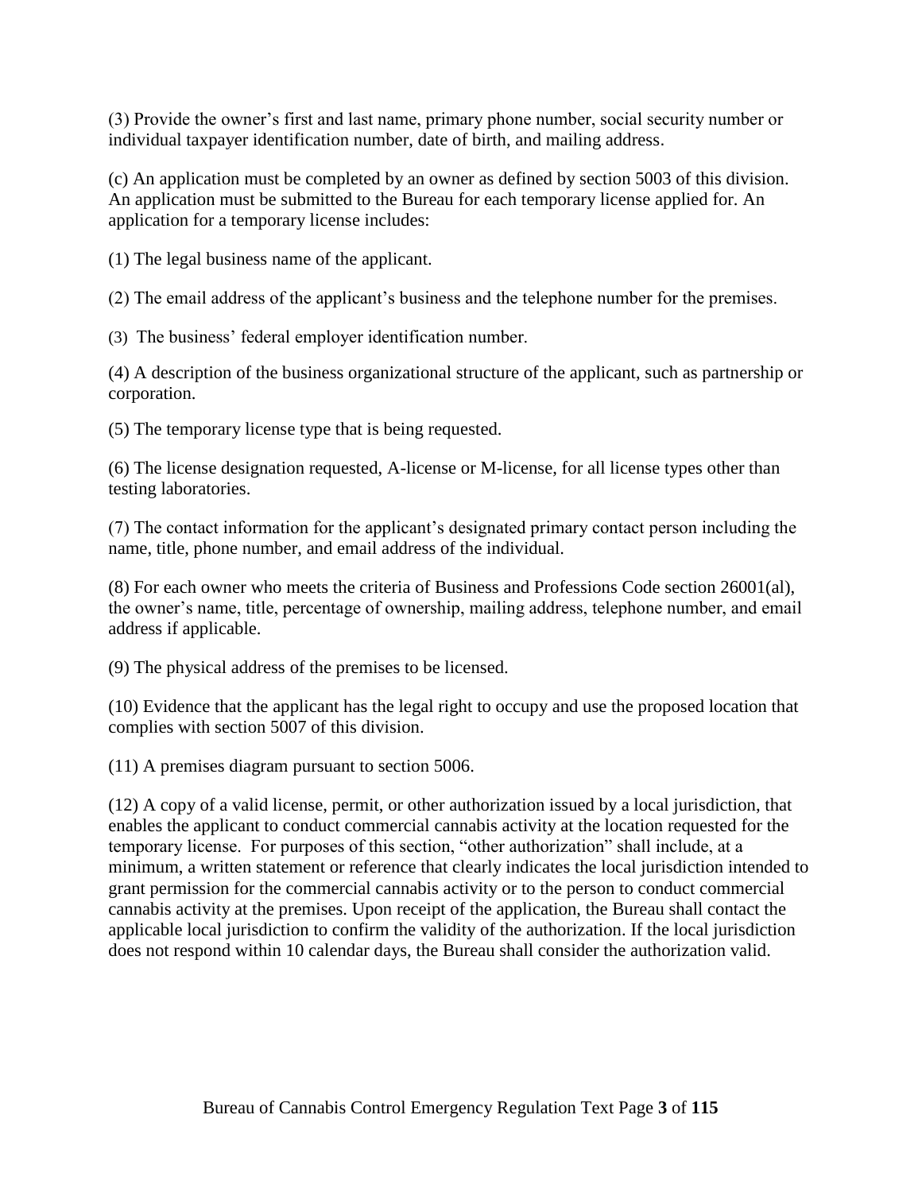(3) Provide the owner's first and last name, primary phone number, social security number or individual taxpayer identification number, date of birth, and mailing address.

(c) An application must be completed by an owner as defined by section 5003 of this division. An application must be submitted to the Bureau for each temporary license applied for. An application for a temporary license includes:

(1) The legal business name of the applicant.

(2) The email address of the applicant's business and the telephone number for the premises.

(3) The business' federal employer identification number.

(4) A description of the business organizational structure of the applicant, such as partnership or corporation.

(5) The temporary license type that is being requested.

(6) The license designation requested, A-license or M-license, for all license types other than testing laboratories.

(7) The contact information for the applicant's designated primary contact person including the name, title, phone number, and email address of the individual.

(8) For each owner who meets the criteria of Business and Professions Code section 26001(al), the owner's name, title, percentage of ownership, mailing address, telephone number, and email address if applicable.

(9) The physical address of the premises to be licensed.

(10) Evidence that the applicant has the legal right to occupy and use the proposed location that complies with section 5007 of this division.

(11) A premises diagram pursuant to section 5006.

(12) A copy of a valid license, permit, or other authorization issued by a local jurisdiction, that enables the applicant to conduct commercial cannabis activity at the location requested for the temporary license. For purposes of this section, "other authorization" shall include, at a minimum, a written statement or reference that clearly indicates the local jurisdiction intended to grant permission for the commercial cannabis activity or to the person to conduct commercial cannabis activity at the premises. Upon receipt of the application, the Bureau shall contact the applicable local jurisdiction to confirm the validity of the authorization. If the local jurisdiction does not respond within 10 calendar days, the Bureau shall consider the authorization valid.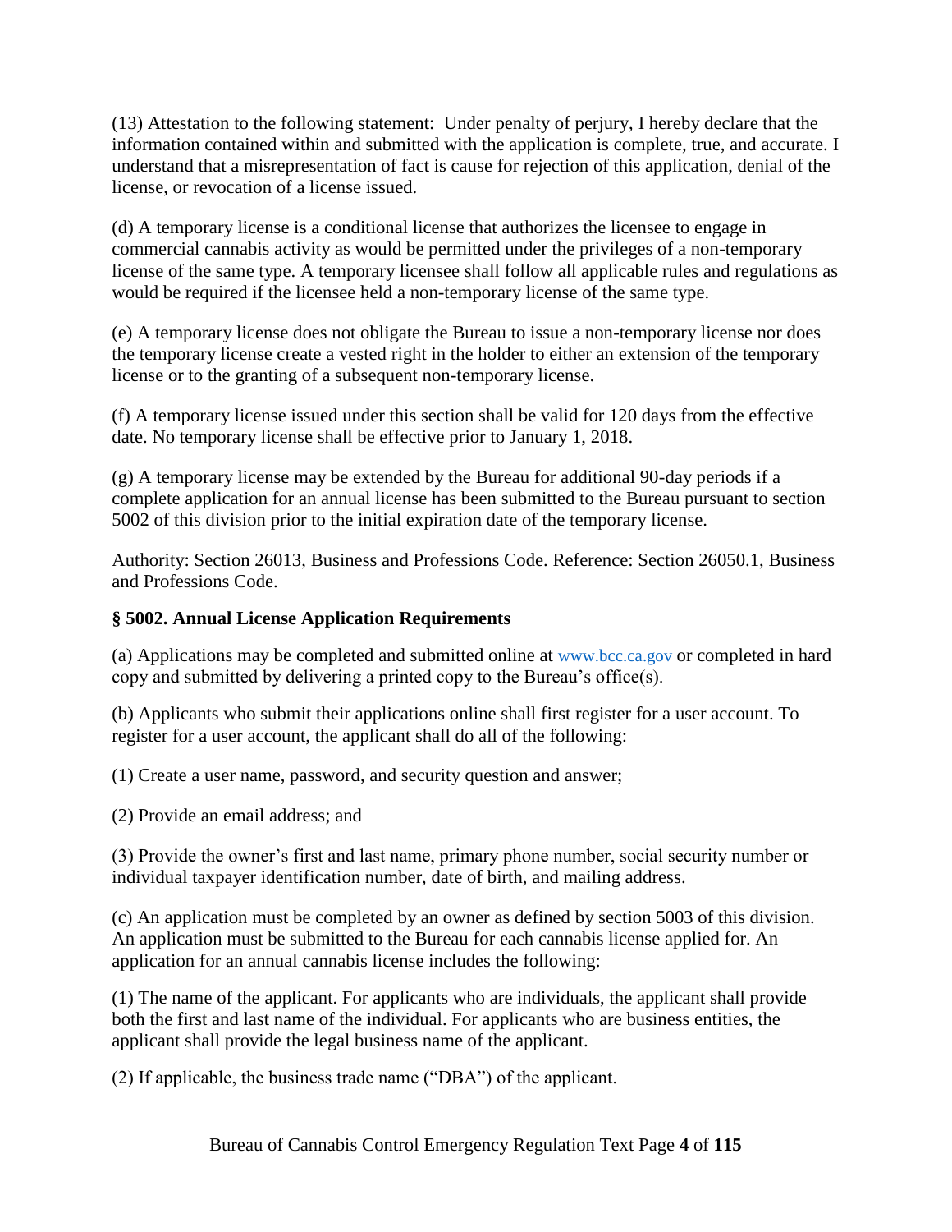(13) Attestation to the following statement: Under penalty of perjury, I hereby declare that the information contained within and submitted with the application is complete, true, and accurate. I understand that a misrepresentation of fact is cause for rejection of this application, denial of the license, or revocation of a license issued.

(d) A temporary license is a conditional license that authorizes the licensee to engage in commercial cannabis activity as would be permitted under the privileges of a non-temporary license of the same type. A temporary licensee shall follow all applicable rules and regulations as would be required if the licensee held a non-temporary license of the same type.

(e) A temporary license does not obligate the Bureau to issue a non-temporary license nor does the temporary license create a vested right in the holder to either an extension of the temporary license or to the granting of a subsequent non-temporary license.

(f) A temporary license issued under this section shall be valid for 120 days from the effective date. No temporary license shall be effective prior to January 1, 2018.

(g) A temporary license may be extended by the Bureau for additional 90-day periods if a complete application for an annual license has been submitted to the Bureau pursuant to section 5002 of this division prior to the initial expiration date of the temporary license.

Authority: Section 26013, Business and Professions Code. Reference: Section 26050.1, Business and Professions Code.

### § 5002. Annual License Application Requirements

(a) Applications may be completed and submitted online at www.bcc.ca.gov or completed in hard copy and submitted by delivering a printed copy to the Bureau's office(s).

(b) Applicants who submit their applications online shall first register for a user account. To register for a user account, the applicant shall do all of the following:

(1) Create a user name, password, and security question and answer;

(2) Provide an email address; and

(3) Provide the owner's first and last name, primary phone number, social security number or individual taxpayer identification number, date of birth, and mailing address.

(c) An application must be completed by an owner as defined by section 5003 of this division. An application must be submitted to the Bureau for each cannabis license applied for. An application for an annual cannabis license includes the following:

(1) The name of the applicant. For applicants who are individuals, the applicant shall provide both the first and last name of the individual. For applicants who are business entities, the applicant shall provide the legal business name of the applicant.

(2) If applicable, the business trade name ("DBA") of the applicant.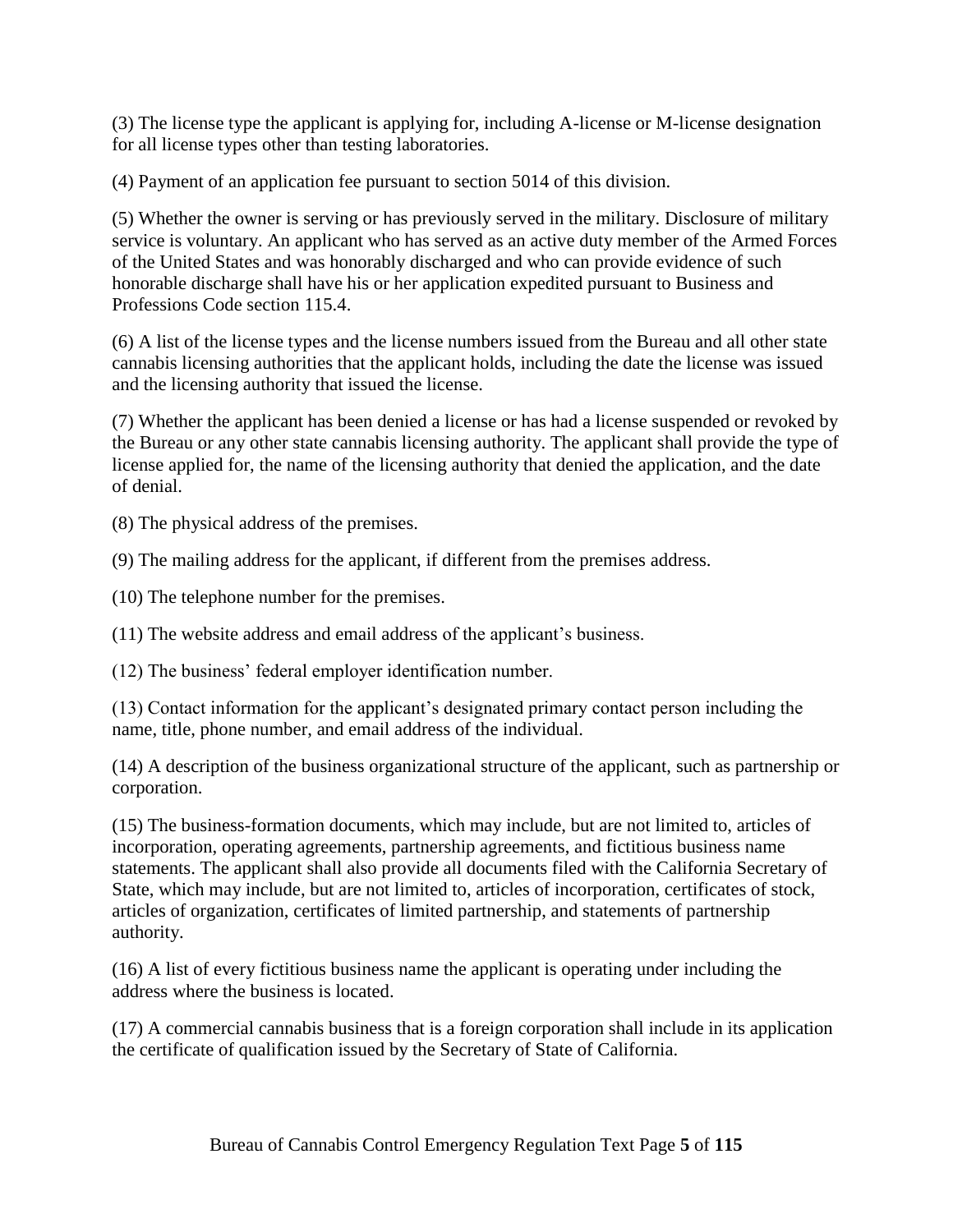(3) The license type the applicant is applying for, including A-license or M-license designation for all license types other than testing laboratories.

(4) Payment of an application fee pursuant to section 5014 of this division.

(5) Whether the owner is serving or has previously served in the military. Disclosure of military service is voluntary. An applicant who has served as an active duty member of the Armed Forces of the United States and was honorably discharged and who can provide evidence of such honorable discharge shall have his or her application expedited pursuant to Business and Professions Code section 115.4.

(6) A list of the license types and the license numbers issued from the Bureau and all other state cannabis licensing authorities that the applicant holds, including the date the license was issued and the licensing authority that issued the license.

(7) Whether the applicant has been denied a license or has had a license suspended or revoked by the Bureau or any other state cannabis licensing authority. The applicant shall provide the type of license applied for, the name of the licensing authority that denied the application, and the date of denial.

(8) The physical address of the premises.

(9) The mailing address for the applicant, if different from the premises address.

(10) The telephone number for the premises.

(11) The website address and email address of the applicant's business.

(12) The business' federal employer identification number.

(13) Contact information for the applicant's designated primary contact person including the name, title, phone number, and email address of the individual.

(14) A description of the business organizational structure of the applicant, such as partnership or corporation.

(15) The business-formation documents, which may include, but are not limited to, articles of incorporation, operating agreements, partnership agreements, and fictitious business name statements. The applicant shall also provide all documents filed with the California Secretary of State, which may include, but are not limited to, articles of incorporation, certificates of stock, articles of organization, certificates of limited partnership, and statements of partnership authority.

(16) A list of every fictitious business name the applicant is operating under including the address where the business is located.

(17) A commercial cannabis business that is a foreign corporation shall include in its application the certificate of qualification issued by the Secretary of State of California.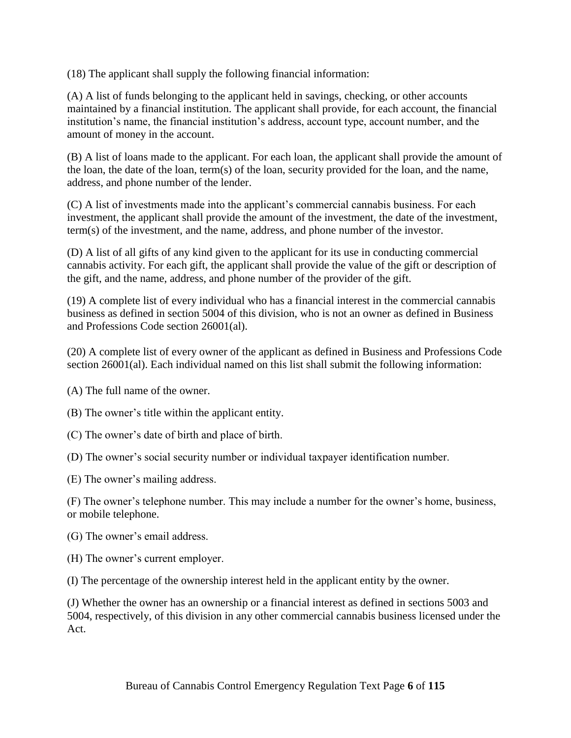(18) The applicant shall supply the following financial information:

(A) A list of funds belonging to the applicant held in savings, checking, or other accounts maintained by a financial institution. The applicant shall provide, for each account, the financial institution's name, the financial institution's address, account type, account number, and the amount of money in the account.

(B) A list of loans made to the applicant. For each loan, the applicant shall provide the amount of the loan, the date of the loan, term(s) of the loan, security provided for the loan, and the name, address, and phone number of the lender.

(C) A list of investments made into the applicant's commercial cannabis business. For each investment, the applicant shall provide the amount of the investment, the date of the investment, term(s) of the investment, and the name, address, and phone number of the investor.

(D) A list of all gifts of any kind given to the applicant for its use in conducting commercial cannabis activity. For each gift, the applicant shall provide the value of the gift or description of the gift, and the name, address, and phone number of the provider of the gift.

(19) A complete list of every individual who has a financial interest in the commercial cannabis business as defined in section 5004 of this division, who is not an owner as defined in Business and Professions Code section 26001(al).

(20) A complete list of every owner of the applicant as defined in Business and Professions Code section 26001(al). Each individual named on this list shall submit the following information:

(A) The full name of the owner.

(B) The owner's title within the applicant entity.

(C) The owner's date of birth and place of birth.

(D) The owner's social security number or individual taxpayer identification number.

(E) The owner's mailing address.

(F) The owner's telephone number. This may include a number for the owner's home, business, or mobile telephone.

(G) The owner's email address.

(H) The owner's current employer.

(I) The percentage of the ownership interest held in the applicant entity by the owner.

(J) Whether the owner has an ownership or a financial interest as defined in sections 5003 and 5004, respectively, of this division in any other commercial cannabis business licensed under the Act.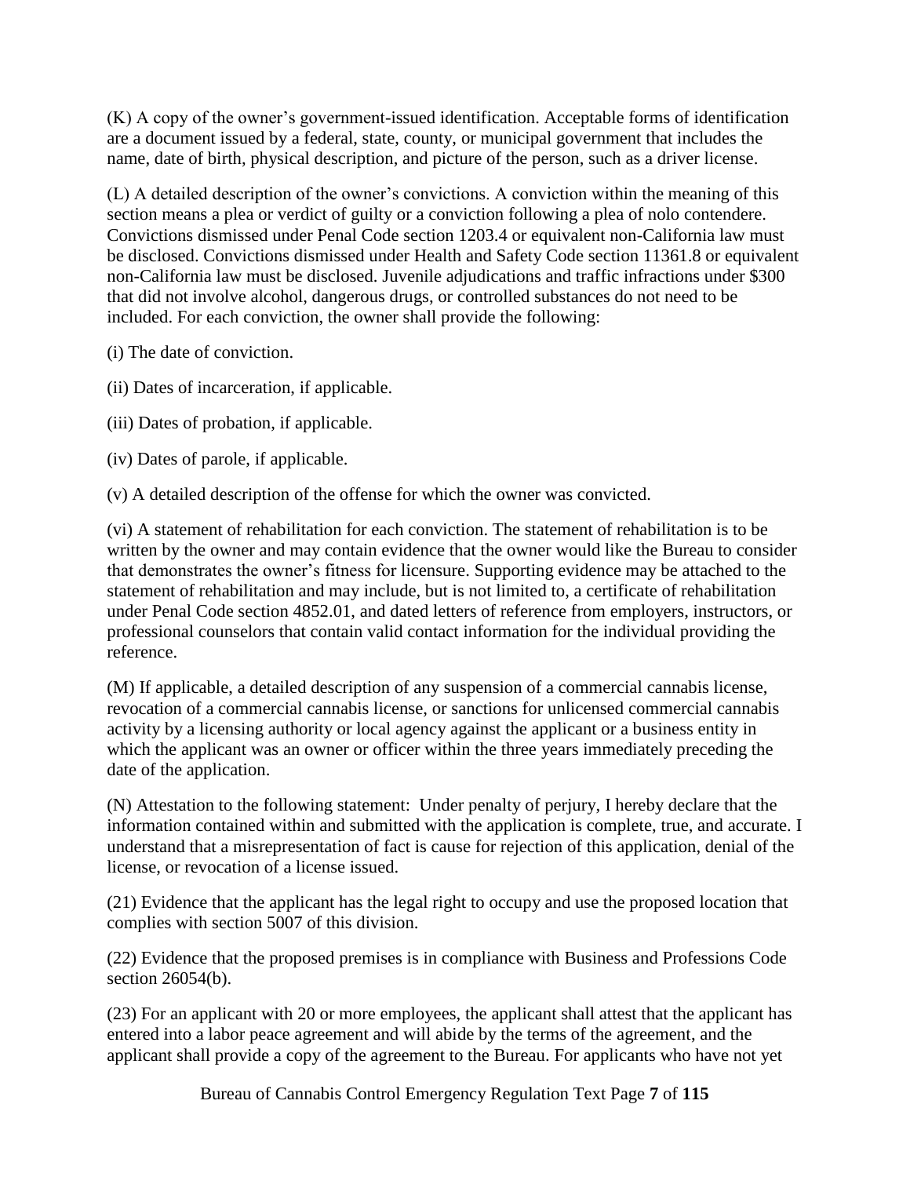(K) A copy of the owner's government-issued identification. Acceptable forms of identification are a document issued by a federal, state, county, or municipal government that includes the name, date of birth, physical description, and picture of the person, such as a driver license.

(L) A detailed description of the owner's convictions. A conviction within the meaning of this section means a plea or verdict of guilty or a conviction following a plea of nolo contendere. Convictions dismissed under Penal Code section 1203.4 or equivalent non-California law must be disclosed. Convictions dismissed under Health and Safety Code section 11361.8 or equivalent non-California law must be disclosed. Juvenile adjudications and traffic infractions under $300 that did not involve alcohol, dangerous drugs, or controlled substances do not need to be included. For each conviction, the owner shall provide the following:

(i) The date of conviction.

(ii) Dates of incarceration, if applicable.

(iii) Dates of probation, if applicable.

(iv) Dates of parole, if applicable.

(v) A detailed description of the offense for which the owner was convicted.

(vi) A statement of rehabilitation for each conviction. The statement of rehabilitation is to be written by the owner and may contain evidence that the owner would like the Bureau to consider that demonstrates the owner's fitness for licensure. Supporting evidence may be attached to the statement of rehabilitation and may include, but is not limited to, a certificate of rehabilitation under Penal Code section 4852.01, and dated letters of reference from employers, instructors, or professional counselors that contain valid contact information for the individual providing the reference.

(M) If applicable, a detailed description of any suspension of a commercial cannabis license, revocation of a commercial cannabis license, or sanctions for unlicensed commercial cannabis activity by a licensing authority or local agency against the applicant or a business entity in which the applicant was an owner or officer within the three years immediately preceding the date of the application.

(N) Attestation to the following statement: Under penalty of perjury, I hereby declare that the information contained within and submitted with the application is complete, true, and accurate. I understand that a misrepresentation of fact is cause for rejection of this application, denial of the license, or revocation of a license issued.

(21) Evidence that the applicant has the legal right to occupy and use the proposed location that complies with section 5007 of this division.

(22) Evidence that the proposed premises is in compliance with Business and Professions Code section 26054(b).

(23) For an applicant with 20 or more employees, the applicant shall attest that the applicant has entered into a labor peace agreement and will abide by the terms of the agreement, and the applicant shall provide a copy of the agreement to the Bureau. For applicants who have not yet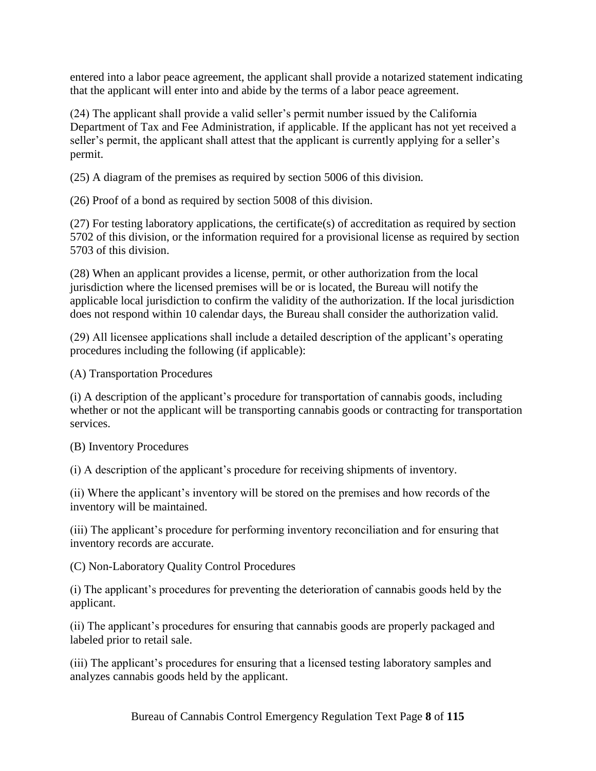entered into a labor peace agreement, the applicant shall provide a notarized statement indicating that the applicant will enter into and abide by the terms of a labor peace agreement.

(24) The applicant shall provide a valid seller's permit number issued by the California Department of Tax and Fee Administration, if applicable. If the applicant has not yet received a seller's permit, the applicant shall attest that the applicant is currently applying for a seller's permit.

(25) A diagram of the premises as required by section 5006 of this division.

(26) Proof of a bond as required by section 5008 of this division.

(27) For testing laboratory applications, the certificate(s) of accreditation as required by section 5702 of this division, or the information required for a provisional license as required by section 5703 of this division.

(28) When an applicant provides a license, permit, or other authorization from the local jurisdiction where the licensed premises will be or is located, the Bureau will notify the applicable local jurisdiction to confirm the validity of the authorization. If the local jurisdiction does not respond within 10 calendar days, the Bureau shall consider the authorization valid.

(29) All licensee applications shall include a detailed description of the applicant's operating procedures including the following (if applicable):

(A) Transportation Procedures

(i) A description of the applicant's procedure for transportation of cannabis goods, including whether or not the applicant will be transporting cannabis goods or contracting for transportation services.

(B) Inventory Procedures

(i) A description of the applicant's procedure for receiving shipments of inventory.

(ii) Where the applicant's inventory will be stored on the premises and how records of the inventory will be maintained.

(iii) The applicant's procedure for performing inventory reconciliation and for ensuring that inventory records are accurate.

(C) Non-Laboratory Quality Control Procedures

(i) The applicant's procedures for preventing the deterioration of cannabis goods held by the applicant.

(ii) The applicant's procedures for ensuring that cannabis goods are properly packaged and labeled prior to retail sale.

(iii) The applicant's procedures for ensuring that a licensed testing laboratory samples and analyzes cannabis goods held by the applicant.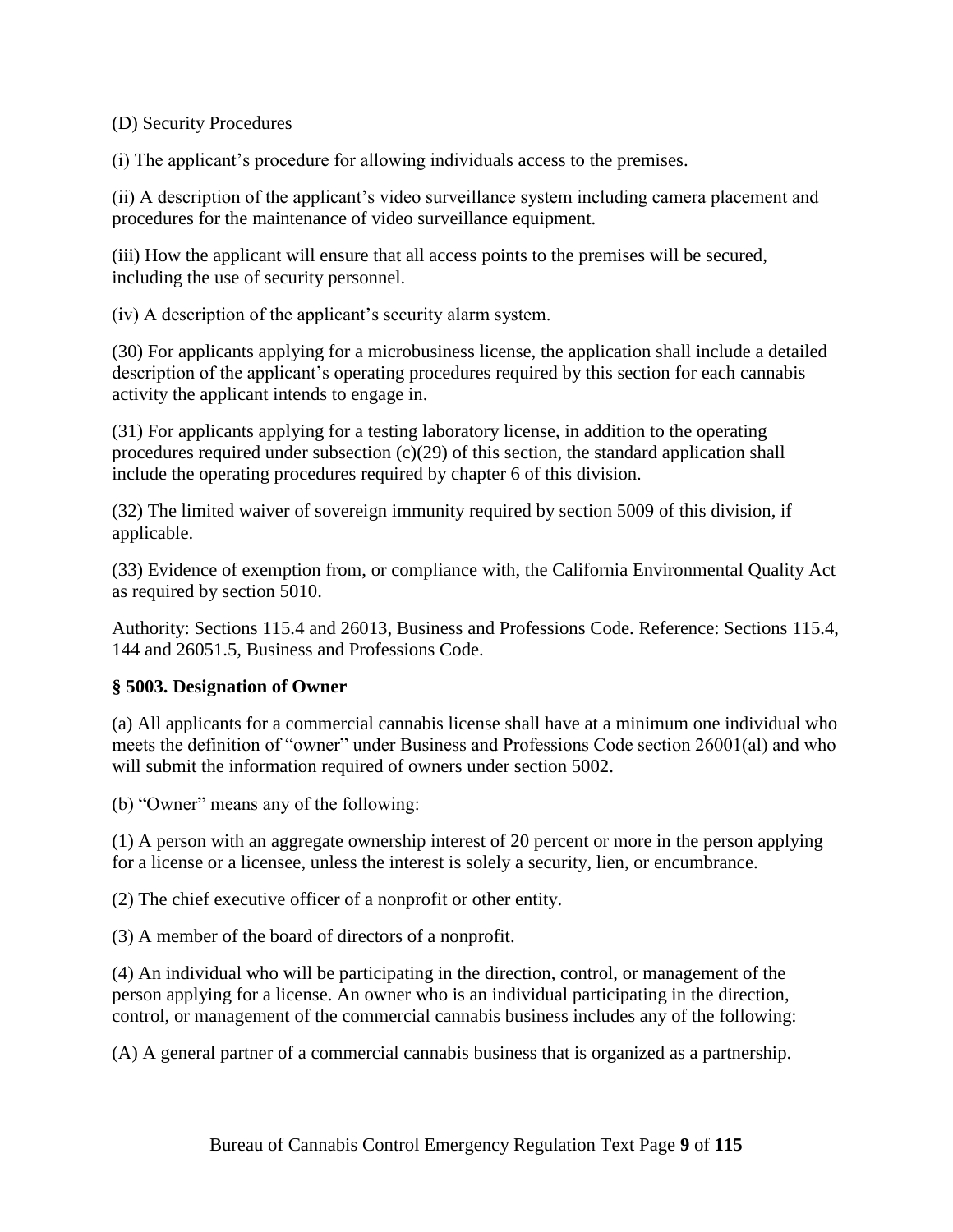(D) Security Procedures

(i) The applicant's procedure for allowing individuals access to the premises.

(ii) A description of the applicant's video surveillance system including camera placement and procedures for the maintenance of video surveillance equipment.

(iii) How the applicant will ensure that all access points to the premises will be secured, including the use of security personnel.

(iv) A description of the applicant's security alarm system.

(30) For applicants applying for a microbusiness license, the application shall include a detailed description of the applicant's operating procedures required by this section for each cannabis activity the applicant intends to engage in.

(31) For applicants applying for a testing laboratory license, in addition to the operating procedures required under subsection (c)(29) of this section, the standard application shall include the operating procedures required by chapter 6 of this division.

(32) The limited waiver of sovereign immunity required by section 5009 of this division, if applicable.

(33) Evidence of exemption from, or compliance with, the California Environmental Quality Act as required by section 5010.

Authority: Sections 115.4 and 26013, Business and Professions Code. Reference: Sections 115.4, 144 and 26051.5, Business and Professions Code.

### § 5003. Designation of Owner

(a) All applicants for a commercial cannabis license shall have at a minimum one individual who meets the definition of "owner" under Business and Professions Code section 26001(al) and who will submit the information required of owners under section 5002.

(b) "Owner" means any of the following:

(1) A person with an aggregate ownership interest of 20 percent or more in the person applying for a license or a licensee, unless the interest is solely a security, lien, or encumbrance.

(2) The chief executive officer of a nonprofit or other entity.

(3) A member of the board of directors of a nonprofit.

(4) An individual who will be participating in the direction, control, or management of the person applying for a license. An owner who is an individual participating in the direction, control, or management of the commercial cannabis business includes any of the following:

(A) A general partner of a commercial cannabis business that is organized as a partnership.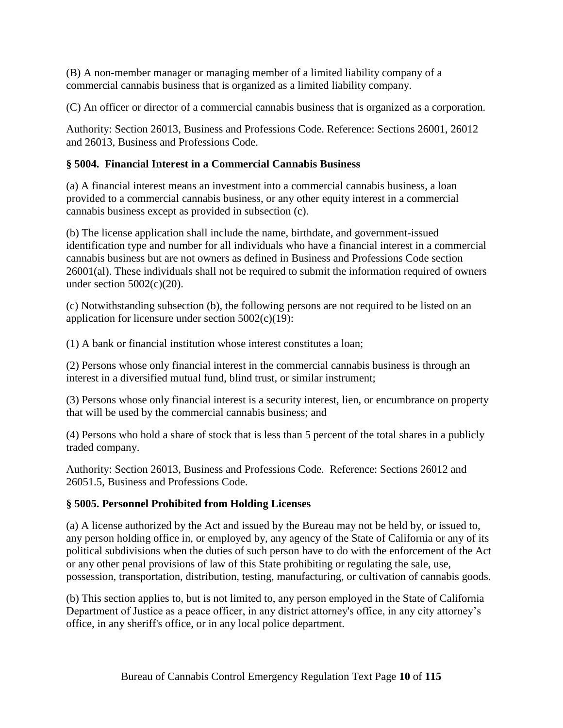(B) A non-member manager or managing member of a limited liability company of a commercial cannabis business that is organized as a limited liability company.

(C) An officer or director of a commercial cannabis business that is organized as a corporation.

Authority: Section 26013, Business and Professions Code. Reference: Sections 26001, 26012 and 26013, Business and Professions Code.

### § 5004. Financial Interest in a Commercial Cannabis Business

(a) A financial interest means an investment into a commercial cannabis business, a loan provided to a commercial cannabis business, or any other equity interest in a commercial cannabis business except as provided in subsection (c).

(b) The license application shall include the name, birthdate, and government-issued identification type and number for all individuals who have a financial interest in a commercial cannabis business but are not owners as defined in Business and Professions Code section 26001(al). These individuals shall not be required to submit the information required of owners under section 5002(c)(20).

(c) Notwithstanding subsection (b), the following persons are not required to be listed on an application for licensure under section 5002(c)(19):

(1) A bank or financial institution whose interest constitutes a loan;

(2) Persons whose only financial interest in the commercial cannabis business is through an interest in a diversified mutual fund, blind trust, or similar instrument;

(3) Persons whose only financial interest is a security interest, lien, or encumbrance on property that will be used by the commercial cannabis business; and

(4) Persons who hold a share of stock that is less than 5 percent of the total shares in a publicly traded company.

Authority: Section 26013, Business and Professions Code. Reference: Sections 26012 and 26051.5, Business and Professions Code.

### § 5005. Personnel Prohibited from Holding Licenses

(a) A license authorized by the Act and issued by the Bureau may not be held by, or issued to, any person holding office in, or employed by, any agency of the State of California or any of its political subdivisions when the duties of such person have to do with the enforcement of the Act or any other penal provisions of law of this State prohibiting or regulating the sale, use, possession, transportation, distribution, testing, manufacturing, or cultivation of cannabis goods.

(b) This section applies to, but is not limited to, any person employed in the State of California Department of Justice as a peace officer, in any district attorney's office, in any city attorney’s office, in any sheriff's office, or in any local police department.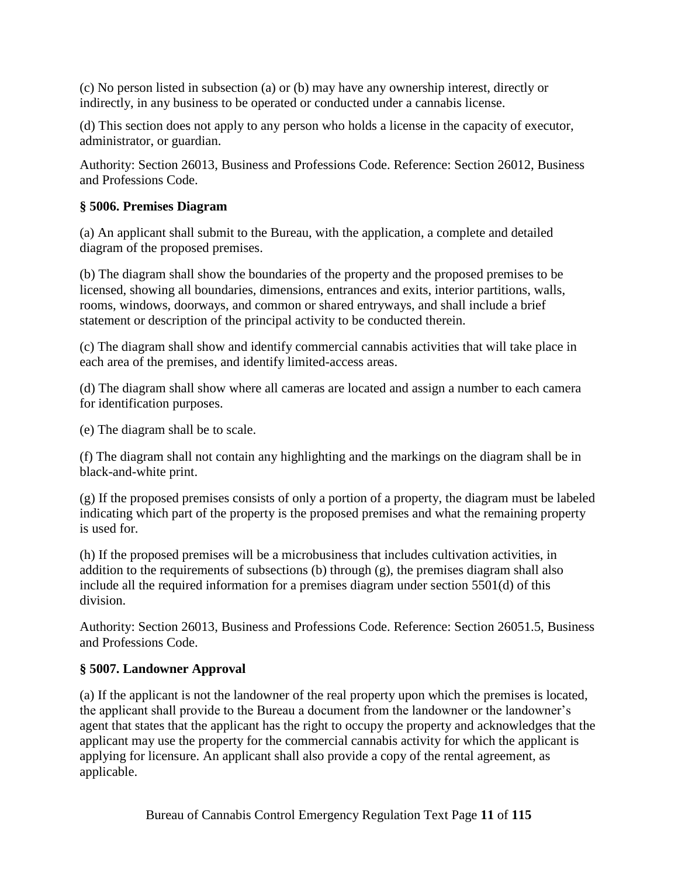(c) No person listed in subsection (a) or (b) may have any ownership interest, directly or indirectly, in any business to be operated or conducted under a cannabis license.

(d) This section does not apply to any person who holds a license in the capacity of executor, administrator, or guardian.

Authority: Section 26013, Business and Professions Code. Reference: Section 26012, Business and Professions Code.

### § 5006. Premises Diagram

(a) An applicant shall submit to the Bureau, with the application, a complete and detailed diagram of the proposed premises.

(b) The diagram shall show the boundaries of the property and the proposed premises to be licensed, showing all boundaries, dimensions, entrances and exits, interior partitions, walls, rooms, windows, doorways, and common or shared entryways, and shall include a brief statement or description of the principal activity to be conducted therein.

(c) The diagram shall show and identify commercial cannabis activities that will take place in each area of the premises, and identify limited-access areas.

(d) The diagram shall show where all cameras are located and assign a number to each camera for identification purposes.

(e) The diagram shall be to scale.

(f) The diagram shall not contain any highlighting and the markings on the diagram shall be in black-and-white print.

(g) If the proposed premises consists of only a portion of a property, the diagram must be labeled indicating which part of the property is the proposed premises and what the remaining property is used for.

(h) If the proposed premises will be a microbusiness that includes cultivation activities, in addition to the requirements of subsections (b) through (g), the premises diagram shall also include all the required information for a premises diagram under section 5501(d) of this division.

Authority: Section 26013, Business and Professions Code. Reference: Section 26051.5, Business and Professions Code.

### § 5007. Landowner Approval

(a) If the applicant is not the landowner of the real property upon which the premises is located, the applicant shall provide to the Bureau a document from the landowner or the landowner's agent that states that the applicant has the right to occupy the property and acknowledges that the applicant may use the property for the commercial cannabis activity for which the applicant is applying for licensure. An applicant shall also provide a copy of the rental agreement, as applicable.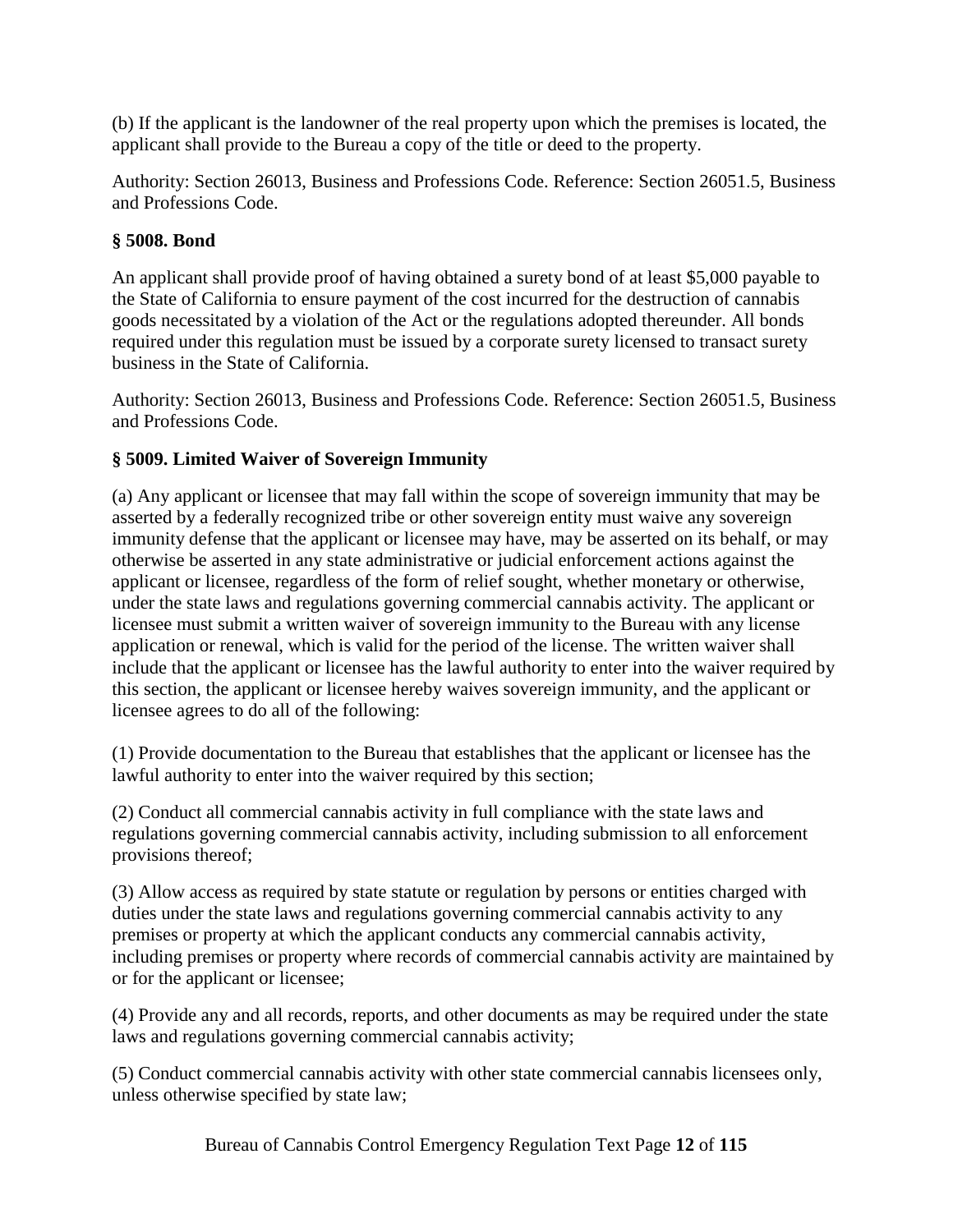(b) If the applicant is the landowner of the real property upon which the premises is located, the applicant shall provide to the Bureau a copy of the title or deed to the property.

Authority: Section 26013, Business and Professions Code. Reference: Section 26051.5, Business and Professions Code.

### § 5008. Bond

An applicant shall provide proof of having obtained a surety bond of at least $5,000 payable to the State of California to ensure payment of the cost incurred for the destruction of cannabis goods necessitated by a violation of the Act or the regulations adopted thereunder. All bonds required under this regulation must be issued by a corporate surety licensed to transact surety business in the State of California.

Authority: Section 26013, Business and Professions Code. Reference: Section 26051.5, Business and Professions Code.

### § 5009. Limited Waiver of Sovereign Immunity

(a) Any applicant or licensee that may fall within the scope of sovereign immunity that may be asserted by a federally recognized tribe or other sovereign entity must waive any sovereign immunity defense that the applicant or licensee may have, may be asserted on its behalf, or may otherwise be asserted in any state administrative or judicial enforcement actions against the applicant or licensee, regardless of the form of relief sought, whether monetary or otherwise, under the state laws and regulations governing commercial cannabis activity. The applicant or licensee must submit a written waiver of sovereign immunity to the Bureau with any license application or renewal, which is valid for the period of the license. The written waiver shall include that the applicant or licensee has the lawful authority to enter into the waiver required by this section, the applicant or licensee hereby waives sovereign immunity, and the applicant or licensee agrees to do all of the following:

(1) Provide documentation to the Bureau that establishes that the applicant or licensee has the lawful authority to enter into the waiver required by this section;

(2) Conduct all commercial cannabis activity in full compliance with the state laws and regulations governing commercial cannabis activity, including submission to all enforcement provisions thereof;

(3) Allow access as required by state statute or regulation by persons or entities charged with duties under the state laws and regulations governing commercial cannabis activity to any premises or property at which the applicant conducts any commercial cannabis activity, including premises or property where records of commercial cannabis activity are maintained by or for the applicant or licensee;

(4) Provide any and all records, reports, and other documents as may be required under the state laws and regulations governing commercial cannabis activity;

(5) Conduct commercial cannabis activity with other state commercial cannabis licensees only, unless otherwise specified by state law;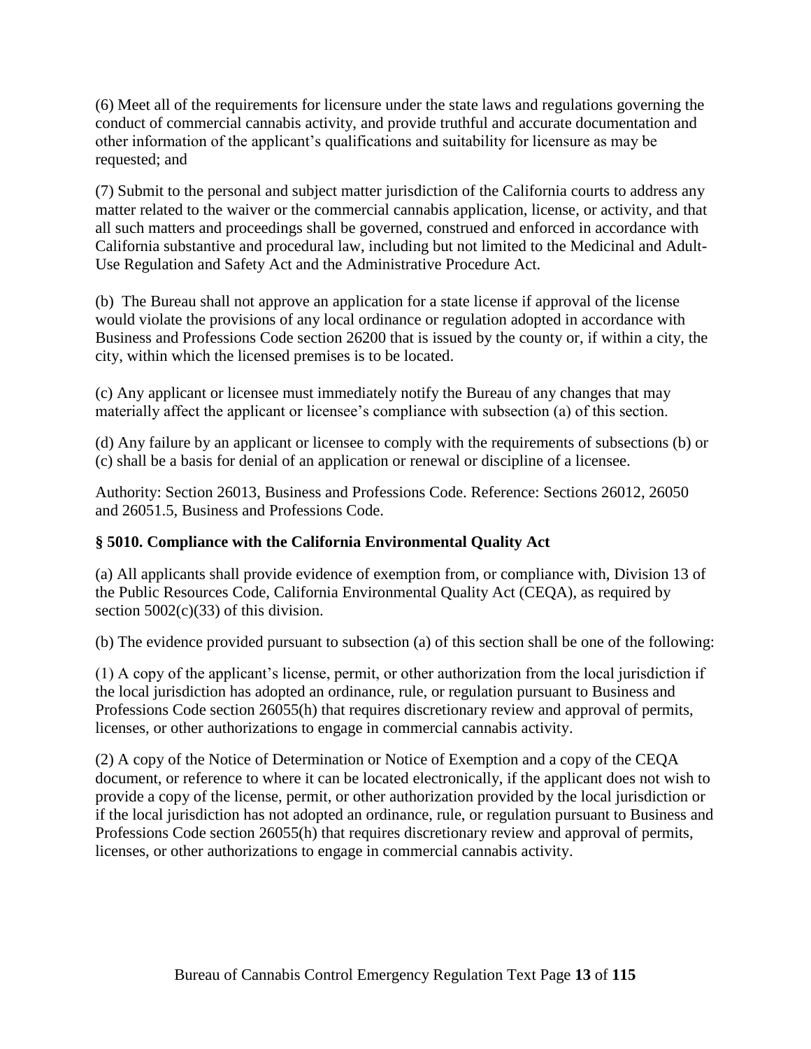(6) Meet all of the requirements for licensure under the state laws and regulations governing the conduct of commercial cannabis activity, and provide truthful and accurate documentation and other information of the applicant's qualifications and suitability for licensure as may be requested; and

(7) Submit to the personal and subject matter jurisdiction of the California courts to address any matter related to the waiver or the commercial cannabis application, license, or activity, and that all such matters and proceedings shall be governed, construed and enforced in accordance with California substantive and procedural law, including but not limited to the Medicinal and Adult-Use Regulation and Safety Act and the Administrative Procedure Act.

(b) The Bureau shall not approve an application for a state license if approval of the license would violate the provisions of any local ordinance or regulation adopted in accordance with Business and Professions Code section 26200 that is issued by the county or, if within a city, the city, within which the licensed premises is to be located.

(c) Any applicant or licensee must immediately notify the Bureau of any changes that may materially affect the applicant or licensee's compliance with subsection (a) of this section.

(d) Any failure by an applicant or licensee to comply with the requirements of subsections (b) or (c) shall be a basis for denial of an application or renewal or discipline of a licensee.

Authority: Section 26013, Business and Professions Code. Reference: Sections 26012, 26050 and 26051.5, Business and Professions Code.

### § 5010. Compliance with the California Environmental Quality Act

(a) All applicants shall provide evidence of exemption from, or compliance with, Division 13 of the Public Resources Code, California Environmental Quality Act (CEQA), as required by section 5002(c)(33) of this division.

(b) The evidence provided pursuant to subsection (a) of this section shall be one of the following:

(1) A copy of the applicant's license, permit, or other authorization from the local jurisdiction if the local jurisdiction has adopted an ordinance, rule, or regulation pursuant to Business and Professions Code section 26055(h) that requires discretionary review and approval of permits, licenses, or other authorizations to engage in commercial cannabis activity.

(2) A copy of the Notice of Determination or Notice of Exemption and a copy of the CEQA document, or reference to where it can be located electronically, if the applicant does not wish to provide a copy of the license, permit, or other authorization provided by the local jurisdiction or if the local jurisdiction has not adopted an ordinance, rule, or regulation pursuant to Business and Professions Code section 26055(h) that requires discretionary review and approval of permits, licenses, or other authorizations to engage in commercial cannabis activity.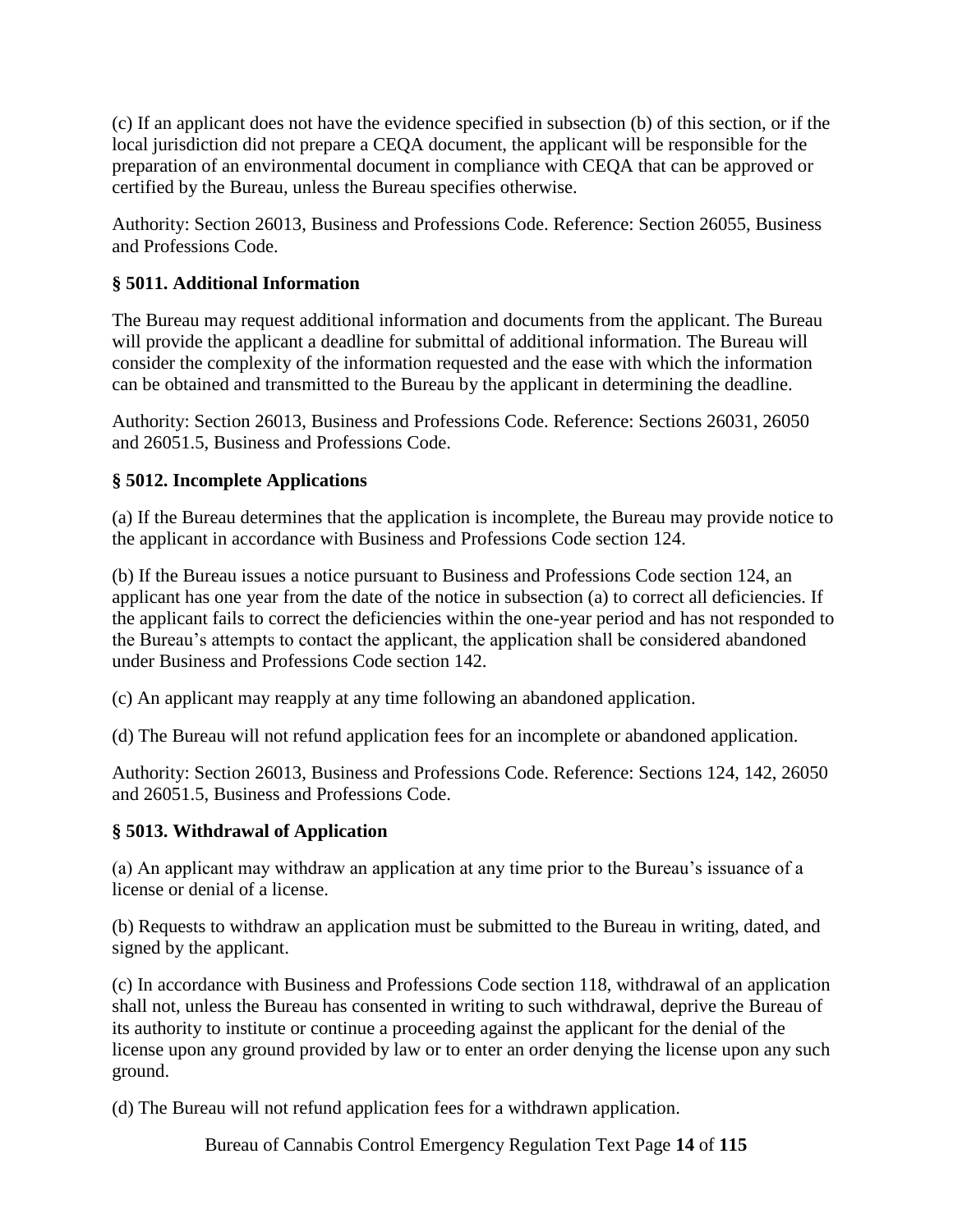(c) If an applicant does not have the evidence specified in subsection (b) of this section, or if the local jurisdiction did not prepare a CEQA document, the applicant will be responsible for the preparation of an environmental document in compliance with CEQA that can be approved or certified by the Bureau, unless the Bureau specifies otherwise.

Authority: Section 26013, Business and Professions Code. Reference: Section 26055, Business and Professions Code.

### § 5011. Additional Information

The Bureau may request additional information and documents from the applicant. The Bureau will provide the applicant a deadline for submittal of additional information. The Bureau will consider the complexity of the information requested and the ease with which the information can be obtained and transmitted to the Bureau by the applicant in determining the deadline.

Authority: Section 26013, Business and Professions Code. Reference: Sections 26031, 26050 and 26051.5, Business and Professions Code.

### § 5012. Incomplete Applications

(a) If the Bureau determines that the application is incomplete, the Bureau may provide notice to the applicant in accordance with Business and Professions Code section 124.

(b) If the Bureau issues a notice pursuant to Business and Professions Code section 124, an applicant has one year from the date of the notice in subsection (a) to correct all deficiencies. If the applicant fails to correct the deficiencies within the one-year period and has not responded to the Bureau's attempts to contact the applicant, the application shall be considered abandoned under Business and Professions Code section 142.

(c) An applicant may reapply at any time following an abandoned application.

(d) The Bureau will not refund application fees for an incomplete or abandoned application.

Authority: Section 26013, Business and Professions Code. Reference: Sections 124, 142, 26050 and 26051.5, Business and Professions Code.

### § 5013. Withdrawal of Application

(a) An applicant may withdraw an application at any time prior to the Bureau's issuance of a license or denial of a license.

(b) Requests to withdraw an application must be submitted to the Bureau in writing, dated, and signed by the applicant.

(c) In accordance with Business and Professions Code section 118, withdrawal of an application shall not, unless the Bureau has consented in writing to such withdrawal, deprive the Bureau of its authority to institute or continue a proceeding against the applicant for the denial of the license upon any ground provided by law or to enter an order denying the license upon any such ground.

(d) The Bureau will not refund application fees for a withdrawn application.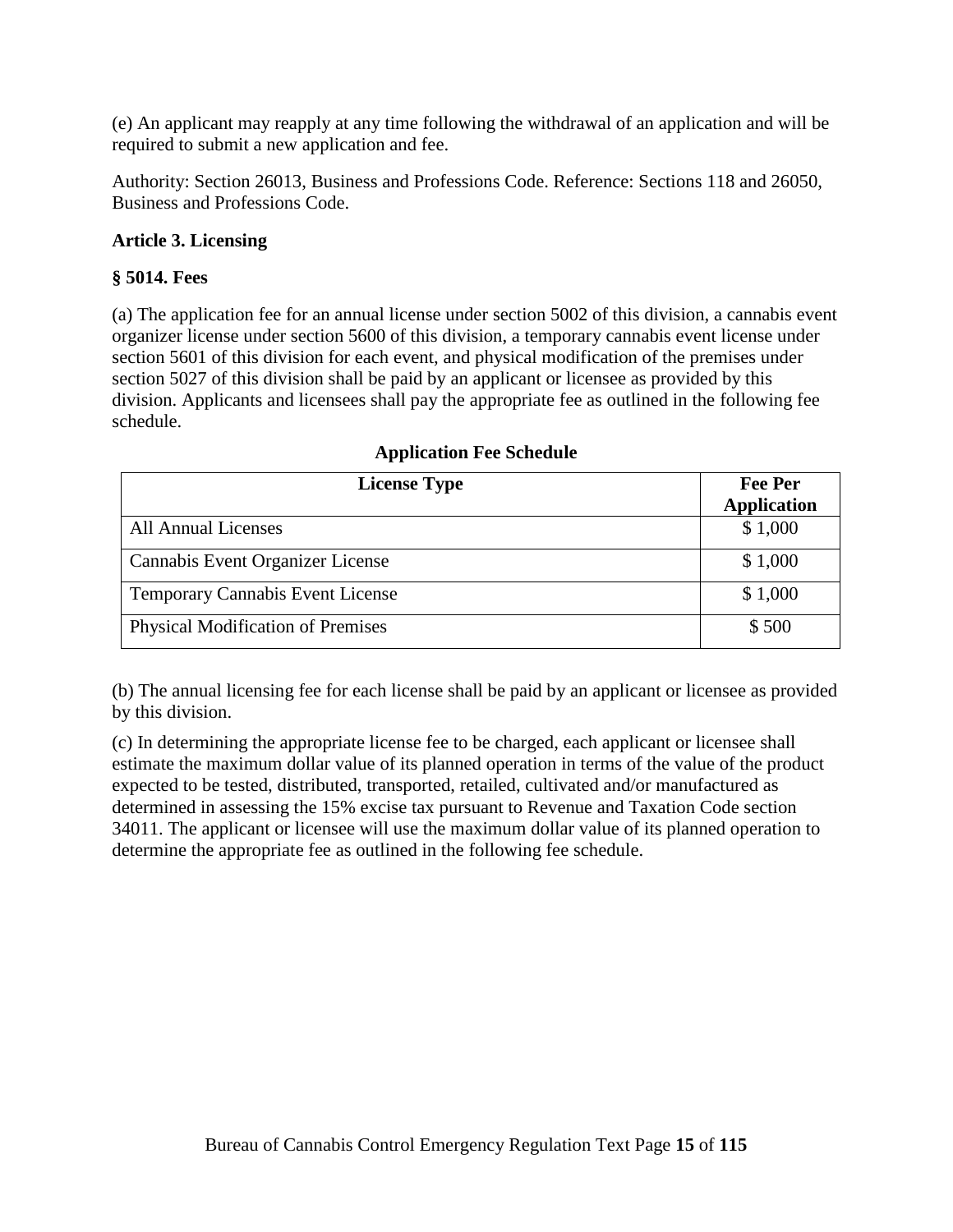(e) An applicant may reapply at any time following the withdrawal of an application and will be required to submit a new application and fee.

Authority: Section 26013, Business and Professions Code. Reference: Sections 118 and 26050, Business and Professions Code.

### Article 3. Licensing

### § 5014. Fees

(a) The application fee for an annual license under section 5002 of this division, a cannabis event organizer license under section 5600 of this division, a temporary cannabis event license under section 5601 of this division for each event, and physical modification of the premises under section 5027 of this division shall be paid by an applicant or licensee as provided by this division. Applicants and licensees shall pay the appropriate fee as outlined in the following fee schedule.

**Application Fee Schedule**

| License Type | Fee Per Application |
|---|---|
| All Annual Licenses | $ 1,000 |
| Cannabis Event Organizer License | $ 1,000 |
| Temporary Cannabis Event License | $ 1,000 |
| Physical Modification of Premises | $ 500 |

(b) The annual licensing fee for each license shall be paid by an applicant or licensee as provided by this division.

(c) In determining the appropriate license fee to be charged, each applicant or licensee shall estimate the maximum dollar value of its planned operation in terms of the value of the product expected to be tested, distributed, transported, retailed, cultivated and/or manufactured as determined in assessing the 15% excise tax pursuant to Revenue and Taxation Code section 34011. The applicant or licensee will use the maximum dollar value of its planned operation to determine the appropriate fee as outlined in the following fee schedule.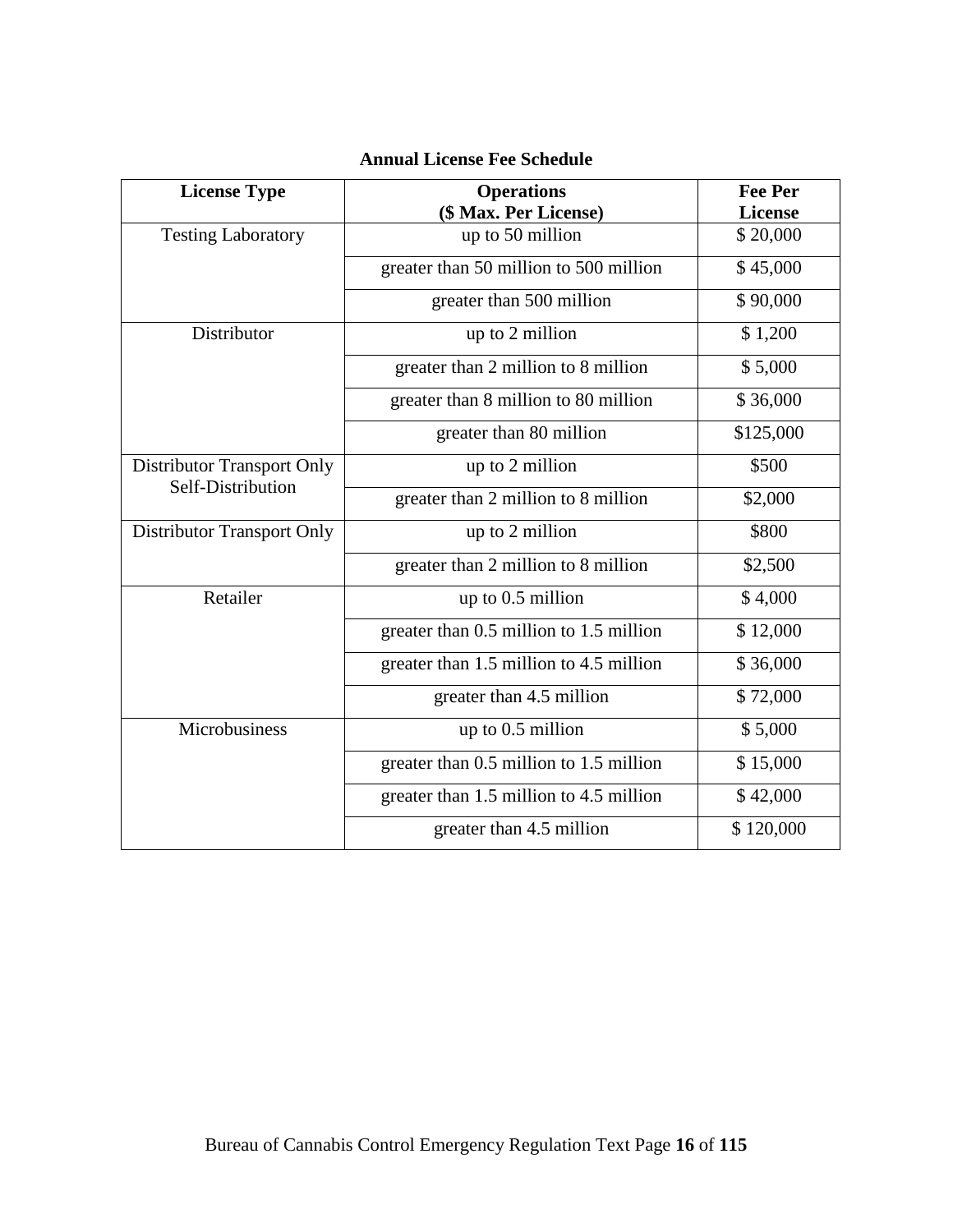**Annual License Fee Schedule**

| License Type | Operations<br>($ Max. Per License) | Fee Per License |
|---|---|---|
| Testing Laboratory | up to 50 million | $ 20,000 |
| | greater than 50 million to 500 million | $ 45,000 |
| | greater than 500 million | $ 90,000 |
| Distributor | up to 2 million | $ 1,200 |
| | greater than 2 million to 8 million | $ 5,000 |
| | greater than 8 million to 80 million | $ 36,000 |
| | greater than 80 million | $125,000 |
| Distributor Transport Only Self-Distribution | up to 2 million | $500 |
| | greater than 2 million to 8 million | $2,000 |
| Distributor Transport Only | up to 2 million | $800 |
| | greater than 2 million to 8 million | $2,500 |
| Retailer | up to 0.5 million | $ 4,000 |
| | greater than 0.5 million to 1.5 million | $ 12,000 |
| | greater than 1.5 million to 4.5 million | $ 36,000 |
| | greater than 4.5 million | $ 72,000 |
| Microbusiness | up to 0.5 million | $ 5,000 |
| | greater than 0.5 million to 1.5 million | $ 15,000 |
| | greater than 1.5 million to 4.5 million | $ 42,000 |
| | greater than 4.5 million | $ 120,000 |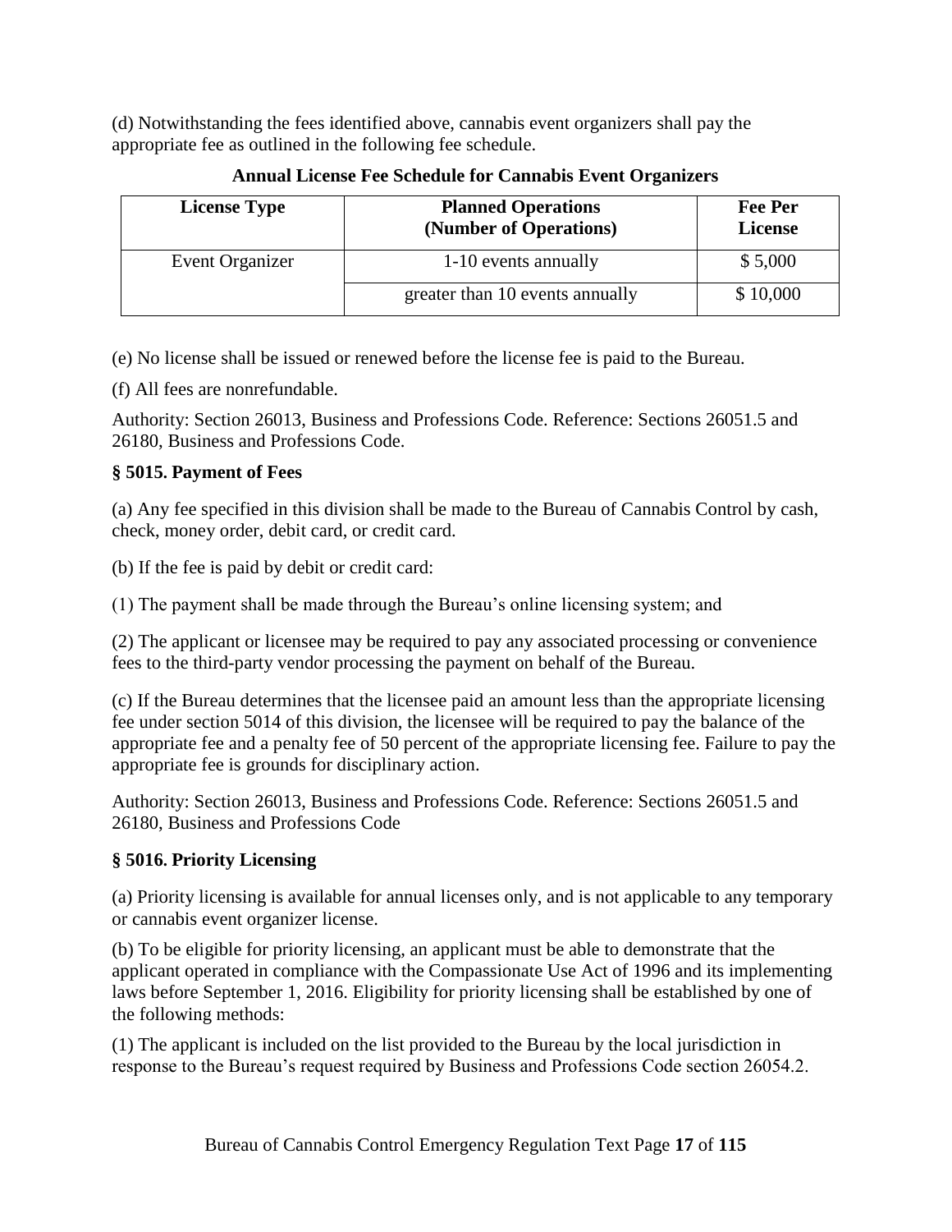(d) Notwithstanding the fees identified above, cannabis event organizers shall pay the appropriate fee as outlined in the following fee schedule.

**Annual License Fee Schedule for Cannabis Event Organizers**

| License Type | Planned Operations (Number of Operations) | Fee Per License |
|---|---|---|
| Event Organizer | 1-10 events annually | $ 5,000 |
| | greater than 10 events annually | $ 10,000 |

(e) No license shall be issued or renewed before the license fee is paid to the Bureau.

(f) All fees are nonrefundable.

Authority: Section 26013, Business and Professions Code. Reference: Sections 26051.5 and 26180, Business and Professions Code.

### § 5015. Payment of Fees

(a) Any fee specified in this division shall be made to the Bureau of Cannabis Control by cash, check, money order, debit card, or credit card.

(b) If the fee is paid by debit or credit card:

(1) The payment shall be made through the Bureau's online licensing system; and

(2) The applicant or licensee may be required to pay any associated processing or convenience fees to the third-party vendor processing the payment on behalf of the Bureau.

(c) If the Bureau determines that the licensee paid an amount less than the appropriate licensing fee under section 5014 of this division, the licensee will be required to pay the balance of the appropriate fee and a penalty fee of 50 percent of the appropriate licensing fee. Failure to pay the appropriate fee is grounds for disciplinary action.

Authority: Section 26013, Business and Professions Code. Reference: Sections 26051.5 and 26180, Business and Professions Code

### § 5016. Priority Licensing

(a) Priority licensing is available for annual licenses only, and is not applicable to any temporary or cannabis event organizer license.

(b) To be eligible for priority licensing, an applicant must be able to demonstrate that the applicant operated in compliance with the Compassionate Use Act of 1996 and its implementing laws before September 1, 2016. Eligibility for priority licensing shall be established by one of the following methods:

(1) The applicant is included on the list provided to the Bureau by the local jurisdiction in response to the Bureau's request required by Business and Professions Code section 26054.2.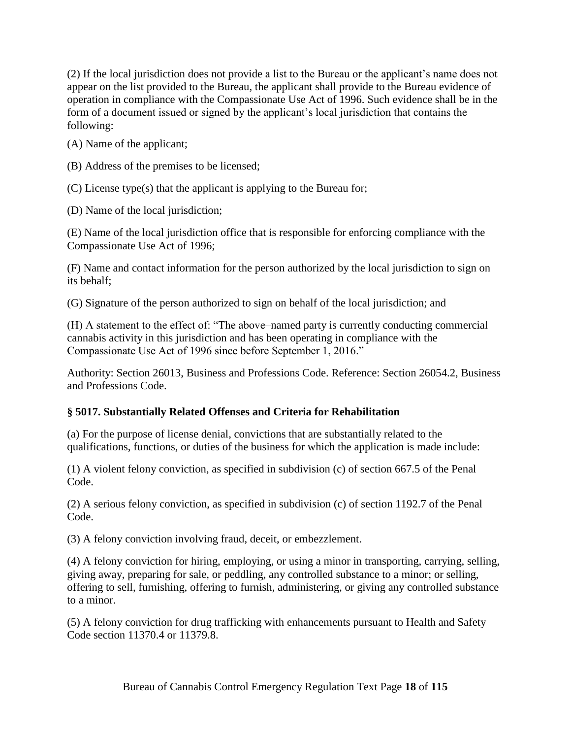(2) If the local jurisdiction does not provide a list to the Bureau or the applicant's name does not appear on the list provided to the Bureau, the applicant shall provide to the Bureau evidence of operation in compliance with the Compassionate Use Act of 1996. Such evidence shall be in the form of a document issued or signed by the applicant's local jurisdiction that contains the following:

(A) Name of the applicant;

(B) Address of the premises to be licensed;

(C) License type(s) that the applicant is applying to the Bureau for;

(D) Name of the local jurisdiction;

(E) Name of the local jurisdiction office that is responsible for enforcing compliance with the Compassionate Use Act of 1996;

(F) Name and contact information for the person authorized by the local jurisdiction to sign on its behalf;

(G) Signature of the person authorized to sign on behalf of the local jurisdiction; and

(H) A statement to the effect of: "The above–named party is currently conducting commercial cannabis activity in this jurisdiction and has been operating in compliance with the Compassionate Use Act of 1996 since before September 1, 2016."

Authority: Section 26013, Business and Professions Code. Reference: Section 26054.2, Business and Professions Code.

### § 5017. Substantially Related Offenses and Criteria for Rehabilitation

(a) For the purpose of license denial, convictions that are substantially related to the qualifications, functions, or duties of the business for which the application is made include:

(1) A violent felony conviction, as specified in subdivision (c) of section 667.5 of the Penal Code.

(2) A serious felony conviction, as specified in subdivision (c) of section 1192.7 of the Penal Code.

(3) A felony conviction involving fraud, deceit, or embezzlement.

(4) A felony conviction for hiring, employing, or using a minor in transporting, carrying, selling, giving away, preparing for sale, or peddling, any controlled substance to a minor; or selling, offering to sell, furnishing, offering to furnish, administering, or giving any controlled substance to a minor.

(5) A felony conviction for drug trafficking with enhancements pursuant to Health and Safety Code section 11370.4 or 11379.8.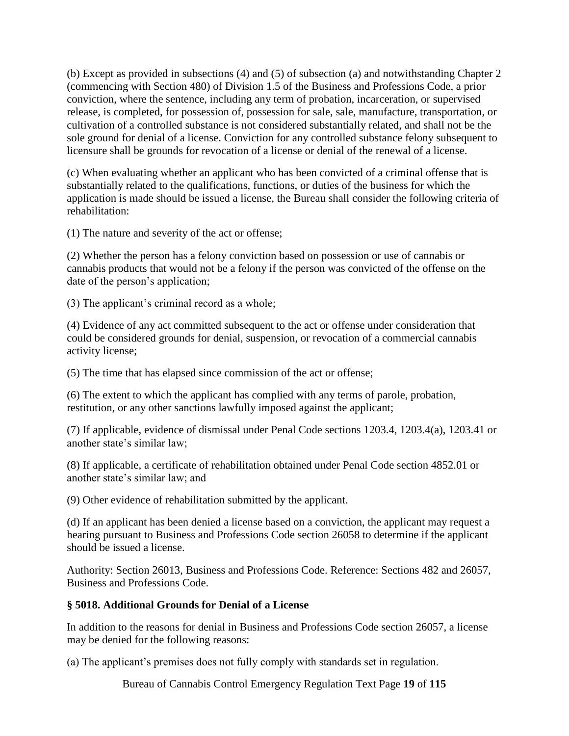(b) Except as provided in subsections (4) and (5) of subsection (a) and notwithstanding Chapter 2 (commencing with Section 480) of Division 1.5 of the Business and Professions Code, a prior conviction, where the sentence, including any term of probation, incarceration, or supervised release, is completed, for possession of, possession for sale, sale, manufacture, transportation, or cultivation of a controlled substance is not considered substantially related, and shall not be the sole ground for denial of a license. Conviction for any controlled substance felony subsequent to licensure shall be grounds for revocation of a license or denial of the renewal of a license.

(c) When evaluating whether an applicant who has been convicted of a criminal offense that is substantially related to the qualifications, functions, or duties of the business for which the application is made should be issued a license, the Bureau shall consider the following criteria of rehabilitation:

(1) The nature and severity of the act or offense;

(2) Whether the person has a felony conviction based on possession or use of cannabis or cannabis products that would not be a felony if the person was convicted of the offense on the date of the person's application;

(3) The applicant's criminal record as a whole;

(4) Evidence of any act committed subsequent to the act or offense under consideration that could be considered grounds for denial, suspension, or revocation of a commercial cannabis activity license;

(5) The time that has elapsed since commission of the act or offense;

(6) The extent to which the applicant has complied with any terms of parole, probation, restitution, or any other sanctions lawfully imposed against the applicant;

(7) If applicable, evidence of dismissal under Penal Code sections 1203.4, 1203.4(a), 1203.41 or another state's similar law;

(8) If applicable, a certificate of rehabilitation obtained under Penal Code section 4852.01 or another state's similar law; and

(9) Other evidence of rehabilitation submitted by the applicant.

(d) If an applicant has been denied a license based on a conviction, the applicant may request a hearing pursuant to Business and Professions Code section 26058 to determine if the applicant should be issued a license.

Authority: Section 26013, Business and Professions Code. Reference: Sections 482 and 26057, Business and Professions Code.

### § 5018. Additional Grounds for Denial of a License

In addition to the reasons for denial in Business and Professions Code section 26057, a license may be denied for the following reasons:

(a) The applicant's premises does not fully comply with standards set in regulation.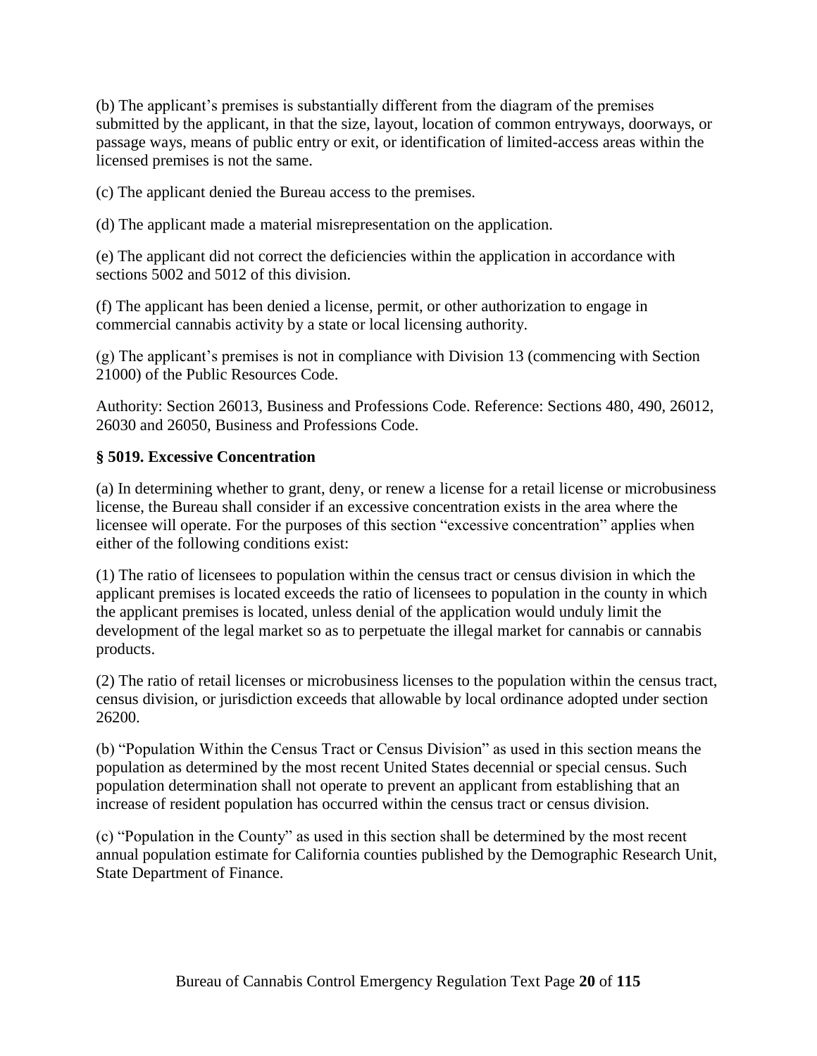(b) The applicant's premises is substantially different from the diagram of the premises submitted by the applicant, in that the size, layout, location of common entryways, doorways, or passage ways, means of public entry or exit, or identification of limited-access areas within the licensed premises is not the same.

(c) The applicant denied the Bureau access to the premises.

(d) The applicant made a material misrepresentation on the application.

(e) The applicant did not correct the deficiencies within the application in accordance with sections 5002 and 5012 of this division.

(f) The applicant has been denied a license, permit, or other authorization to engage in commercial cannabis activity by a state or local licensing authority.

(g) The applicant's premises is not in compliance with Division 13 (commencing with Section 21000) of the Public Resources Code.

Authority: Section 26013, Business and Professions Code. Reference: Sections 480, 490, 26012, 26030 and 26050, Business and Professions Code.

### § 5019. Excessive Concentration

(a) In determining whether to grant, deny, or renew a license for a retail license or microbusiness license, the Bureau shall consider if an excessive concentration exists in the area where the licensee will operate. For the purposes of this section "excessive concentration" applies when either of the following conditions exist:

(1) The ratio of licensees to population within the census tract or census division in which the applicant premises is located exceeds the ratio of licensees to population in the county in which the applicant premises is located, unless denial of the application would unduly limit the development of the legal market so as to perpetuate the illegal market for cannabis or cannabis products.

(2) The ratio of retail licenses or microbusiness licenses to the population within the census tract, census division, or jurisdiction exceeds that allowable by local ordinance adopted under section 26200.

(b) "Population Within the Census Tract or Census Division" as used in this section means the population as determined by the most recent United States decennial or special census. Such population determination shall not operate to prevent an applicant from establishing that an increase of resident population has occurred within the census tract or census division.

(c) "Population in the County" as used in this section shall be determined by the most recent annual population estimate for California counties published by the Demographic Research Unit, State Department of Finance.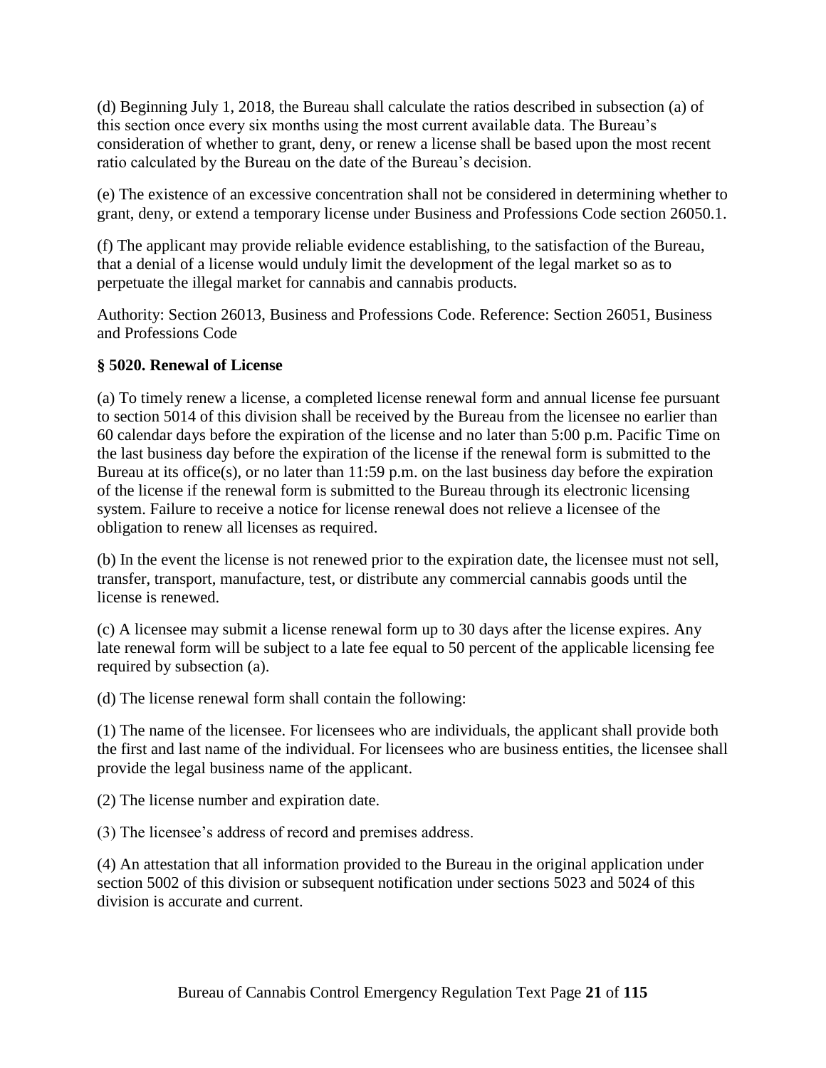(d) Beginning July 1, 2018, the Bureau shall calculate the ratios described in subsection (a) of this section once every six months using the most current available data. The Bureau's consideration of whether to grant, deny, or renew a license shall be based upon the most recent ratio calculated by the Bureau on the date of the Bureau's decision.

(e) The existence of an excessive concentration shall not be considered in determining whether to grant, deny, or extend a temporary license under Business and Professions Code section 26050.1.

(f) The applicant may provide reliable evidence establishing, to the satisfaction of the Bureau, that a denial of a license would unduly limit the development of the legal market so as to perpetuate the illegal market for cannabis and cannabis products.

Authority: Section 26013, Business and Professions Code. Reference: Section 26051, Business and Professions Code

### § 5020. Renewal of License

(a) To timely renew a license, a completed license renewal form and annual license fee pursuant to section 5014 of this division shall be received by the Bureau from the licensee no earlier than 60 calendar days before the expiration of the license and no later than 5:00 p.m. Pacific Time on the last business day before the expiration of the license if the renewal form is submitted to the Bureau at its office(s), or no later than 11:59 p.m. on the last business day before the expiration of the license if the renewal form is submitted to the Bureau through its electronic licensing system. Failure to receive a notice for license renewal does not relieve a licensee of the obligation to renew all licenses as required.

(b) In the event the license is not renewed prior to the expiration date, the licensee must not sell, transfer, transport, manufacture, test, or distribute any commercial cannabis goods until the license is renewed.

(c) A licensee may submit a license renewal form up to 30 days after the license expires. Any late renewal form will be subject to a late fee equal to 50 percent of the applicable licensing fee required by subsection (a).

(d) The license renewal form shall contain the following:

(1) The name of the licensee. For licensees who are individuals, the applicant shall provide both the first and last name of the individual. For licensees who are business entities, the licensee shall provide the legal business name of the applicant.

(2) The license number and expiration date.

(3) The licensee's address of record and premises address.

(4) An attestation that all information provided to the Bureau in the original application under section 5002 of this division or subsequent notification under sections 5023 and 5024 of this division is accurate and current.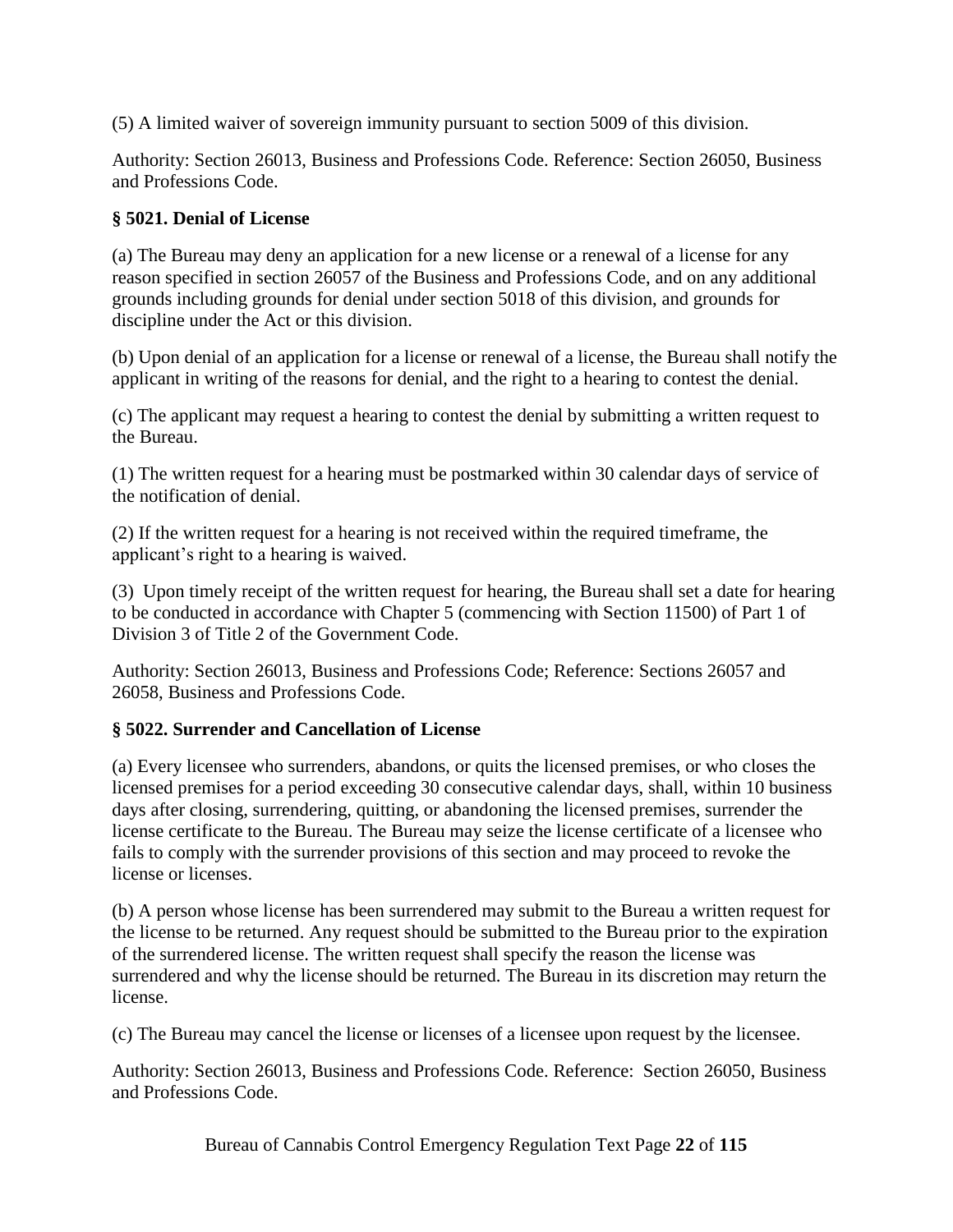(5) A limited waiver of sovereign immunity pursuant to section 5009 of this division.

Authority: Section 26013, Business and Professions Code. Reference: Section 26050, Business and Professions Code.

### § 5021. Denial of License

(a) The Bureau may deny an application for a new license or a renewal of a license for any reason specified in section 26057 of the Business and Professions Code, and on any additional grounds including grounds for denial under section 5018 of this division, and grounds for discipline under the Act or this division.

(b) Upon denial of an application for a license or renewal of a license, the Bureau shall notify the applicant in writing of the reasons for denial, and the right to a hearing to contest the denial.

(c) The applicant may request a hearing to contest the denial by submitting a written request to the Bureau.

(1) The written request for a hearing must be postmarked within 30 calendar days of service of the notification of denial.

(2) If the written request for a hearing is not received within the required timeframe, the applicant's right to a hearing is waived.

(3) Upon timely receipt of the written request for hearing, the Bureau shall set a date for hearing to be conducted in accordance with Chapter 5 (commencing with Section 11500) of Part 1 of Division 3 of Title 2 of the Government Code.

Authority: Section 26013, Business and Professions Code; Reference: Sections 26057 and 26058, Business and Professions Code.

### § 5022. Surrender and Cancellation of License

(a) Every licensee who surrenders, abandons, or quits the licensed premises, or who closes the licensed premises for a period exceeding 30 consecutive calendar days, shall, within 10 business days after closing, surrendering, quitting, or abandoning the licensed premises, surrender the license certificate to the Bureau. The Bureau may seize the license certificate of a licensee who fails to comply with the surrender provisions of this section and may proceed to revoke the license or licenses.

(b) A person whose license has been surrendered may submit to the Bureau a written request for the license to be returned. Any request should be submitted to the Bureau prior to the expiration of the surrendered license. The written request shall specify the reason the license was surrendered and why the license should be returned. The Bureau in its discretion may return the license.

(c) The Bureau may cancel the license or licenses of a licensee upon request by the licensee.

Authority: Section 26013, Business and Professions Code. Reference: Section 26050, Business and Professions Code.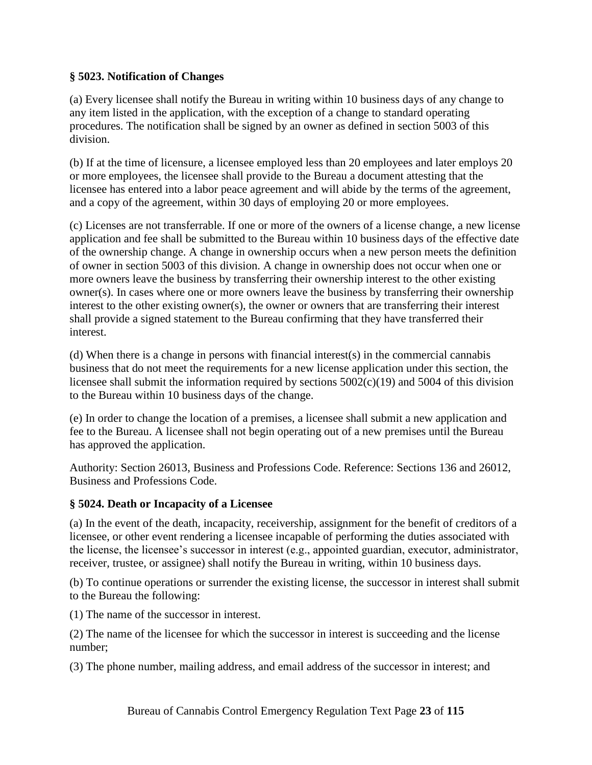### § 5023. Notification of Changes

(a) Every licensee shall notify the Bureau in writing within 10 business days of any change to any item listed in the application, with the exception of a change to standard operating procedures. The notification shall be signed by an owner as defined in section 5003 of this division.

(b) If at the time of licensure, a licensee employed less than 20 employees and later employs 20 or more employees, the licensee shall provide to the Bureau a document attesting that the licensee has entered into a labor peace agreement and will abide by the terms of the agreement, and a copy of the agreement, within 30 days of employing 20 or more employees.

(c) Licenses are not transferrable. If one or more of the owners of a license change, a new license application and fee shall be submitted to the Bureau within 10 business days of the effective date of the ownership change. A change in ownership occurs when a new person meets the definition of owner in section 5003 of this division. A change in ownership does not occur when one or more owners leave the business by transferring their ownership interest to the other existing owner(s). In cases where one or more owners leave the business by transferring their ownership interest to the other existing owner(s), the owner or owners that are transferring their interest shall provide a signed statement to the Bureau confirming that they have transferred their interest.

(d) When there is a change in persons with financial interest(s) in the commercial cannabis business that do not meet the requirements for a new license application under this section, the licensee shall submit the information required by sections 5002(c)(19) and 5004 of this division to the Bureau within 10 business days of the change.

(e) In order to change the location of a premises, a licensee shall submit a new application and fee to the Bureau. A licensee shall not begin operating out of a new premises until the Bureau has approved the application.

Authority: Section 26013, Business and Professions Code. Reference: Sections 136 and 26012, Business and Professions Code.

### § 5024. Death or Incapacity of a Licensee

(a) In the event of the death, incapacity, receivership, assignment for the benefit of creditors of a licensee, or other event rendering a licensee incapable of performing the duties associated with the license, the licensee's successor in interest (e.g., appointed guardian, executor, administrator, receiver, trustee, or assignee) shall notify the Bureau in writing, within 10 business days.

(b) To continue operations or surrender the existing license, the successor in interest shall submit to the Bureau the following:

(1) The name of the successor in interest.

(2) The name of the licensee for which the successor in interest is succeeding and the license number;

(3) The phone number, mailing address, and email address of the successor in interest; and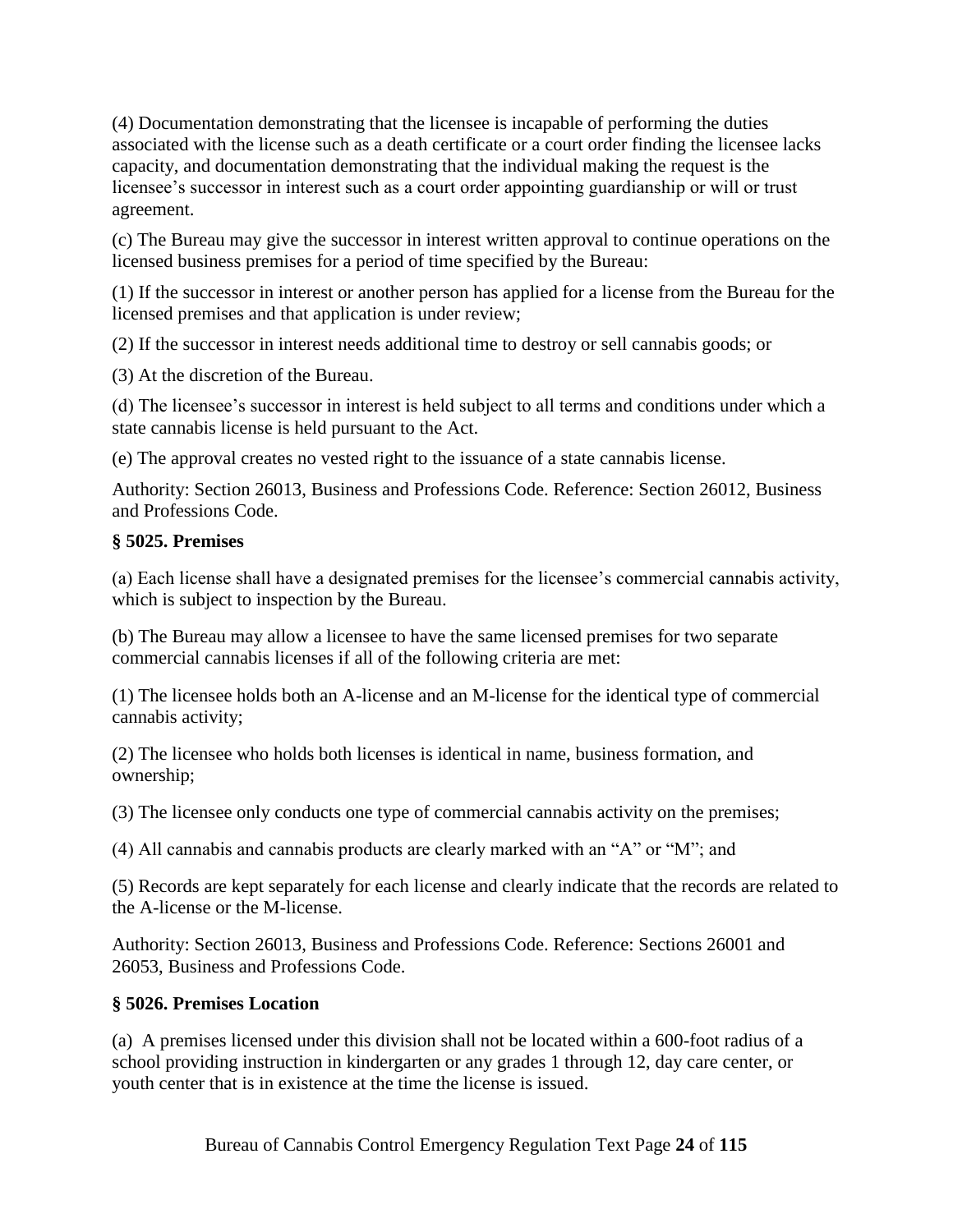(4) Documentation demonstrating that the licensee is incapable of performing the duties associated with the license such as a death certificate or a court order finding the licensee lacks capacity, and documentation demonstrating that the individual making the request is the licensee's successor in interest such as a court order appointing guardianship or will or trust agreement.

(c) The Bureau may give the successor in interest written approval to continue operations on the licensed business premises for a period of time specified by the Bureau:

(1) If the successor in interest or another person has applied for a license from the Bureau for the licensed premises and that application is under review;

(2) If the successor in interest needs additional time to destroy or sell cannabis goods; or

(3) At the discretion of the Bureau.

(d) The licensee's successor in interest is held subject to all terms and conditions under which a state cannabis license is held pursuant to the Act.

(e) The approval creates no vested right to the issuance of a state cannabis license.

Authority: Section 26013, Business and Professions Code. Reference: Section 26012, Business and Professions Code.

### § 5025. Premises

(a) Each license shall have a designated premises for the licensee's commercial cannabis activity, which is subject to inspection by the Bureau.

(b) The Bureau may allow a licensee to have the same licensed premises for two separate commercial cannabis licenses if all of the following criteria are met:

(1) The licensee holds both an A-license and an M-license for the identical type of commercial cannabis activity;

(2) The licensee who holds both licenses is identical in name, business formation, and ownership;

(3) The licensee only conducts one type of commercial cannabis activity on the premises;

(4) All cannabis and cannabis products are clearly marked with an "A" or "M"; and

(5) Records are kept separately for each license and clearly indicate that the records are related to the A-license or the M-license.

Authority: Section 26013, Business and Professions Code. Reference: Sections 26001 and 26053, Business and Professions Code.

### § 5026. Premises Location

(a) A premises licensed under this division shall not be located within a 600-foot radius of a school providing instruction in kindergarten or any grades 1 through 12, day care center, or youth center that is in existence at the time the license is issued.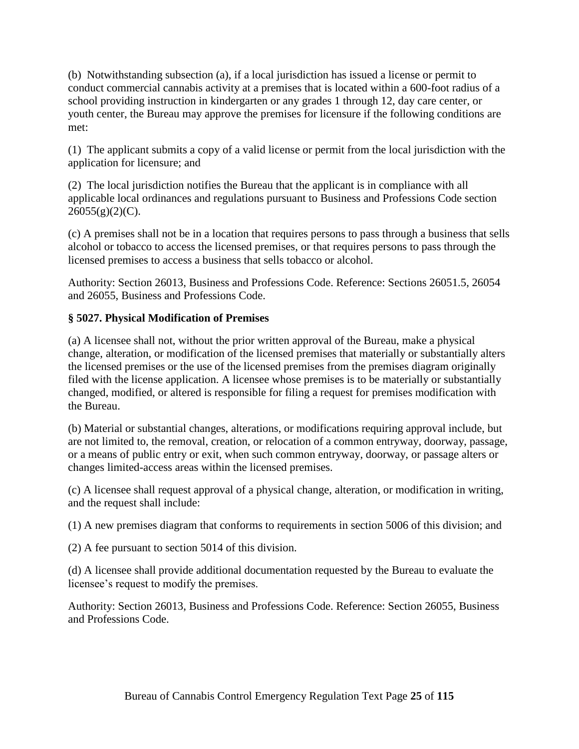(b) Notwithstanding subsection (a), if a local jurisdiction has issued a license or permit to conduct commercial cannabis activity at a premises that is located within a 600-foot radius of a school providing instruction in kindergarten or any grades 1 through 12, day care center, or youth center, the Bureau may approve the premises for licensure if the following conditions are met:

(1) The applicant submits a copy of a valid license or permit from the local jurisdiction with the application for licensure; and

(2) The local jurisdiction notifies the Bureau that the applicant is in compliance with all applicable local ordinances and regulations pursuant to Business and Professions Code section 26055(g)(2)(C).

(c) A premises shall not be in a location that requires persons to pass through a business that sells alcohol or tobacco to access the licensed premises, or that requires persons to pass through the licensed premises to access a business that sells tobacco or alcohol.

Authority: Section 26013, Business and Professions Code. Reference: Sections 26051.5, 26054 and 26055, Business and Professions Code.

### § 5027. Physical Modification of Premises

(a) A licensee shall not, without the prior written approval of the Bureau, make a physical change, alteration, or modification of the licensed premises that materially or substantially alters the licensed premises or the use of the licensed premises from the premises diagram originally filed with the license application. A licensee whose premises is to be materially or substantially changed, modified, or altered is responsible for filing a request for premises modification with the Bureau.

(b) Material or substantial changes, alterations, or modifications requiring approval include, but are not limited to, the removal, creation, or relocation of a common entryway, doorway, passage, or a means of public entry or exit, when such common entryway, doorway, or passage alters or changes limited-access areas within the licensed premises.

(c) A licensee shall request approval of a physical change, alteration, or modification in writing, and the request shall include:

(1) A new premises diagram that conforms to requirements in section 5006 of this division; and

(2) A fee pursuant to section 5014 of this division.

(d) A licensee shall provide additional documentation requested by the Bureau to evaluate the licensee's request to modify the premises.

Authority: Section 26013, Business and Professions Code. Reference: Section 26055, Business and Professions Code.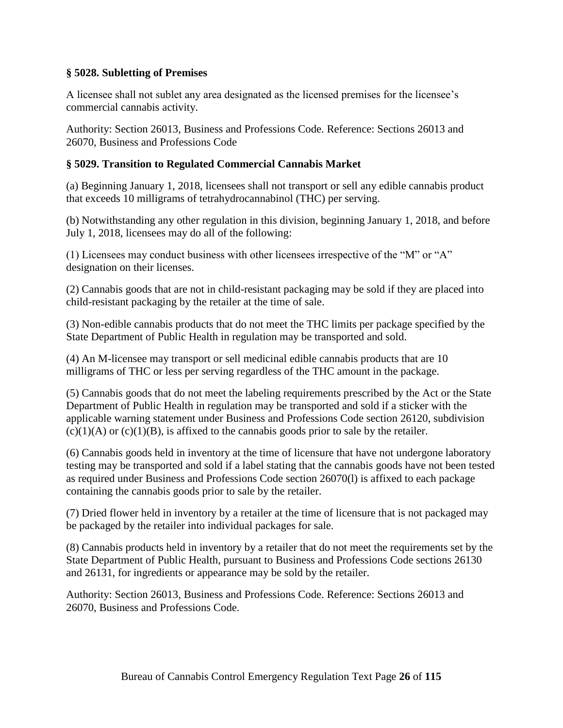### § 5028. Subletting of Premises

A licensee shall not sublet any area designated as the licensed premises for the licensee's commercial cannabis activity.

Authority: Section 26013, Business and Professions Code. Reference: Sections 26013 and 26070, Business and Professions Code

### § 5029. Transition to Regulated Commercial Cannabis Market

(a) Beginning January 1, 2018, licensees shall not transport or sell any edible cannabis product that exceeds 10 milligrams of tetrahydrocannabinol (THC) per serving.

(b) Notwithstanding any other regulation in this division, beginning January 1, 2018, and before July 1, 2018, licensees may do all of the following:

(1) Licensees may conduct business with other licensees irrespective of the "M" or "A" designation on their licenses.

(2) Cannabis goods that are not in child-resistant packaging may be sold if they are placed into child-resistant packaging by the retailer at the time of sale.

(3) Non-edible cannabis products that do not meet the THC limits per package specified by the State Department of Public Health in regulation may be transported and sold.

(4) An M-licensee may transport or sell medicinal edible cannabis products that are 10 milligrams of THC or less per serving regardless of the THC amount in the package.

(5) Cannabis goods that do not meet the labeling requirements prescribed by the Act or the State Department of Public Health in regulation may be transported and sold if a sticker with the applicable warning statement under Business and Professions Code section 26120, subdivision (c)(1)(A) or (c)(1)(B), is affixed to the cannabis goods prior to sale by the retailer.

(6) Cannabis goods held in inventory at the time of licensure that have not undergone laboratory testing may be transported and sold if a label stating that the cannabis goods have not been tested as required under Business and Professions Code section 26070(l) is affixed to each package containing the cannabis goods prior to sale by the retailer.

(7) Dried flower held in inventory by a retailer at the time of licensure that is not packaged may be packaged by the retailer into individual packages for sale.

(8) Cannabis products held in inventory by a retailer that do not meet the requirements set by the State Department of Public Health, pursuant to Business and Professions Code sections 26130 and 26131, for ingredients or appearance may be sold by the retailer.

Authority: Section 26013, Business and Professions Code. Reference: Sections 26013 and 26070, Business and Professions Code.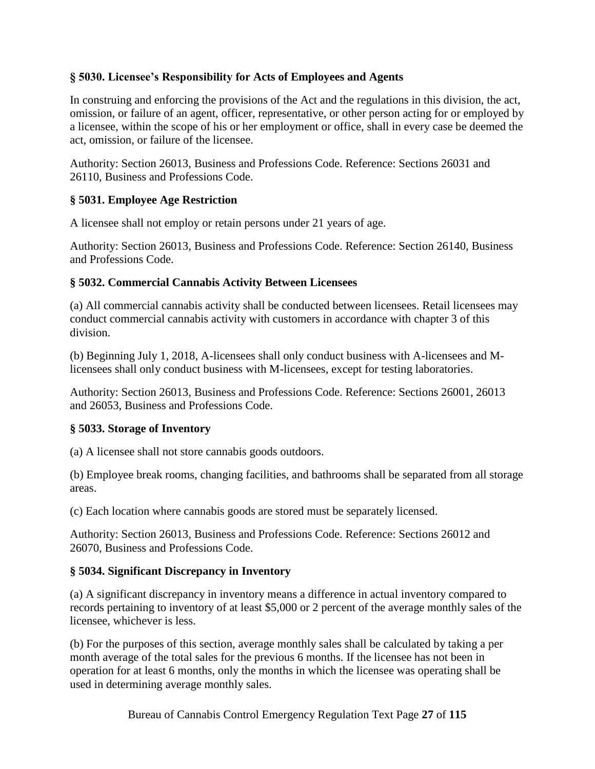**§ 5030. Licensee's Responsibility for Acts of Employees and Agents**

In construing and enforcing the provisions of the Act and the regulations in this division, the act, omission, or failure of an agent, officer, representative, or other person acting for or employed by a licensee, within the scope of his or her employment or office, shall in every case be deemed the act, omission, or failure of the licensee.

Authority: Section 26013, Business and Professions Code. Reference: Sections 26031 and 26110, Business and Professions Code.

**§ 5031. Employee Age Restriction**

A licensee shall not employ or retain persons under 21 years of age.

Authority: Section 26013, Business and Professions Code. Reference: Section 26140, Business and Professions Code.

**§ 5032. Commercial Cannabis Activity Between Licensees**

(a) All commercial cannabis activity shall be conducted between licensees. Retail licensees may conduct commercial cannabis activity with customers in accordance with chapter 3 of this division.

(b) Beginning July 1, 2018, A-licensees shall only conduct business with A-licensees and M-licensees shall only conduct business with M-licensees, except for testing laboratories.

Authority: Section 26013, Business and Professions Code. Reference: Sections 26001, 26013 and 26053, Business and Professions Code.

**§ 5033. Storage of Inventory**

(a) A licensee shall not store cannabis goods outdoors.

(b) Employee break rooms, changing facilities, and bathrooms shall be separated from all storage areas.

(c) Each location where cannabis goods are stored must be separately licensed.

Authority: Section 26013, Business and Professions Code. Reference: Sections 26012 and 26070, Business and Professions Code.

**§ 5034. Significant Discrepancy in Inventory**

(a) A significant discrepancy in inventory means a difference in actual inventory compared to records pertaining to inventory of at least $5,000 or 2 percent of the average monthly sales of the licensee, whichever is less.

(b) For the purposes of this section, average monthly sales shall be calculated by taking a per month average of the total sales for the previous 6 months. If the licensee has not been in operation for at least 6 months, only the months in which the licensee was operating shall be used in determining average monthly sales.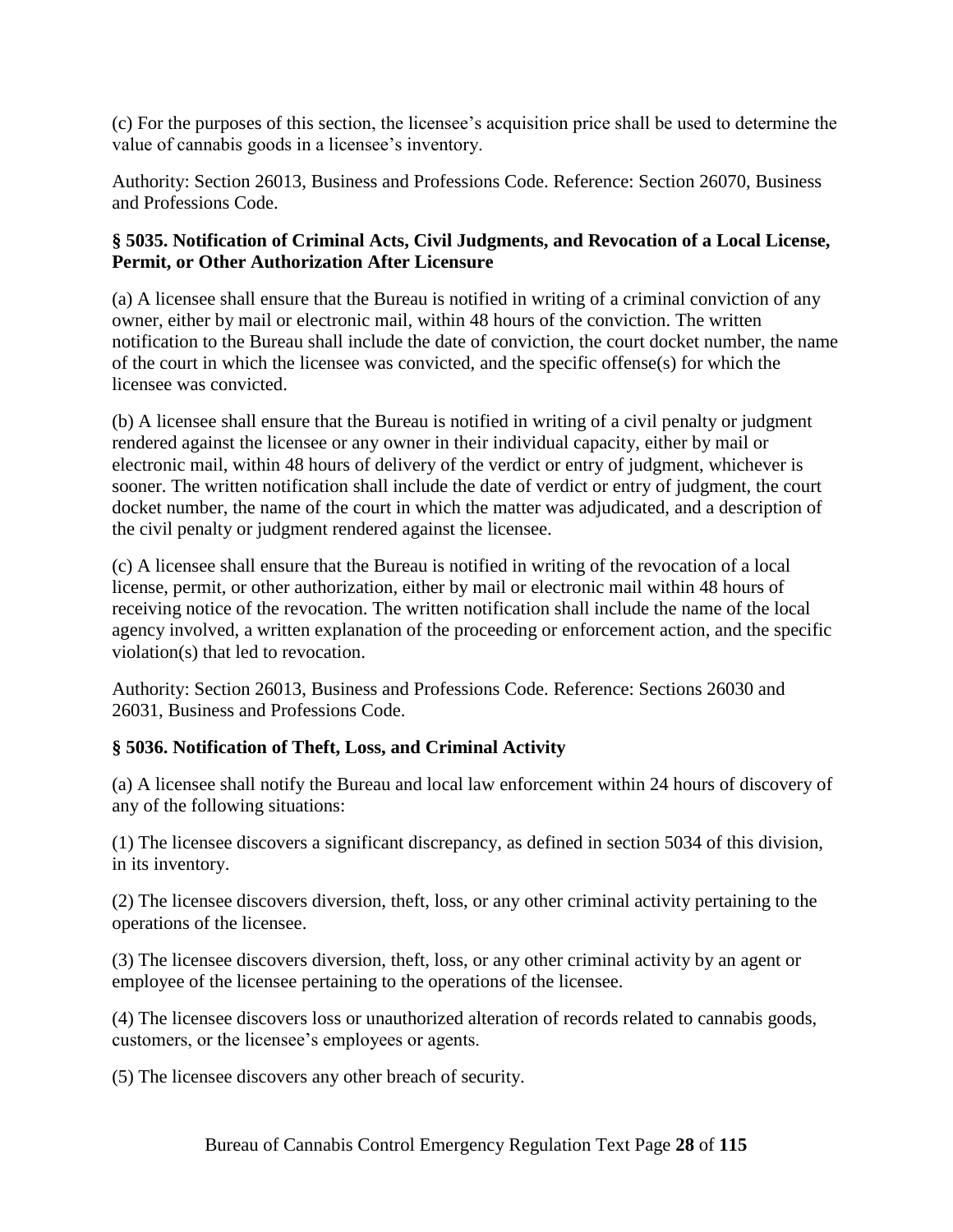(c) For the purposes of this section, the licensee's acquisition price shall be used to determine the value of cannabis goods in a licensee's inventory.

Authority: Section 26013, Business and Professions Code. Reference: Section 26070, Business and Professions Code.

### § 5035. Notification of Criminal Acts, Civil Judgments, and Revocation of a Local License, Permit, or Other Authorization After Licensure

(a) A licensee shall ensure that the Bureau is notified in writing of a criminal conviction of any owner, either by mail or electronic mail, within 48 hours of the conviction. The written notification to the Bureau shall include the date of conviction, the court docket number, the name of the court in which the licensee was convicted, and the specific offense(s) for which the licensee was convicted.

(b) A licensee shall ensure that the Bureau is notified in writing of a civil penalty or judgment rendered against the licensee or any owner in their individual capacity, either by mail or electronic mail, within 48 hours of delivery of the verdict or entry of judgment, whichever is sooner. The written notification shall include the date of verdict or entry of judgment, the court docket number, the name of the court in which the matter was adjudicated, and a description of the civil penalty or judgment rendered against the licensee.

(c) A licensee shall ensure that the Bureau is notified in writing of the revocation of a local license, permit, or other authorization, either by mail or electronic mail within 48 hours of receiving notice of the revocation. The written notification shall include the name of the local agency involved, a written explanation of the proceeding or enforcement action, and the specific violation(s) that led to revocation.

Authority: Section 26013, Business and Professions Code. Reference: Sections 26030 and 26031, Business and Professions Code.

### § 5036. Notification of Theft, Loss, and Criminal Activity

(a) A licensee shall notify the Bureau and local law enforcement within 24 hours of discovery of any of the following situations:

(1) The licensee discovers a significant discrepancy, as defined in section 5034 of this division, in its inventory.

(2) The licensee discovers diversion, theft, loss, or any other criminal activity pertaining to the operations of the licensee.

(3) The licensee discovers diversion, theft, loss, or any other criminal activity by an agent or employee of the licensee pertaining to the operations of the licensee.

(4) The licensee discovers loss or unauthorized alteration of records related to cannabis goods, customers, or the licensee's employees or agents.

(5) The licensee discovers any other breach of security.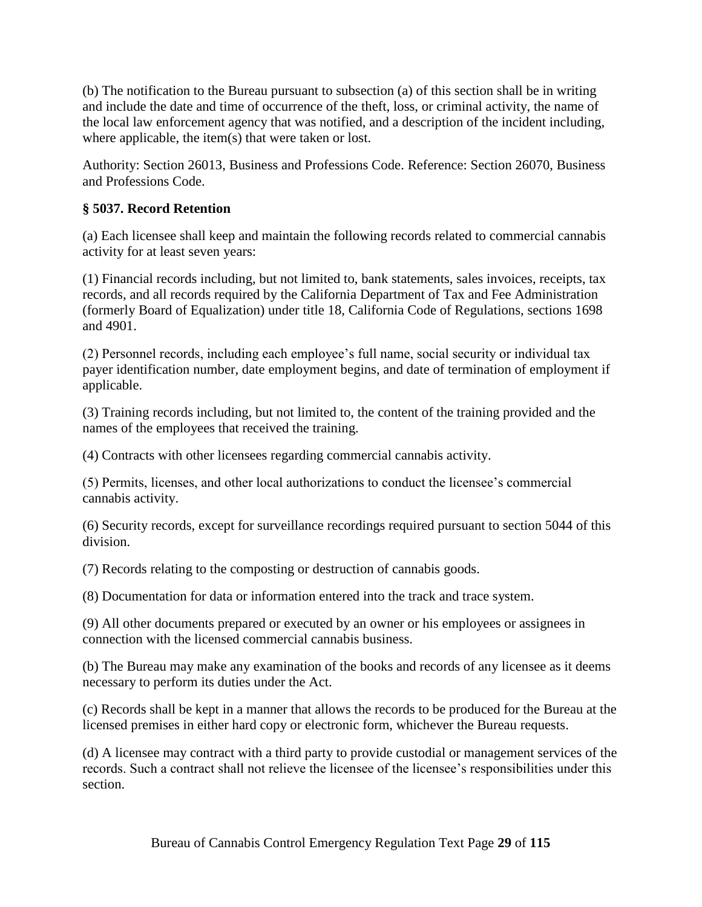(b) The notification to the Bureau pursuant to subsection (a) of this section shall be in writing and include the date and time of occurrence of the theft, loss, or criminal activity, the name of the local law enforcement agency that was notified, and a description of the incident including, where applicable, the item(s) that were taken or lost.

Authority: Section 26013, Business and Professions Code. Reference: Section 26070, Business and Professions Code.

### § 5037. Record Retention

(a) Each licensee shall keep and maintain the following records related to commercial cannabis activity for at least seven years:

(1) Financial records including, but not limited to, bank statements, sales invoices, receipts, tax records, and all records required by the California Department of Tax and Fee Administration (formerly Board of Equalization) under title 18, California Code of Regulations, sections 1698 and 4901.

(2) Personnel records, including each employee's full name, social security or individual tax payer identification number, date employment begins, and date of termination of employment if applicable.

(3) Training records including, but not limited to, the content of the training provided and the names of the employees that received the training.

(4) Contracts with other licensees regarding commercial cannabis activity.

(5) Permits, licenses, and other local authorizations to conduct the licensee's commercial cannabis activity.

(6) Security records, except for surveillance recordings required pursuant to section 5044 of this division.

(7) Records relating to the composting or destruction of cannabis goods.

(8) Documentation for data or information entered into the track and trace system.

(9) All other documents prepared or executed by an owner or his employees or assignees in connection with the licensed commercial cannabis business.

(b) The Bureau may make any examination of the books and records of any licensee as it deems necessary to perform its duties under the Act.

(c) Records shall be kept in a manner that allows the records to be produced for the Bureau at the licensed premises in either hard copy or electronic form, whichever the Bureau requests.

(d) A licensee may contract with a third party to provide custodial or management services of the records. Such a contract shall not relieve the licensee of the licensee's responsibilities under this section.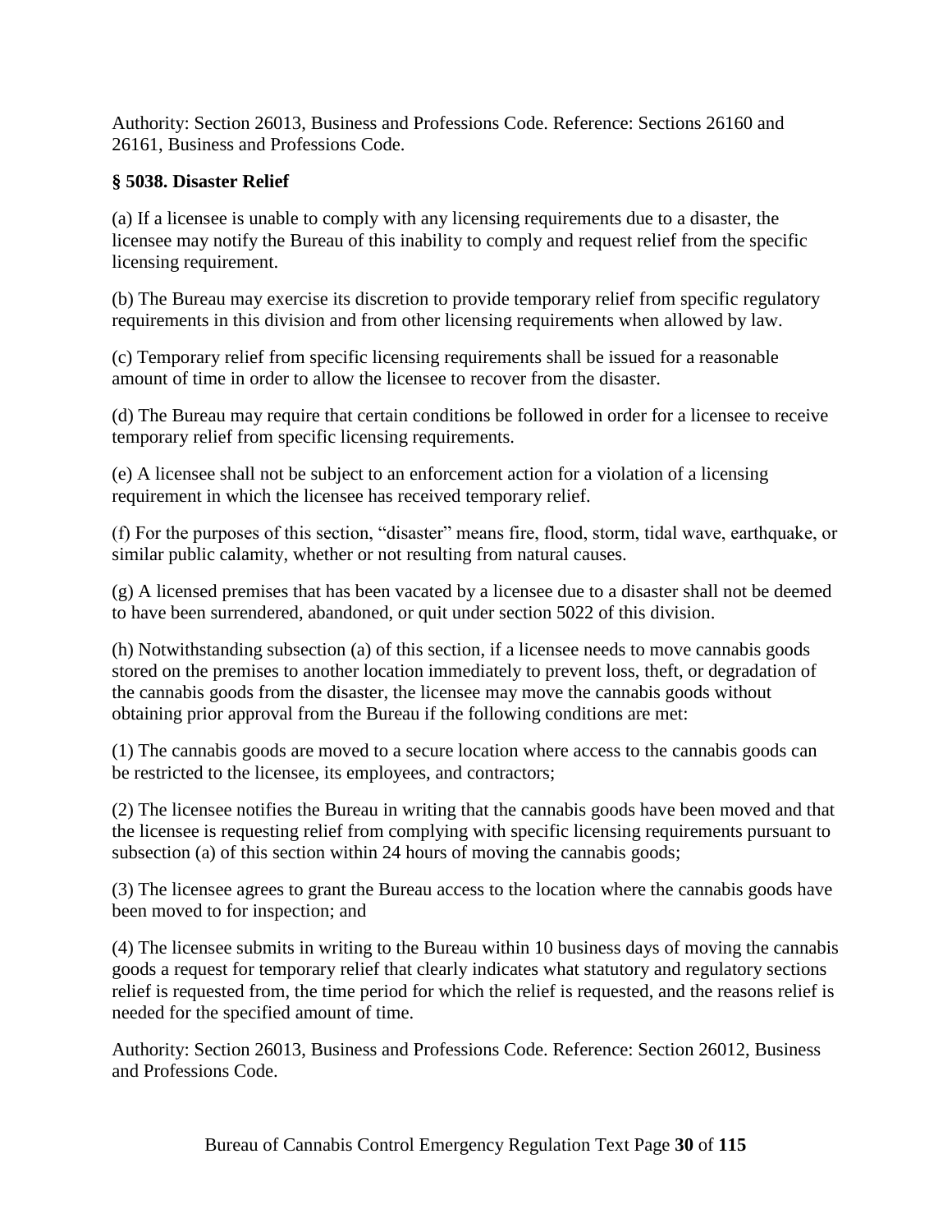Authority: Section 26013, Business and Professions Code. Reference: Sections 26160 and 26161, Business and Professions Code.

**§ 5038. Disaster Relief**

(a) If a licensee is unable to comply with any licensing requirements due to a disaster, the licensee may notify the Bureau of this inability to comply and request relief from the specific licensing requirement.

(b) The Bureau may exercise its discretion to provide temporary relief from specific regulatory requirements in this division and from other licensing requirements when allowed by law.

(c) Temporary relief from specific licensing requirements shall be issued for a reasonable amount of time in order to allow the licensee to recover from the disaster.

(d) The Bureau may require that certain conditions be followed in order for a licensee to receive temporary relief from specific licensing requirements.

(e) A licensee shall not be subject to an enforcement action for a violation of a licensing requirement in which the licensee has received temporary relief.

(f) For the purposes of this section, "disaster" means fire, flood, storm, tidal wave, earthquake, or similar public calamity, whether or not resulting from natural causes.

(g) A licensed premises that has been vacated by a licensee due to a disaster shall not be deemed to have been surrendered, abandoned, or quit under section 5022 of this division.

(h) Notwithstanding subsection (a) of this section, if a licensee needs to move cannabis goods stored on the premises to another location immediately to prevent loss, theft, or degradation of the cannabis goods from the disaster, the licensee may move the cannabis goods without obtaining prior approval from the Bureau if the following conditions are met:

(1) The cannabis goods are moved to a secure location where access to the cannabis goods can be restricted to the licensee, its employees, and contractors;

(2) The licensee notifies the Bureau in writing that the cannabis goods have been moved and that the licensee is requesting relief from complying with specific licensing requirements pursuant to subsection (a) of this section within 24 hours of moving the cannabis goods;

(3) The licensee agrees to grant the Bureau access to the location where the cannabis goods have been moved to for inspection; and

(4) The licensee submits in writing to the Bureau within 10 business days of moving the cannabis goods a request for temporary relief that clearly indicates what statutory and regulatory sections relief is requested from, the time period for which the relief is requested, and the reasons relief is needed for the specified amount of time.

Authority: Section 26013, Business and Professions Code. Reference: Section 26012, Business and Professions Code.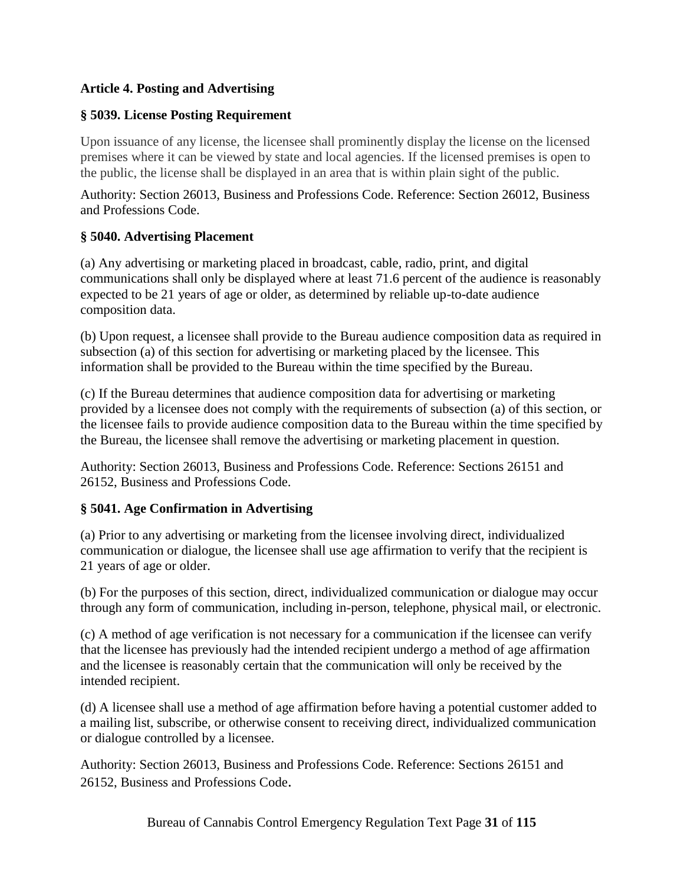## Article 4. Posting and Advertising

### § 5039. License Posting Requirement

Upon issuance of any license, the licensee shall prominently display the license on the licensed premises where it can be viewed by state and local agencies. If the licensed premises is open to the public, the license shall be displayed in an area that is within plain sight of the public.

Authority: Section 26013, Business and Professions Code. Reference: Section 26012, Business and Professions Code.

### § 5040. Advertising Placement

(a) Any advertising or marketing placed in broadcast, cable, radio, print, and digital communications shall only be displayed where at least 71.6 percent of the audience is reasonably expected to be 21 years of age or older, as determined by reliable up-to-date audience composition data.

(b) Upon request, a licensee shall provide to the Bureau audience composition data as required in subsection (a) of this section for advertising or marketing placed by the licensee. This information shall be provided to the Bureau within the time specified by the Bureau.

(c) If the Bureau determines that audience composition data for advertising or marketing provided by a licensee does not comply with the requirements of subsection (a) of this section, or the licensee fails to provide audience composition data to the Bureau within the time specified by the Bureau, the licensee shall remove the advertising or marketing placement in question.

Authority: Section 26013, Business and Professions Code. Reference: Sections 26151 and 26152, Business and Professions Code.

### § 5041. Age Confirmation in Advertising

(a) Prior to any advertising or marketing from the licensee involving direct, individualized communication or dialogue, the licensee shall use age affirmation to verify that the recipient is 21 years of age or older.

(b) For the purposes of this section, direct, individualized communication or dialogue may occur through any form of communication, including in-person, telephone, physical mail, or electronic.

(c) A method of age verification is not necessary for a communication if the licensee can verify that the licensee has previously had the intended recipient undergo a method of age affirmation and the licensee is reasonably certain that the communication will only be received by the intended recipient.

(d) A licensee shall use a method of age affirmation before having a potential customer added to a mailing list, subscribe, or otherwise consent to receiving direct, individualized communication or dialogue controlled by a licensee.

Authority: Section 26013, Business and Professions Code. Reference: Sections 26151 and 26152, Business and Professions Code.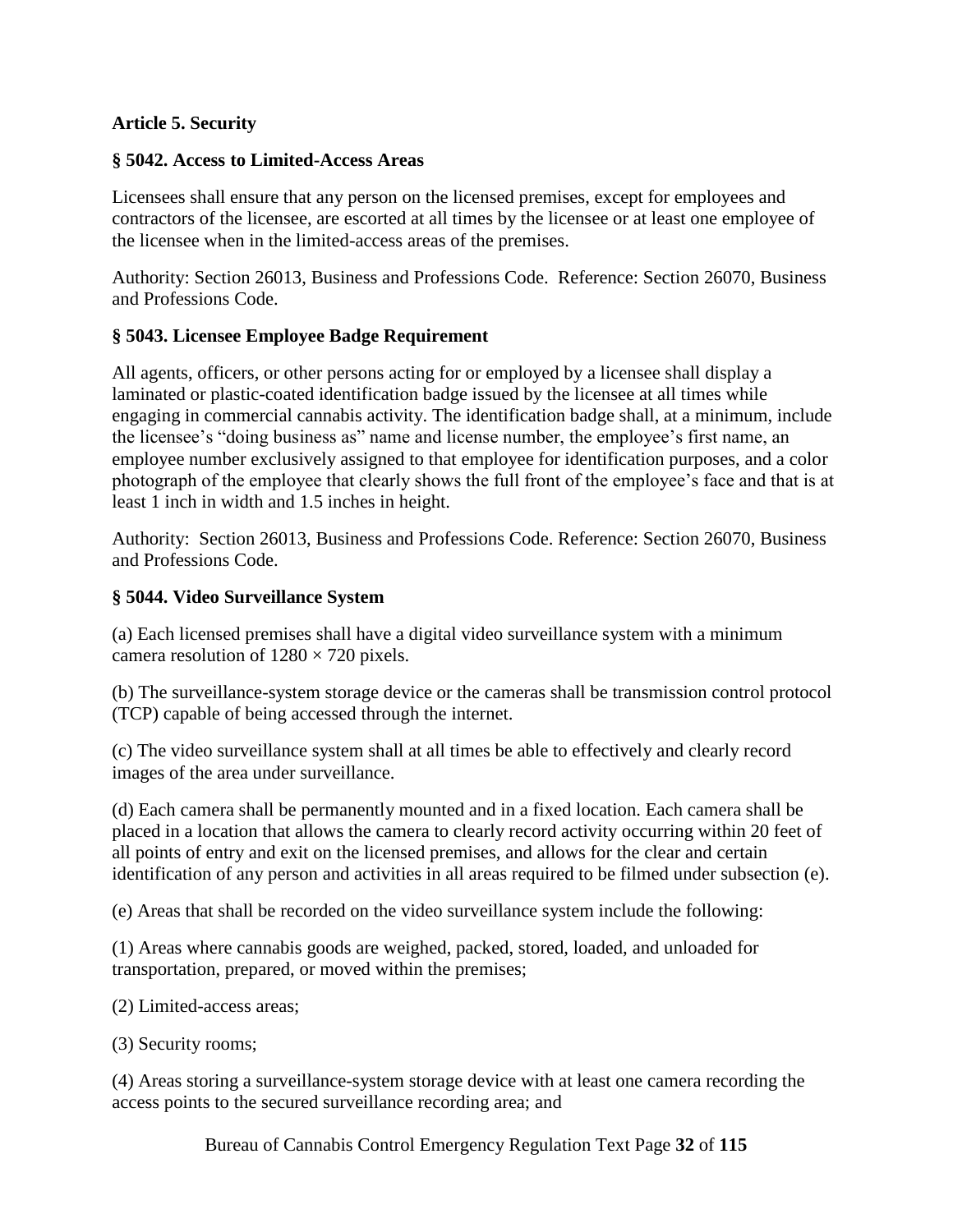## Article 5. Security

### § 5042. Access to Limited-Access Areas

Licensees shall ensure that any person on the licensed premises, except for employees and contractors of the licensee, are escorted at all times by the licensee or at least one employee of the licensee when in the limited-access areas of the premises.

Authority: Section 26013, Business and Professions Code. Reference: Section 26070, Business and Professions Code.

### § 5043. Licensee Employee Badge Requirement

All agents, officers, or other persons acting for or employed by a licensee shall display a laminated or plastic-coated identification badge issued by the licensee at all times while engaging in commercial cannabis activity. The identification badge shall, at a minimum, include the licensee's "doing business as" name and license number, the employee's first name, an employee number exclusively assigned to that employee for identification purposes, and a color photograph of the employee that clearly shows the full front of the employee's face and that is at least 1 inch in width and 1.5 inches in height.

Authority: Section 26013, Business and Professions Code. Reference: Section 26070, Business and Professions Code.

### § 5044. Video Surveillance System

(a) Each licensed premises shall have a digital video surveillance system with a minimum camera resolution of $1280 \times 720$ pixels.

(b) The surveillance-system storage device or the cameras shall be transmission control protocol (TCP) capable of being accessed through the internet.

(c) The video surveillance system shall at all times be able to effectively and clearly record images of the area under surveillance.

(d) Each camera shall be permanently mounted and in a fixed location. Each camera shall be placed in a location that allows the camera to clearly record activity occurring within 20 feet of all points of entry and exit on the licensed premises, and allows for the clear and certain identification of any person and activities in all areas required to be filmed under subsection (e).

(e) Areas that shall be recorded on the video surveillance system include the following:

(1) Areas where cannabis goods are weighed, packed, stored, loaded, and unloaded for transportation, prepared, or moved within the premises;

(2) Limited-access areas;

(3) Security rooms;

(4) Areas storing a surveillance-system storage device with at least one camera recording the access points to the secured surveillance recording area; and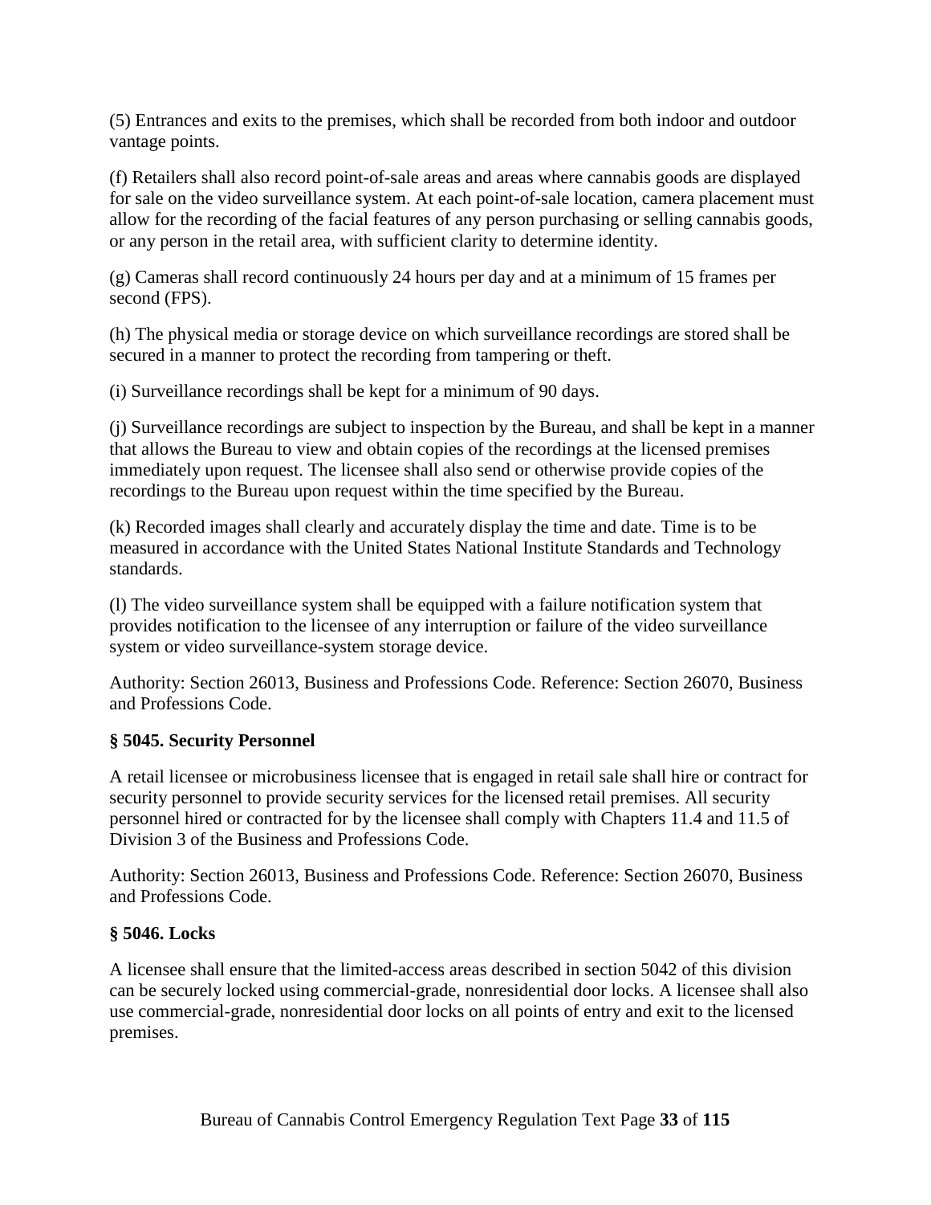(5) Entrances and exits to the premises, which shall be recorded from both indoor and outdoor vantage points.

(f) Retailers shall also record point-of-sale areas and areas where cannabis goods are displayed for sale on the video surveillance system. At each point-of-sale location, camera placement must allow for the recording of the facial features of any person purchasing or selling cannabis goods, or any person in the retail area, with sufficient clarity to determine identity.

(g) Cameras shall record continuously 24 hours per day and at a minimum of 15 frames per second (FPS).

(h) The physical media or storage device on which surveillance recordings are stored shall be secured in a manner to protect the recording from tampering or theft.

(i) Surveillance recordings shall be kept for a minimum of 90 days.

(j) Surveillance recordings are subject to inspection by the Bureau, and shall be kept in a manner that allows the Bureau to view and obtain copies of the recordings at the licensed premises immediately upon request. The licensee shall also send or otherwise provide copies of the recordings to the Bureau upon request within the time specified by the Bureau.

(k) Recorded images shall clearly and accurately display the time and date. Time is to be measured in accordance with the United States National Institute Standards and Technology standards.

(l) The video surveillance system shall be equipped with a failure notification system that provides notification to the licensee of any interruption or failure of the video surveillance system or video surveillance-system storage device.

Authority: Section 26013, Business and Professions Code. Reference: Section 26070, Business and Professions Code.

### § 5045. Security Personnel

A retail licensee or microbusiness licensee that is engaged in retail sale shall hire or contract for security personnel to provide security services for the licensed retail premises. All security personnel hired or contracted for by the licensee shall comply with Chapters 11.4 and 11.5 of Division 3 of the Business and Professions Code.

Authority: Section 26013, Business and Professions Code. Reference: Section 26070, Business and Professions Code.

### § 5046. Locks

A licensee shall ensure that the limited-access areas described in section 5042 of this division can be securely locked using commercial-grade, nonresidential door locks. A licensee shall also use commercial-grade, nonresidential door locks on all points of entry and exit to the licensed premises.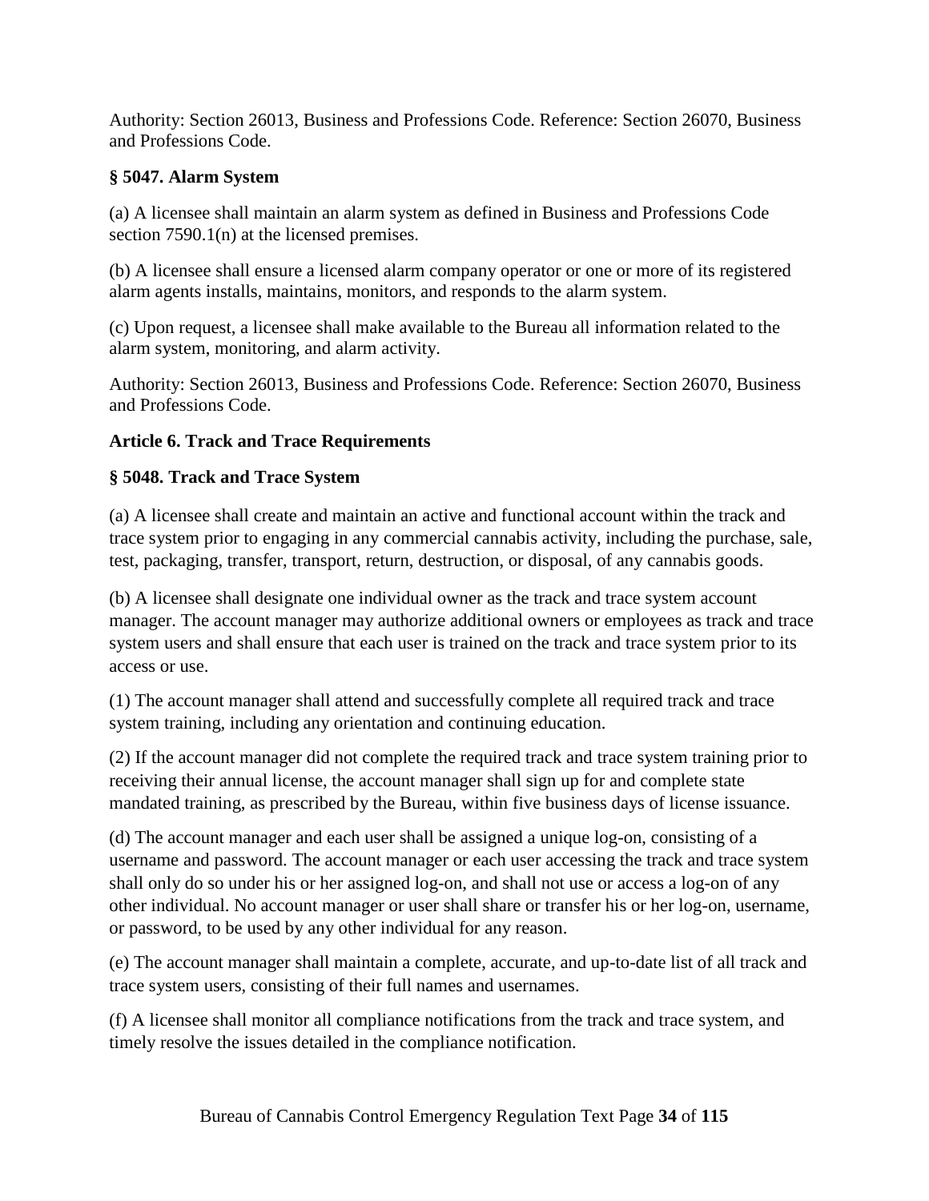Authority: Section 26013, Business and Professions Code. Reference: Section 26070, Business and Professions Code.

### § 5047. Alarm System

(a) A licensee shall maintain an alarm system as defined in Business and Professions Code section 7590.1(n) at the licensed premises.

(b) A licensee shall ensure a licensed alarm company operator or one or more of its registered alarm agents installs, maintains, monitors, and responds to the alarm system.

(c) Upon request, a licensee shall make available to the Bureau all information related to the alarm system, monitoring, and alarm activity.

Authority: Section 26013, Business and Professions Code. Reference: Section 26070, Business and Professions Code.

## Article 6. Track and Trace Requirements

### § 5048. Track and Trace System

(a) A licensee shall create and maintain an active and functional account within the track and trace system prior to engaging in any commercial cannabis activity, including the purchase, sale, test, packaging, transfer, transport, return, destruction, or disposal, of any cannabis goods.

(b) A licensee shall designate one individual owner as the track and trace system account manager. The account manager may authorize additional owners or employees as track and trace system users and shall ensure that each user is trained on the track and trace system prior to its access or use.

(1) The account manager shall attend and successfully complete all required track and trace system training, including any orientation and continuing education.

(2) If the account manager did not complete the required track and trace system training prior to receiving their annual license, the account manager shall sign up for and complete state mandated training, as prescribed by the Bureau, within five business days of license issuance.

(d) The account manager and each user shall be assigned a unique log-on, consisting of a username and password. The account manager or each user accessing the track and trace system shall only do so under his or her assigned log-on, and shall not use or access a log-on of any other individual. No account manager or user shall share or transfer his or her log-on, username, or password, to be used by any other individual for any reason.

(e) The account manager shall maintain a complete, accurate, and up-to-date list of all track and trace system users, consisting of their full names and usernames.

(f) A licensee shall monitor all compliance notifications from the track and trace system, and timely resolve the issues detailed in the compliance notification.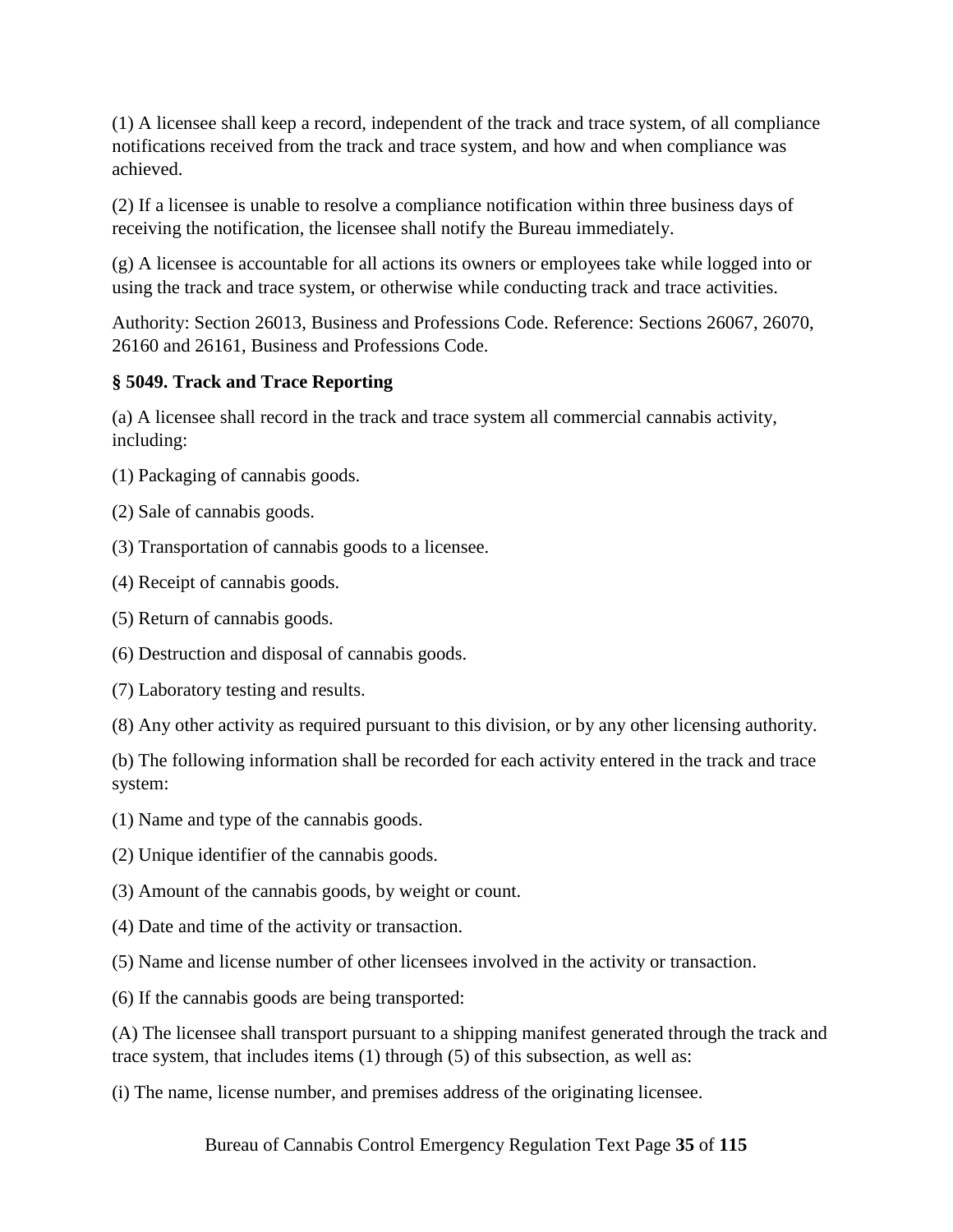(1) A licensee shall keep a record, independent of the track and trace system, of all compliance notifications received from the track and trace system, and how and when compliance was achieved.

(2) If a licensee is unable to resolve a compliance notification within three business days of receiving the notification, the licensee shall notify the Bureau immediately.

(g) A licensee is accountable for all actions its owners or employees take while logged into or using the track and trace system, or otherwise while conducting track and trace activities.

Authority: Section 26013, Business and Professions Code. Reference: Sections 26067, 26070, 26160 and 26161, Business and Professions Code.

**§ 5049. Track and Trace Reporting**

(a) A licensee shall record in the track and trace system all commercial cannabis activity, including:

(1) Packaging of cannabis goods.

(2) Sale of cannabis goods.

(3) Transportation of cannabis goods to a licensee.

(4) Receipt of cannabis goods.

(5) Return of cannabis goods.

(6) Destruction and disposal of cannabis goods.

(7) Laboratory testing and results.

(8) Any other activity as required pursuant to this division, or by any other licensing authority.

(b) The following information shall be recorded for each activity entered in the track and trace system:

(1) Name and type of the cannabis goods.

(2) Unique identifier of the cannabis goods.

(3) Amount of the cannabis goods, by weight or count.

(4) Date and time of the activity or transaction.

(5) Name and license number of other licensees involved in the activity or transaction.

(6) If the cannabis goods are being transported:

(A) The licensee shall transport pursuant to a shipping manifest generated through the track and trace system, that includes items (1) through (5) of this subsection, as well as:

(i) The name, license number, and premises address of the originating licensee.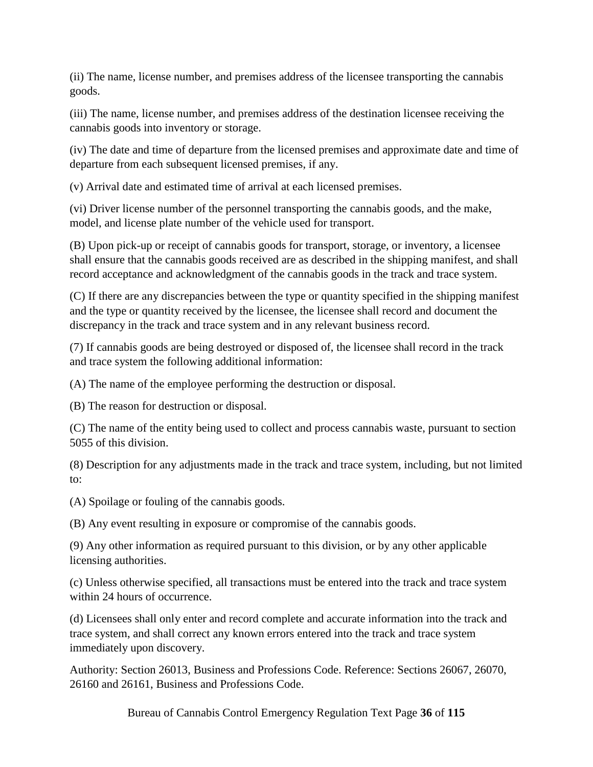(ii) The name, license number, and premises address of the licensee transporting the cannabis goods.

(iii) The name, license number, and premises address of the destination licensee receiving the cannabis goods into inventory or storage.

(iv) The date and time of departure from the licensed premises and approximate date and time of departure from each subsequent licensed premises, if any.

(v) Arrival date and estimated time of arrival at each licensed premises.

(vi) Driver license number of the personnel transporting the cannabis goods, and the make, model, and license plate number of the vehicle used for transport.

(B) Upon pick-up or receipt of cannabis goods for transport, storage, or inventory, a licensee shall ensure that the cannabis goods received are as described in the shipping manifest, and shall record acceptance and acknowledgment of the cannabis goods in the track and trace system.

(C) If there are any discrepancies between the type or quantity specified in the shipping manifest and the type or quantity received by the licensee, the licensee shall record and document the discrepancy in the track and trace system and in any relevant business record.

(7) If cannabis goods are being destroyed or disposed of, the licensee shall record in the track and trace system the following additional information:

(A) The name of the employee performing the destruction or disposal.

(B) The reason for destruction or disposal.

(C) The name of the entity being used to collect and process cannabis waste, pursuant to section 5055 of this division.

(8) Description for any adjustments made in the track and trace system, including, but not limited to:

(A) Spoilage or fouling of the cannabis goods.

(B) Any event resulting in exposure or compromise of the cannabis goods.

(9) Any other information as required pursuant to this division, or by any other applicable licensing authorities.

(c) Unless otherwise specified, all transactions must be entered into the track and trace system within 24 hours of occurrence.

(d) Licensees shall only enter and record complete and accurate information into the track and trace system, and shall correct any known errors entered into the track and trace system immediately upon discovery.

Authority: Section 26013, Business and Professions Code. Reference: Sections 26067, 26070, 26160 and 26161, Business and Professions Code.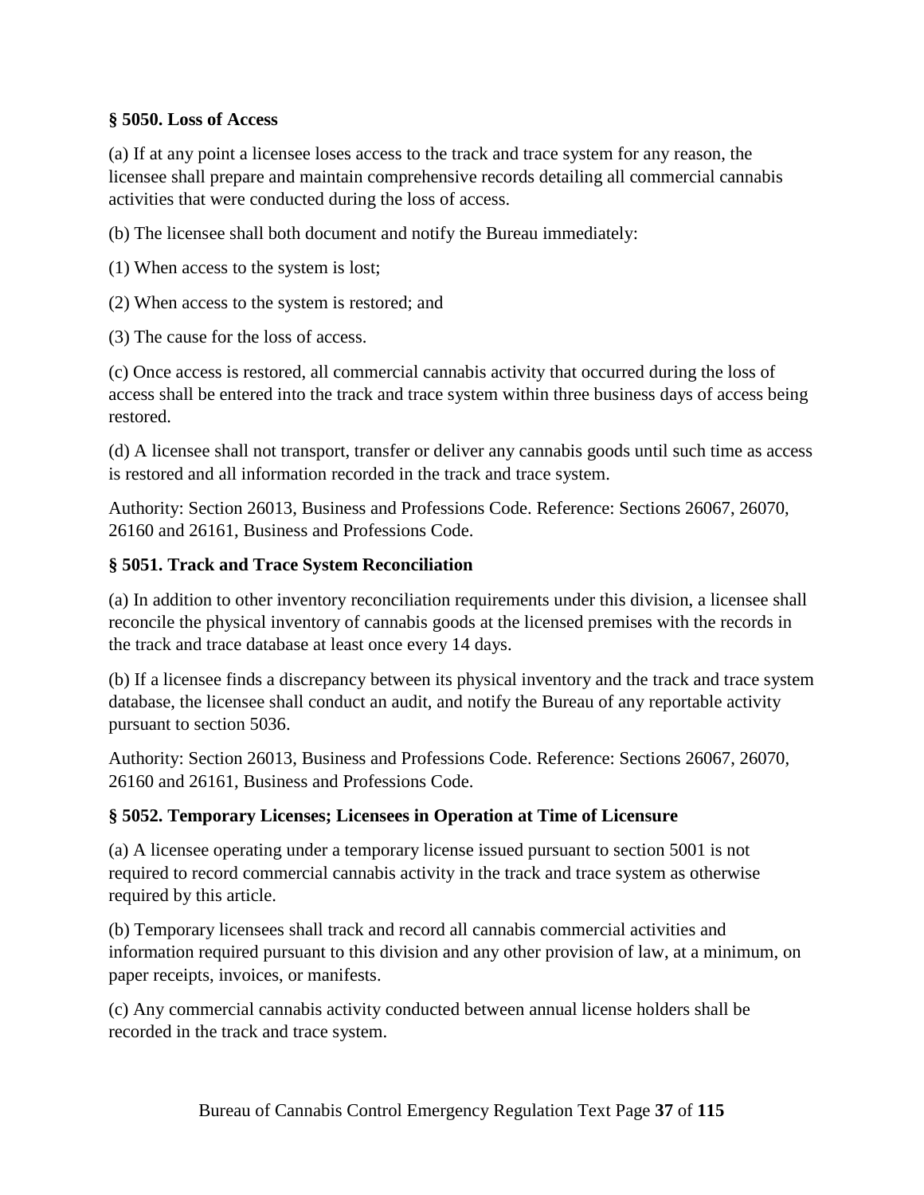### § 5050. Loss of Access

(a) If at any point a licensee loses access to the track and trace system for any reason, the licensee shall prepare and maintain comprehensive records detailing all commercial cannabis activities that were conducted during the loss of access.

(b) The licensee shall both document and notify the Bureau immediately:

(1) When access to the system is lost;

(2) When access to the system is restored; and

(3) The cause for the loss of access.

(c) Once access is restored, all commercial cannabis activity that occurred during the loss of access shall be entered into the track and trace system within three business days of access being restored.

(d) A licensee shall not transport, transfer or deliver any cannabis goods until such time as access is restored and all information recorded in the track and trace system.

Authority: Section 26013, Business and Professions Code. Reference: Sections 26067, 26070, 26160 and 26161, Business and Professions Code.

### § 5051. Track and Trace System Reconciliation

(a) In addition to other inventory reconciliation requirements under this division, a licensee shall reconcile the physical inventory of cannabis goods at the licensed premises with the records in the track and trace database at least once every 14 days.

(b) If a licensee finds a discrepancy between its physical inventory and the track and trace system database, the licensee shall conduct an audit, and notify the Bureau of any reportable activity pursuant to section 5036.

Authority: Section 26013, Business and Professions Code. Reference: Sections 26067, 26070, 26160 and 26161, Business and Professions Code.

### § 5052. Temporary Licenses; Licensees in Operation at Time of Licensure

(a) A licensee operating under a temporary license issued pursuant to section 5001 is not required to record commercial cannabis activity in the track and trace system as otherwise required by this article.

(b) Temporary licensees shall track and record all cannabis commercial activities and information required pursuant to this division and any other provision of law, at a minimum, on paper receipts, invoices, or manifests.

(c) Any commercial cannabis activity conducted between annual license holders shall be recorded in the track and trace system.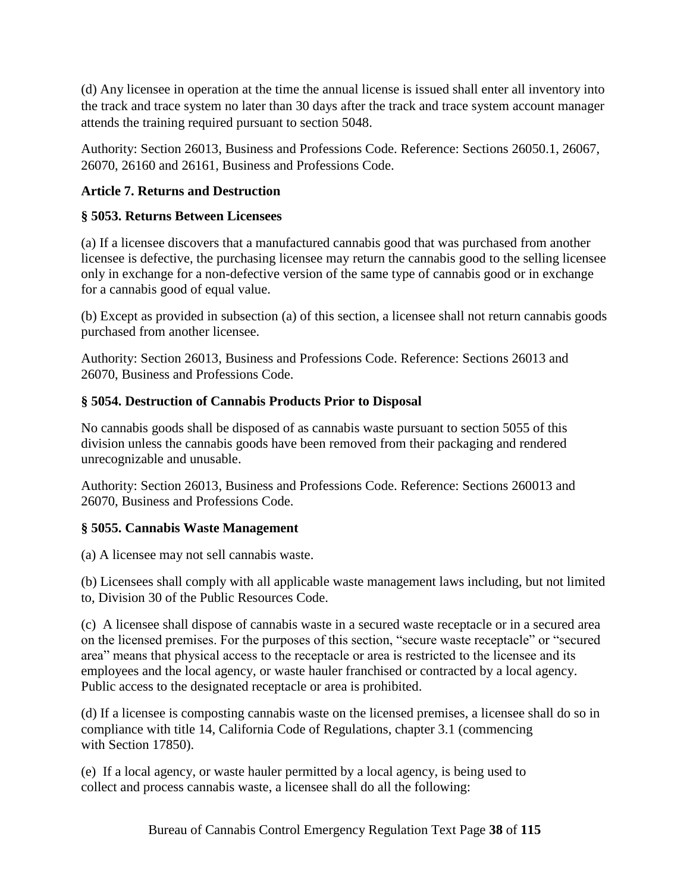(d) Any licensee in operation at the time the annual license is issued shall enter all inventory into the track and trace system no later than 30 days after the track and trace system account manager attends the training required pursuant to section 5048.

Authority: Section 26013, Business and Professions Code. Reference: Sections 26050.1, 26067, 26070, 26160 and 26161, Business and Professions Code.

## Article 7. Returns and Destruction

### § 5053. Returns Between Licensees

(a) If a licensee discovers that a manufactured cannabis good that was purchased from another licensee is defective, the purchasing licensee may return the cannabis good to the selling licensee only in exchange for a non-defective version of the same type of cannabis good or in exchange for a cannabis good of equal value.

(b) Except as provided in subsection (a) of this section, a licensee shall not return cannabis goods purchased from another licensee.

Authority: Section 26013, Business and Professions Code. Reference: Sections 26013 and 26070, Business and Professions Code.

### § 5054. Destruction of Cannabis Products Prior to Disposal

No cannabis goods shall be disposed of as cannabis waste pursuant to section 5055 of this division unless the cannabis goods have been removed from their packaging and rendered unrecognizable and unusable.

Authority: Section 26013, Business and Professions Code. Reference: Sections 260013 and 26070, Business and Professions Code.

### § 5055. Cannabis Waste Management

(a) A licensee may not sell cannabis waste.

(b) Licensees shall comply with all applicable waste management laws including, but not limited to, Division 30 of the Public Resources Code.

(c) A licensee shall dispose of cannabis waste in a secured waste receptacle or in a secured area on the licensed premises. For the purposes of this section, "secure waste receptacle" or "secured area" means that physical access to the receptacle or area is restricted to the licensee and its employees and the local agency, or waste hauler franchised or contracted by a local agency. Public access to the designated receptacle or area is prohibited.

(d) If a licensee is composting cannabis waste on the licensed premises, a licensee shall do so in compliance with title 14, California Code of Regulations, chapter 3.1 (commencing with Section 17850).

(e) If a local agency, or waste hauler permitted by a local agency, is being used to collect and process cannabis waste, a licensee shall do all the following: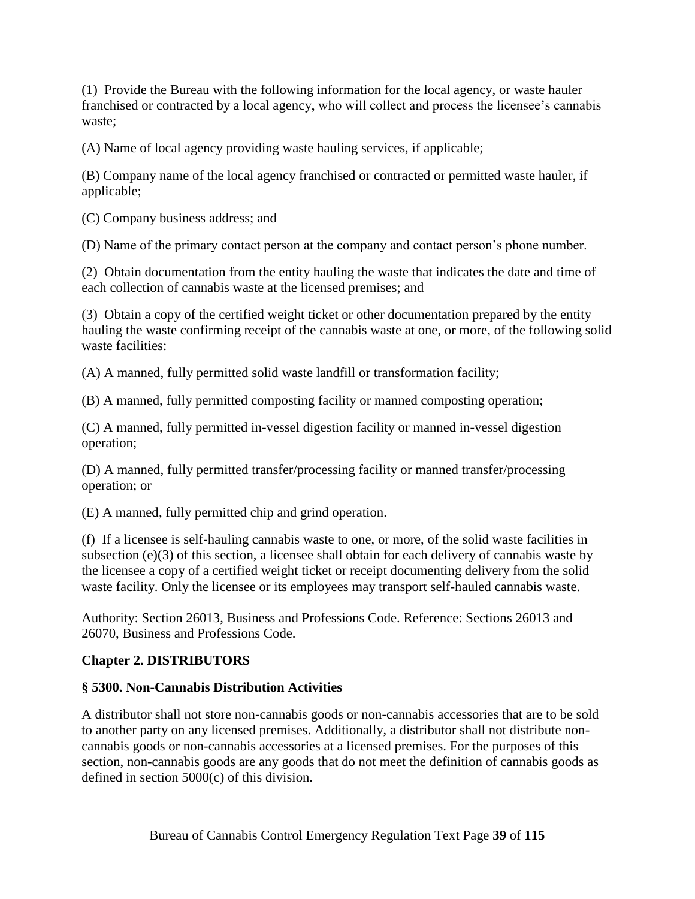(1) Provide the Bureau with the following information for the local agency, or waste hauler franchised or contracted by a local agency, who will collect and process the licensee's cannabis waste;

(A) Name of local agency providing waste hauling services, if applicable;

(B) Company name of the local agency franchised or contracted or permitted waste hauler, if applicable;

(C) Company business address; and

(D) Name of the primary contact person at the company and contact person's phone number.

(2) Obtain documentation from the entity hauling the waste that indicates the date and time of each collection of cannabis waste at the licensed premises; and

(3) Obtain a copy of the certified weight ticket or other documentation prepared by the entity hauling the waste confirming receipt of the cannabis waste at one, or more, of the following solid waste facilities:

(A) A manned, fully permitted solid waste landfill or transformation facility;

(B) A manned, fully permitted composting facility or manned composting operation;

(C) A manned, fully permitted in-vessel digestion facility or manned in-vessel digestion operation;

(D) A manned, fully permitted transfer/processing facility or manned transfer/processing operation; or

(E) A manned, fully permitted chip and grind operation.

(f) If a licensee is self-hauling cannabis waste to one, or more, of the solid waste facilities in subsection (e)(3) of this section, a licensee shall obtain for each delivery of cannabis waste by the licensee a copy of a certified weight ticket or receipt documenting delivery from the solid waste facility. Only the licensee or its employees may transport self-hauled cannabis waste.

Authority: Section 26013, Business and Professions Code. Reference: Sections 26013 and 26070, Business and Professions Code.

## Chapter 2. DISTRIBUTORS

### § 5300. Non-Cannabis Distribution Activities

A distributor shall not store non-cannabis goods or non-cannabis accessories that are to be sold to another party on any licensed premises. Additionally, a distributor shall not distribute non-cannabis goods or non-cannabis accessories at a licensed premises. For the purposes of this section, non-cannabis goods are any goods that do not meet the definition of cannabis goods as defined in section 5000(c) of this division.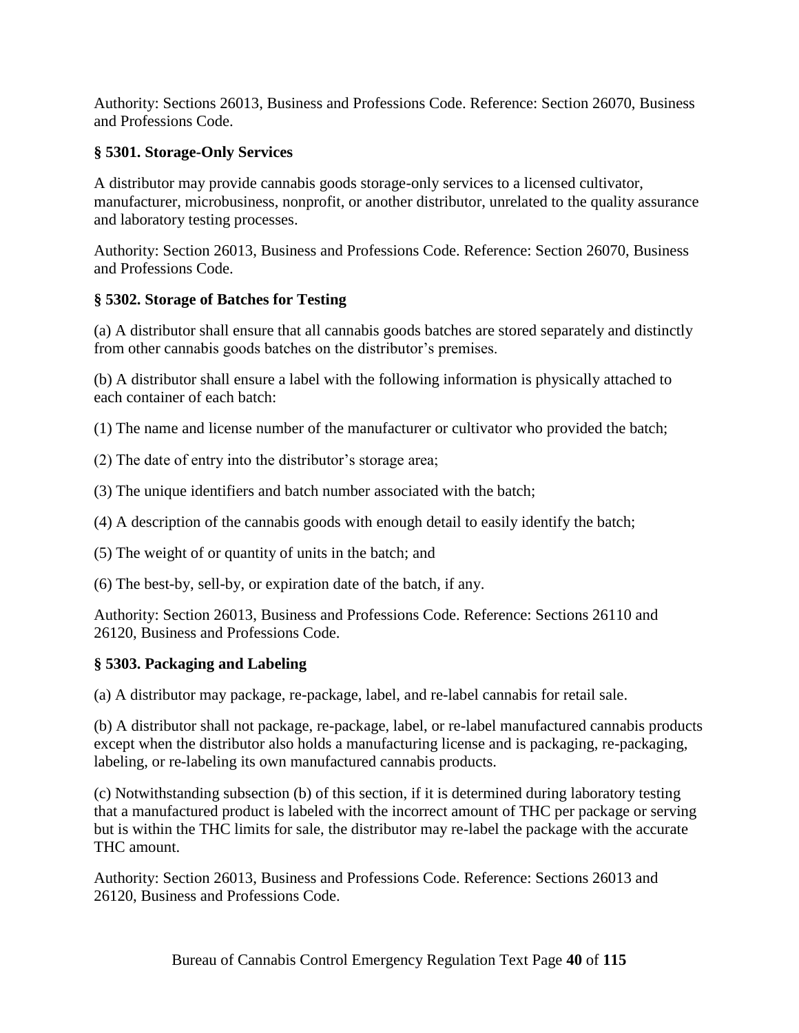Authority: Sections 26013, Business and Professions Code. Reference: Section 26070, Business and Professions Code.

### § 5301. Storage-Only Services

A distributor may provide cannabis goods storage-only services to a licensed cultivator, manufacturer, microbusiness, nonprofit, or another distributor, unrelated to the quality assurance and laboratory testing processes.

Authority: Section 26013, Business and Professions Code. Reference: Section 26070, Business and Professions Code.

### § 5302. Storage of Batches for Testing

(a) A distributor shall ensure that all cannabis goods batches are stored separately and distinctly from other cannabis goods batches on the distributor's premises.

(b) A distributor shall ensure a label with the following information is physically attached to each container of each batch:

(1) The name and license number of the manufacturer or cultivator who provided the batch;

(2) The date of entry into the distributor's storage area;

(3) The unique identifiers and batch number associated with the batch;

(4) A description of the cannabis goods with enough detail to easily identify the batch;

(5) The weight of or quantity of units in the batch; and

(6) The best-by, sell-by, or expiration date of the batch, if any.

Authority: Section 26013, Business and Professions Code. Reference: Sections 26110 and 26120, Business and Professions Code.

### § 5303. Packaging and Labeling

(a) A distributor may package, re-package, label, and re-label cannabis for retail sale.

(b) A distributor shall not package, re-package, label, or re-label manufactured cannabis products except when the distributor also holds a manufacturing license and is packaging, re-packaging, labeling, or re-labeling its own manufactured cannabis products.

(c) Notwithstanding subsection (b) of this section, if it is determined during laboratory testing that a manufactured product is labeled with the incorrect amount of THC per package or serving but is within the THC limits for sale, the distributor may re-label the package with the accurate THC amount.

Authority: Section 26013, Business and Professions Code. Reference: Sections 26013 and 26120, Business and Professions Code.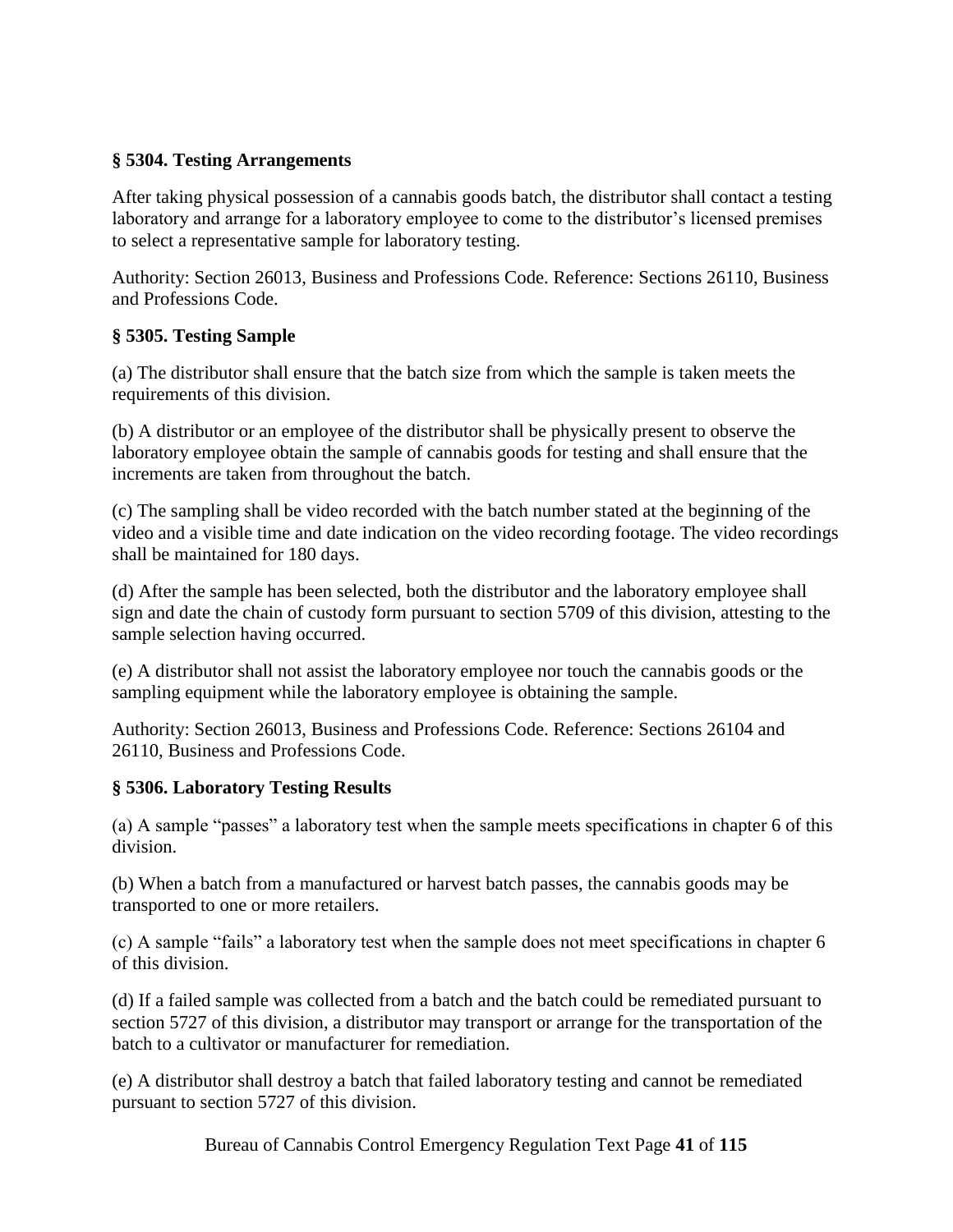### § 5304. Testing Arrangements

After taking physical possession of a cannabis goods batch, the distributor shall contact a testing laboratory and arrange for a laboratory employee to come to the distributor's licensed premises to select a representative sample for laboratory testing.

Authority: Section 26013, Business and Professions Code. Reference: Sections 26110, Business and Professions Code.

### § 5305. Testing Sample

(a) The distributor shall ensure that the batch size from which the sample is taken meets the requirements of this division.

(b) A distributor or an employee of the distributor shall be physically present to observe the laboratory employee obtain the sample of cannabis goods for testing and shall ensure that the increments are taken from throughout the batch.

(c) The sampling shall be video recorded with the batch number stated at the beginning of the video and a visible time and date indication on the video recording footage. The video recordings shall be maintained for 180 days.

(d) After the sample has been selected, both the distributor and the laboratory employee shall sign and date the chain of custody form pursuant to section 5709 of this division, attesting to the sample selection having occurred.

(e) A distributor shall not assist the laboratory employee nor touch the cannabis goods or the sampling equipment while the laboratory employee is obtaining the sample.

Authority: Section 26013, Business and Professions Code. Reference: Sections 26104 and 26110, Business and Professions Code.

### § 5306. Laboratory Testing Results

(a) A sample "passes" a laboratory test when the sample meets specifications in chapter 6 of this division.

(b) When a batch from a manufactured or harvest batch passes, the cannabis goods may be transported to one or more retailers.

(c) A sample "fails" a laboratory test when the sample does not meet specifications in chapter 6 of this division.

(d) If a failed sample was collected from a batch and the batch could be remediated pursuant to section 5727 of this division, a distributor may transport or arrange for the transportation of the batch to a cultivator or manufacturer for remediation.

(e) A distributor shall destroy a batch that failed laboratory testing and cannot be remediated pursuant to section 5727 of this division.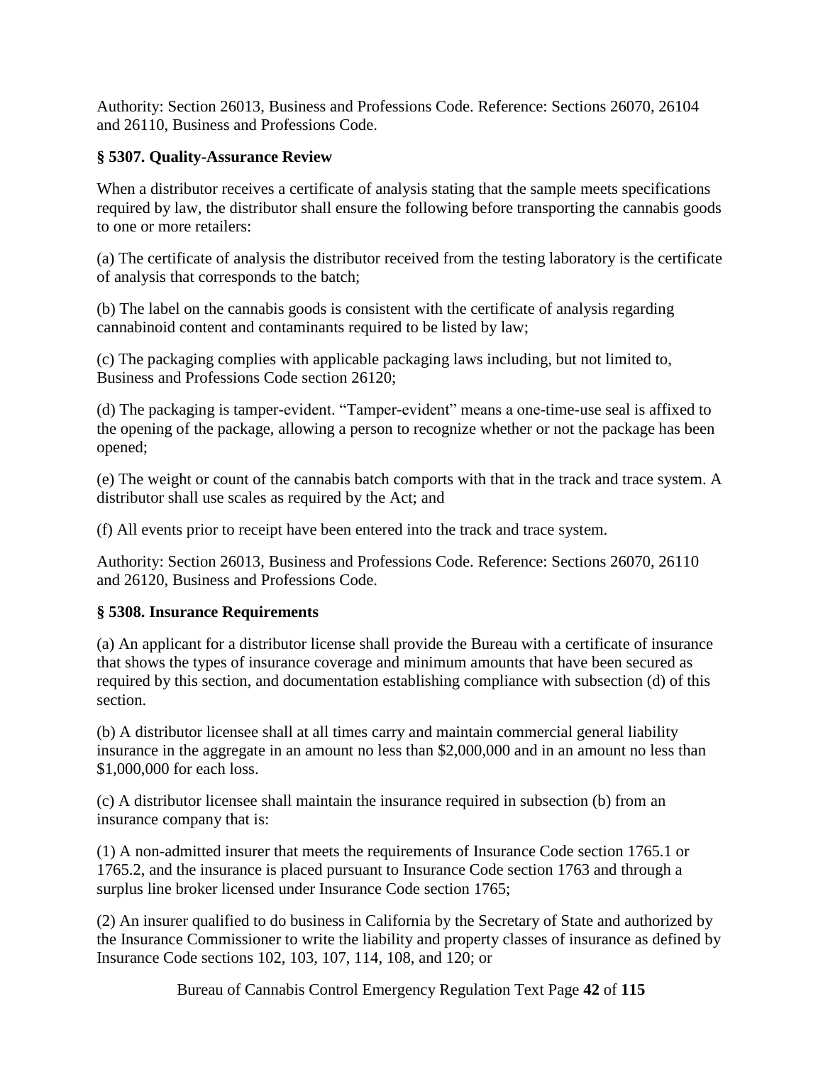Authority: Section 26013, Business and Professions Code. Reference: Sections 26070, 26104 and 26110, Business and Professions Code.

### § 5307. Quality-Assurance Review

When a distributor receives a certificate of analysis stating that the sample meets specifications required by law, the distributor shall ensure the following before transporting the cannabis goods to one or more retailers:

(a) The certificate of analysis the distributor received from the testing laboratory is the certificate of analysis that corresponds to the batch;

(b) The label on the cannabis goods is consistent with the certificate of analysis regarding cannabinoid content and contaminants required to be listed by law;

(c) The packaging complies with applicable packaging laws including, but not limited to, Business and Professions Code section 26120;

(d) The packaging is tamper-evident. "Tamper-evident" means a one-time-use seal is affixed to the opening of the package, allowing a person to recognize whether or not the package has been opened;

(e) The weight or count of the cannabis batch comports with that in the track and trace system. A distributor shall use scales as required by the Act; and

(f) All events prior to receipt have been entered into the track and trace system.

Authority: Section 26013, Business and Professions Code. Reference: Sections 26070, 26110 and 26120, Business and Professions Code.

### § 5308. Insurance Requirements

(a) An applicant for a distributor license shall provide the Bureau with a certificate of insurance that shows the types of insurance coverage and minimum amounts that have been secured as required by this section, and documentation establishing compliance with subsection (d) of this section.

(b) A distributor licensee shall at all times carry and maintain commercial general liability insurance in the aggregate in an amount no less than $2,000,000 and in an amount no less than $1,000,000 for each loss.

(c) A distributor licensee shall maintain the insurance required in subsection (b) from an insurance company that is:

(1) A non-admitted insurer that meets the requirements of Insurance Code section 1765.1 or 1765.2, and the insurance is placed pursuant to Insurance Code section 1763 and through a surplus line broker licensed under Insurance Code section 1765;

(2) An insurer qualified to do business in California by the Secretary of State and authorized by the Insurance Commissioner to write the liability and property classes of insurance as defined by Insurance Code sections 102, 103, 107, 114, 108, and 120; or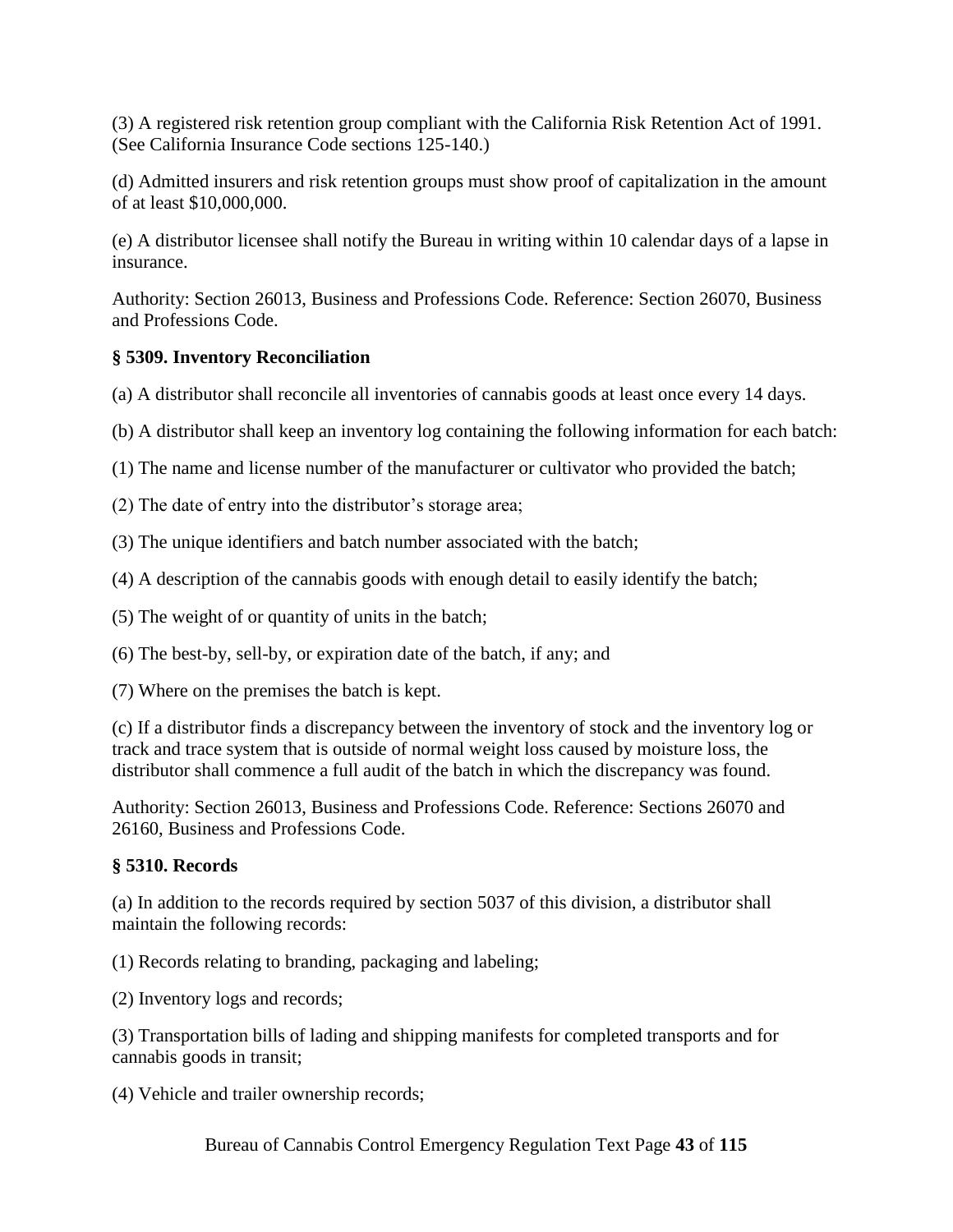(3) A registered risk retention group compliant with the California Risk Retention Act of 1991. (See California Insurance Code sections 125-140.)

(d) Admitted insurers and risk retention groups must show proof of capitalization in the amount of at least $10,000,000.

(e) A distributor licensee shall notify the Bureau in writing within 10 calendar days of a lapse in insurance.

Authority: Section 26013, Business and Professions Code. Reference: Section 26070, Business and Professions Code.

### § 5309. Inventory Reconciliation

(a) A distributor shall reconcile all inventories of cannabis goods at least once every 14 days.

(b) A distributor shall keep an inventory log containing the following information for each batch:

(1) The name and license number of the manufacturer or cultivator who provided the batch;

(2) The date of entry into the distributor's storage area;

(3) The unique identifiers and batch number associated with the batch;

(4) A description of the cannabis goods with enough detail to easily identify the batch;

(5) The weight of or quantity of units in the batch;

(6) The best-by, sell-by, or expiration date of the batch, if any; and

(7) Where on the premises the batch is kept.

(c) If a distributor finds a discrepancy between the inventory of stock and the inventory log or track and trace system that is outside of normal weight loss caused by moisture loss, the distributor shall commence a full audit of the batch in which the discrepancy was found.

Authority: Section 26013, Business and Professions Code. Reference: Sections 26070 and 26160, Business and Professions Code.

### § 5310. Records

(a) In addition to the records required by section 5037 of this division, a distributor shall maintain the following records:

(1) Records relating to branding, packaging and labeling;

(2) Inventory logs and records;

(3) Transportation bills of lading and shipping manifests for completed transports and for cannabis goods in transit;

(4) Vehicle and trailer ownership records;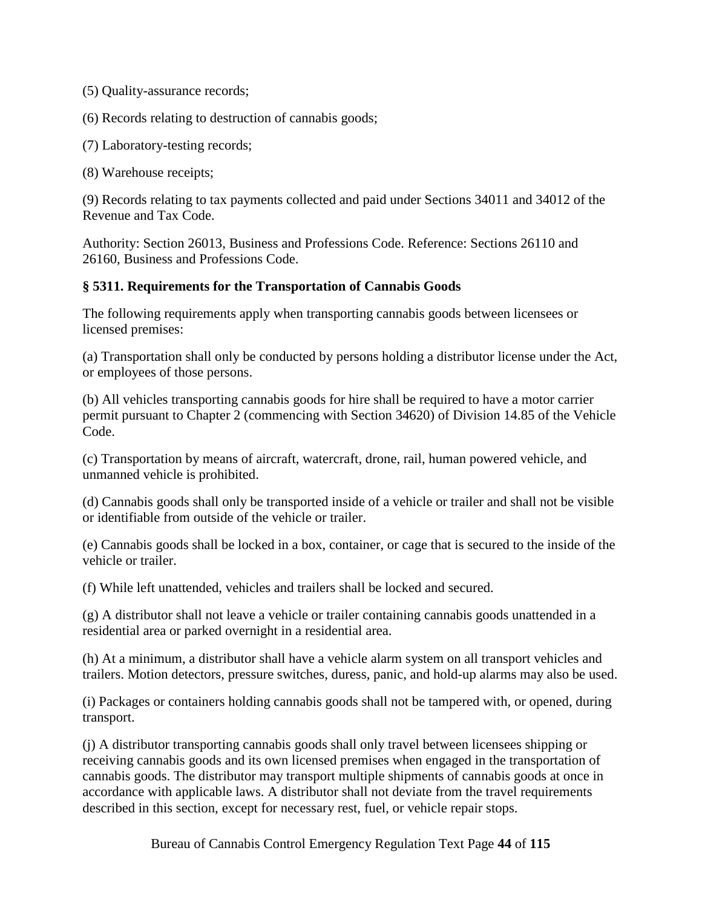(5) Quality-assurance records;

(6) Records relating to destruction of cannabis goods;

(7) Laboratory-testing records;

(8) Warehouse receipts;

(9) Records relating to tax payments collected and paid under Sections 34011 and 34012 of the Revenue and Tax Code.

Authority: Section 26013, Business and Professions Code. Reference: Sections 26110 and 26160, Business and Professions Code.

### § 5311. Requirements for the Transportation of Cannabis Goods

The following requirements apply when transporting cannabis goods between licensees or licensed premises:

(a) Transportation shall only be conducted by persons holding a distributor license under the Act, or employees of those persons.

(b) All vehicles transporting cannabis goods for hire shall be required to have a motor carrier permit pursuant to Chapter 2 (commencing with Section 34620) of Division 14.85 of the Vehicle Code.

(c) Transportation by means of aircraft, watercraft, drone, rail, human powered vehicle, and unmanned vehicle is prohibited.

(d) Cannabis goods shall only be transported inside of a vehicle or trailer and shall not be visible or identifiable from outside of the vehicle or trailer.

(e) Cannabis goods shall be locked in a box, container, or cage that is secured to the inside of the vehicle or trailer.

(f) While left unattended, vehicles and trailers shall be locked and secured.

(g) A distributor shall not leave a vehicle or trailer containing cannabis goods unattended in a residential area or parked overnight in a residential area.

(h) At a minimum, a distributor shall have a vehicle alarm system on all transport vehicles and trailers. Motion detectors, pressure switches, duress, panic, and hold-up alarms may also be used.

(i) Packages or containers holding cannabis goods shall not be tampered with, or opened, during transport.

(j) A distributor transporting cannabis goods shall only travel between licensees shipping or receiving cannabis goods and its own licensed premises when engaged in the transportation of cannabis goods. The distributor may transport multiple shipments of cannabis goods at once in accordance with applicable laws. A distributor shall not deviate from the travel requirements described in this section, except for necessary rest, fuel, or vehicle repair stops.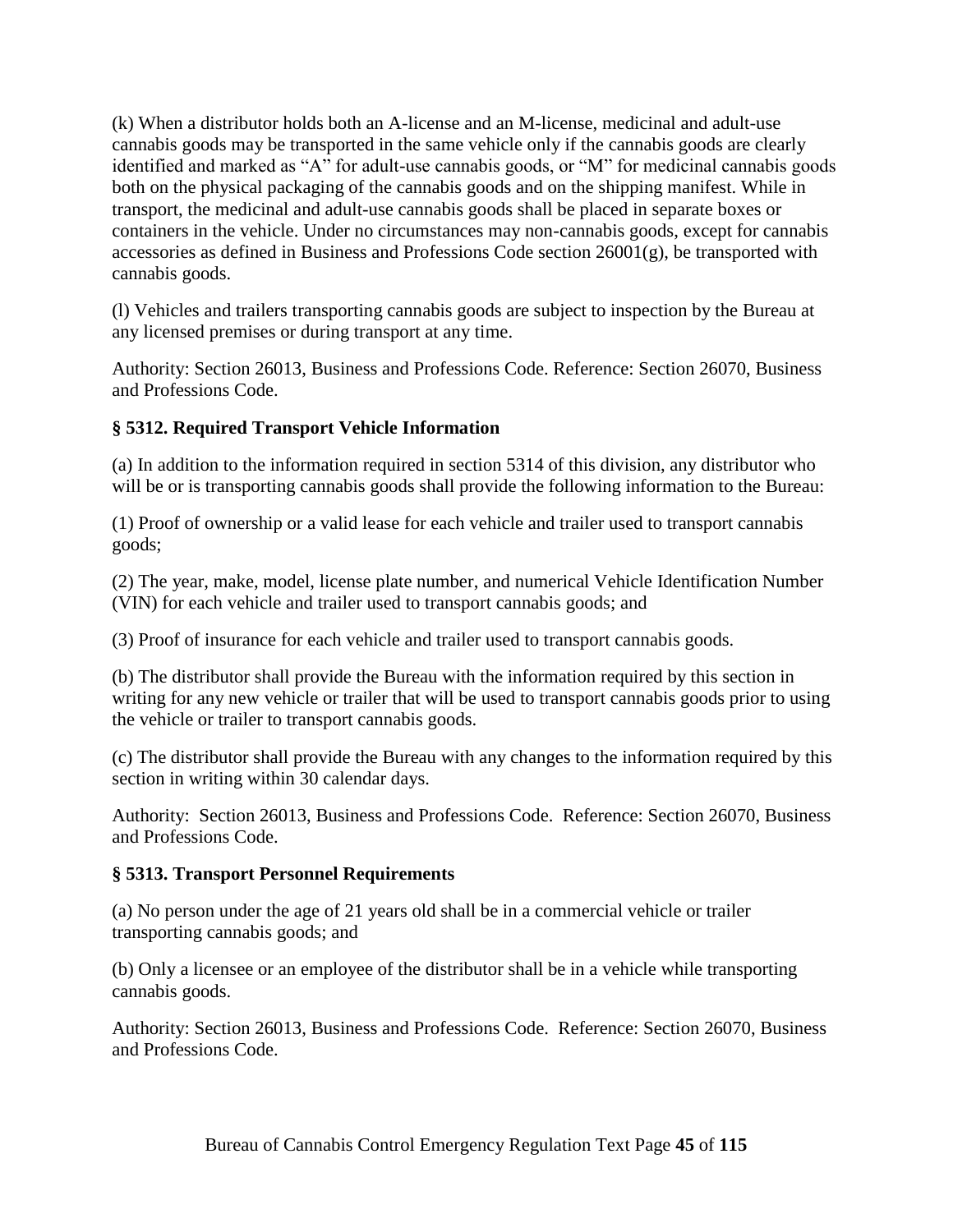(k) When a distributor holds both an A-license and an M-license, medicinal and adult-use cannabis goods may be transported in the same vehicle only if the cannabis goods are clearly identified and marked as “A” for adult-use cannabis goods, or “M” for medicinal cannabis goods both on the physical packaging of the cannabis goods and on the shipping manifest. While in transport, the medicinal and adult-use cannabis goods shall be placed in separate boxes or containers in the vehicle. Under no circumstances may non-cannabis goods, except for cannabis accessories as defined in Business and Professions Code section 26001(g), be transported with cannabis goods.

(l) Vehicles and trailers transporting cannabis goods are subject to inspection by the Bureau at any licensed premises or during transport at any time.

Authority: Section 26013, Business and Professions Code. Reference: Section 26070, Business and Professions Code.

### § 5312. Required Transport Vehicle Information

(a) In addition to the information required in section 5314 of this division, any distributor who will be or is transporting cannabis goods shall provide the following information to the Bureau:

(1) Proof of ownership or a valid lease for each vehicle and trailer used to transport cannabis goods;

(2) The year, make, model, license plate number, and numerical Vehicle Identification Number (VIN) for each vehicle and trailer used to transport cannabis goods; and

(3) Proof of insurance for each vehicle and trailer used to transport cannabis goods.

(b) The distributor shall provide the Bureau with the information required by this section in writing for any new vehicle or trailer that will be used to transport cannabis goods prior to using the vehicle or trailer to transport cannabis goods.

(c) The distributor shall provide the Bureau with any changes to the information required by this section in writing within 30 calendar days.

Authority: Section 26013, Business and Professions Code. Reference: Section 26070, Business and Professions Code.

### § 5313. Transport Personnel Requirements

(a) No person under the age of 21 years old shall be in a commercial vehicle or trailer transporting cannabis goods; and

(b) Only a licensee or an employee of the distributor shall be in a vehicle while transporting cannabis goods.

Authority: Section 26013, Business and Professions Code. Reference: Section 26070, Business and Professions Code.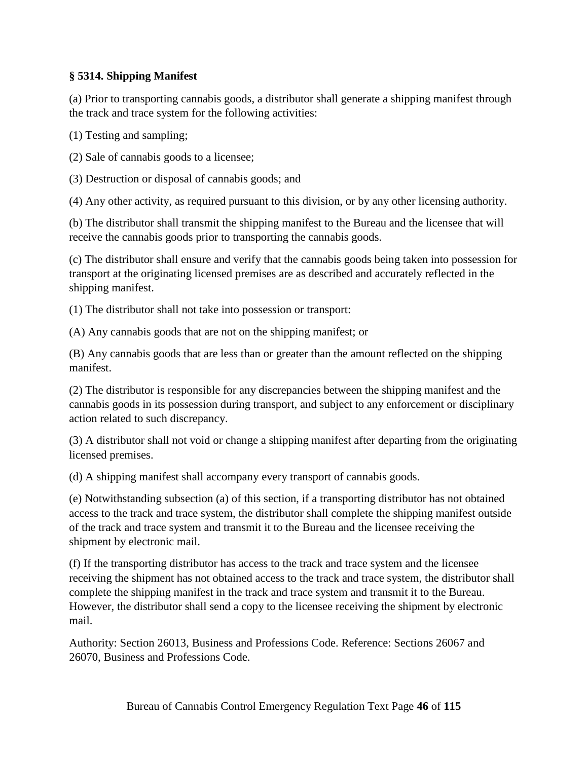### § 5314. Shipping Manifest

(a) Prior to transporting cannabis goods, a distributor shall generate a shipping manifest through the track and trace system for the following activities:

(1) Testing and sampling;

(2) Sale of cannabis goods to a licensee;

(3) Destruction or disposal of cannabis goods; and

(4) Any other activity, as required pursuant to this division, or by any other licensing authority.

(b) The distributor shall transmit the shipping manifest to the Bureau and the licensee that will receive the cannabis goods prior to transporting the cannabis goods.

(c) The distributor shall ensure and verify that the cannabis goods being taken into possession for transport at the originating licensed premises are as described and accurately reflected in the shipping manifest.

(1) The distributor shall not take into possession or transport:

(A) Any cannabis goods that are not on the shipping manifest; or

(B) Any cannabis goods that are less than or greater than the amount reflected on the shipping manifest.

(2) The distributor is responsible for any discrepancies between the shipping manifest and the cannabis goods in its possession during transport, and subject to any enforcement or disciplinary action related to such discrepancy.

(3) A distributor shall not void or change a shipping manifest after departing from the originating licensed premises.

(d) A shipping manifest shall accompany every transport of cannabis goods.

(e) Notwithstanding subsection (a) of this section, if a transporting distributor has not obtained access to the track and trace system, the distributor shall complete the shipping manifest outside of the track and trace system and transmit it to the Bureau and the licensee receiving the shipment by electronic mail.

(f) If the transporting distributor has access to the track and trace system and the licensee receiving the shipment has not obtained access to the track and trace system, the distributor shall complete the shipping manifest in the track and trace system and transmit it to the Bureau. However, the distributor shall send a copy to the licensee receiving the shipment by electronic mail.

Authority: Section 26013, Business and Professions Code. Reference: Sections 26067 and 26070, Business and Professions Code.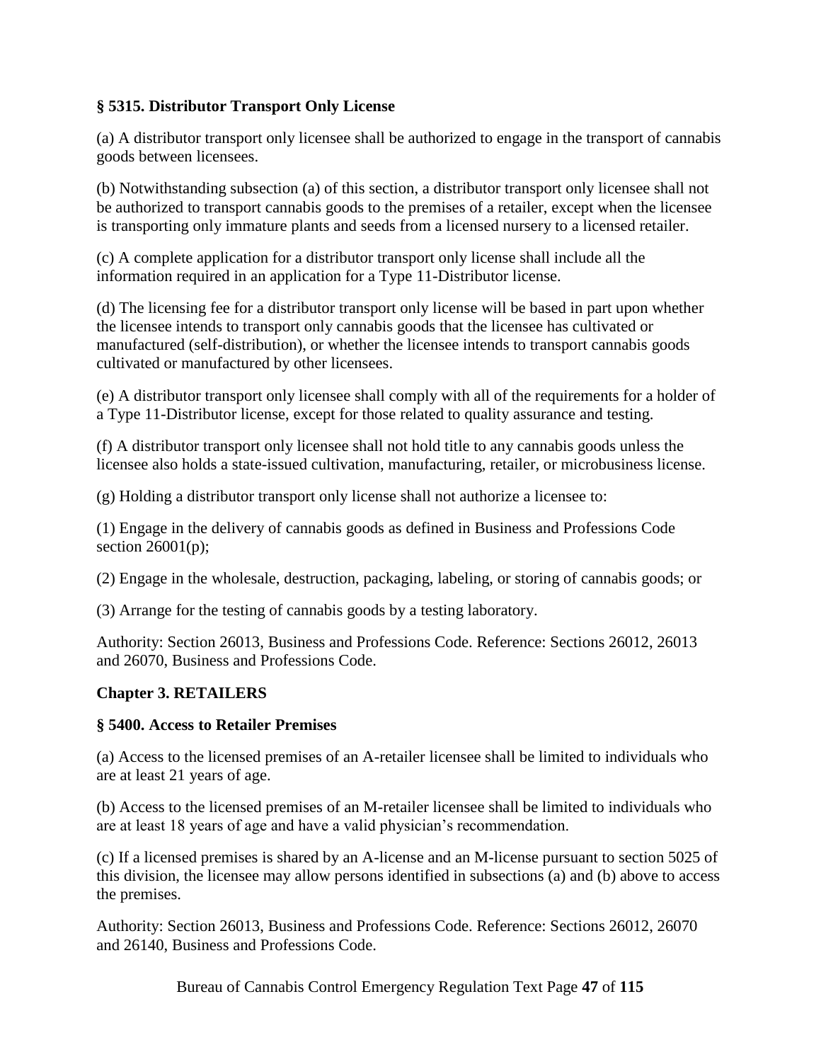### § 5315. Distributor Transport Only License

(a) A distributor transport only licensee shall be authorized to engage in the transport of cannabis goods between licensees.

(b) Notwithstanding subsection (a) of this section, a distributor transport only licensee shall not be authorized to transport cannabis goods to the premises of a retailer, except when the licensee is transporting only immature plants and seeds from a licensed nursery to a licensed retailer.

(c) A complete application for a distributor transport only license shall include all the information required in an application for a Type 11-Distributor license.

(d) The licensing fee for a distributor transport only license will be based in part upon whether the licensee intends to transport only cannabis goods that the licensee has cultivated or manufactured (self-distribution), or whether the licensee intends to transport cannabis goods cultivated or manufactured by other licensees.

(e) A distributor transport only licensee shall comply with all of the requirements for a holder of a Type 11-Distributor license, except for those related to quality assurance and testing.

(f) A distributor transport only licensee shall not hold title to any cannabis goods unless the licensee also holds a state-issued cultivation, manufacturing, retailer, or microbusiness license.

(g) Holding a distributor transport only license shall not authorize a licensee to:

(1) Engage in the delivery of cannabis goods as defined in Business and Professions Code section 26001(p);

(2) Engage in the wholesale, destruction, packaging, labeling, or storing of cannabis goods; or

(3) Arrange for the testing of cannabis goods by a testing laboratory.

Authority: Section 26013, Business and Professions Code. Reference: Sections 26012, 26013 and 26070, Business and Professions Code.

## Chapter 3. RETAILERS

### § 5400. Access to Retailer Premises

(a) Access to the licensed premises of an A-retailer licensee shall be limited to individuals who are at least 21 years of age.

(b) Access to the licensed premises of an M-retailer licensee shall be limited to individuals who are at least 18 years of age and have a valid physician's recommendation.

(c) If a licensed premises is shared by an A-license and an M-license pursuant to section 5025 of this division, the licensee may allow persons identified in subsections (a) and (b) above to access the premises.

Authority: Section 26013, Business and Professions Code. Reference: Sections 26012, 26070 and 26140, Business and Professions Code.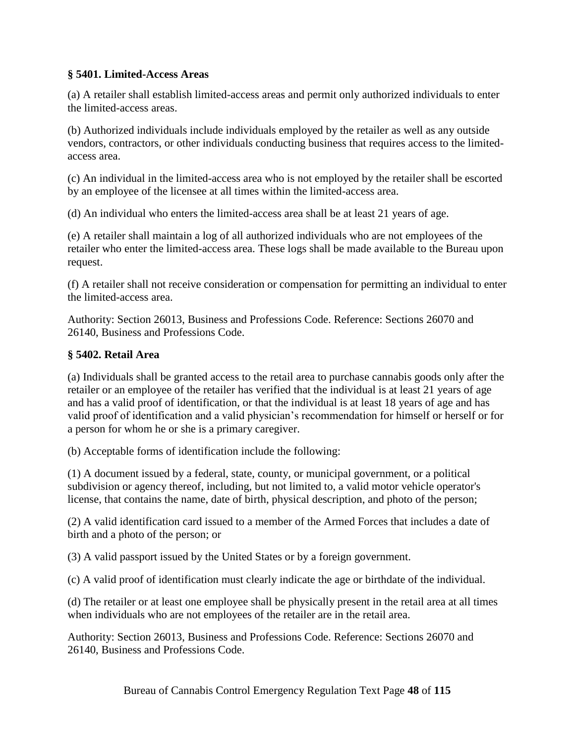**§ 5401. Limited-Access Areas**

(a) A retailer shall establish limited-access areas and permit only authorized individuals to enter the limited-access areas.

(b) Authorized individuals include individuals employed by the retailer as well as any outside vendors, contractors, or other individuals conducting business that requires access to the limited-access area.

(c) An individual in the limited-access area who is not employed by the retailer shall be escorted by an employee of the licensee at all times within the limited-access area.

(d) An individual who enters the limited-access area shall be at least 21 years of age.

(e) A retailer shall maintain a log of all authorized individuals who are not employees of the retailer who enter the limited-access area. These logs shall be made available to the Bureau upon request.

(f) A retailer shall not receive consideration or compensation for permitting an individual to enter the limited-access area.

Authority: Section 26013, Business and Professions Code. Reference: Sections 26070 and 26140, Business and Professions Code.

**§ 5402. Retail Area**

(a) Individuals shall be granted access to the retail area to purchase cannabis goods only after the retailer or an employee of the retailer has verified that the individual is at least 21 years of age and has a valid proof of identification, or that the individual is at least 18 years of age and has valid proof of identification and a valid physician's recommendation for himself or herself or for a person for whom he or she is a primary caregiver.

(b) Acceptable forms of identification include the following:

(1) A document issued by a federal, state, county, or municipal government, or a political subdivision or agency thereof, including, but not limited to, a valid motor vehicle operator's license, that contains the name, date of birth, physical description, and photo of the person;

(2) A valid identification card issued to a member of the Armed Forces that includes a date of birth and a photo of the person; or

(3) A valid passport issued by the United States or by a foreign government.

(c) A valid proof of identification must clearly indicate the age or birthdate of the individual.

(d) The retailer or at least one employee shall be physically present in the retail area at all times when individuals who are not employees of the retailer are in the retail area.

Authority: Section 26013, Business and Professions Code. Reference: Sections 26070 and 26140, Business and Professions Code.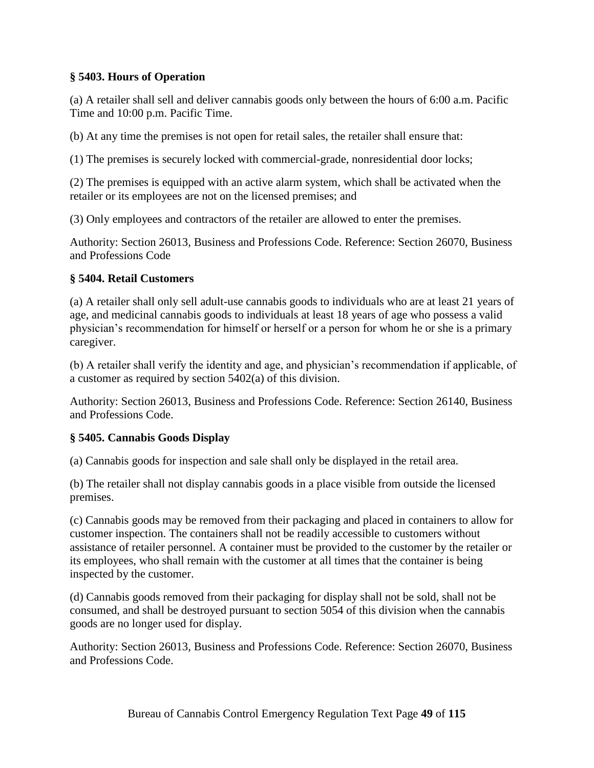**§ 5403. Hours of Operation**

(a) A retailer shall sell and deliver cannabis goods only between the hours of 6:00 a.m. Pacific Time and 10:00 p.m. Pacific Time.

(b) At any time the premises is not open for retail sales, the retailer shall ensure that:

(1) The premises is securely locked with commercial-grade, nonresidential door locks;

(2) The premises is equipped with an active alarm system, which shall be activated when the retailer or its employees are not on the licensed premises; and

(3) Only employees and contractors of the retailer are allowed to enter the premises.

Authority: Section 26013, Business and Professions Code. Reference: Section 26070, Business and Professions Code

**§ 5404. Retail Customers**

(a) A retailer shall only sell adult-use cannabis goods to individuals who are at least 21 years of age, and medicinal cannabis goods to individuals at least 18 years of age who possess a valid physician's recommendation for himself or herself or a person for whom he or she is a primary caregiver.

(b) A retailer shall verify the identity and age, and physician's recommendation if applicable, of a customer as required by section 5402(a) of this division.

Authority: Section 26013, Business and Professions Code. Reference: Section 26140, Business and Professions Code.

**§ 5405. Cannabis Goods Display**

(a) Cannabis goods for inspection and sale shall only be displayed in the retail area.

(b) The retailer shall not display cannabis goods in a place visible from outside the licensed premises.

(c) Cannabis goods may be removed from their packaging and placed in containers to allow for customer inspection. The containers shall not be readily accessible to customers without assistance of retailer personnel. A container must be provided to the customer by the retailer or its employees, who shall remain with the customer at all times that the container is being inspected by the customer.

(d) Cannabis goods removed from their packaging for display shall not be sold, shall not be consumed, and shall be destroyed pursuant to section 5054 of this division when the cannabis goods are no longer used for display.

Authority: Section 26013, Business and Professions Code. Reference: Section 26070, Business and Professions Code.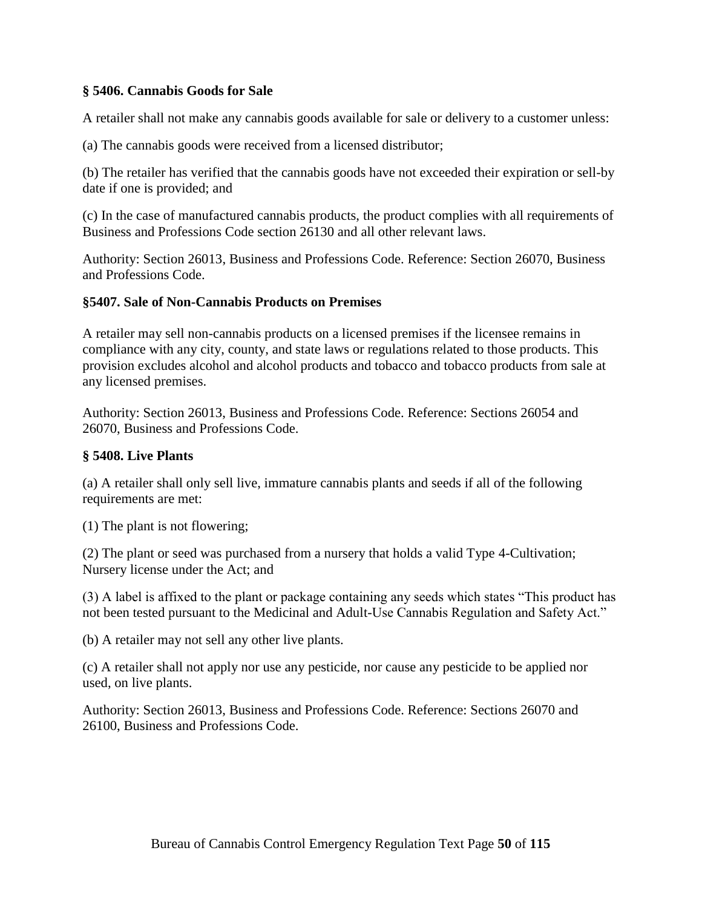### § 5406. Cannabis Goods for Sale

A retailer shall not make any cannabis goods available for sale or delivery to a customer unless:

(a) The cannabis goods were received from a licensed distributor;

(b) The retailer has verified that the cannabis goods have not exceeded their expiration or sell-by date if one is provided; and

(c) In the case of manufactured cannabis products, the product complies with all requirements of Business and Professions Code section 26130 and all other relevant laws.

Authority: Section 26013, Business and Professions Code. Reference: Section 26070, Business and Professions Code.

### §5407. Sale of Non-Cannabis Products on Premises

A retailer may sell non-cannabis products on a licensed premises if the licensee remains in compliance with any city, county, and state laws or regulations related to those products. This provision excludes alcohol and alcohol products and tobacco and tobacco products from sale at any licensed premises.

Authority: Section 26013, Business and Professions Code. Reference: Sections 26054 and 26070, Business and Professions Code.

### § 5408. Live Plants

(a) A retailer shall only sell live, immature cannabis plants and seeds if all of the following requirements are met:

(1) The plant is not flowering;

(2) The plant or seed was purchased from a nursery that holds a valid Type 4-Cultivation; Nursery license under the Act; and

(3) A label is affixed to the plant or package containing any seeds which states "This product has not been tested pursuant to the Medicinal and Adult-Use Cannabis Regulation and Safety Act."

(b) A retailer may not sell any other live plants.

(c) A retailer shall not apply nor use any pesticide, nor cause any pesticide to be applied nor used, on live plants.

Authority: Section 26013, Business and Professions Code. Reference: Sections 26070 and 26100, Business and Professions Code.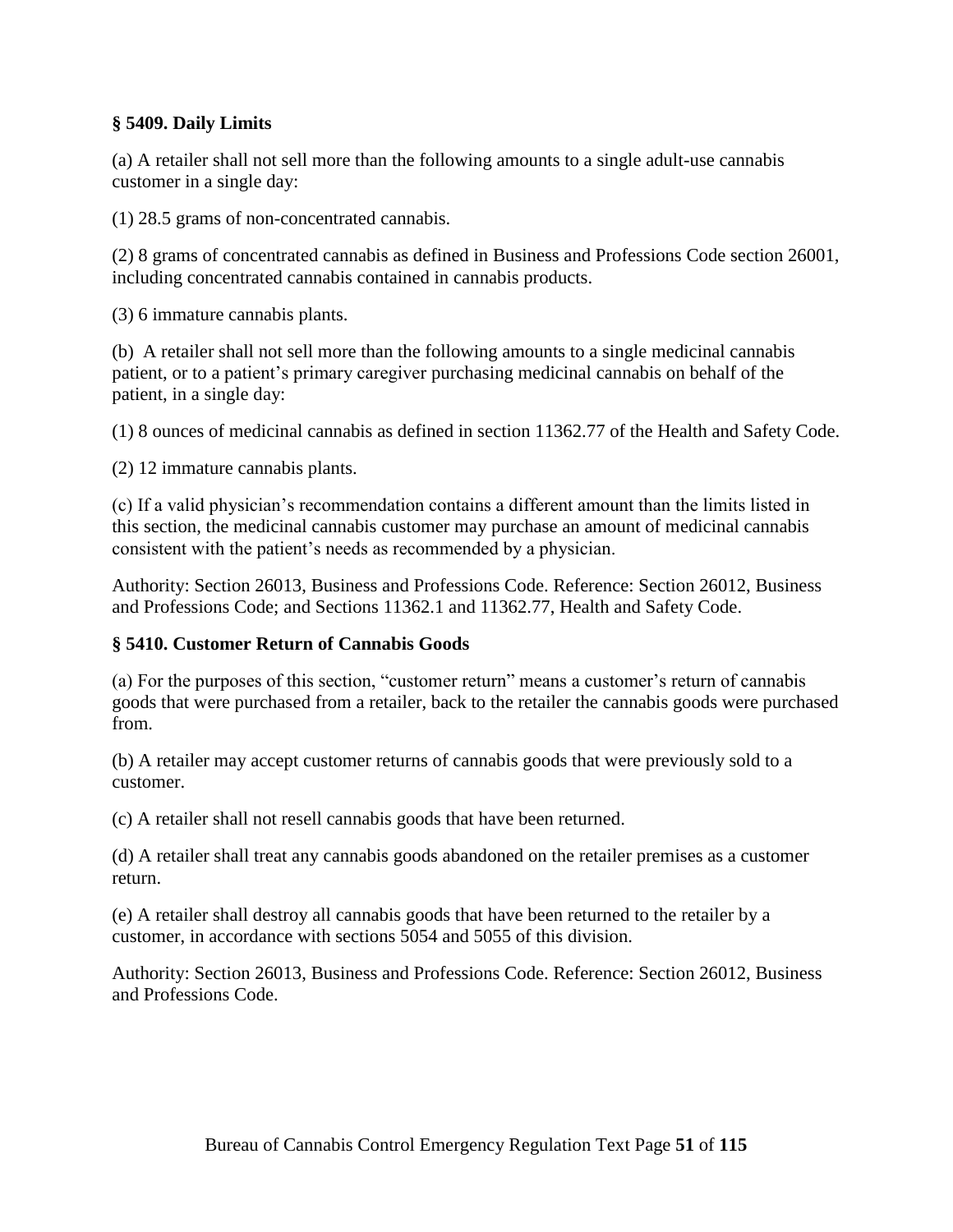### § 5409. Daily Limits

(a) A retailer shall not sell more than the following amounts to a single adult-use cannabis customer in a single day:

(1) 28.5 grams of non-concentrated cannabis.

(2) 8 grams of concentrated cannabis as defined in Business and Professions Code section 26001, including concentrated cannabis contained in cannabis products.

(3) 6 immature cannabis plants.

(b) A retailer shall not sell more than the following amounts to a single medicinal cannabis patient, or to a patient's primary caregiver purchasing medicinal cannabis on behalf of the patient, in a single day:

(1) 8 ounces of medicinal cannabis as defined in section 11362.77 of the Health and Safety Code.

(2) 12 immature cannabis plants.

(c) If a valid physician's recommendation contains a different amount than the limits listed in this section, the medicinal cannabis customer may purchase an amount of medicinal cannabis consistent with the patient's needs as recommended by a physician.

Authority: Section 26013, Business and Professions Code. Reference: Section 26012, Business and Professions Code; and Sections 11362.1 and 11362.77, Health and Safety Code.

### § 5410. Customer Return of Cannabis Goods

(a) For the purposes of this section, "customer return" means a customer's return of cannabis goods that were purchased from a retailer, back to the retailer the cannabis goods were purchased from.

(b) A retailer may accept customer returns of cannabis goods that were previously sold to a customer.

(c) A retailer shall not resell cannabis goods that have been returned.

(d) A retailer shall treat any cannabis goods abandoned on the retailer premises as a customer return.

(e) A retailer shall destroy all cannabis goods that have been returned to the retailer by a customer, in accordance with sections 5054 and 5055 of this division.

Authority: Section 26013, Business and Professions Code. Reference: Section 26012, Business and Professions Code.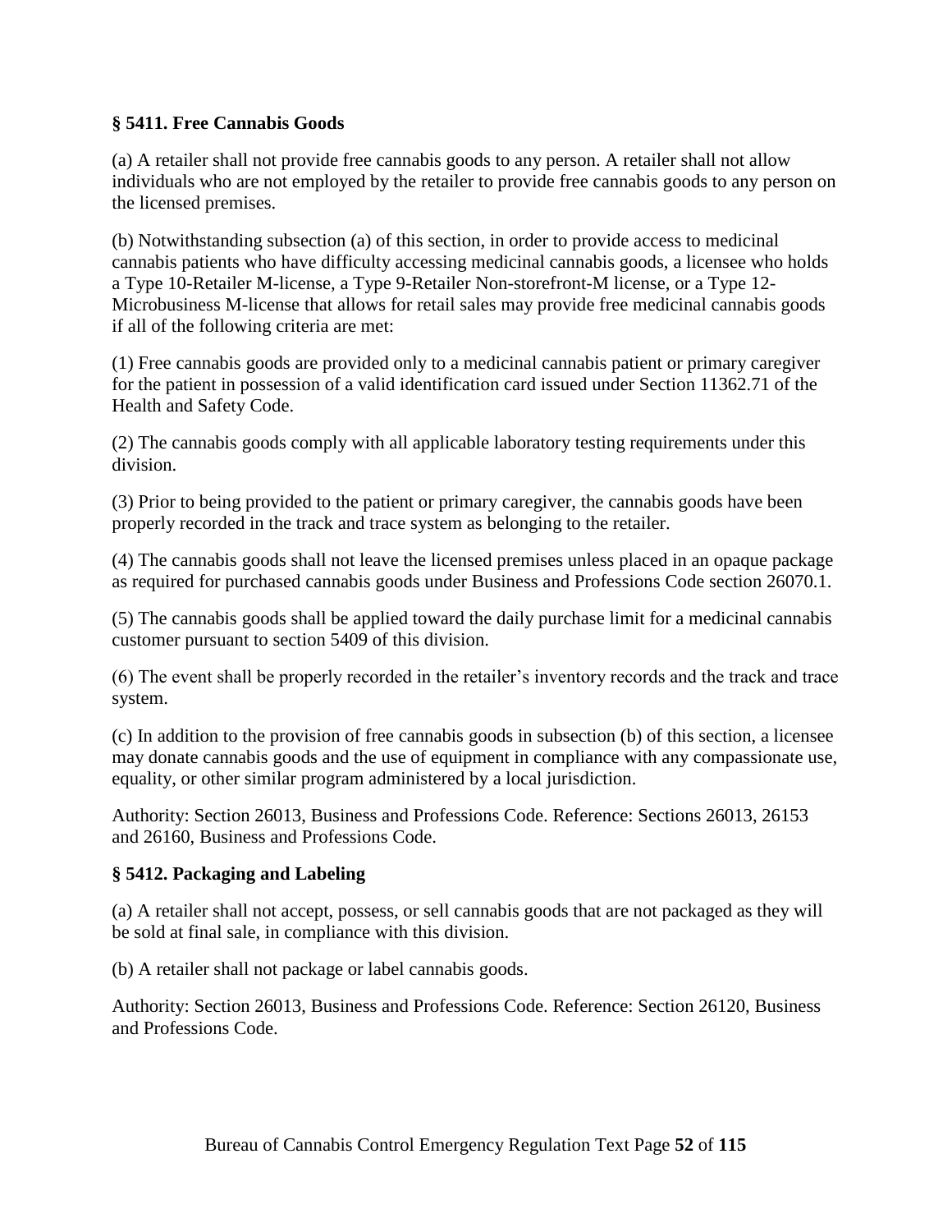### § 5411. Free Cannabis Goods

(a) A retailer shall not provide free cannabis goods to any person. A retailer shall not allow individuals who are not employed by the retailer to provide free cannabis goods to any person on the licensed premises.

(b) Notwithstanding subsection (a) of this section, in order to provide access to medicinal cannabis patients who have difficulty accessing medicinal cannabis goods, a licensee who holds a Type 10-Retailer M-license, a Type 9-Retailer Non-storefront-M license, or a Type 12-Microbusiness M-license that allows for retail sales may provide free medicinal cannabis goods if all of the following criteria are met:

(1) Free cannabis goods are provided only to a medicinal cannabis patient or primary caregiver for the patient in possession of a valid identification card issued under Section 11362.71 of the Health and Safety Code.

(2) The cannabis goods comply with all applicable laboratory testing requirements under this division.

(3) Prior to being provided to the patient or primary caregiver, the cannabis goods have been properly recorded in the track and trace system as belonging to the retailer.

(4) The cannabis goods shall not leave the licensed premises unless placed in an opaque package as required for purchased cannabis goods under Business and Professions Code section 26070.1.

(5) The cannabis goods shall be applied toward the daily purchase limit for a medicinal cannabis customer pursuant to section 5409 of this division.

(6) The event shall be properly recorded in the retailer's inventory records and the track and trace system.

(c) In addition to the provision of free cannabis goods in subsection (b) of this section, a licensee may donate cannabis goods and the use of equipment in compliance with any compassionate use, equality, or other similar program administered by a local jurisdiction.

Authority: Section 26013, Business and Professions Code. Reference: Sections 26013, 26153 and 26160, Business and Professions Code.

### § 5412. Packaging and Labeling

(a) A retailer shall not accept, possess, or sell cannabis goods that are not packaged as they will be sold at final sale, in compliance with this division.

(b) A retailer shall not package or label cannabis goods.

Authority: Section 26013, Business and Professions Code. Reference: Section 26120, Business and Professions Code.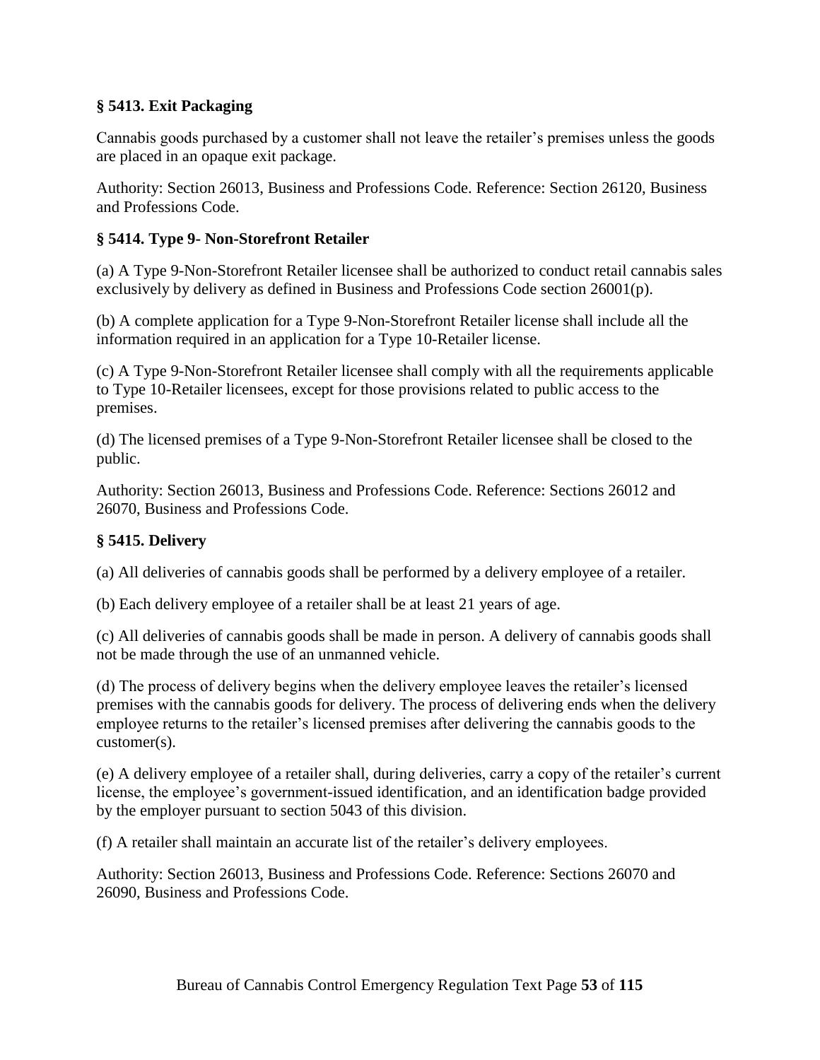### § 5413. Exit Packaging

Cannabis goods purchased by a customer shall not leave the retailer's premises unless the goods are placed in an opaque exit package.

Authority: Section 26013, Business and Professions Code. Reference: Section 26120, Business and Professions Code.

### § 5414. Type 9- Non-Storefront Retailer

(a) A Type 9-Non-Storefront Retailer licensee shall be authorized to conduct retail cannabis sales exclusively by delivery as defined in Business and Professions Code section 26001(p).

(b) A complete application for a Type 9-Non-Storefront Retailer license shall include all the information required in an application for a Type 10-Retailer license.

(c) A Type 9-Non-Storefront Retailer licensee shall comply with all the requirements applicable to Type 10-Retailer licensees, except for those provisions related to public access to the premises.

(d) The licensed premises of a Type 9-Non-Storefront Retailer licensee shall be closed to the public.

Authority: Section 26013, Business and Professions Code. Reference: Sections 26012 and 26070, Business and Professions Code.

### § 5415. Delivery

(a) All deliveries of cannabis goods shall be performed by a delivery employee of a retailer.

(b) Each delivery employee of a retailer shall be at least 21 years of age.

(c) All deliveries of cannabis goods shall be made in person. A delivery of cannabis goods shall not be made through the use of an unmanned vehicle.

(d) The process of delivery begins when the delivery employee leaves the retailer's licensed premises with the cannabis goods for delivery. The process of delivering ends when the delivery employee returns to the retailer's licensed premises after delivering the cannabis goods to the customer(s).

(e) A delivery employee of a retailer shall, during deliveries, carry a copy of the retailer's current license, the employee's government-issued identification, and an identification badge provided by the employer pursuant to section 5043 of this division.

(f) A retailer shall maintain an accurate list of the retailer's delivery employees.

Authority: Section 26013, Business and Professions Code. Reference: Sections 26070 and 26090, Business and Professions Code.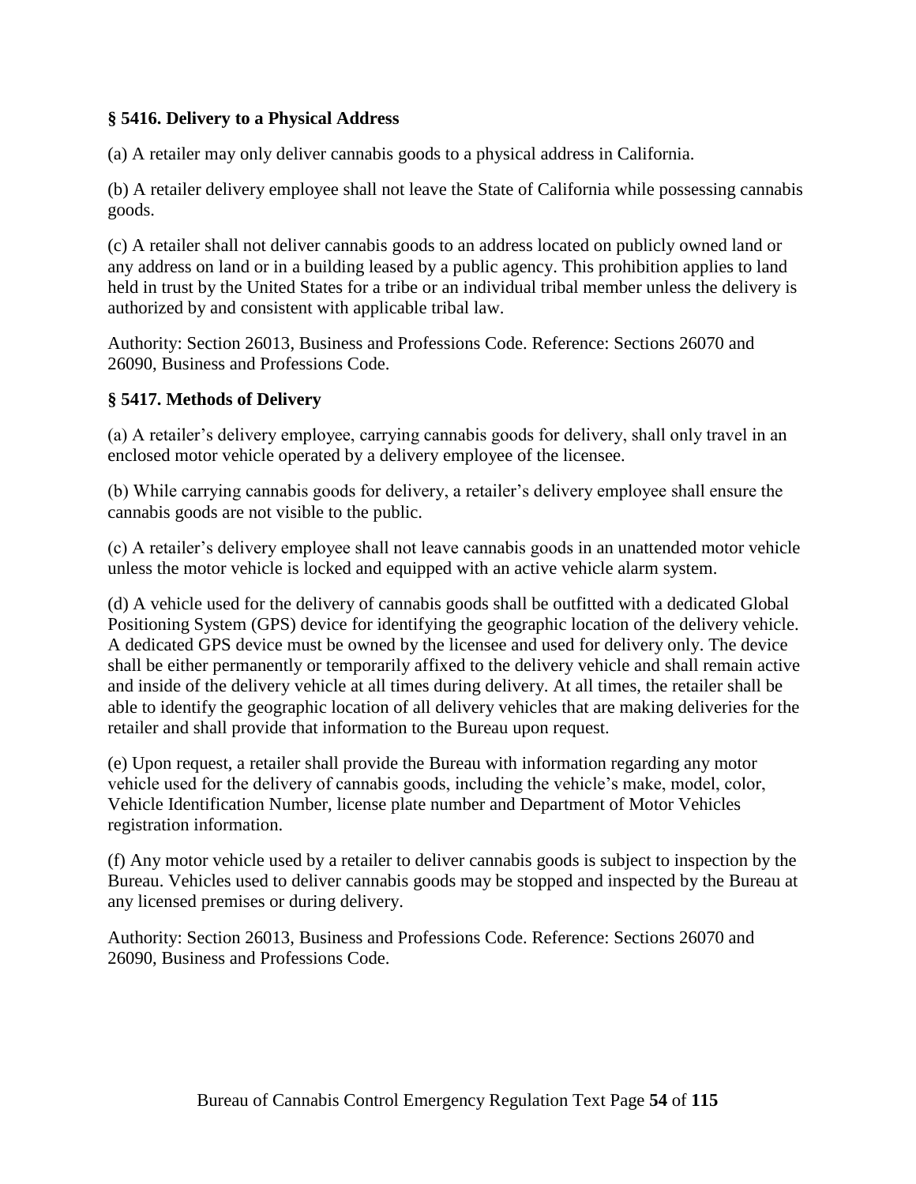### § 5416. Delivery to a Physical Address

(a) A retailer may only deliver cannabis goods to a physical address in California.

(b) A retailer delivery employee shall not leave the State of California while possessing cannabis goods.

(c) A retailer shall not deliver cannabis goods to an address located on publicly owned land or any address on land or in a building leased by a public agency. This prohibition applies to land held in trust by the United States for a tribe or an individual tribal member unless the delivery is authorized by and consistent with applicable tribal law.

Authority: Section 26013, Business and Professions Code. Reference: Sections 26070 and 26090, Business and Professions Code.

### § 5417. Methods of Delivery

(a) A retailer's delivery employee, carrying cannabis goods for delivery, shall only travel in an enclosed motor vehicle operated by a delivery employee of the licensee.

(b) While carrying cannabis goods for delivery, a retailer's delivery employee shall ensure the cannabis goods are not visible to the public.

(c) A retailer's delivery employee shall not leave cannabis goods in an unattended motor vehicle unless the motor vehicle is locked and equipped with an active vehicle alarm system.

(d) A vehicle used for the delivery of cannabis goods shall be outfitted with a dedicated Global Positioning System (GPS) device for identifying the geographic location of the delivery vehicle. A dedicated GPS device must be owned by the licensee and used for delivery only. The device shall be either permanently or temporarily affixed to the delivery vehicle and shall remain active and inside of the delivery vehicle at all times during delivery. At all times, the retailer shall be able to identify the geographic location of all delivery vehicles that are making deliveries for the retailer and shall provide that information to the Bureau upon request.

(e) Upon request, a retailer shall provide the Bureau with information regarding any motor vehicle used for the delivery of cannabis goods, including the vehicle's make, model, color, Vehicle Identification Number, license plate number and Department of Motor Vehicles registration information.

(f) Any motor vehicle used by a retailer to deliver cannabis goods is subject to inspection by the Bureau. Vehicles used to deliver cannabis goods may be stopped and inspected by the Bureau at any licensed premises or during delivery.

Authority: Section 26013, Business and Professions Code. Reference: Sections 26070 and 26090, Business and Professions Code.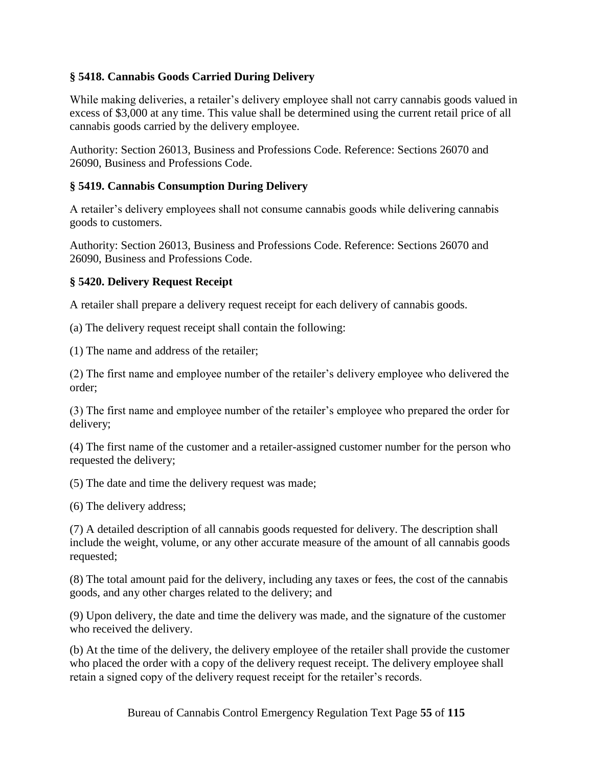### § 5418. Cannabis Goods Carried During Delivery

While making deliveries, a retailer's delivery employee shall not carry cannabis goods valued in excess of $3,000 at any time. This value shall be determined using the current retail price of all cannabis goods carried by the delivery employee.

Authority: Section 26013, Business and Professions Code. Reference: Sections 26070 and 26090, Business and Professions Code.

### § 5419. Cannabis Consumption During Delivery

A retailer's delivery employees shall not consume cannabis goods while delivering cannabis goods to customers.

Authority: Section 26013, Business and Professions Code. Reference: Sections 26070 and 26090, Business and Professions Code.

### § 5420. Delivery Request Receipt

A retailer shall prepare a delivery request receipt for each delivery of cannabis goods.

(a) The delivery request receipt shall contain the following:

(1) The name and address of the retailer;

(2) The first name and employee number of the retailer's delivery employee who delivered the order;

(3) The first name and employee number of the retailer's employee who prepared the order for delivery;

(4) The first name of the customer and a retailer-assigned customer number for the person who requested the delivery;

(5) The date and time the delivery request was made;

(6) The delivery address;

(7) A detailed description of all cannabis goods requested for delivery. The description shall include the weight, volume, or any other accurate measure of the amount of all cannabis goods requested;

(8) The total amount paid for the delivery, including any taxes or fees, the cost of the cannabis goods, and any other charges related to the delivery; and

(9) Upon delivery, the date and time the delivery was made, and the signature of the customer who received the delivery.

(b) At the time of the delivery, the delivery employee of the retailer shall provide the customer who placed the order with a copy of the delivery request receipt. The delivery employee shall retain a signed copy of the delivery request receipt for the retailer's records.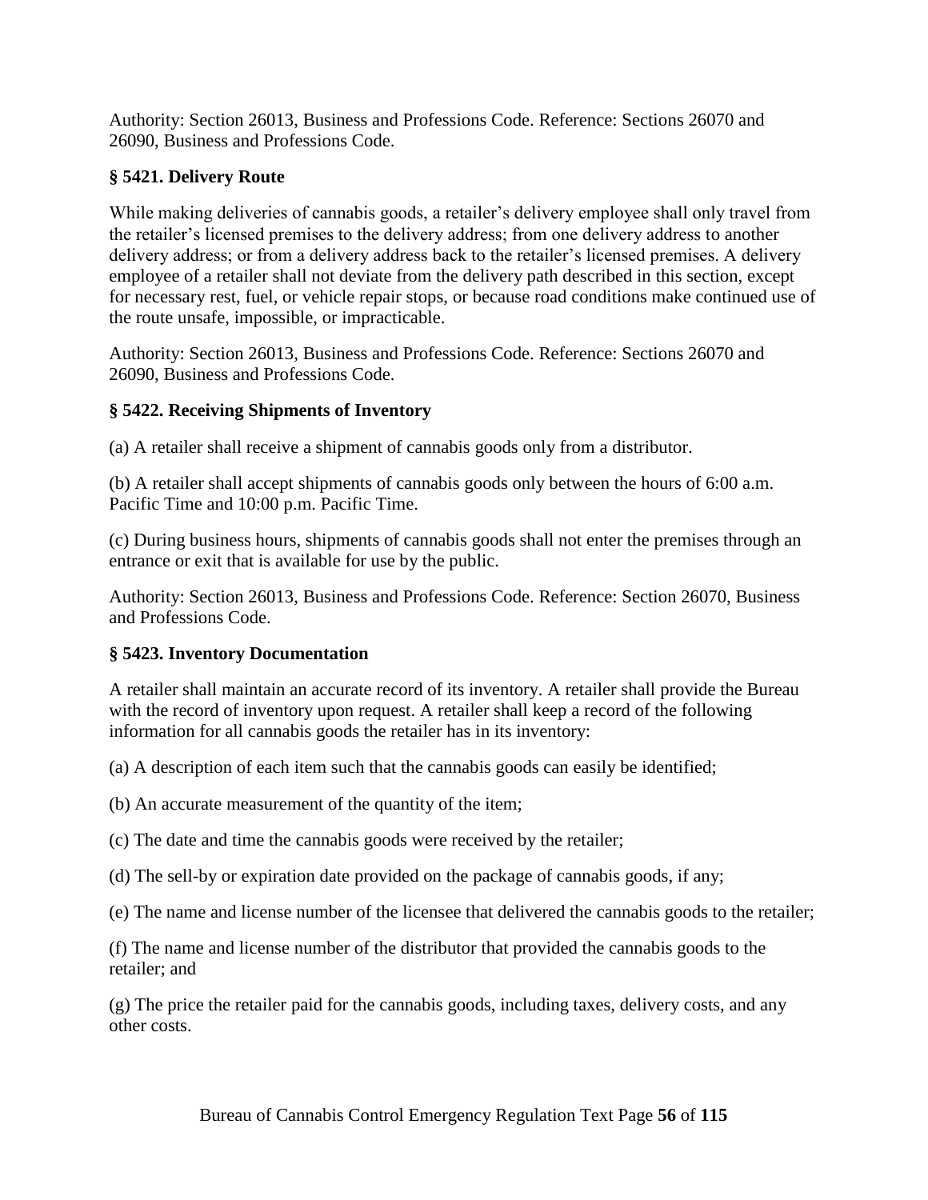Authority: Section 26013, Business and Professions Code. Reference: Sections 26070 and 26090, Business and Professions Code.

### § 5421. Delivery Route

While making deliveries of cannabis goods, a retailer's delivery employee shall only travel from the retailer's licensed premises to the delivery address; from one delivery address to another delivery address; or from a delivery address back to the retailer's licensed premises. A delivery employee of a retailer shall not deviate from the delivery path described in this section, except for necessary rest, fuel, or vehicle repair stops, or because road conditions make continued use of the route unsafe, impossible, or impracticable.

Authority: Section 26013, Business and Professions Code. Reference: Sections 26070 and 26090, Business and Professions Code.

### § 5422. Receiving Shipments of Inventory

(a) A retailer shall receive a shipment of cannabis goods only from a distributor.

(b) A retailer shall accept shipments of cannabis goods only between the hours of 6:00 a.m. Pacific Time and 10:00 p.m. Pacific Time.

(c) During business hours, shipments of cannabis goods shall not enter the premises through an entrance or exit that is available for use by the public.

Authority: Section 26013, Business and Professions Code. Reference: Section 26070, Business and Professions Code.

### § 5423. Inventory Documentation

A retailer shall maintain an accurate record of its inventory. A retailer shall provide the Bureau with the record of inventory upon request. A retailer shall keep a record of the following information for all cannabis goods the retailer has in its inventory:

(a) A description of each item such that the cannabis goods can easily be identified;

(b) An accurate measurement of the quantity of the item;

(c) The date and time the cannabis goods were received by the retailer;

(d) The sell-by or expiration date provided on the package of cannabis goods, if any;

(e) The name and license number of the licensee that delivered the cannabis goods to the retailer;

(f) The name and license number of the distributor that provided the cannabis goods to the retailer; and

(g) The price the retailer paid for the cannabis goods, including taxes, delivery costs, and any other costs.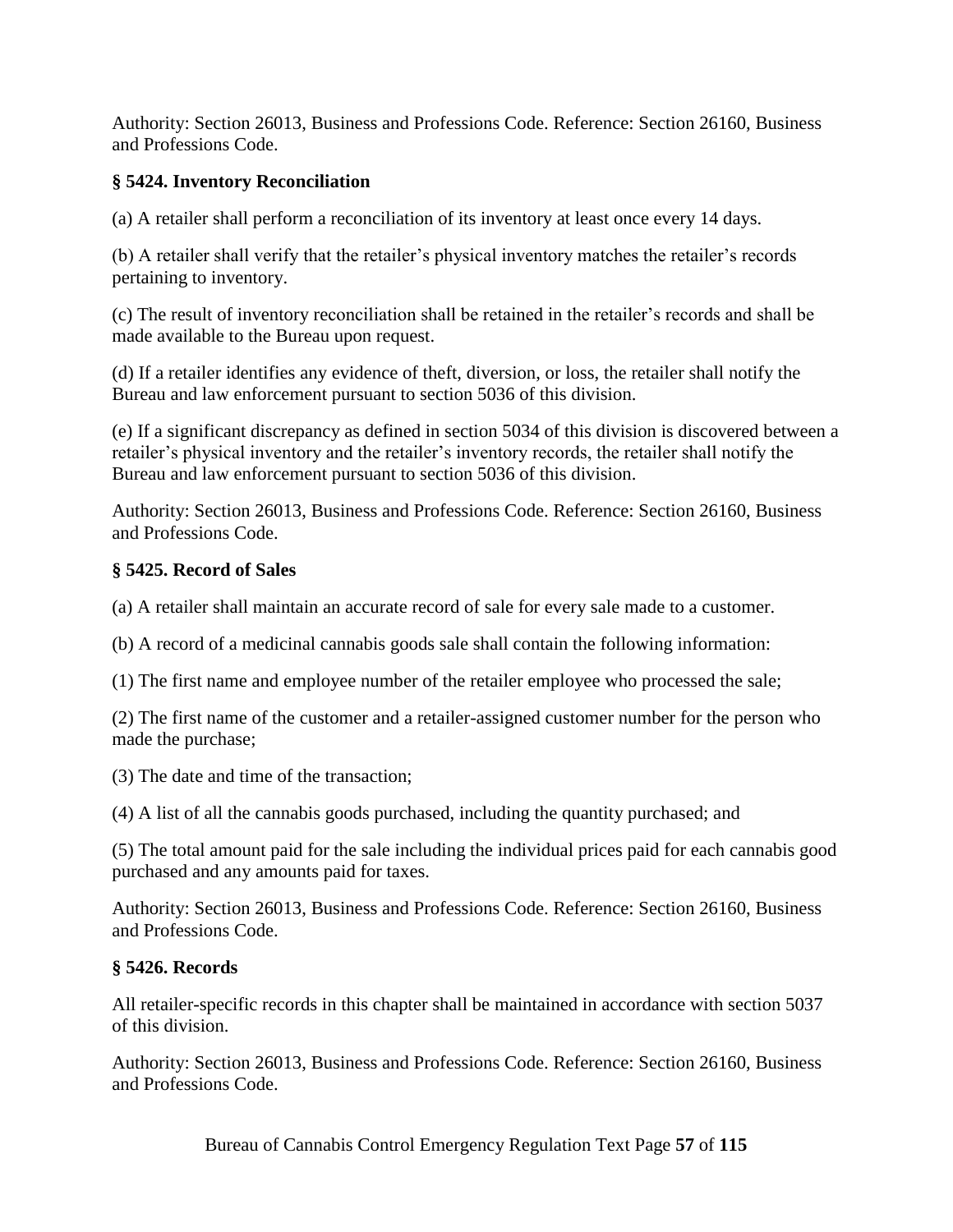Authority: Section 26013, Business and Professions Code. Reference: Section 26160, Business and Professions Code.

### § 5424. Inventory Reconciliation

(a) A retailer shall perform a reconciliation of its inventory at least once every 14 days.

(b) A retailer shall verify that the retailer's physical inventory matches the retailer's records pertaining to inventory.

(c) The result of inventory reconciliation shall be retained in the retailer's records and shall be made available to the Bureau upon request.

(d) If a retailer identifies any evidence of theft, diversion, or loss, the retailer shall notify the Bureau and law enforcement pursuant to section 5036 of this division.

(e) If a significant discrepancy as defined in section 5034 of this division is discovered between a retailer's physical inventory and the retailer's inventory records, the retailer shall notify the Bureau and law enforcement pursuant to section 5036 of this division.

Authority: Section 26013, Business and Professions Code. Reference: Section 26160, Business and Professions Code.

### § 5425. Record of Sales

(a) A retailer shall maintain an accurate record of sale for every sale made to a customer.

(b) A record of a medicinal cannabis goods sale shall contain the following information:

(1) The first name and employee number of the retailer employee who processed the sale;

(2) The first name of the customer and a retailer-assigned customer number for the person who made the purchase;

(3) The date and time of the transaction;

(4) A list of all the cannabis goods purchased, including the quantity purchased; and

(5) The total amount paid for the sale including the individual prices paid for each cannabis good purchased and any amounts paid for taxes.

Authority: Section 26013, Business and Professions Code. Reference: Section 26160, Business and Professions Code.

### § 5426. Records

All retailer-specific records in this chapter shall be maintained in accordance with section 5037 of this division.

Authority: Section 26013, Business and Professions Code. Reference: Section 26160, Business and Professions Code.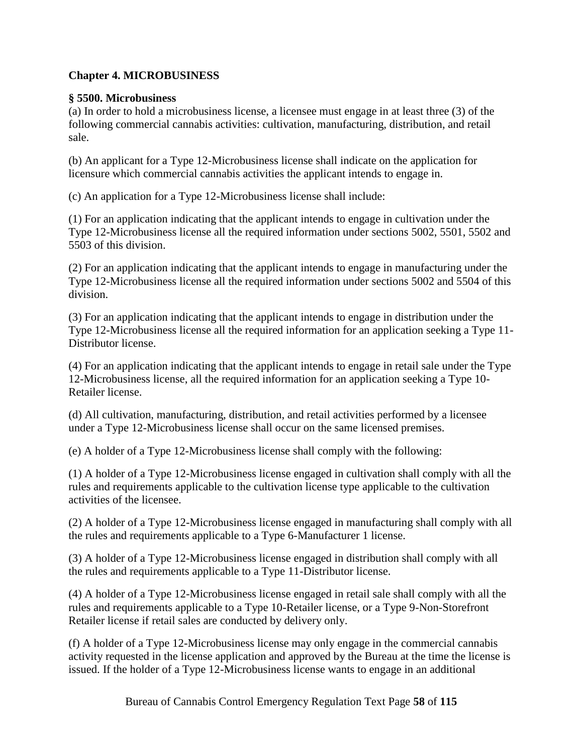## Chapter 4. MICROBUSINESS

### § 5500. Microbusiness

(a) In order to hold a microbusiness license, a licensee must engage in at least three (3) of the following commercial cannabis activities: cultivation, manufacturing, distribution, and retail sale.

(b) An applicant for a Type 12-Microbusiness license shall indicate on the application for licensure which commercial cannabis activities the applicant intends to engage in.

(c) An application for a Type 12-Microbusiness license shall include:

(1) For an application indicating that the applicant intends to engage in cultivation under the Type 12-Microbusiness license all the required information under sections 5002, 5501, 5502 and 5503 of this division.

(2) For an application indicating that the applicant intends to engage in manufacturing under the Type 12-Microbusiness license all the required information under sections 5002 and 5504 of this division.

(3) For an application indicating that the applicant intends to engage in distribution under the Type 12-Microbusiness license all the required information for an application seeking a Type 11-Distributor license.

(4) For an application indicating that the applicant intends to engage in retail sale under the Type 12-Microbusiness license, all the required information for an application seeking a Type 10-Retailer license.

(d) All cultivation, manufacturing, distribution, and retail activities performed by a licensee under a Type 12-Microbusiness license shall occur on the same licensed premises.

(e) A holder of a Type 12-Microbusiness license shall comply with the following:

(1) A holder of a Type 12-Microbusiness license engaged in cultivation shall comply with all the rules and requirements applicable to the cultivation license type applicable to the cultivation activities of the licensee.

(2) A holder of a Type 12-Microbusiness license engaged in manufacturing shall comply with all the rules and requirements applicable to a Type 6-Manufacturer 1 license.

(3) A holder of a Type 12-Microbusiness license engaged in distribution shall comply with all the rules and requirements applicable to a Type 11-Distributor license.

(4) A holder of a Type 12-Microbusiness license engaged in retail sale shall comply with all the rules and requirements applicable to a Type 10-Retailer license, or a Type 9-Non-Storefront Retailer license if retail sales are conducted by delivery only.

(f) A holder of a Type 12-Microbusiness license may only engage in the commercial cannabis activity requested in the license application and approved by the Bureau at the time the license is issued. If the holder of a Type 12-Microbusiness license wants to engage in an additional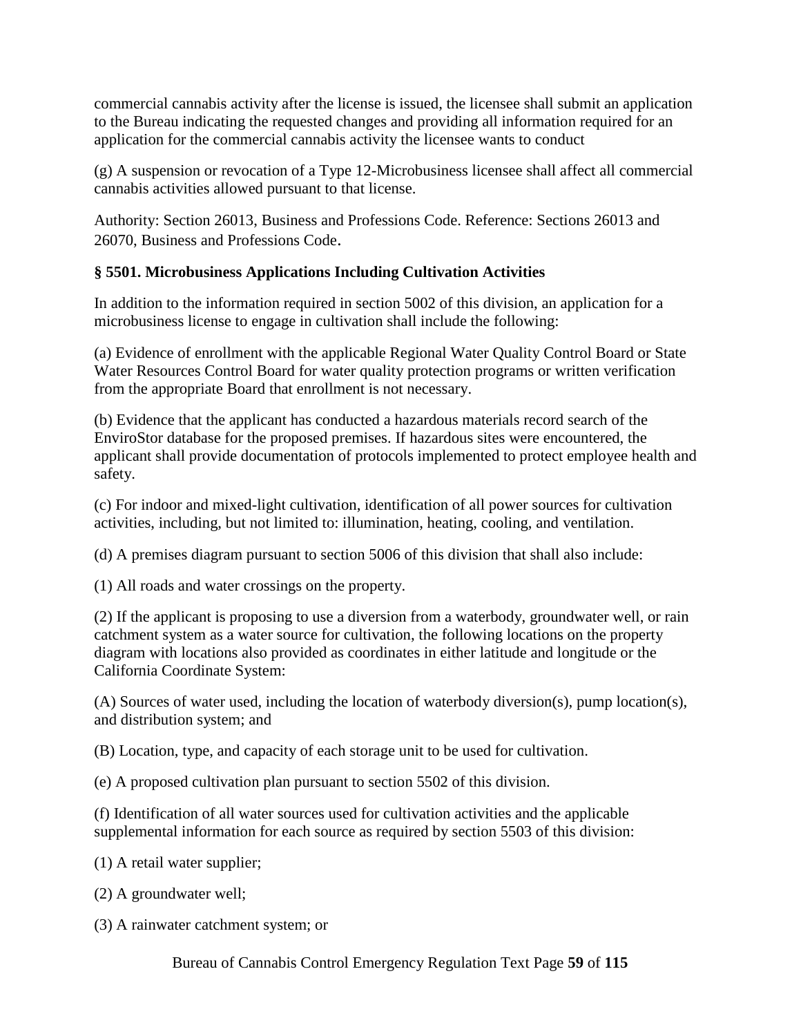commercial cannabis activity after the license is issued, the licensee shall submit an application to the Bureau indicating the requested changes and providing all information required for an application for the commercial cannabis activity the licensee wants to conduct

(g) A suspension or revocation of a Type 12-Microbusiness licensee shall affect all commercial cannabis activities allowed pursuant to that license.

Authority: Section 26013, Business and Professions Code. Reference: Sections 26013 and 26070, Business and Professions Code.

### § 5501. Microbusiness Applications Including Cultivation Activities

In addition to the information required in section 5002 of this division, an application for a microbusiness license to engage in cultivation shall include the following:

(a) Evidence of enrollment with the applicable Regional Water Quality Control Board or State Water Resources Control Board for water quality protection programs or written verification from the appropriate Board that enrollment is not necessary.

(b) Evidence that the applicant has conducted a hazardous materials record search of the EnviroStor database for the proposed premises. If hazardous sites were encountered, the applicant shall provide documentation of protocols implemented to protect employee health and safety.

(c) For indoor and mixed-light cultivation, identification of all power sources for cultivation activities, including, but not limited to: illumination, heating, cooling, and ventilation.

(d) A premises diagram pursuant to section 5006 of this division that shall also include:

(1) All roads and water crossings on the property.

(2) If the applicant is proposing to use a diversion from a waterbody, groundwater well, or rain catchment system as a water source for cultivation, the following locations on the property diagram with locations also provided as coordinates in either latitude and longitude or the California Coordinate System:

(A) Sources of water used, including the location of waterbody diversion(s), pump location(s), and distribution system; and

(B) Location, type, and capacity of each storage unit to be used for cultivation.

(e) A proposed cultivation plan pursuant to section 5502 of this division.

(f) Identification of all water sources used for cultivation activities and the applicable supplemental information for each source as required by section 5503 of this division:

(1) A retail water supplier;

(2) A groundwater well;

(3) A rainwater catchment system; or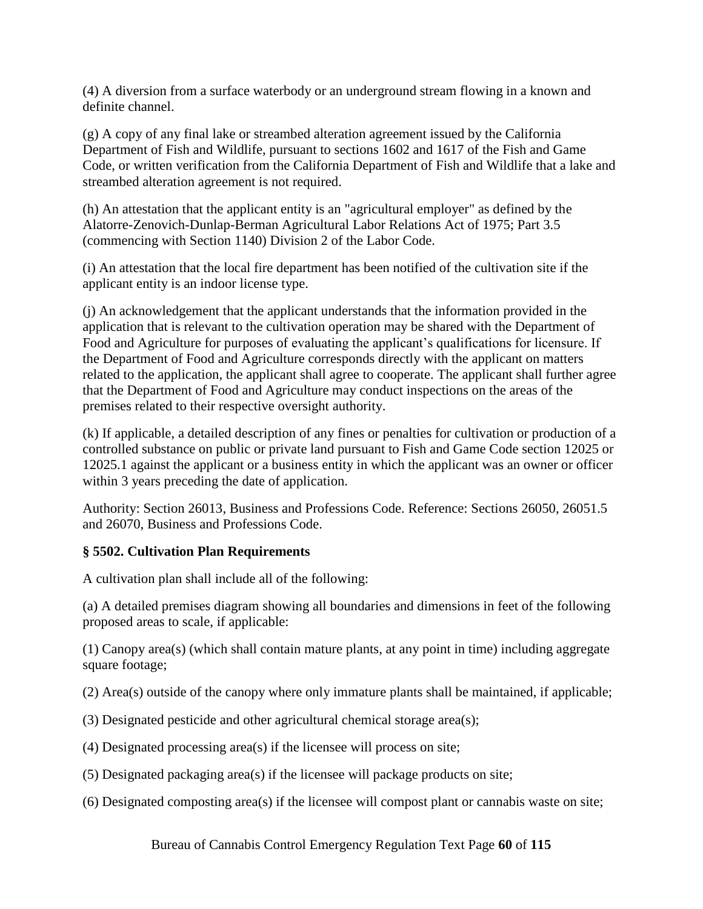(4) A diversion from a surface waterbody or an underground stream flowing in a known and definite channel.

(g) A copy of any final lake or streambed alteration agreement issued by the California Department of Fish and Wildlife, pursuant to sections 1602 and 1617 of the Fish and Game Code, or written verification from the California Department of Fish and Wildlife that a lake and streambed alteration agreement is not required.

(h) An attestation that the applicant entity is an "agricultural employer" as defined by the Alatorre-Zenovich-Dunlap-Berman Agricultural Labor Relations Act of 1975; Part 3.5 (commencing with Section 1140) Division 2 of the Labor Code.

(i) An attestation that the local fire department has been notified of the cultivation site if the applicant entity is an indoor license type.

(j) An acknowledgement that the applicant understands that the information provided in the application that is relevant to the cultivation operation may be shared with the Department of Food and Agriculture for purposes of evaluating the applicant's qualifications for licensure. If the Department of Food and Agriculture corresponds directly with the applicant on matters related to the application, the applicant shall agree to cooperate. The applicant shall further agree that the Department of Food and Agriculture may conduct inspections on the areas of the premises related to their respective oversight authority.

(k) If applicable, a detailed description of any fines or penalties for cultivation or production of a controlled substance on public or private land pursuant to Fish and Game Code section 12025 or 12025.1 against the applicant or a business entity in which the applicant was an owner or officer within 3 years preceding the date of application.

Authority: Section 26013, Business and Professions Code. Reference: Sections 26050, 26051.5 and 26070, Business and Professions Code.

### § 5502. Cultivation Plan Requirements

A cultivation plan shall include all of the following:

(a) A detailed premises diagram showing all boundaries and dimensions in feet of the following proposed areas to scale, if applicable:

(1) Canopy area(s) (which shall contain mature plants, at any point in time) including aggregate square footage;

(2) Area(s) outside of the canopy where only immature plants shall be maintained, if applicable;

(3) Designated pesticide and other agricultural chemical storage area(s);

(4) Designated processing area(s) if the licensee will process on site;

(5) Designated packaging area(s) if the licensee will package products on site;

(6) Designated composting area(s) if the licensee will compost plant or cannabis waste on site;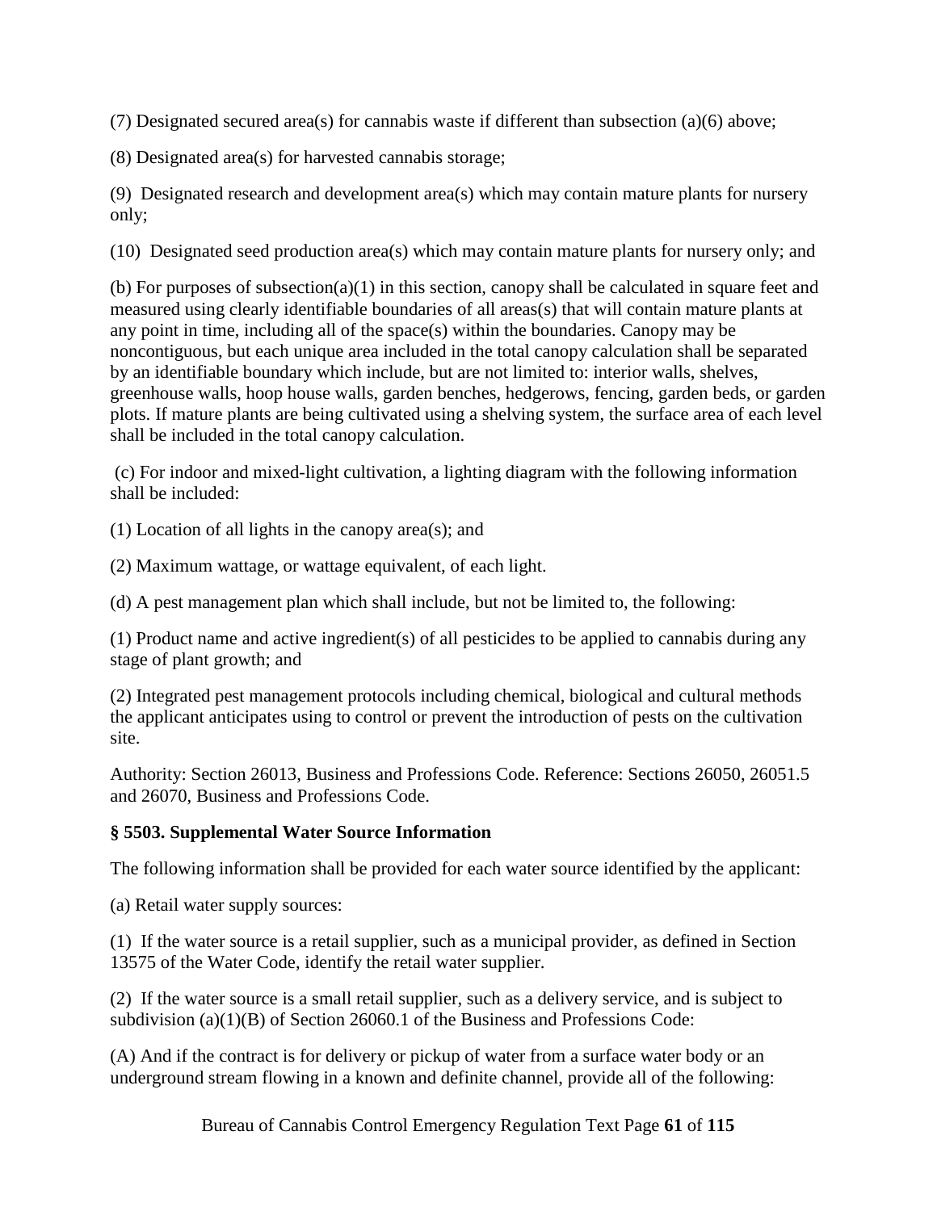(7) Designated secured area(s) for cannabis waste if different than subsection (a)(6) above;

(8) Designated area(s) for harvested cannabis storage;

(9) Designated research and development area(s) which may contain mature plants for nursery only;

(10) Designated seed production area(s) which may contain mature plants for nursery only; and

(b) For purposes of subsection(a)(1) in this section, canopy shall be calculated in square feet and measured using clearly identifiable boundaries of all areas(s) that will contain mature plants at any point in time, including all of the space(s) within the boundaries. Canopy may be noncontiguous, but each unique area included in the total canopy calculation shall be separated by an identifiable boundary which include, but are not limited to: interior walls, shelves, greenhouse walls, hoop house walls, garden benches, hedgerows, fencing, garden beds, or garden plots. If mature plants are being cultivated using a shelving system, the surface area of each level shall be included in the total canopy calculation.

(c) For indoor and mixed-light cultivation, a lighting diagram with the following information shall be included:

(1) Location of all lights in the canopy area(s); and

(2) Maximum wattage, or wattage equivalent, of each light.

(d) A pest management plan which shall include, but not be limited to, the following:

(1) Product name and active ingredient(s) of all pesticides to be applied to cannabis during any stage of plant growth; and

(2) Integrated pest management protocols including chemical, biological and cultural methods the applicant anticipates using to control or prevent the introduction of pests on the cultivation site.

Authority: Section 26013, Business and Professions Code. Reference: Sections 26050, 26051.5 and 26070, Business and Professions Code.

**§ 5503. Supplemental Water Source Information**

The following information shall be provided for each water source identified by the applicant:

(a) Retail water supply sources:

(1) If the water source is a retail supplier, such as a municipal provider, as defined in Section 13575 of the Water Code, identify the retail water supplier.

(2) If the water source is a small retail supplier, such as a delivery service, and is subject to subdivision (a)(1)(B) of Section 26060.1 of the Business and Professions Code:

(A) And if the contract is for delivery or pickup of water from a surface water body or an underground stream flowing in a known and definite channel, provide all of the following: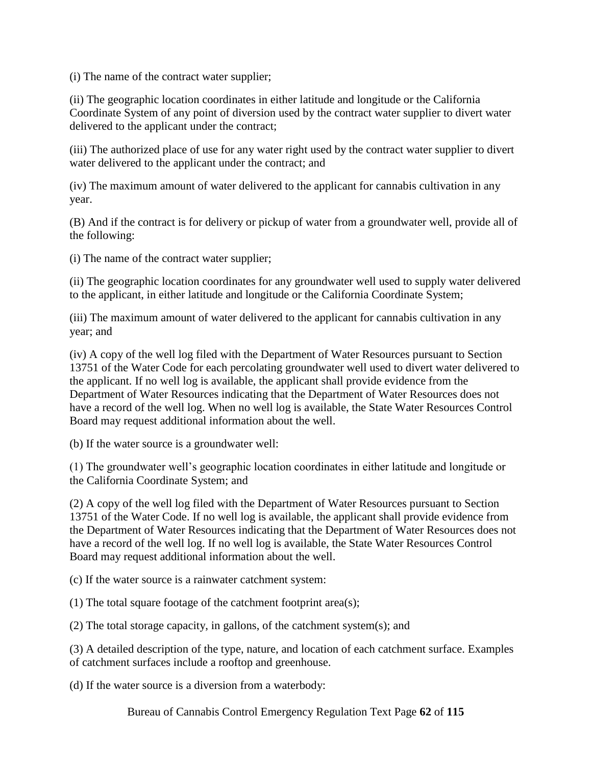(i) The name of the contract water supplier;

(ii) The geographic location coordinates in either latitude and longitude or the California Coordinate System of any point of diversion used by the contract water supplier to divert water delivered to the applicant under the contract;

(iii) The authorized place of use for any water right used by the contract water supplier to divert water delivered to the applicant under the contract; and

(iv) The maximum amount of water delivered to the applicant for cannabis cultivation in any year.

(B) And if the contract is for delivery or pickup of water from a groundwater well, provide all of the following:

(i) The name of the contract water supplier;

(ii) The geographic location coordinates for any groundwater well used to supply water delivered to the applicant, in either latitude and longitude or the California Coordinate System;

(iii) The maximum amount of water delivered to the applicant for cannabis cultivation in any year; and

(iv) A copy of the well log filed with the Department of Water Resources pursuant to Section 13751 of the Water Code for each percolating groundwater well used to divert water delivered to the applicant. If no well log is available, the applicant shall provide evidence from the Department of Water Resources indicating that the Department of Water Resources does not have a record of the well log. When no well log is available, the State Water Resources Control Board may request additional information about the well.

(b) If the water source is a groundwater well:

(1) The groundwater well's geographic location coordinates in either latitude and longitude or the California Coordinate System; and

(2) A copy of the well log filed with the Department of Water Resources pursuant to Section 13751 of the Water Code. If no well log is available, the applicant shall provide evidence from the Department of Water Resources indicating that the Department of Water Resources does not have a record of the well log. If no well log is available, the State Water Resources Control Board may request additional information about the well.

(c) If the water source is a rainwater catchment system:

(1) The total square footage of the catchment footprint area(s);

(2) The total storage capacity, in gallons, of the catchment system(s); and

(3) A detailed description of the type, nature, and location of each catchment surface. Examples of catchment surfaces include a rooftop and greenhouse.

(d) If the water source is a diversion from a waterbody: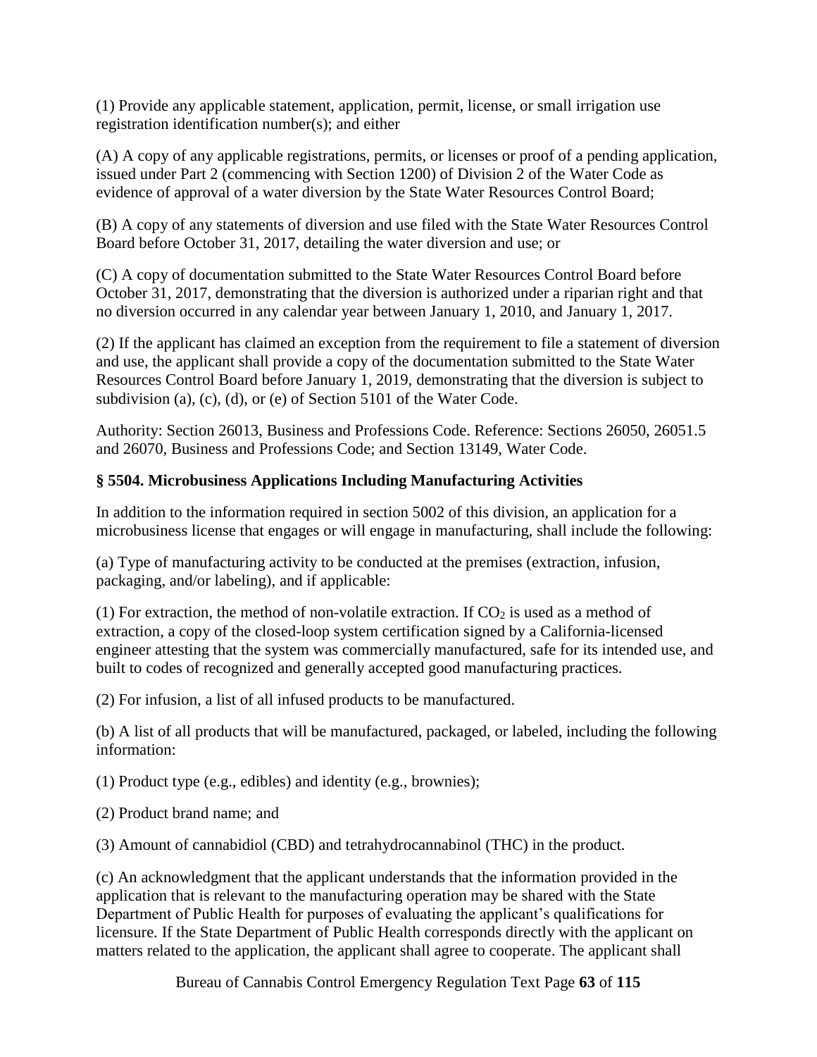(1) Provide any applicable statement, application, permit, license, or small irrigation use registration identification number(s); and either

(A) A copy of any applicable registrations, permits, or licenses or proof of a pending application, issued under Part 2 (commencing with Section 1200) of Division 2 of the Water Code as evidence of approval of a water diversion by the State Water Resources Control Board;

(B) A copy of any statements of diversion and use filed with the State Water Resources Control Board before October 31, 2017, detailing the water diversion and use; or

(C) A copy of documentation submitted to the State Water Resources Control Board before October 31, 2017, demonstrating that the diversion is authorized under a riparian right and that no diversion occurred in any calendar year between January 1, 2010, and January 1, 2017.

(2) If the applicant has claimed an exception from the requirement to file a statement of diversion and use, the applicant shall provide a copy of the documentation submitted to the State Water Resources Control Board before January 1, 2019, demonstrating that the diversion is subject to subdivision (a), (c), (d), or (e) of Section 5101 of the Water Code.

Authority: Section 26013, Business and Professions Code. Reference: Sections 26050, 26051.5 and 26070, Business and Professions Code; and Section 13149, Water Code.

### § 5504. Microbusiness Applications Including Manufacturing Activities

In addition to the information required in section 5002 of this division, an application for a microbusiness license that engages or will engage in manufacturing, shall include the following:

(a) Type of manufacturing activity to be conducted at the premises (extraction, infusion, packaging, and/or labeling), and if applicable:

(1) For extraction, the method of non-volatile extraction. If $CO_2$ is used as a method of extraction, a copy of the closed-loop system certification signed by a California-licensed engineer attesting that the system was commercially manufactured, safe for its intended use, and built to codes of recognized and generally accepted good manufacturing practices.

(2) For infusion, a list of all infused products to be manufactured.

(b) A list of all products that will be manufactured, packaged, or labeled, including the following information:

(1) Product type (e.g., edibles) and identity (e.g., brownies);

(2) Product brand name; and

(3) Amount of cannabidiol (CBD) and tetrahydrocannabinol (THC) in the product.

(c) An acknowledgment that the applicant understands that the information provided in the application that is relevant to the manufacturing operation may be shared with the State Department of Public Health for purposes of evaluating the applicant's qualifications for licensure. If the State Department of Public Health corresponds directly with the applicant on matters related to the application, the applicant shall agree to cooperate. The applicant shall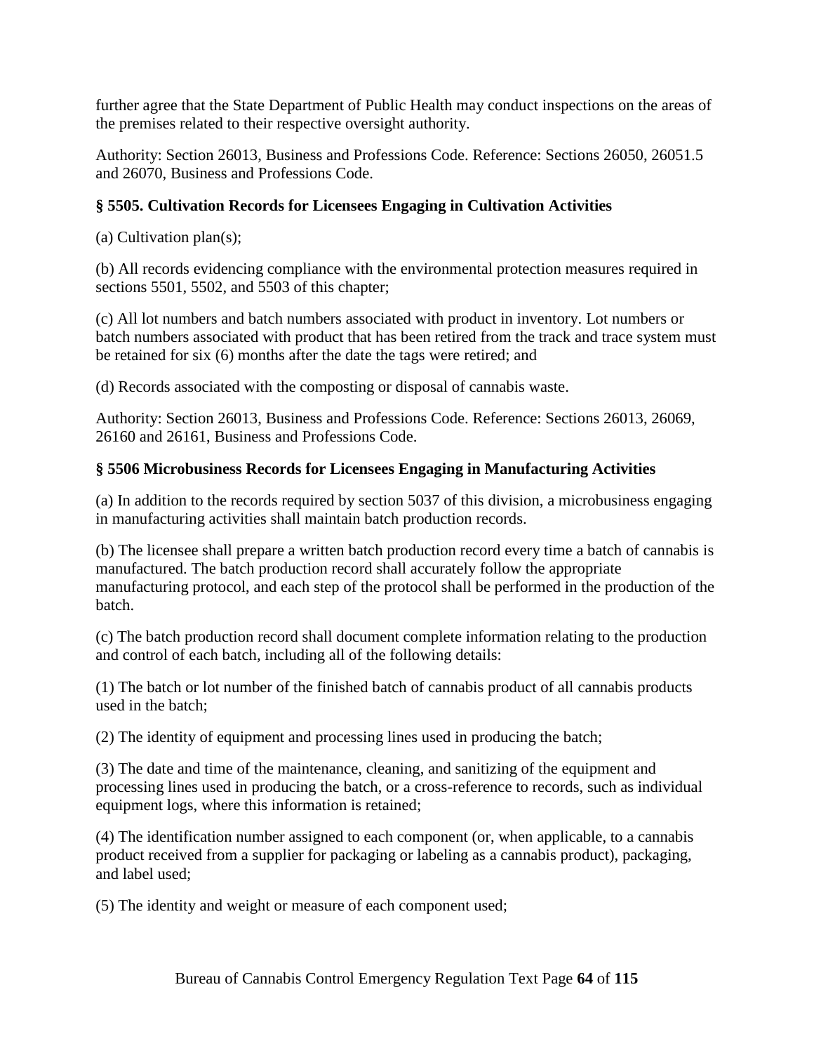further agree that the State Department of Public Health may conduct inspections on the areas of the premises related to their respective oversight authority.

Authority: Section 26013, Business and Professions Code. Reference: Sections 26050, 26051.5 and 26070, Business and Professions Code.

### § 5505. Cultivation Records for Licensees Engaging in Cultivation Activities

(a) Cultivation plan(s);

(b) All records evidencing compliance with the environmental protection measures required in sections 5501, 5502, and 5503 of this chapter;

(c) All lot numbers and batch numbers associated with product in inventory. Lot numbers or batch numbers associated with product that has been retired from the track and trace system must be retained for six (6) months after the date the tags were retired; and

(d) Records associated with the composting or disposal of cannabis waste.

Authority: Section 26013, Business and Professions Code. Reference: Sections 26013, 26069, 26160 and 26161, Business and Professions Code.

### § 5506 Microbusiness Records for Licensees Engaging in Manufacturing Activities

(a) In addition to the records required by section 5037 of this division, a microbusiness engaging in manufacturing activities shall maintain batch production records.

(b) The licensee shall prepare a written batch production record every time a batch of cannabis is manufactured. The batch production record shall accurately follow the appropriate manufacturing protocol, and each step of the protocol shall be performed in the production of the batch.

(c) The batch production record shall document complete information relating to the production and control of each batch, including all of the following details:

(1) The batch or lot number of the finished batch of cannabis product of all cannabis products used in the batch;

(2) The identity of equipment and processing lines used in producing the batch;

(3) The date and time of the maintenance, cleaning, and sanitizing of the equipment and processing lines used in producing the batch, or a cross-reference to records, such as individual equipment logs, where this information is retained;

(4) The identification number assigned to each component (or, when applicable, to a cannabis product received from a supplier for packaging or labeling as a cannabis product), packaging, and label used;

(5) The identity and weight or measure of each component used;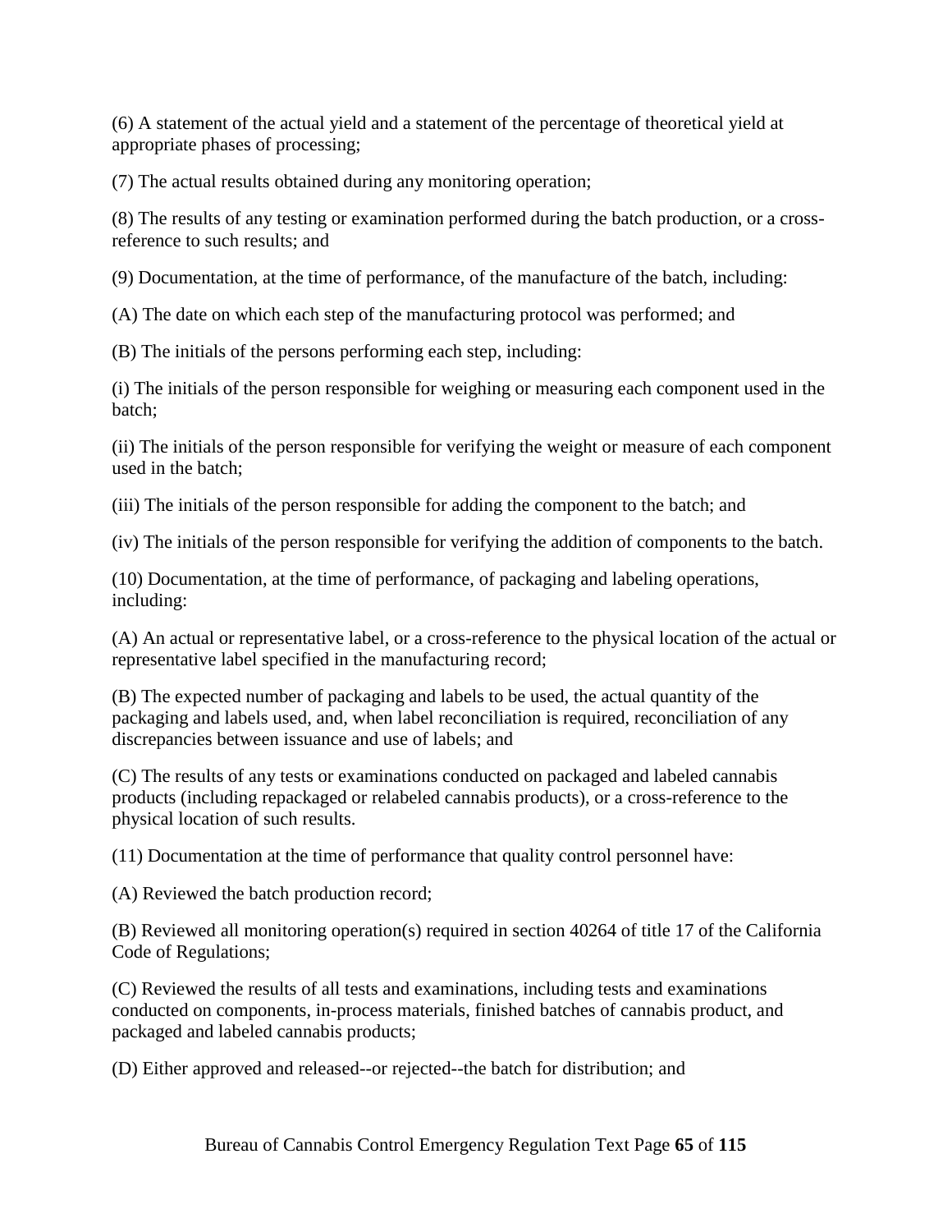(6) A statement of the actual yield and a statement of the percentage of theoretical yield at appropriate phases of processing;

(7) The actual results obtained during any monitoring operation;

(8) The results of any testing or examination performed during the batch production, or a cross-reference to such results; and

(9) Documentation, at the time of performance, of the manufacture of the batch, including:

(A) The date on which each step of the manufacturing protocol was performed; and

(B) The initials of the persons performing each step, including:

(i) The initials of the person responsible for weighing or measuring each component used in the batch;

(ii) The initials of the person responsible for verifying the weight or measure of each component used in the batch;

(iii) The initials of the person responsible for adding the component to the batch; and

(iv) The initials of the person responsible for verifying the addition of components to the batch.

(10) Documentation, at the time of performance, of packaging and labeling operations, including:

(A) An actual or representative label, or a cross-reference to the physical location of the actual or representative label specified in the manufacturing record;

(B) The expected number of packaging and labels to be used, the actual quantity of the packaging and labels used, and, when label reconciliation is required, reconciliation of any discrepancies between issuance and use of labels; and

(C) The results of any tests or examinations conducted on packaged and labeled cannabis products (including repackaged or relabeled cannabis products), or a cross-reference to the physical location of such results.

(11) Documentation at the time of performance that quality control personnel have:

(A) Reviewed the batch production record;

(B) Reviewed all monitoring operation(s) required in section 40264 of title 17 of the California Code of Regulations;

(C) Reviewed the results of all tests and examinations, including tests and examinations conducted on components, in-process materials, finished batches of cannabis product, and packaged and labeled cannabis products;

(D) Either approved and released--or rejected--the batch for distribution; and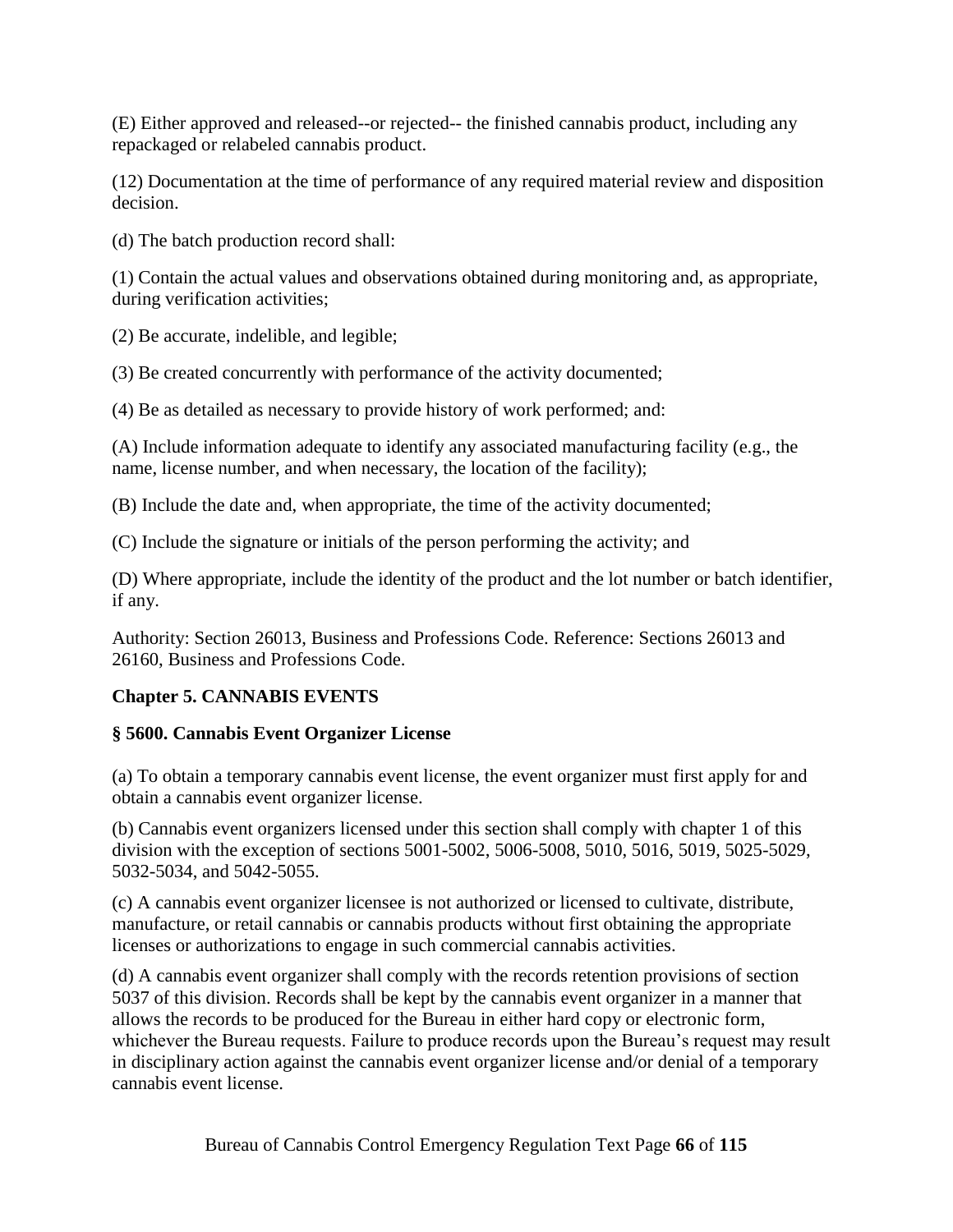(E) Either approved and released--or rejected-- the finished cannabis product, including any repackaged or relabeled cannabis product.

(12) Documentation at the time of performance of any required material review and disposition decision.

(d) The batch production record shall:

(1) Contain the actual values and observations obtained during monitoring and, as appropriate, during verification activities;

(2) Be accurate, indelible, and legible;

(3) Be created concurrently with performance of the activity documented;

(4) Be as detailed as necessary to provide history of work performed; and:

(A) Include information adequate to identify any associated manufacturing facility (e.g., the name, license number, and when necessary, the location of the facility);

(B) Include the date and, when appropriate, the time of the activity documented;

(C) Include the signature or initials of the person performing the activity; and

(D) Where appropriate, include the identity of the product and the lot number or batch identifier, if any.

Authority: Section 26013, Business and Professions Code. Reference: Sections 26013 and 26160, Business and Professions Code.

## Chapter 5. CANNABIS EVENTS

### § 5600. Cannabis Event Organizer License

(a) To obtain a temporary cannabis event license, the event organizer must first apply for and obtain a cannabis event organizer license.

(b) Cannabis event organizers licensed under this section shall comply with chapter 1 of this division with the exception of sections 5001-5002, 5006-5008, 5010, 5016, 5019, 5025-5029, 5032-5034, and 5042-5055.

(c) A cannabis event organizer licensee is not authorized or licensed to cultivate, distribute, manufacture, or retail cannabis or cannabis products without first obtaining the appropriate licenses or authorizations to engage in such commercial cannabis activities.

(d) A cannabis event organizer shall comply with the records retention provisions of section 5037 of this division. Records shall be kept by the cannabis event organizer in a manner that allows the records to be produced for the Bureau in either hard copy or electronic form, whichever the Bureau requests. Failure to produce records upon the Bureau's request may result in disciplinary action against the cannabis event organizer license and/or denial of a temporary cannabis event license.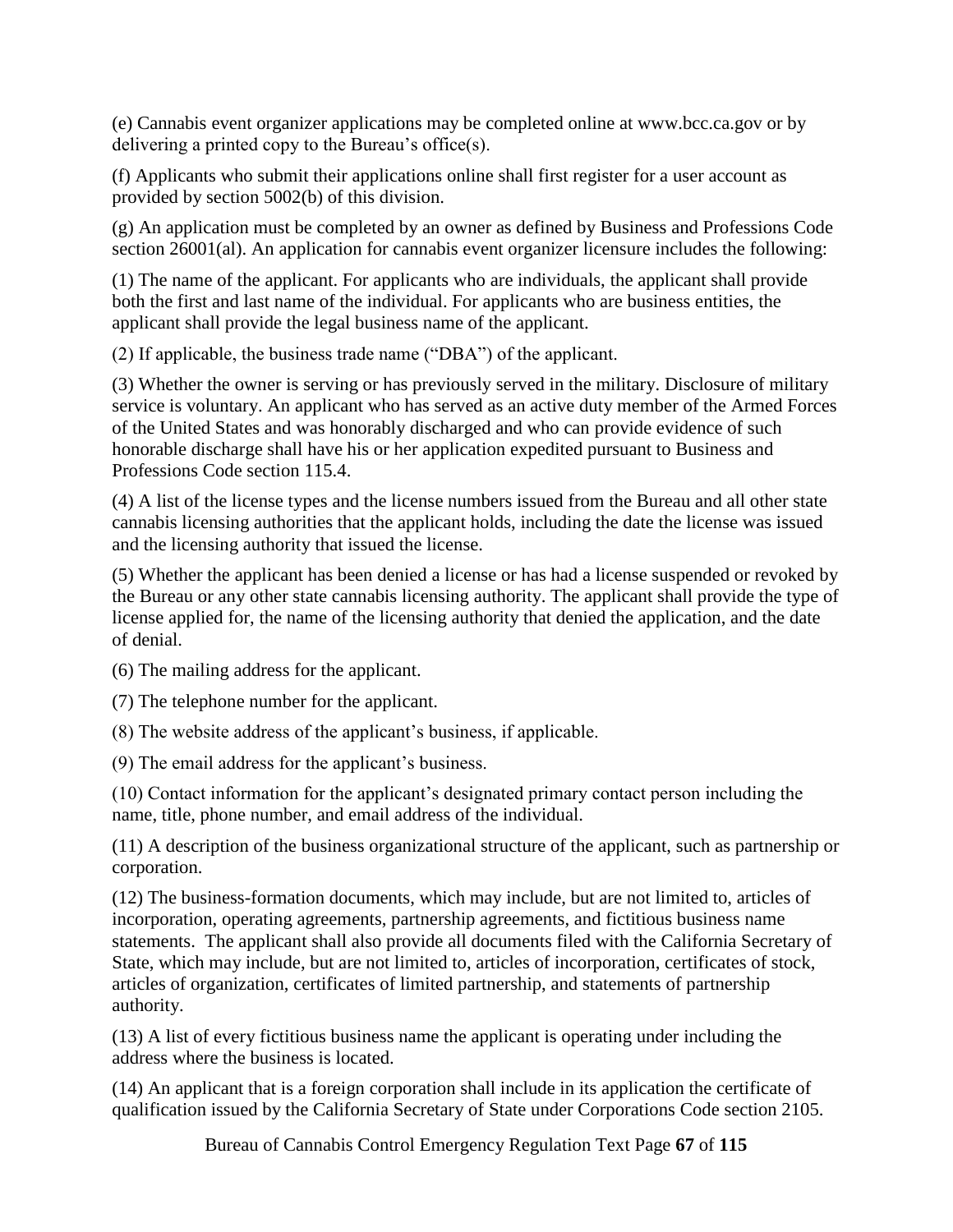(e) Cannabis event organizer applications may be completed online at www.bcc.ca.gov or by delivering a printed copy to the Bureau's office(s).

(f) Applicants who submit their applications online shall first register for a user account as provided by section 5002(b) of this division.

(g) An application must be completed by an owner as defined by Business and Professions Code section 26001(al). An application for cannabis event organizer licensure includes the following:

(1) The name of the applicant. For applicants who are individuals, the applicant shall provide both the first and last name of the individual. For applicants who are business entities, the applicant shall provide the legal business name of the applicant.

(2) If applicable, the business trade name ("DBA") of the applicant.

(3) Whether the owner is serving or has previously served in the military. Disclosure of military service is voluntary. An applicant who has served as an active duty member of the Armed Forces of the United States and was honorably discharged and who can provide evidence of such honorable discharge shall have his or her application expedited pursuant to Business and Professions Code section 115.4.

(4) A list of the license types and the license numbers issued from the Bureau and all other state cannabis licensing authorities that the applicant holds, including the date the license was issued and the licensing authority that issued the license.

(5) Whether the applicant has been denied a license or has had a license suspended or revoked by the Bureau or any other state cannabis licensing authority. The applicant shall provide the type of license applied for, the name of the licensing authority that denied the application, and the date of denial.

(6) The mailing address for the applicant.

(7) The telephone number for the applicant.

(8) The website address of the applicant's business, if applicable.

(9) The email address for the applicant's business.

(10) Contact information for the applicant's designated primary contact person including the name, title, phone number, and email address of the individual.

(11) A description of the business organizational structure of the applicant, such as partnership or corporation.

(12) The business-formation documents, which may include, but are not limited to, articles of incorporation, operating agreements, partnership agreements, and fictitious business name statements. The applicant shall also provide all documents filed with the California Secretary of State, which may include, but are not limited to, articles of incorporation, certificates of stock, articles of organization, certificates of limited partnership, and statements of partnership authority.

(13) A list of every fictitious business name the applicant is operating under including the address where the business is located.

(14) An applicant that is a foreign corporation shall include in its application the certificate of qualification issued by the California Secretary of State under Corporations Code section 2105.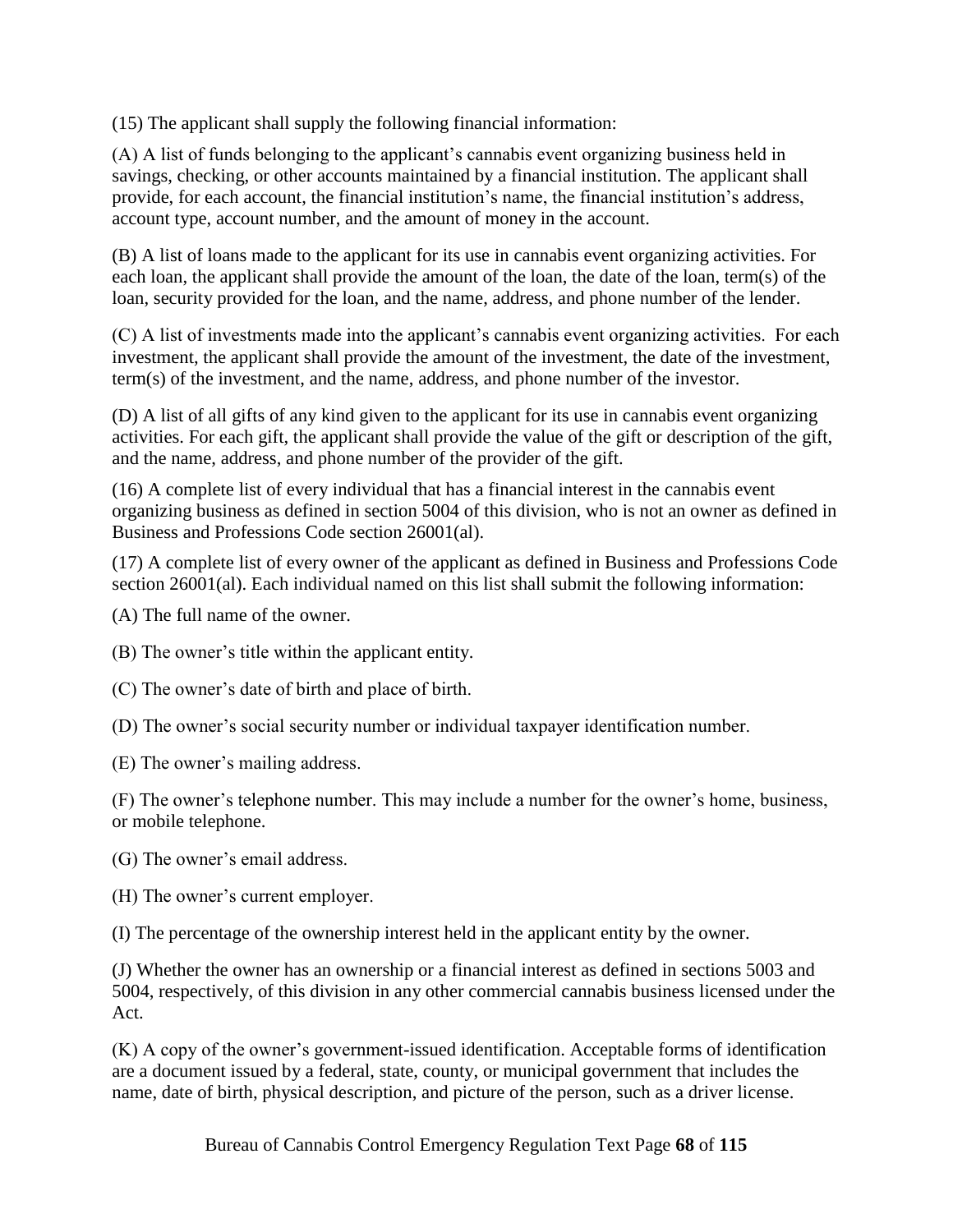(15) The applicant shall supply the following financial information:

(A) A list of funds belonging to the applicant's cannabis event organizing business held in savings, checking, or other accounts maintained by a financial institution. The applicant shall provide, for each account, the financial institution's name, the financial institution's address, account type, account number, and the amount of money in the account.

(B) A list of loans made to the applicant for its use in cannabis event organizing activities. For each loan, the applicant shall provide the amount of the loan, the date of the loan, term(s) of the loan, security provided for the loan, and the name, address, and phone number of the lender.

(C) A list of investments made into the applicant's cannabis event organizing activities. For each investment, the applicant shall provide the amount of the investment, the date of the investment, term(s) of the investment, and the name, address, and phone number of the investor.

(D) A list of all gifts of any kind given to the applicant for its use in cannabis event organizing activities. For each gift, the applicant shall provide the value of the gift or description of the gift, and the name, address, and phone number of the provider of the gift.

(16) A complete list of every individual that has a financial interest in the cannabis event organizing business as defined in section 5004 of this division, who is not an owner as defined in Business and Professions Code section 26001(al).

(17) A complete list of every owner of the applicant as defined in Business and Professions Code section 26001(al). Each individual named on this list shall submit the following information:

(A) The full name of the owner.

(B) The owner's title within the applicant entity.

(C) The owner's date of birth and place of birth.

(D) The owner's social security number or individual taxpayer identification number.

(E) The owner's mailing address.

(F) The owner's telephone number. This may include a number for the owner's home, business, or mobile telephone.

(G) The owner's email address.

(H) The owner's current employer.

(I) The percentage of the ownership interest held in the applicant entity by the owner.

(J) Whether the owner has an ownership or a financial interest as defined in sections 5003 and 5004, respectively, of this division in any other commercial cannabis business licensed under the Act.

(K) A copy of the owner's government-issued identification. Acceptable forms of identification are a document issued by a federal, state, county, or municipal government that includes the name, date of birth, physical description, and picture of the person, such as a driver license.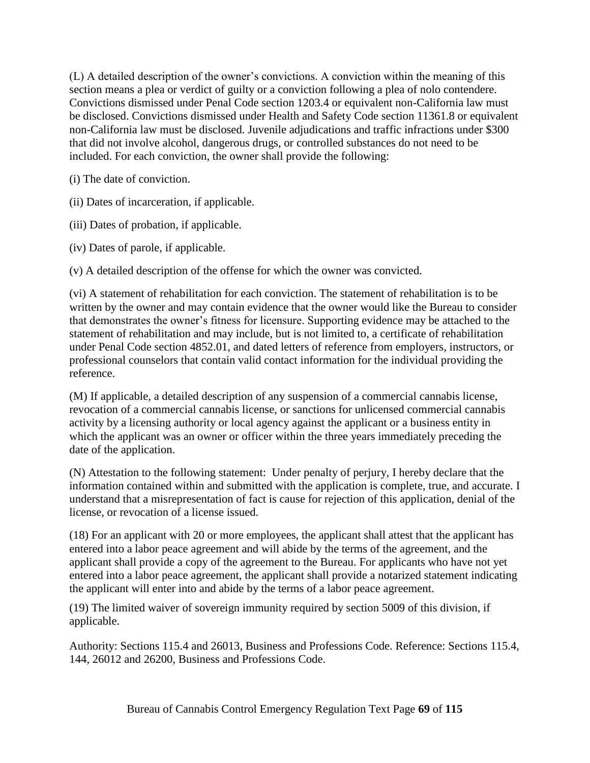(L) A detailed description of the owner's convictions. A conviction within the meaning of this section means a plea or verdict of guilty or a conviction following a plea of nolo contendere. Convictions dismissed under Penal Code section 1203.4 or equivalent non-California law must be disclosed. Convictions dismissed under Health and Safety Code section 11361.8 or equivalent non-California law must be disclosed. Juvenile adjudications and traffic infractions under $300 that did not involve alcohol, dangerous drugs, or controlled substances do not need to be included. For each conviction, the owner shall provide the following:

(i) The date of conviction.

(ii) Dates of incarceration, if applicable.

(iii) Dates of probation, if applicable.

(iv) Dates of parole, if applicable.

(v) A detailed description of the offense for which the owner was convicted.

(vi) A statement of rehabilitation for each conviction. The statement of rehabilitation is to be written by the owner and may contain evidence that the owner would like the Bureau to consider that demonstrates the owner's fitness for licensure. Supporting evidence may be attached to the statement of rehabilitation and may include, but is not limited to, a certificate of rehabilitation under Penal Code section 4852.01, and dated letters of reference from employers, instructors, or professional counselors that contain valid contact information for the individual providing the reference.

(M) If applicable, a detailed description of any suspension of a commercial cannabis license, revocation of a commercial cannabis license, or sanctions for unlicensed commercial cannabis activity by a licensing authority or local agency against the applicant or a business entity in which the applicant was an owner or officer within the three years immediately preceding the date of the application.

(N) Attestation to the following statement: Under penalty of perjury, I hereby declare that the information contained within and submitted with the application is complete, true, and accurate. I understand that a misrepresentation of fact is cause for rejection of this application, denial of the license, or revocation of a license issued.

(18) For an applicant with 20 or more employees, the applicant shall attest that the applicant has entered into a labor peace agreement and will abide by the terms of the agreement, and the applicant shall provide a copy of the agreement to the Bureau. For applicants who have not yet entered into a labor peace agreement, the applicant shall provide a notarized statement indicating the applicant will enter into and abide by the terms of a labor peace agreement.

(19) The limited waiver of sovereign immunity required by section 5009 of this division, if applicable.

Authority: Sections 115.4 and 26013, Business and Professions Code. Reference: Sections 115.4, 144, 26012 and 26200, Business and Professions Code.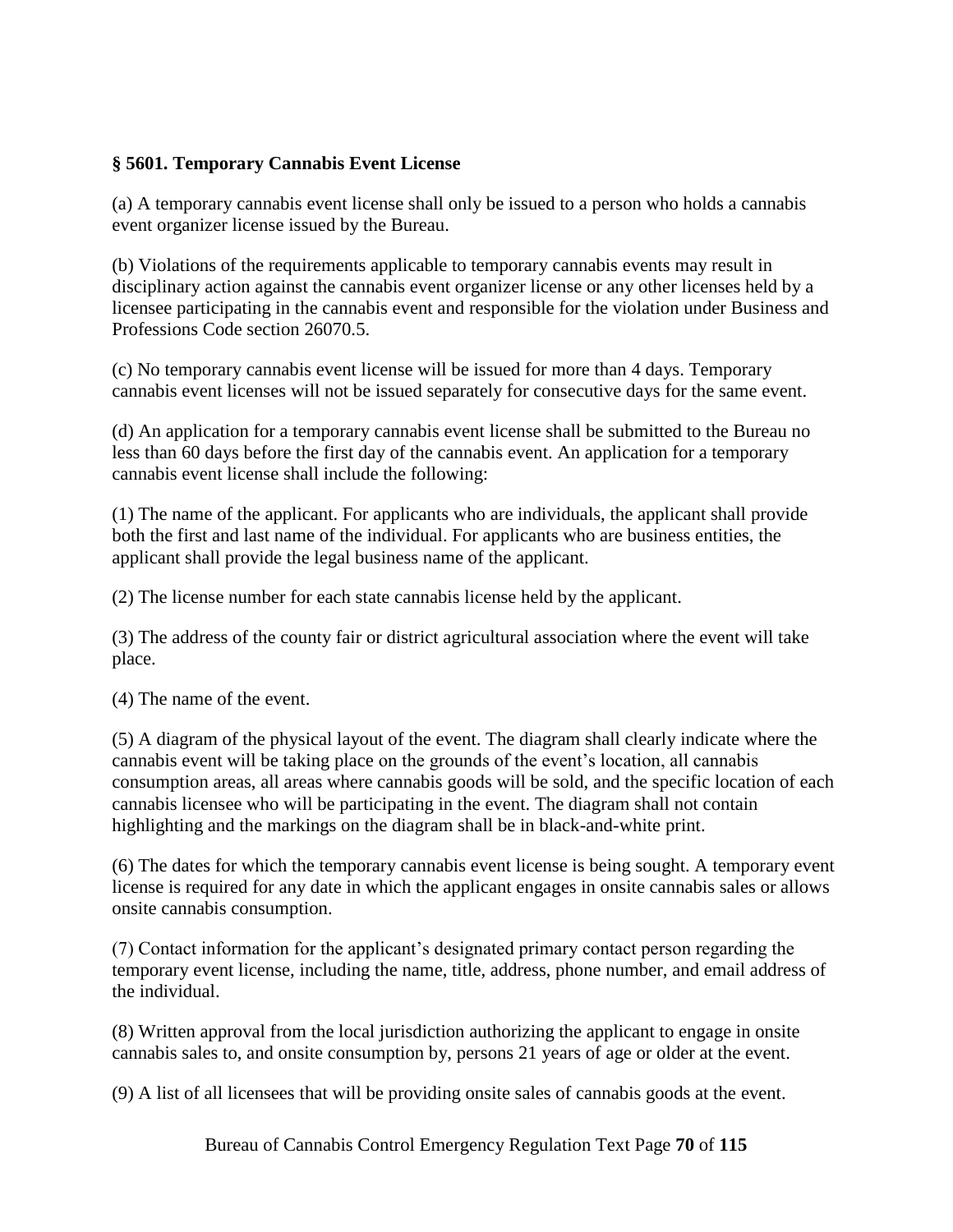**§ 5601. Temporary Cannabis Event License**

(a) A temporary cannabis event license shall only be issued to a person who holds a cannabis event organizer license issued by the Bureau.

(b) Violations of the requirements applicable to temporary cannabis events may result in disciplinary action against the cannabis event organizer license or any other licenses held by a licensee participating in the cannabis event and responsible for the violation under Business and Professions Code section 26070.5.

(c) No temporary cannabis event license will be issued for more than 4 days. Temporary cannabis event licenses will not be issued separately for consecutive days for the same event.

(d) An application for a temporary cannabis event license shall be submitted to the Bureau no less than 60 days before the first day of the cannabis event. An application for a temporary cannabis event license shall include the following:

(1) The name of the applicant. For applicants who are individuals, the applicant shall provide both the first and last name of the individual. For applicants who are business entities, the applicant shall provide the legal business name of the applicant.

(2) The license number for each state cannabis license held by the applicant.

(3) The address of the county fair or district agricultural association where the event will take place.

(4) The name of the event.

(5) A diagram of the physical layout of the event. The diagram shall clearly indicate where the cannabis event will be taking place on the grounds of the event's location, all cannabis consumption areas, all areas where cannabis goods will be sold, and the specific location of each cannabis licensee who will be participating in the event. The diagram shall not contain highlighting and the markings on the diagram shall be in black-and-white print.

(6) The dates for which the temporary cannabis event license is being sought. A temporary event license is required for any date in which the applicant engages in onsite cannabis sales or allows onsite cannabis consumption.

(7) Contact information for the applicant's designated primary contact person regarding the temporary event license, including the name, title, address, phone number, and email address of the individual.

(8) Written approval from the local jurisdiction authorizing the applicant to engage in onsite cannabis sales to, and onsite consumption by, persons 21 years of age or older at the event.

(9) A list of all licensees that will be providing onsite sales of cannabis goods at the event.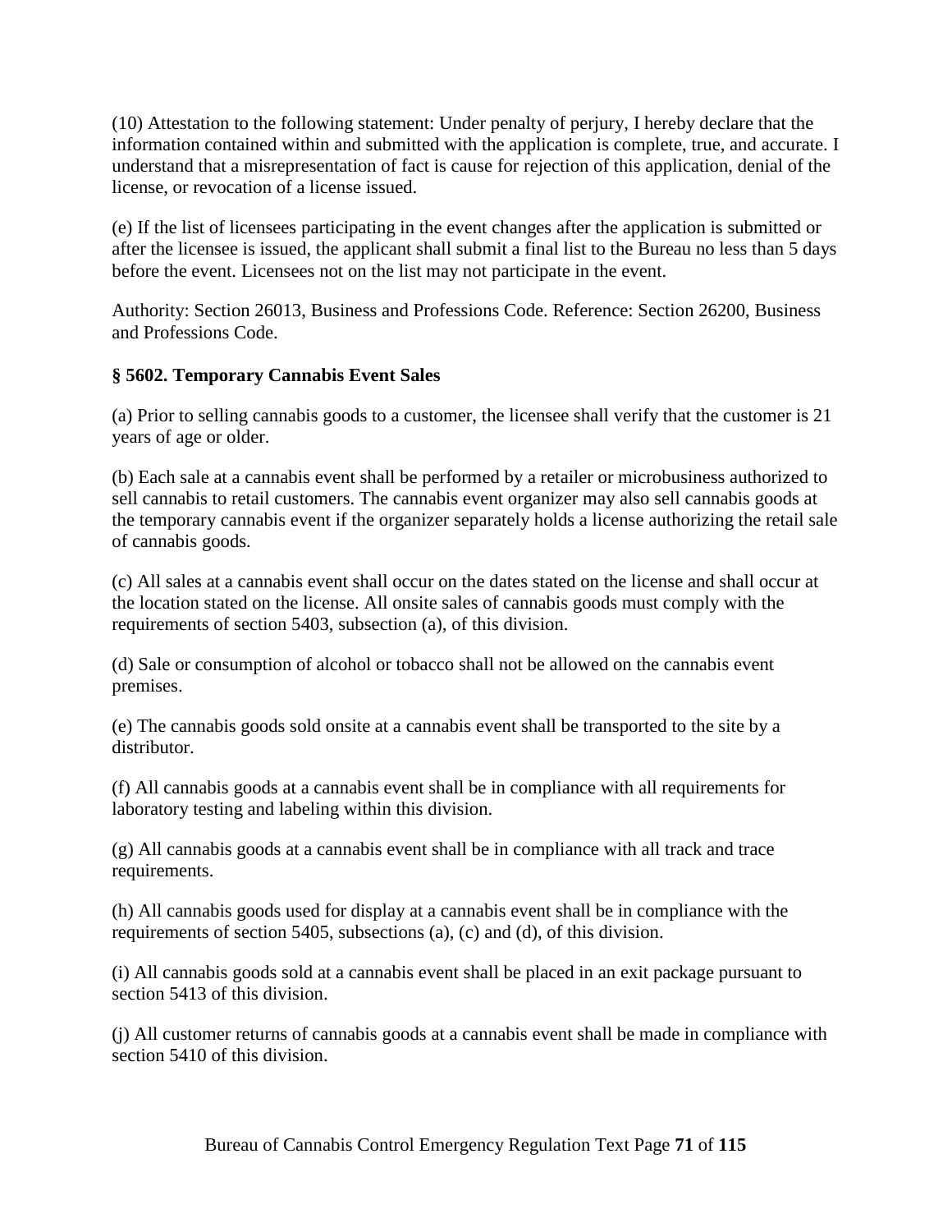(10) Attestation to the following statement: Under penalty of perjury, I hereby declare that the information contained within and submitted with the application is complete, true, and accurate. I understand that a misrepresentation of fact is cause for rejection of this application, denial of the license, or revocation of a license issued.

(e) If the list of licensees participating in the event changes after the application is submitted or after the licensee is issued, the applicant shall submit a final list to the Bureau no less than 5 days before the event. Licensees not on the list may not participate in the event.

Authority: Section 26013, Business and Professions Code. Reference: Section 26200, Business and Professions Code.

### § 5602. Temporary Cannabis Event Sales

(a) Prior to selling cannabis goods to a customer, the licensee shall verify that the customer is 21 years of age or older.

(b) Each sale at a cannabis event shall be performed by a retailer or microbusiness authorized to sell cannabis to retail customers. The cannabis event organizer may also sell cannabis goods at the temporary cannabis event if the organizer separately holds a license authorizing the retail sale of cannabis goods.

(c) All sales at a cannabis event shall occur on the dates stated on the license and shall occur at the location stated on the license. All onsite sales of cannabis goods must comply with the requirements of section 5403, subsection (a), of this division.

(d) Sale or consumption of alcohol or tobacco shall not be allowed on the cannabis event premises.

(e) The cannabis goods sold onsite at a cannabis event shall be transported to the site by a distributor.

(f) All cannabis goods at a cannabis event shall be in compliance with all requirements for laboratory testing and labeling within this division.

(g) All cannabis goods at a cannabis event shall be in compliance with all track and trace requirements.

(h) All cannabis goods used for display at a cannabis event shall be in compliance with the requirements of section 5405, subsections (a), (c) and (d), of this division.

(i) All cannabis goods sold at a cannabis event shall be placed in an exit package pursuant to section 5413 of this division.

(j) All customer returns of cannabis goods at a cannabis event shall be made in compliance with section 5410 of this division.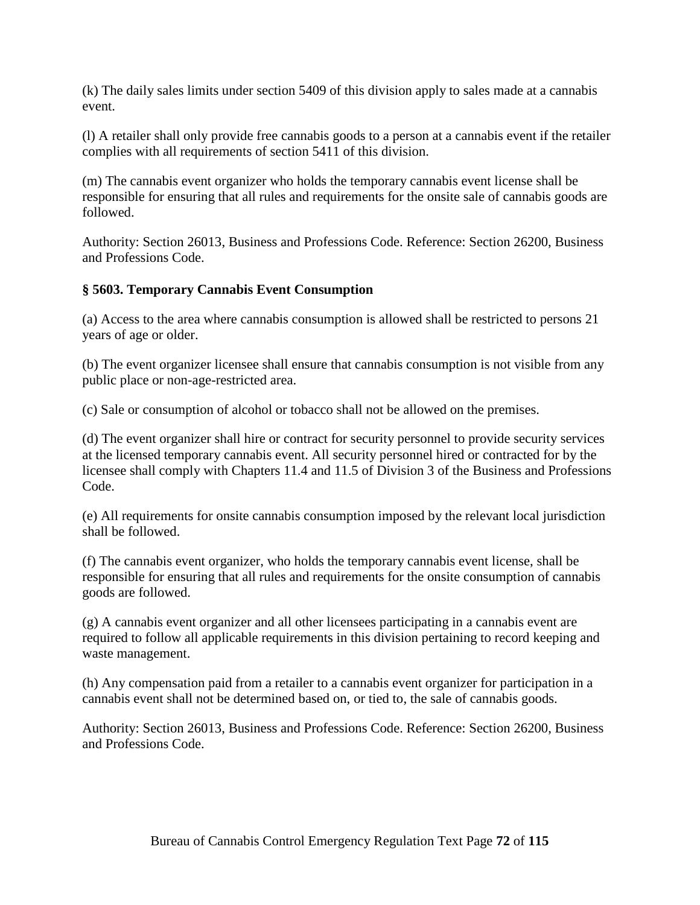(k) The daily sales limits under section 5409 of this division apply to sales made at a cannabis event.

(l) A retailer shall only provide free cannabis goods to a person at a cannabis event if the retailer complies with all requirements of section 5411 of this division.

(m) The cannabis event organizer who holds the temporary cannabis event license shall be responsible for ensuring that all rules and requirements for the onsite sale of cannabis goods are followed.

Authority: Section 26013, Business and Professions Code. Reference: Section 26200, Business and Professions Code.

### § 5603. Temporary Cannabis Event Consumption

(a) Access to the area where cannabis consumption is allowed shall be restricted to persons 21 years of age or older.

(b) The event organizer licensee shall ensure that cannabis consumption is not visible from any public place or non-age-restricted area.

(c) Sale or consumption of alcohol or tobacco shall not be allowed on the premises.

(d) The event organizer shall hire or contract for security personnel to provide security services at the licensed temporary cannabis event. All security personnel hired or contracted for by the licensee shall comply with Chapters 11.4 and 11.5 of Division 3 of the Business and Professions Code.

(e) All requirements for onsite cannabis consumption imposed by the relevant local jurisdiction shall be followed.

(f) The cannabis event organizer, who holds the temporary cannabis event license, shall be responsible for ensuring that all rules and requirements for the onsite consumption of cannabis goods are followed.

(g) A cannabis event organizer and all other licensees participating in a cannabis event are required to follow all applicable requirements in this division pertaining to record keeping and waste management.

(h) Any compensation paid from a retailer to a cannabis event organizer for participation in a cannabis event shall not be determined based on, or tied to, the sale of cannabis goods.

Authority: Section 26013, Business and Professions Code. Reference: Section 26200, Business and Professions Code.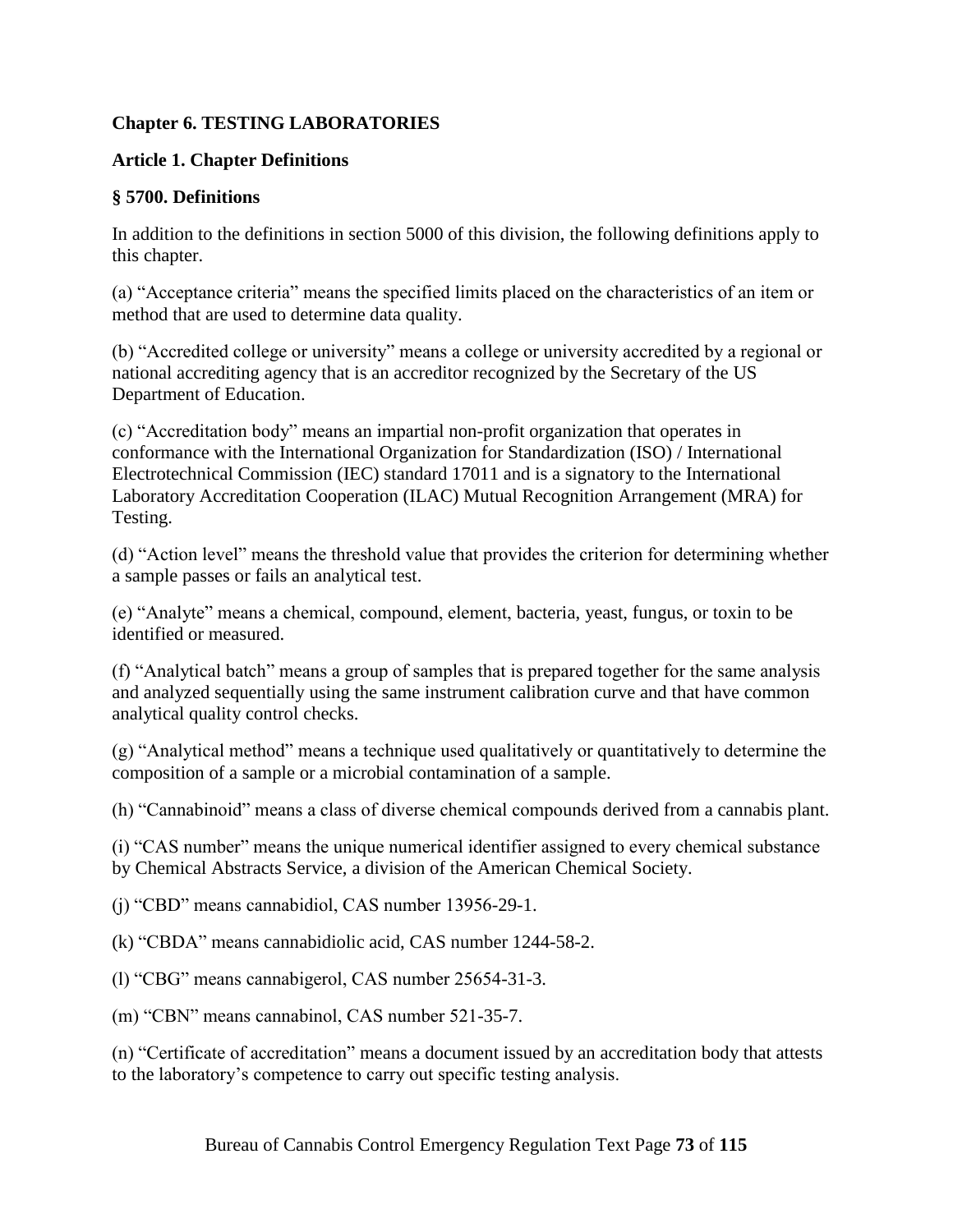## Chapter 6. TESTING LABORATORIES

### Article 1. Chapter Definitions

### § 5700. Definitions

In addition to the definitions in section 5000 of this division, the following definitions apply to this chapter.

(a) "Acceptance criteria" means the specified limits placed on the characteristics of an item or method that are used to determine data quality.

(b) "Accredited college or university" means a college or university accredited by a regional or national accrediting agency that is an accreditor recognized by the Secretary of the US Department of Education.

(c) "Accreditation body" means an impartial non-profit organization that operates in conformance with the International Organization for Standardization (ISO) / International Electrotechnical Commission (IEC) standard 17011 and is a signatory to the International Laboratory Accreditation Cooperation (ILAC) Mutual Recognition Arrangement (MRA) for Testing.

(d) "Action level" means the threshold value that provides the criterion for determining whether a sample passes or fails an analytical test.

(e) "Analyte" means a chemical, compound, element, bacteria, yeast, fungus, or toxin to be identified or measured.

(f) "Analytical batch" means a group of samples that is prepared together for the same analysis and analyzed sequentially using the same instrument calibration curve and that have common analytical quality control checks.

(g) "Analytical method" means a technique used qualitatively or quantitatively to determine the composition of a sample or a microbial contamination of a sample.

(h) "Cannabinoid" means a class of diverse chemical compounds derived from a cannabis plant.

(i) "CAS number" means the unique numerical identifier assigned to every chemical substance by Chemical Abstracts Service, a division of the American Chemical Society.

(j) "CBD" means cannabidiol, CAS number 13956-29-1.

(k) "CBDA" means cannabidiolic acid, CAS number 1244-58-2.

(l) "CBG" means cannabigerol, CAS number 25654-31-3.

(m) "CBN" means cannabinol, CAS number 521-35-7.

(n) "Certificate of accreditation" means a document issued by an accreditation body that attests to the laboratory's competence to carry out specific testing analysis.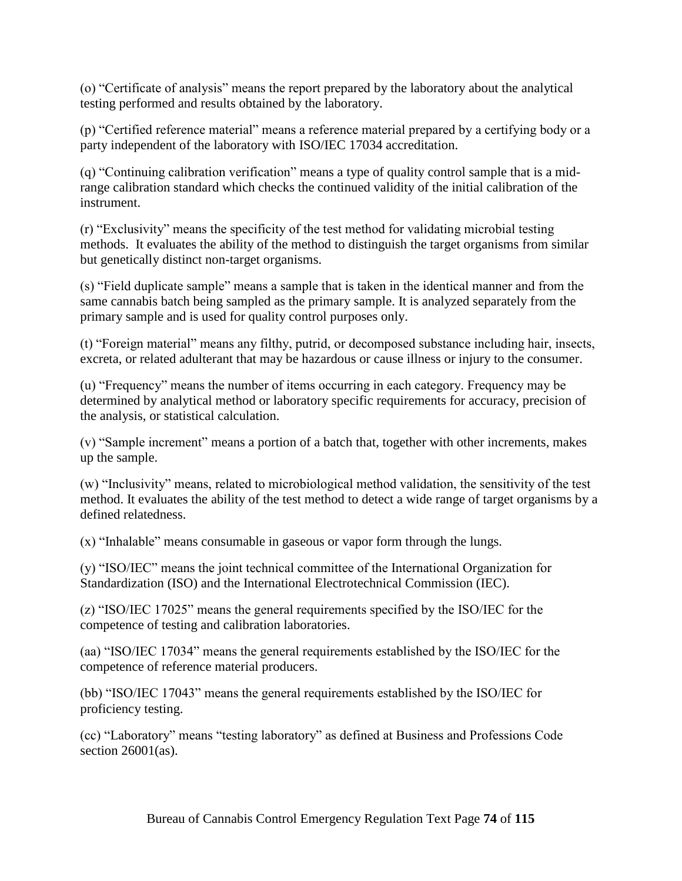(o) "Certificate of analysis" means the report prepared by the laboratory about the analytical testing performed and results obtained by the laboratory.

(p) "Certified reference material" means a reference material prepared by a certifying body or a party independent of the laboratory with ISO/IEC 17034 accreditation.

(q) "Continuing calibration verification" means a type of quality control sample that is a mid-range calibration standard which checks the continued validity of the initial calibration of the instrument.

(r) "Exclusivity" means the specificity of the test method for validating microbial testing methods. It evaluates the ability of the method to distinguish the target organisms from similar but genetically distinct non-target organisms.

(s) "Field duplicate sample" means a sample that is taken in the identical manner and from the same cannabis batch being sampled as the primary sample. It is analyzed separately from the primary sample and is used for quality control purposes only.

(t) "Foreign material" means any filthy, putrid, or decomposed substance including hair, insects, excreta, or related adulterant that may be hazardous or cause illness or injury to the consumer.

(u) "Frequency" means the number of items occurring in each category. Frequency may be determined by analytical method or laboratory specific requirements for accuracy, precision of the analysis, or statistical calculation.

(v) "Sample increment" means a portion of a batch that, together with other increments, makes up the sample.

(w) "Inclusivity" means, related to microbiological method validation, the sensitivity of the test method. It evaluates the ability of the test method to detect a wide range of target organisms by a defined relatedness.

(x) "Inhalable" means consumable in gaseous or vapor form through the lungs.

(y) "ISO/IEC" means the joint technical committee of the International Organization for Standardization (ISO) and the International Electrotechnical Commission (IEC).

(z) "ISO/IEC 17025" means the general requirements specified by the ISO/IEC for the competence of testing and calibration laboratories.

(aa) "ISO/IEC 17034" means the general requirements established by the ISO/IEC for the competence of reference material producers.

(bb) "ISO/IEC 17043" means the general requirements established by the ISO/IEC for proficiency testing.

(cc) "Laboratory" means "testing laboratory" as defined at Business and Professions Code section 26001(as).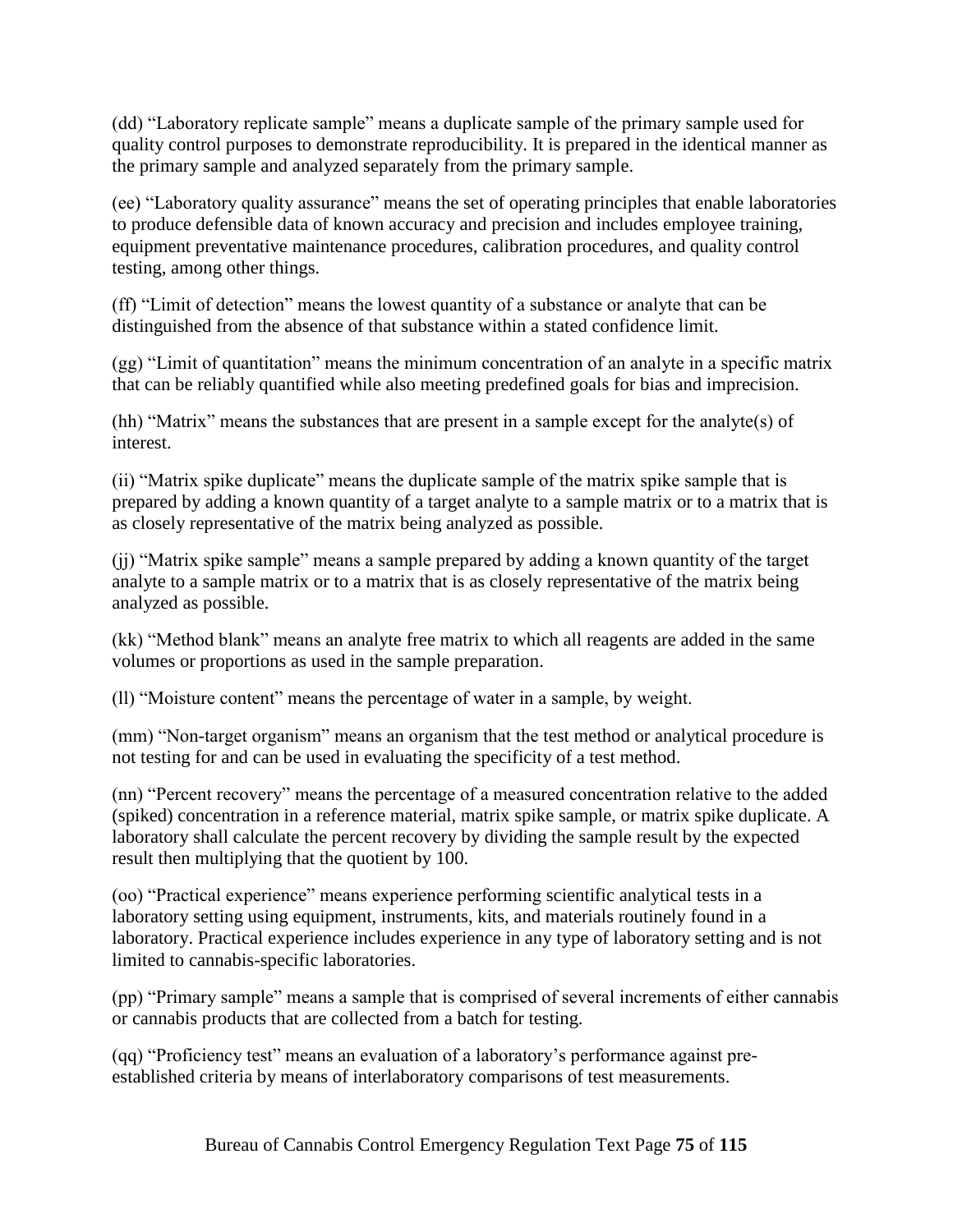(dd) "Laboratory replicate sample" means a duplicate sample of the primary sample used for quality control purposes to demonstrate reproducibility. It is prepared in the identical manner as the primary sample and analyzed separately from the primary sample.

(ee) "Laboratory quality assurance" means the set of operating principles that enable laboratories to produce defensible data of known accuracy and precision and includes employee training, equipment preventative maintenance procedures, calibration procedures, and quality control testing, among other things.

(ff) "Limit of detection" means the lowest quantity of a substance or analyte that can be distinguished from the absence of that substance within a stated confidence limit.

(gg) "Limit of quantitation" means the minimum concentration of an analyte in a specific matrix that can be reliably quantified while also meeting predefined goals for bias and imprecision.

(hh) "Matrix" means the substances that are present in a sample except for the analyte(s) of interest.

(ii) "Matrix spike duplicate" means the duplicate sample of the matrix spike sample that is prepared by adding a known quantity of a target analyte to a sample matrix or to a matrix that is as closely representative of the matrix being analyzed as possible.

(jj) "Matrix spike sample" means a sample prepared by adding a known quantity of the target analyte to a sample matrix or to a matrix that is as closely representative of the matrix being analyzed as possible.

(kk) "Method blank" means an analyte free matrix to which all reagents are added in the same volumes or proportions as used in the sample preparation.

(ll) "Moisture content" means the percentage of water in a sample, by weight.

(mm) "Non-target organism" means an organism that the test method or analytical procedure is not testing for and can be used in evaluating the specificity of a test method.

(nn) "Percent recovery" means the percentage of a measured concentration relative to the added (spiked) concentration in a reference material, matrix spike sample, or matrix spike duplicate. A laboratory shall calculate the percent recovery by dividing the sample result by the expected result then multiplying that the quotient by 100.

(oo) "Practical experience" means experience performing scientific analytical tests in a laboratory setting using equipment, instruments, kits, and materials routinely found in a laboratory. Practical experience includes experience in any type of laboratory setting and is not limited to cannabis-specific laboratories.

(pp) "Primary sample" means a sample that is comprised of several increments of either cannabis or cannabis products that are collected from a batch for testing.

(qq) "Proficiency test" means an evaluation of a laboratory's performance against pre-established criteria by means of interlaboratory comparisons of test measurements.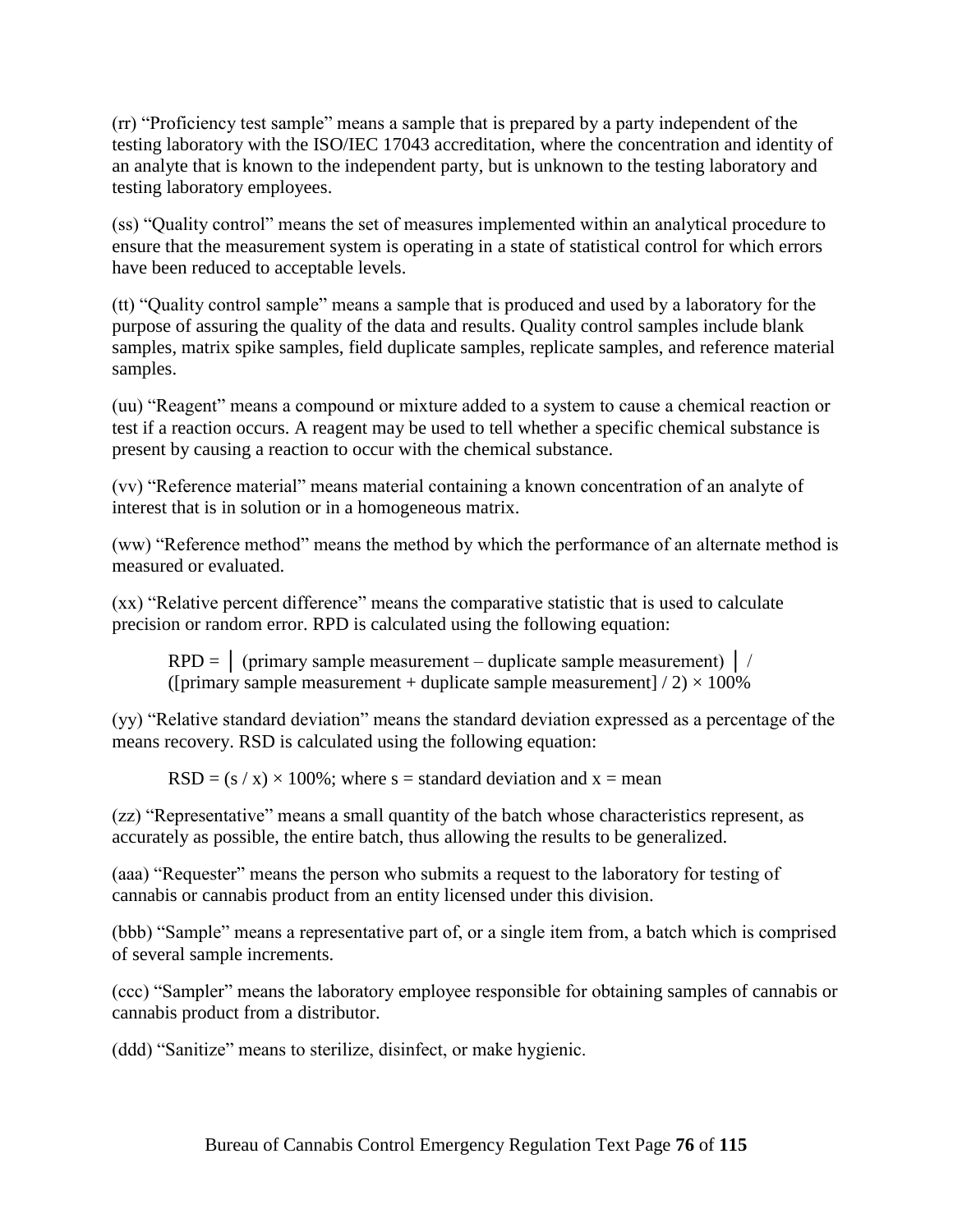(rr) “Proficiency test sample” means a sample that is prepared by a party independent of the testing laboratory with the ISO/IEC 17043 accreditation, where the concentration and identity of an analyte that is known to the independent party, but is unknown to the testing laboratory and testing laboratory employees.

(ss) “Quality control” means the set of measures implemented within an analytical procedure to ensure that the measurement system is operating in a state of statistical control for which errors have been reduced to acceptable levels.

(tt) “Quality control sample” means a sample that is produced and used by a laboratory for the purpose of assuring the quality of the data and results. Quality control samples include blank samples, matrix spike samples, field duplicate samples, replicate samples, and reference material samples.

(uu) “Reagent” means a compound or mixture added to a system to cause a chemical reaction or test if a reaction occurs. A reagent may be used to tell whether a specific chemical substance is present by causing a reaction to occur with the chemical substance.

(vv) “Reference material” means material containing a known concentration of an analyte of interest that is in solution or in a homogeneous matrix.

(ww) “Reference method” means the method by which the performance of an alternate method is measured or evaluated.

(xx) “Relative percent difference” means the comparative statistic that is used to calculate precision or random error. RPD is calculated using the following equation:

$$\text{RPD} = \left| (\text{primary sample measurement} - \text{duplicate sample measurement}) \right| / ([\text{primary sample measurement} + \text{duplicate sample measurement}] / 2) \times 100\%$$

(yy) “Relative standard deviation” means the standard deviation expressed as a percentage of the means recovery. RSD is calculated using the following equation:

$$\text{RSD} = (s / x) \times 100\%;\ \text{where } s = \text{standard deviation and } x = \text{mean}$$

(zz) “Representative” means a small quantity of the batch whose characteristics represent, as accurately as possible, the entire batch, thus allowing the results to be generalized.

(aaa) “Requester” means the person who submits a request to the laboratory for testing of cannabis or cannabis product from an entity licensed under this division.

(bbb) “Sample” means a representative part of, or a single item from, a batch which is comprised of several sample increments.

(ccc) “Sampler” means the laboratory employee responsible for obtaining samples of cannabis or cannabis product from a distributor.

(ddd) “Sanitize” means to sterilize, disinfect, or make hygienic.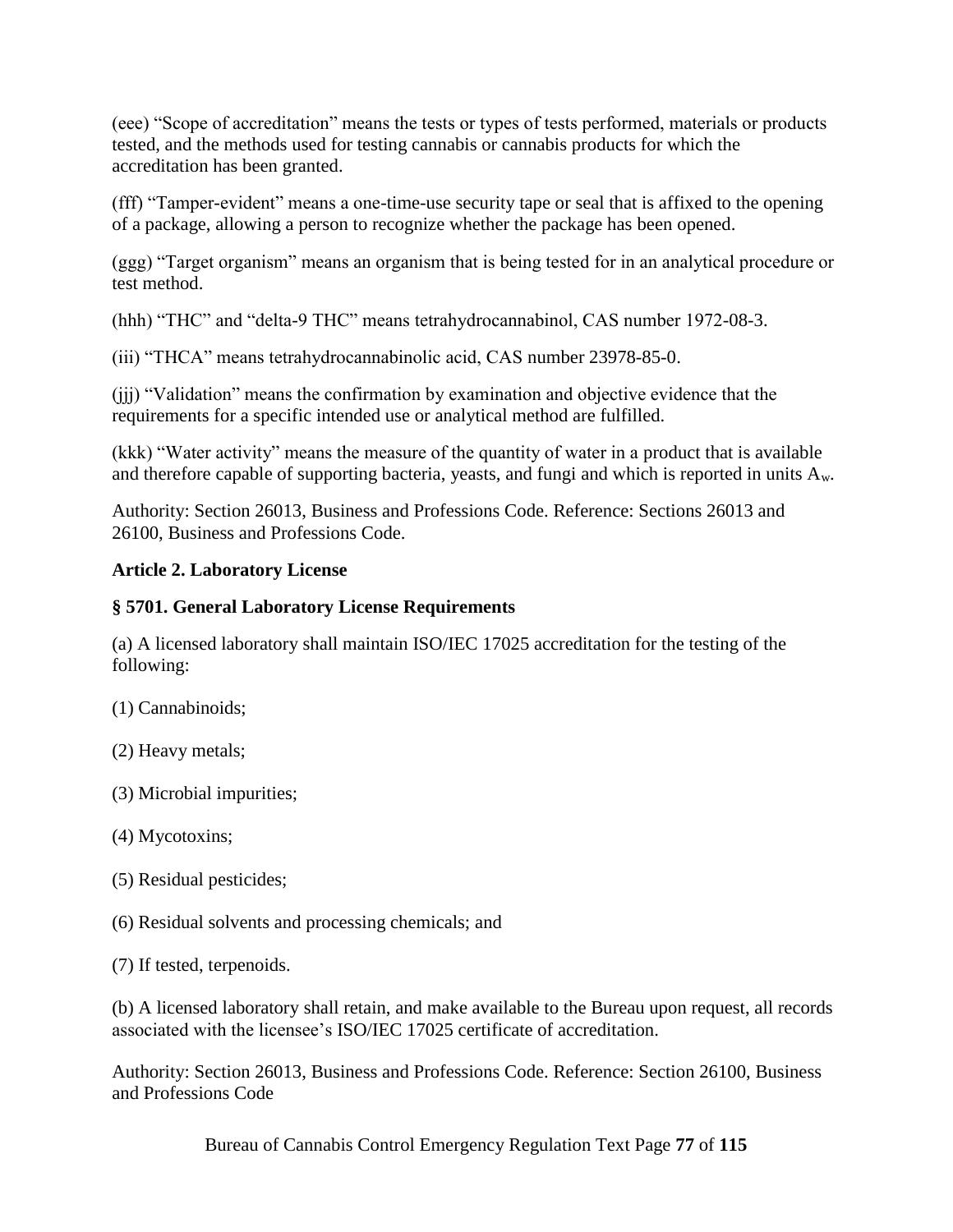(eee) "Scope of accreditation" means the tests or types of tests performed, materials or products tested, and the methods used for testing cannabis or cannabis products for which the accreditation has been granted.

(fff) "Tamper-evident" means a one-time-use security tape or seal that is affixed to the opening of a package, allowing a person to recognize whether the package has been opened.

(ggg) "Target organism" means an organism that is being tested for in an analytical procedure or test method.

(hhh) "THC" and "delta-9 THC" means tetrahydrocannabinol, CAS number 1972-08-3.

(iii) "THCA" means tetrahydrocannabinolic acid, CAS number 23978-85-0.

(jjj) "Validation" means the confirmation by examination and objective evidence that the requirements for a specific intended use or analytical method are fulfilled.

(kkk) "Water activity" means the measure of the quantity of water in a product that is available and therefore capable of supporting bacteria, yeasts, and fungi and which is reported in units $A_w$.

Authority: Section 26013, Business and Professions Code. Reference: Sections 26013 and 26100, Business and Professions Code.

**Article 2. Laboratory License**

**§ 5701. General Laboratory License Requirements**

(a) A licensed laboratory shall maintain ISO/IEC 17025 accreditation for the testing of the following:

(1) Cannabinoids;

(2) Heavy metals;

(3) Microbial impurities;

(4) Mycotoxins;

(5) Residual pesticides;

(6) Residual solvents and processing chemicals; and

(7) If tested, terpenoids.

(b) A licensed laboratory shall retain, and make available to the Bureau upon request, all records associated with the licensee's ISO/IEC 17025 certificate of accreditation.

Authority: Section 26013, Business and Professions Code. Reference: Section 26100, Business and Professions Code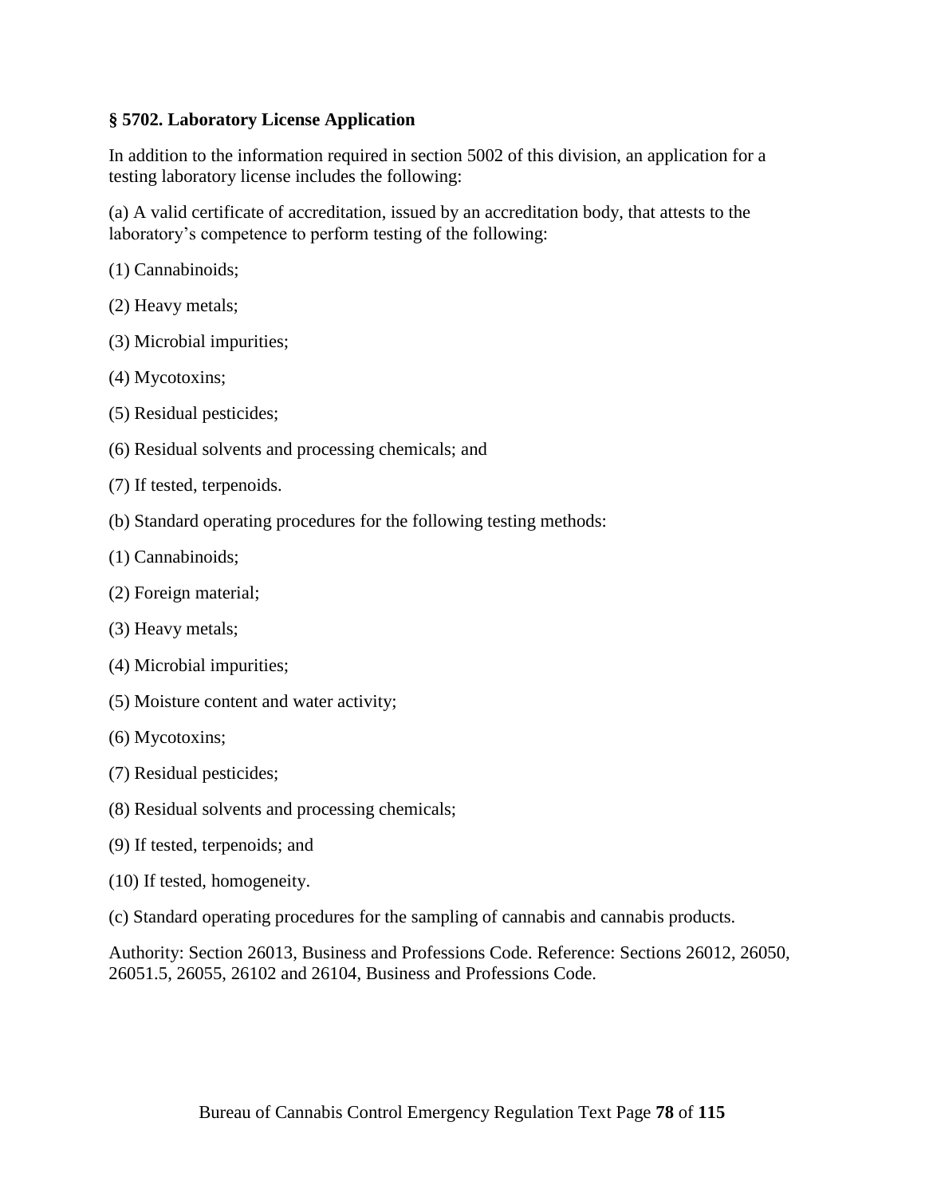## § 5702. Laboratory License Application

In addition to the information required in section 5002 of this division, an application for a testing laboratory license includes the following:

(a) A valid certificate of accreditation, issued by an accreditation body, that attests to the laboratory's competence to perform testing of the following:

(1) Cannabinoids;

(2) Heavy metals;

(3) Microbial impurities;

(4) Mycotoxins;

(5) Residual pesticides;

(6) Residual solvents and processing chemicals; and

(7) If tested, terpenoids.

(b) Standard operating procedures for the following testing methods:

(1) Cannabinoids;

(2) Foreign material;

(3) Heavy metals;

(4) Microbial impurities;

(5) Moisture content and water activity;

(6) Mycotoxins;

(7) Residual pesticides;

(8) Residual solvents and processing chemicals;

(9) If tested, terpenoids; and

(10) If tested, homogeneity.

(c) Standard operating procedures for the sampling of cannabis and cannabis products.

Authority: Section 26013, Business and Professions Code. Reference: Sections 26012, 26050, 26051.5, 26055, 26102 and 26104, Business and Professions Code.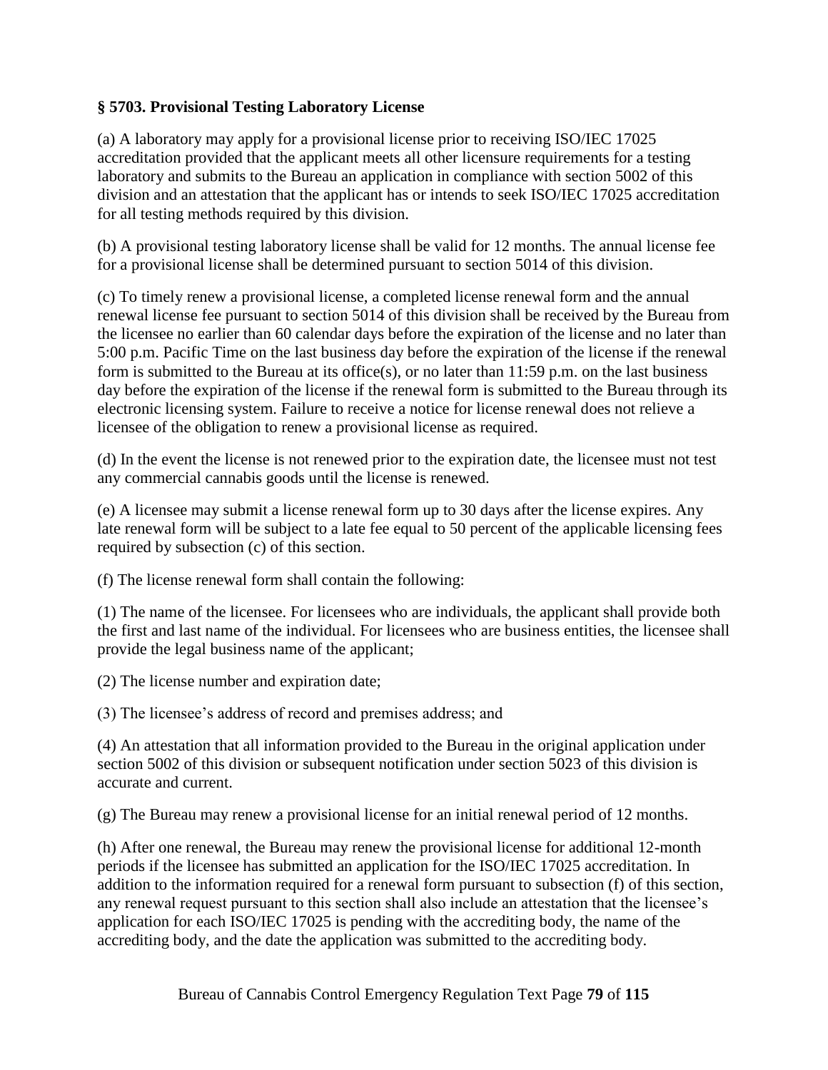**§ 5703. Provisional Testing Laboratory License**

(a) A laboratory may apply for a provisional license prior to receiving ISO/IEC 17025 accreditation provided that the applicant meets all other licensure requirements for a testing laboratory and submits to the Bureau an application in compliance with section 5002 of this division and an attestation that the applicant has or intends to seek ISO/IEC 17025 accreditation for all testing methods required by this division.

(b) A provisional testing laboratory license shall be valid for 12 months. The annual license fee for a provisional license shall be determined pursuant to section 5014 of this division.

(c) To timely renew a provisional license, a completed license renewal form and the annual renewal license fee pursuant to section 5014 of this division shall be received by the Bureau from the licensee no earlier than 60 calendar days before the expiration of the license and no later than 5:00 p.m. Pacific Time on the last business day before the expiration of the license if the renewal form is submitted to the Bureau at its office(s), or no later than 11:59 p.m. on the last business day before the expiration of the license if the renewal form is submitted to the Bureau through its electronic licensing system. Failure to receive a notice for license renewal does not relieve a licensee of the obligation to renew a provisional license as required.

(d) In the event the license is not renewed prior to the expiration date, the licensee must not test any commercial cannabis goods until the license is renewed.

(e) A licensee may submit a license renewal form up to 30 days after the license expires. Any late renewal form will be subject to a late fee equal to 50 percent of the applicable licensing fees required by subsection (c) of this section.

(f) The license renewal form shall contain the following:

(1) The name of the licensee. For licensees who are individuals, the applicant shall provide both the first and last name of the individual. For licensees who are business entities, the licensee shall provide the legal business name of the applicant;

(2) The license number and expiration date;

(3) The licensee's address of record and premises address; and

(4) An attestation that all information provided to the Bureau in the original application under section 5002 of this division or subsequent notification under section 5023 of this division is accurate and current.

(g) The Bureau may renew a provisional license for an initial renewal period of 12 months.

(h) After one renewal, the Bureau may renew the provisional license for additional 12-month periods if the licensee has submitted an application for the ISO/IEC 17025 accreditation. In addition to the information required for a renewal form pursuant to subsection (f) of this section, any renewal request pursuant to this section shall also include an attestation that the licensee's application for each ISO/IEC 17025 is pending with the accrediting body, the name of the accrediting body, and the date the application was submitted to the accrediting body.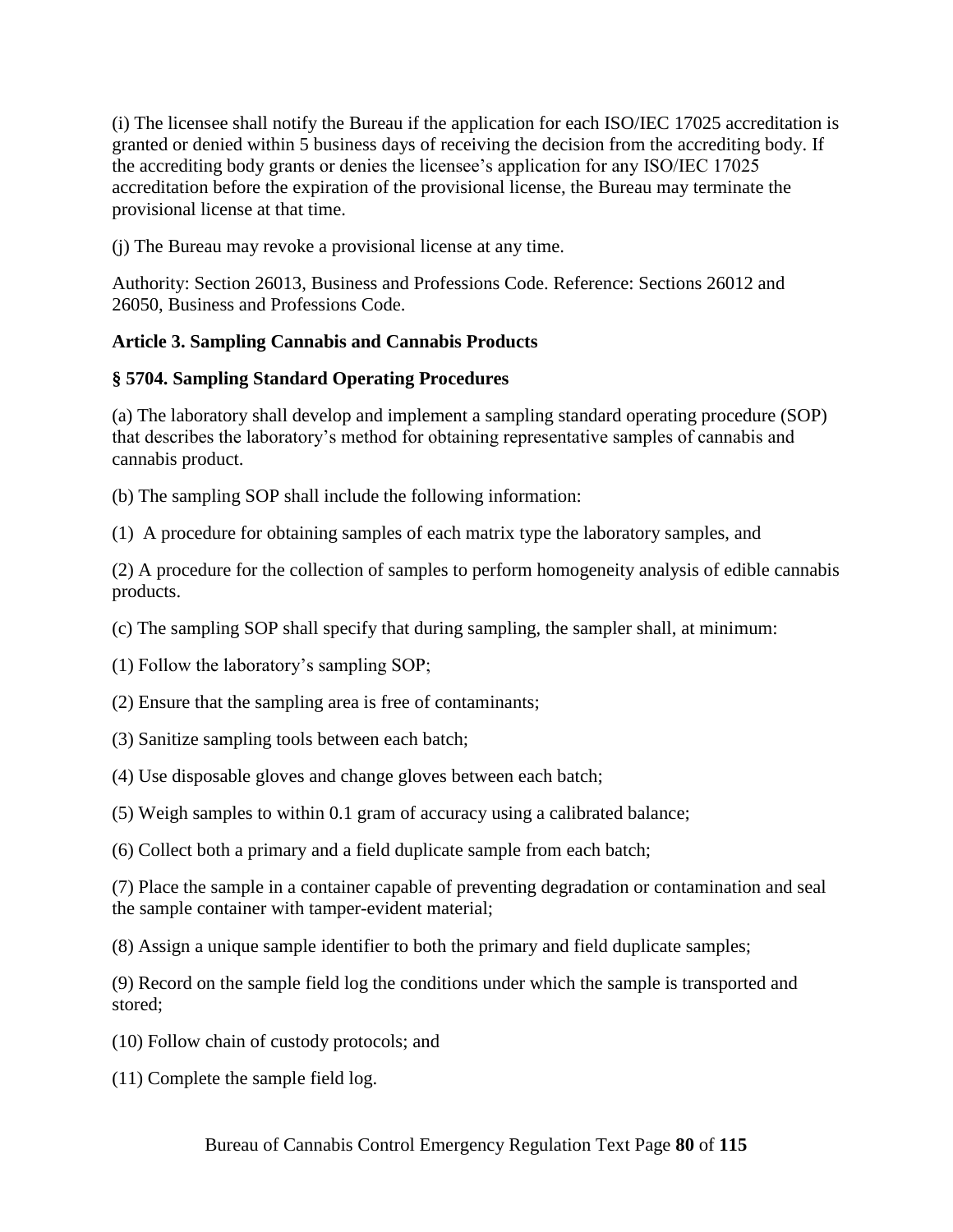(i) The licensee shall notify the Bureau if the application for each ISO/IEC 17025 accreditation is granted or denied within 5 business days of receiving the decision from the accrediting body. If the accrediting body grants or denies the licensee's application for any ISO/IEC 17025 accreditation before the expiration of the provisional license, the Bureau may terminate the provisional license at that time.

(j) The Bureau may revoke a provisional license at any time.

Authority: Section 26013, Business and Professions Code. Reference: Sections 26012 and 26050, Business and Professions Code.

**Article 3. Sampling Cannabis and Cannabis Products**

**§ 5704. Sampling Standard Operating Procedures**

(a) The laboratory shall develop and implement a sampling standard operating procedure (SOP) that describes the laboratory's method for obtaining representative samples of cannabis and cannabis product.

(b) The sampling SOP shall include the following information:

(1) A procedure for obtaining samples of each matrix type the laboratory samples, and

(2) A procedure for the collection of samples to perform homogeneity analysis of edible cannabis products.

(c) The sampling SOP shall specify that during sampling, the sampler shall, at minimum:

(1) Follow the laboratory's sampling SOP;

(2) Ensure that the sampling area is free of contaminants;

(3) Sanitize sampling tools between each batch;

(4) Use disposable gloves and change gloves between each batch;

(5) Weigh samples to within 0.1 gram of accuracy using a calibrated balance;

(6) Collect both a primary and a field duplicate sample from each batch;

(7) Place the sample in a container capable of preventing degradation or contamination and seal the sample container with tamper-evident material;

(8) Assign a unique sample identifier to both the primary and field duplicate samples;

(9) Record on the sample field log the conditions under which the sample is transported and stored;

(10) Follow chain of custody protocols; and

(11) Complete the sample field log.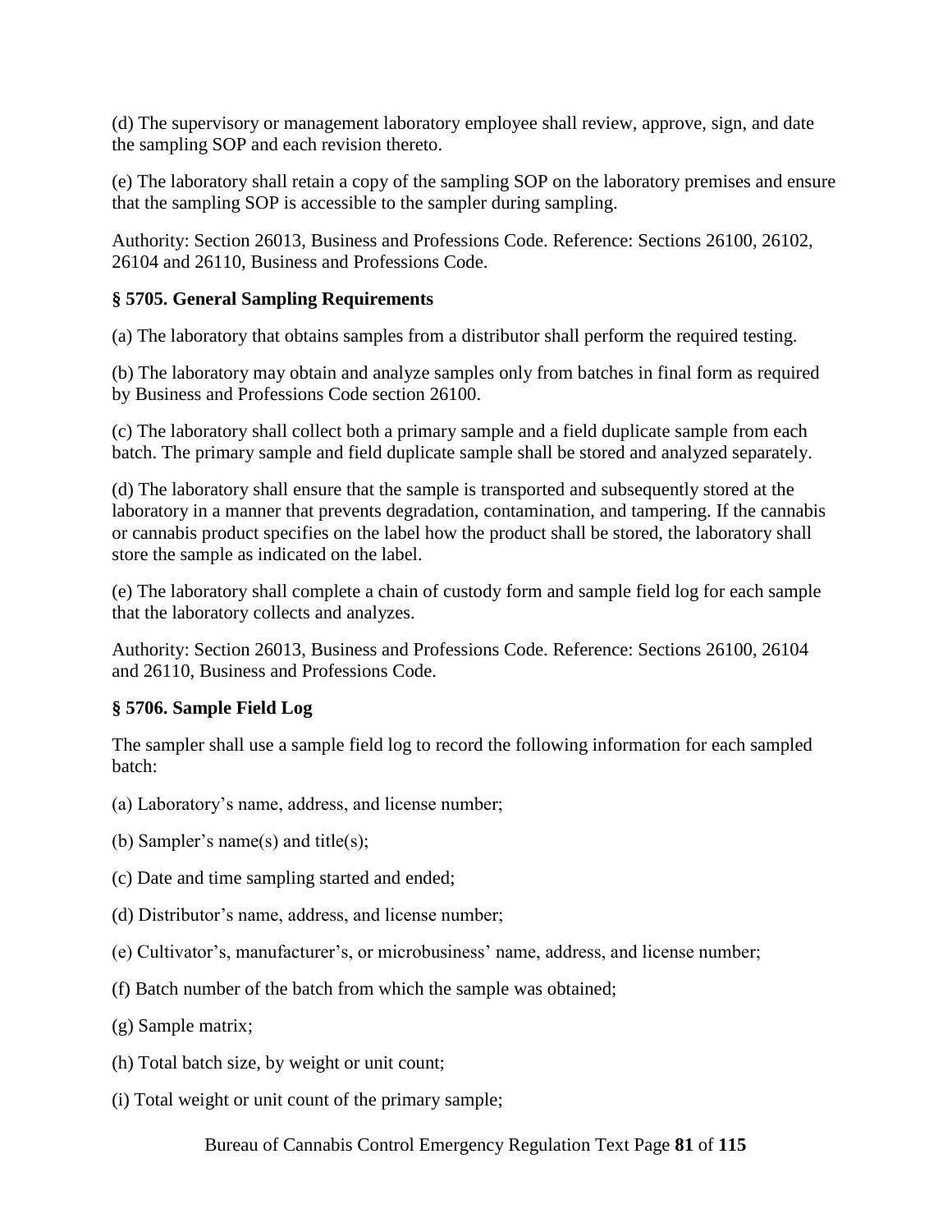(d) The supervisory or management laboratory employee shall review, approve, sign, and date the sampling SOP and each revision thereto.

(e) The laboratory shall retain a copy of the sampling SOP on the laboratory premises and ensure that the sampling SOP is accessible to the sampler during sampling.

Authority: Section 26013, Business and Professions Code. Reference: Sections 26100, 26102, 26104 and 26110, Business and Professions Code.

### § 5705. General Sampling Requirements

(a) The laboratory that obtains samples from a distributor shall perform the required testing.

(b) The laboratory may obtain and analyze samples only from batches in final form as required by Business and Professions Code section 26100.

(c) The laboratory shall collect both a primary sample and a field duplicate sample from each batch. The primary sample and field duplicate sample shall be stored and analyzed separately.

(d) The laboratory shall ensure that the sample is transported and subsequently stored at the laboratory in a manner that prevents degradation, contamination, and tampering. If the cannabis or cannabis product specifies on the label how the product shall be stored, the laboratory shall store the sample as indicated on the label.

(e) The laboratory shall complete a chain of custody form and sample field log for each sample that the laboratory collects and analyzes.

Authority: Section 26013, Business and Professions Code. Reference: Sections 26100, 26104 and 26110, Business and Professions Code.

### § 5706. Sample Field Log

The sampler shall use a sample field log to record the following information for each sampled batch:

(a) Laboratory's name, address, and license number;

(b) Sampler's name(s) and title(s);

(c) Date and time sampling started and ended;

(d) Distributor's name, address, and license number;

(e) Cultivator's, manufacturer's, or microbusiness' name, address, and license number;

(f) Batch number of the batch from which the sample was obtained;

(g) Sample matrix;

(h) Total batch size, by weight or unit count;

(i) Total weight or unit count of the primary sample;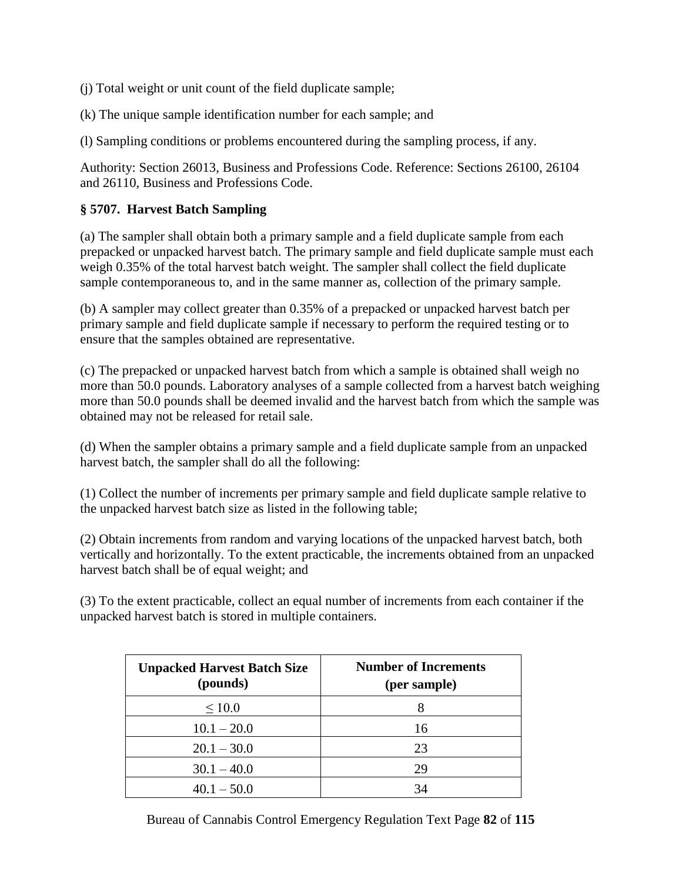(j) Total weight or unit count of the field duplicate sample;

(k) The unique sample identification number for each sample; and

(l) Sampling conditions or problems encountered during the sampling process, if any.

Authority: Section 26013, Business and Professions Code. Reference: Sections 26100, 26104 and 26110, Business and Professions Code.

### § 5707. Harvest Batch Sampling

(a) The sampler shall obtain both a primary sample and a field duplicate sample from each prepacked or unpacked harvest batch. The primary sample and field duplicate sample must each weigh 0.35% of the total harvest batch weight. The sampler shall collect the field duplicate sample contemporaneous to, and in the same manner as, collection of the primary sample.

(b) A sampler may collect greater than 0.35% of a prepacked or unpacked harvest batch per primary sample and field duplicate sample if necessary to perform the required testing or to ensure that the samples obtained are representative.

(c) The prepacked or unpacked harvest batch from which a sample is obtained shall weigh no more than 50.0 pounds. Laboratory analyses of a sample collected from a harvest batch weighing more than 50.0 pounds shall be deemed invalid and the harvest batch from which the sample was obtained may not be released for retail sale.

(d) When the sampler obtains a primary sample and a field duplicate sample from an unpacked harvest batch, the sampler shall do all the following:

(1) Collect the number of increments per primary sample and field duplicate sample relative to the unpacked harvest batch size as listed in the following table;

(2) Obtain increments from random and varying locations of the unpacked harvest batch, both vertically and horizontally. To the extent practicable, the increments obtained from an unpacked harvest batch shall be of equal weight; and

(3) To the extent practicable, collect an equal number of increments from each container if the unpacked harvest batch is stored in multiple containers.

| Unpacked Harvest Batch Size (pounds) | Number of Increments (per sample) |
|---|---|
| ≤ 10.0 | 8 |
| 10.1 – 20.0 | 16 |
| 20.1 – 30.0 | 23 |
| 30.1 – 40.0 | 29 |
| 40.1 – 50.0 | 34 |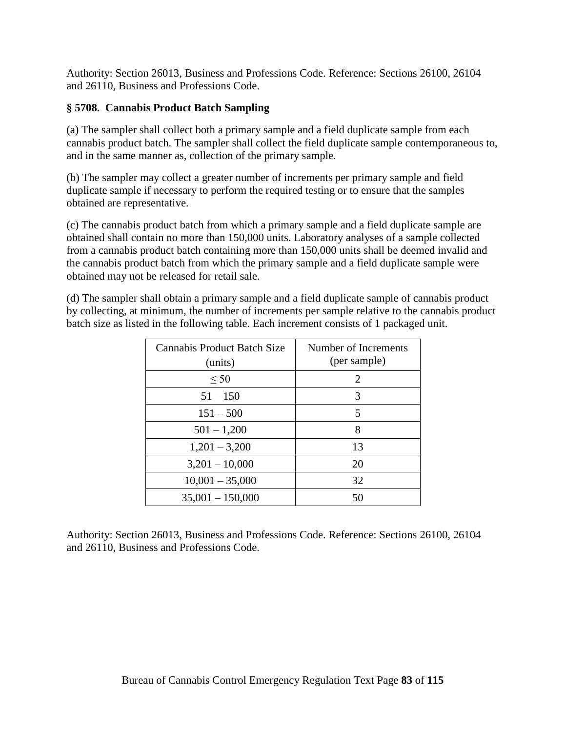Authority: Section 26013, Business and Professions Code. Reference: Sections 26100, 26104 and 26110, Business and Professions Code.

### § 5708. Cannabis Product Batch Sampling

(a) The sampler shall collect both a primary sample and a field duplicate sample from each cannabis product batch. The sampler shall collect the field duplicate sample contemporaneous to, and in the same manner as, collection of the primary sample.

(b) The sampler may collect a greater number of increments per primary sample and field duplicate sample if necessary to perform the required testing or to ensure that the samples obtained are representative.

(c) The cannabis product batch from which a primary sample and a field duplicate sample are obtained shall contain no more than 150,000 units. Laboratory analyses of a sample collected from a cannabis product batch containing more than 150,000 units shall be deemed invalid and the cannabis product batch from which the primary sample and a field duplicate sample were obtained may not be released for retail sale.

(d) The sampler shall obtain a primary sample and a field duplicate sample of cannabis product by collecting, at minimum, the number of increments per sample relative to the cannabis product batch size as listed in the following table. Each increment consists of 1 packaged unit.

| Cannabis Product Batch Size (units) | Number of Increments (per sample) |
|---|---|
| ≤ 50 | 2 |
| 51 – 150 | 3 |
| 151 – 500 | 5 |
| 501 – 1,200 | 8 |
| 1,201 – 3,200 | 13 |
| 3,201 – 10,000 | 20 |
| 10,001 – 35,000 | 32 |
| 35,001 – 150,000 | 50 |

Authority: Section 26013, Business and Professions Code. Reference: Sections 26100, 26104 and 26110, Business and Professions Code.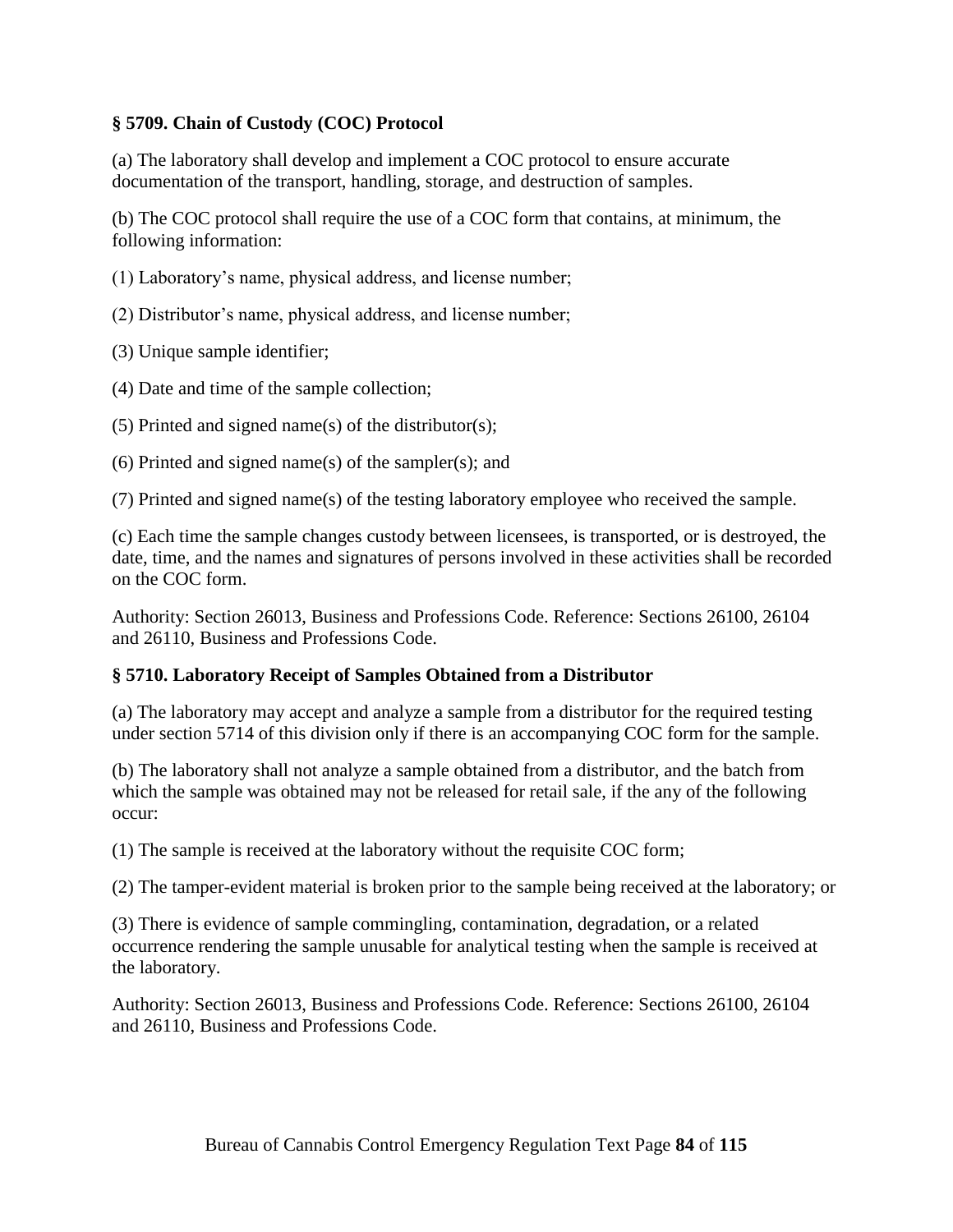### § 5709. Chain of Custody (COC) Protocol

(a) The laboratory shall develop and implement a COC protocol to ensure accurate documentation of the transport, handling, storage, and destruction of samples.

(b) The COC protocol shall require the use of a COC form that contains, at minimum, the following information:

(1) Laboratory's name, physical address, and license number;

(2) Distributor's name, physical address, and license number;

(3) Unique sample identifier;

(4) Date and time of the sample collection;

(5) Printed and signed name(s) of the distributor(s);

(6) Printed and signed name(s) of the sampler(s); and

(7) Printed and signed name(s) of the testing laboratory employee who received the sample.

(c) Each time the sample changes custody between licensees, is transported, or is destroyed, the date, time, and the names and signatures of persons involved in these activities shall be recorded on the COC form.

Authority: Section 26013, Business and Professions Code. Reference: Sections 26100, 26104 and 26110, Business and Professions Code.

### § 5710. Laboratory Receipt of Samples Obtained from a Distributor

(a) The laboratory may accept and analyze a sample from a distributor for the required testing under section 5714 of this division only if there is an accompanying COC form for the sample.

(b) The laboratory shall not analyze a sample obtained from a distributor, and the batch from which the sample was obtained may not be released for retail sale, if the any of the following occur:

(1) The sample is received at the laboratory without the requisite COC form;

(2) The tamper-evident material is broken prior to the sample being received at the laboratory; or

(3) There is evidence of sample commingling, contamination, degradation, or a related occurrence rendering the sample unusable for analytical testing when the sample is received at the laboratory.

Authority: Section 26013, Business and Professions Code. Reference: Sections 26100, 26104 and 26110, Business and Professions Code.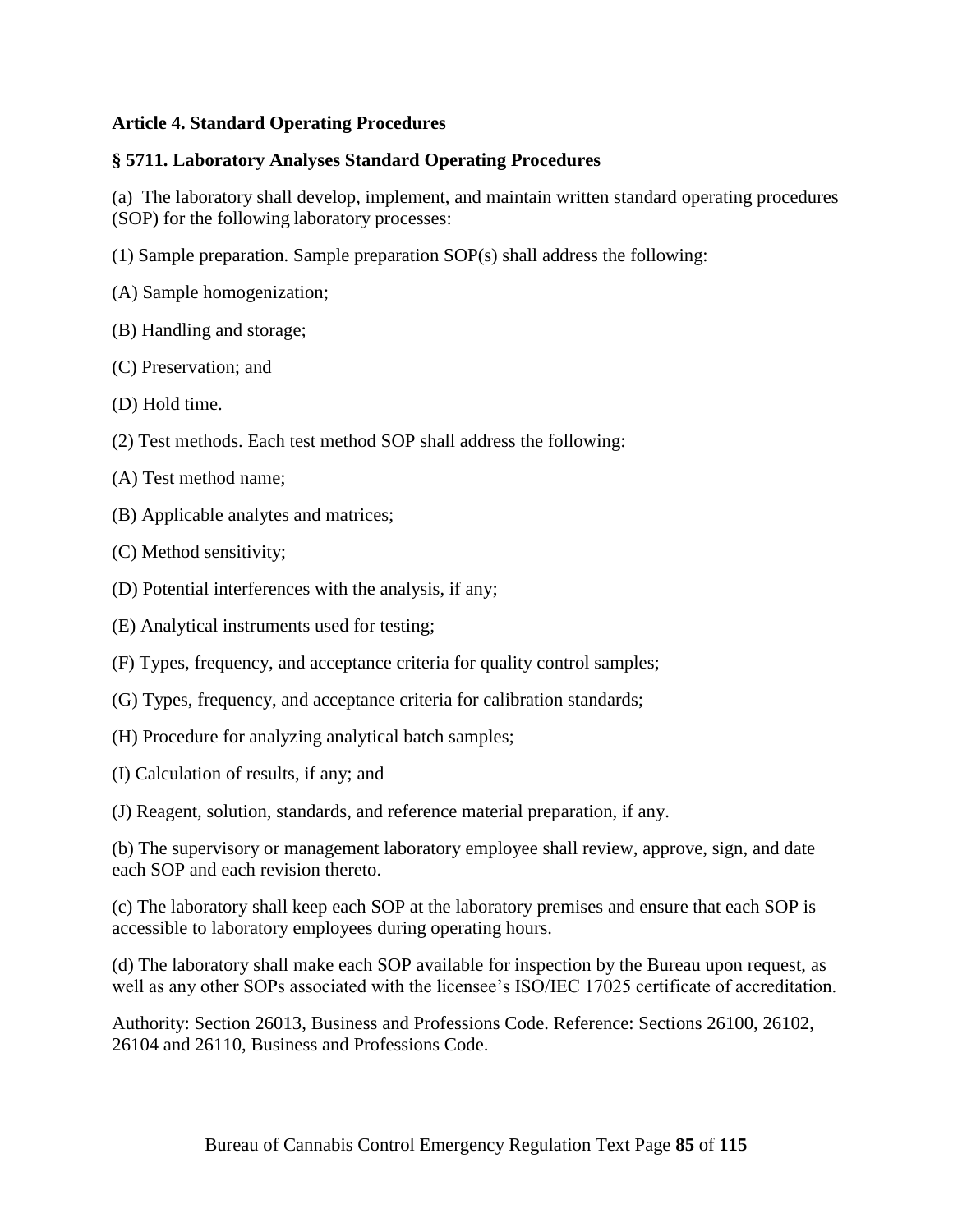## Article 4. Standard Operating Procedures

### § 5711. Laboratory Analyses Standard Operating Procedures

(a) The laboratory shall develop, implement, and maintain written standard operating procedures (SOP) for the following laboratory processes:

(1) Sample preparation. Sample preparation SOP(s) shall address the following:

(A) Sample homogenization;

(B) Handling and storage;

(C) Preservation; and

(D) Hold time.

(2) Test methods. Each test method SOP shall address the following:

(A) Test method name;

(B) Applicable analytes and matrices;

(C) Method sensitivity;

(D) Potential interferences with the analysis, if any;

(E) Analytical instruments used for testing;

(F) Types, frequency, and acceptance criteria for quality control samples;

(G) Types, frequency, and acceptance criteria for calibration standards;

(H) Procedure for analyzing analytical batch samples;

(I) Calculation of results, if any; and

(J) Reagent, solution, standards, and reference material preparation, if any.

(b) The supervisory or management laboratory employee shall review, approve, sign, and date each SOP and each revision thereto.

(c) The laboratory shall keep each SOP at the laboratory premises and ensure that each SOP is accessible to laboratory employees during operating hours.

(d) The laboratory shall make each SOP available for inspection by the Bureau upon request, as well as any other SOPs associated with the licensee's ISO/IEC 17025 certificate of accreditation.

Authority: Section 26013, Business and Professions Code. Reference: Sections 26100, 26102, 26104 and 26110, Business and Professions Code.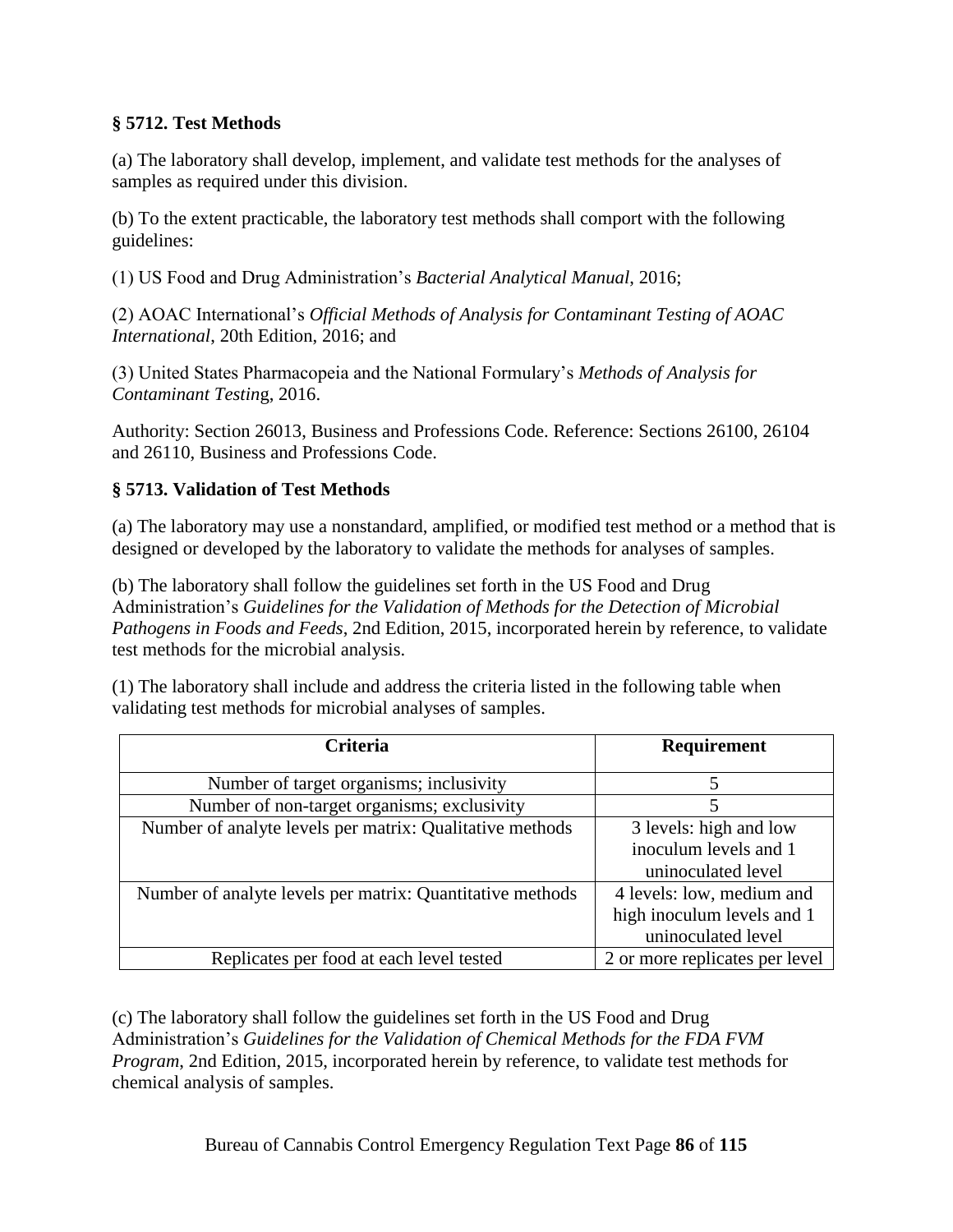### § 5712. Test Methods

(a) The laboratory shall develop, implement, and validate test methods for the analyses of samples as required under this division.

(b) To the extent practicable, the laboratory test methods shall comport with the following guidelines:

(1) US Food and Drug Administration's *Bacterial Analytical Manual*, 2016;

(2) AOAC International's *Official Methods of Analysis for Contaminant Testing of AOAC International*, 20th Edition, 2016; and

(3) United States Pharmacopeia and the National Formulary's *Methods of Analysis for Contaminant Testin*g, 2016.

Authority: Section 26013, Business and Professions Code. Reference: Sections 26100, 26104 and 26110, Business and Professions Code.

### § 5713. Validation of Test Methods

(a) The laboratory may use a nonstandard, amplified, or modified test method or a method that is designed or developed by the laboratory to validate the methods for analyses of samples.

(b) The laboratory shall follow the guidelines set forth in the US Food and Drug Administration's *Guidelines for the Validation of Methods for the Detection of Microbial Pathogens in Foods and Feeds*, 2nd Edition, 2015, incorporated herein by reference, to validate test methods for the microbial analysis.

(1) The laboratory shall include and address the criteria listed in the following table when validating test methods for microbial analyses of samples.

| Criteria | Requirement |
|---|---|
| Number of target organisms; inclusivity | 5 |
| Number of non-target organisms; exclusivity | 5 |
| Number of analyte levels per matrix: Qualitative methods | 3 levels: high and low inoculum levels and 1 uninoculated level |
| Number of analyte levels per matrix: Quantitative methods | 4 levels: low, medium and high inoculum levels and 1 uninoculated level |
| Replicates per food at each level tested | 2 or more replicates per level |

(c) The laboratory shall follow the guidelines set forth in the US Food and Drug Administration's *Guidelines for the Validation of Chemical Methods for the FDA FVM Program*, 2nd Edition, 2015, incorporated herein by reference, to validate test methods for chemical analysis of samples.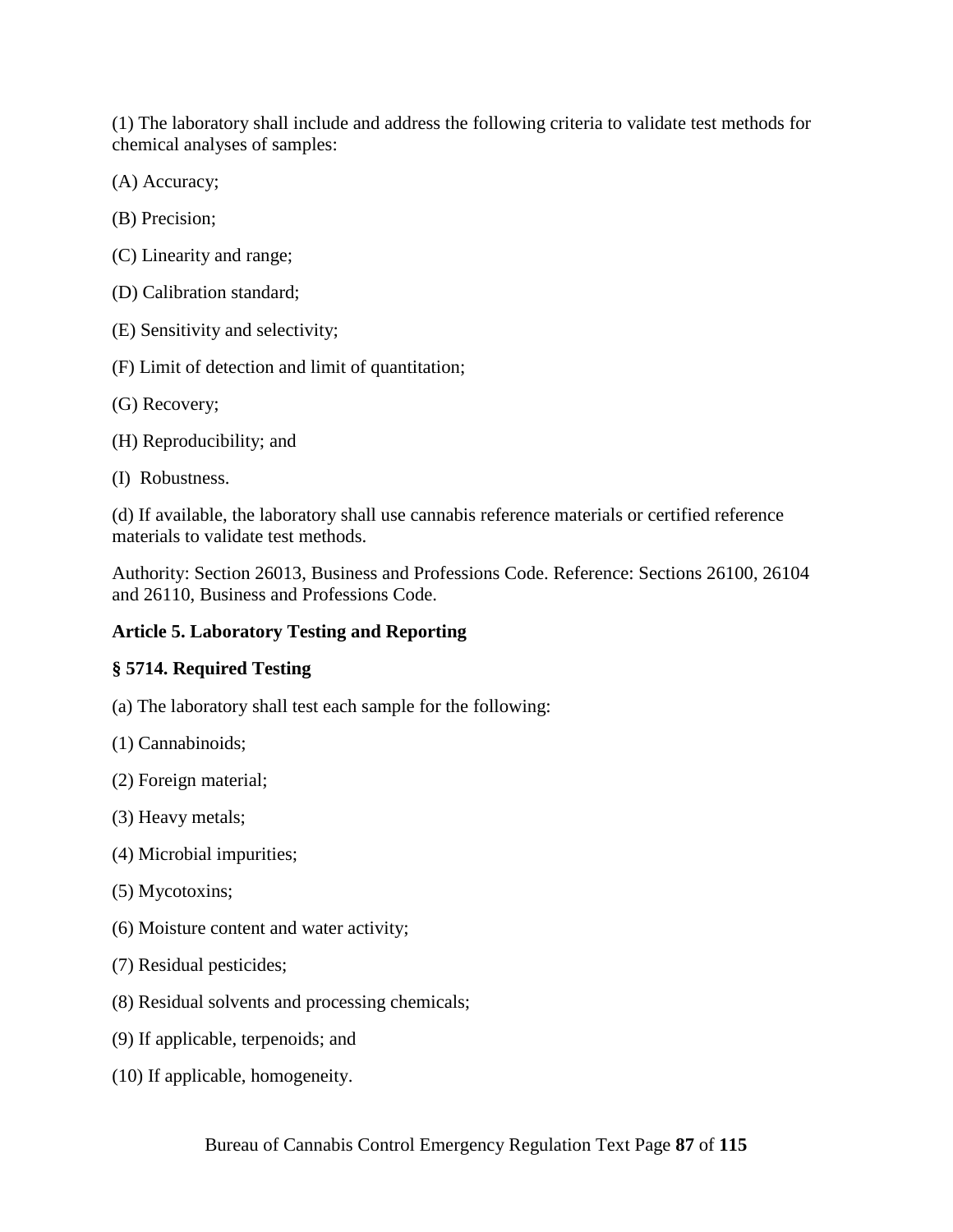(1) The laboratory shall include and address the following criteria to validate test methods for chemical analyses of samples:

(A) Accuracy;

(B) Precision;

(C) Linearity and range;

(D) Calibration standard;

(E) Sensitivity and selectivity;

(F) Limit of detection and limit of quantitation;

(G) Recovery;

(H) Reproducibility; and

(I) Robustness.

(d) If available, the laboratory shall use cannabis reference materials or certified reference materials to validate test methods.

Authority: Section 26013, Business and Professions Code. Reference: Sections 26100, 26104 and 26110, Business and Professions Code.

**Article 5. Laboratory Testing and Reporting**

**§ 5714. Required Testing**

(a) The laboratory shall test each sample for the following:

(1) Cannabinoids;

(2) Foreign material;

(3) Heavy metals;

(4) Microbial impurities;

(5) Mycotoxins;

(6) Moisture content and water activity;

(7) Residual pesticides;

(8) Residual solvents and processing chemicals;

(9) If applicable, terpenoids; and

(10) If applicable, homogeneity.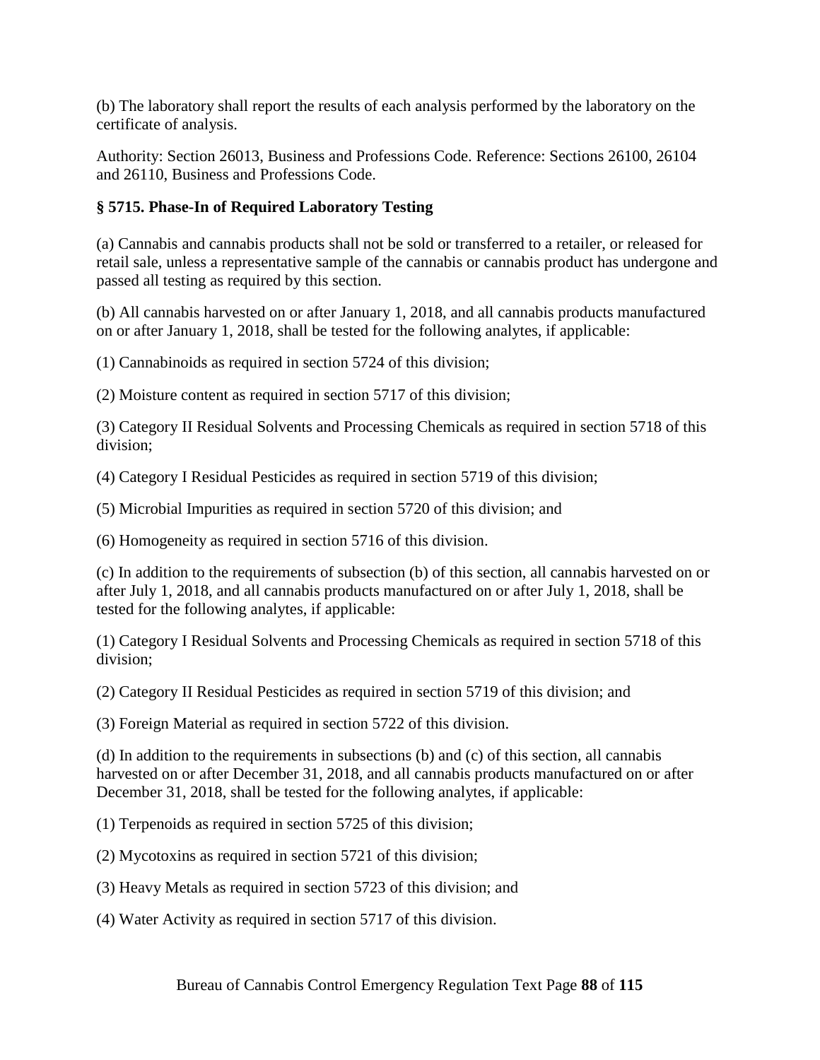(b) The laboratory shall report the results of each analysis performed by the laboratory on the certificate of analysis.

Authority: Section 26013, Business and Professions Code. Reference: Sections 26100, 26104 and 26110, Business and Professions Code.

### § 5715. Phase-In of Required Laboratory Testing

(a) Cannabis and cannabis products shall not be sold or transferred to a retailer, or released for retail sale, unless a representative sample of the cannabis or cannabis product has undergone and passed all testing as required by this section.

(b) All cannabis harvested on or after January 1, 2018, and all cannabis products manufactured on or after January 1, 2018, shall be tested for the following analytes, if applicable:

(1) Cannabinoids as required in section 5724 of this division;

(2) Moisture content as required in section 5717 of this division;

(3) Category II Residual Solvents and Processing Chemicals as required in section 5718 of this division;

(4) Category I Residual Pesticides as required in section 5719 of this division;

(5) Microbial Impurities as required in section 5720 of this division; and

(6) Homogeneity as required in section 5716 of this division.

(c) In addition to the requirements of subsection (b) of this section, all cannabis harvested on or after July 1, 2018, and all cannabis products manufactured on or after July 1, 2018, shall be tested for the following analytes, if applicable:

(1) Category I Residual Solvents and Processing Chemicals as required in section 5718 of this division;

(2) Category II Residual Pesticides as required in section 5719 of this division; and

(3) Foreign Material as required in section 5722 of this division.

(d) In addition to the requirements in subsections (b) and (c) of this section, all cannabis harvested on or after December 31, 2018, and all cannabis products manufactured on or after December 31, 2018, shall be tested for the following analytes, if applicable:

(1) Terpenoids as required in section 5725 of this division;

(2) Mycotoxins as required in section 5721 of this division;

(3) Heavy Metals as required in section 5723 of this division; and

(4) Water Activity as required in section 5717 of this division.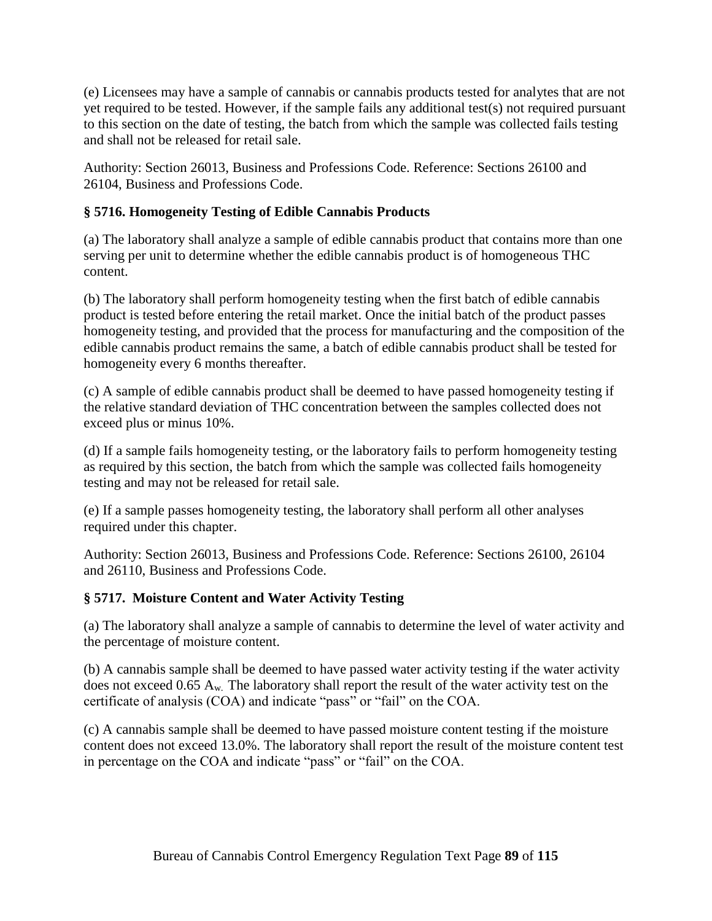(e) Licensees may have a sample of cannabis or cannabis products tested for analytes that are not yet required to be tested. However, if the sample fails any additional test(s) not required pursuant to this section on the date of testing, the batch from which the sample was collected fails testing and shall not be released for retail sale.

Authority: Section 26013, Business and Professions Code. Reference: Sections 26100 and 26104, Business and Professions Code.

### § 5716. Homogeneity Testing of Edible Cannabis Products

(a) The laboratory shall analyze a sample of edible cannabis product that contains more than one serving per unit to determine whether the edible cannabis product is of homogeneous THC content.

(b) The laboratory shall perform homogeneity testing when the first batch of edible cannabis product is tested before entering the retail market. Once the initial batch of the product passes homogeneity testing, and provided that the process for manufacturing and the composition of the edible cannabis product remains the same, a batch of edible cannabis product shall be tested for homogeneity every 6 months thereafter.

(c) A sample of edible cannabis product shall be deemed to have passed homogeneity testing if the relative standard deviation of THC concentration between the samples collected does not exceed plus or minus 10%.

(d) If a sample fails homogeneity testing, or the laboratory fails to perform homogeneity testing as required by this section, the batch from which the sample was collected fails homogeneity testing and may not be released for retail sale.

(e) If a sample passes homogeneity testing, the laboratory shall perform all other analyses required under this chapter.

Authority: Section 26013, Business and Professions Code. Reference: Sections 26100, 26104 and 26110, Business and Professions Code.

### § 5717. Moisture Content and Water Activity Testing

(a) The laboratory shall analyze a sample of cannabis to determine the level of water activity and the percentage of moisture content.

(b) A cannabis sample shall be deemed to have passed water activity testing if the water activity does not exceed 0.65 $A_w$. The laboratory shall report the result of the water activity test on the certificate of analysis (COA) and indicate "pass" or "fail" on the COA.

(c) A cannabis sample shall be deemed to have passed moisture content testing if the moisture content does not exceed 13.0%. The laboratory shall report the result of the moisture content test in percentage on the COA and indicate "pass" or "fail" on the COA.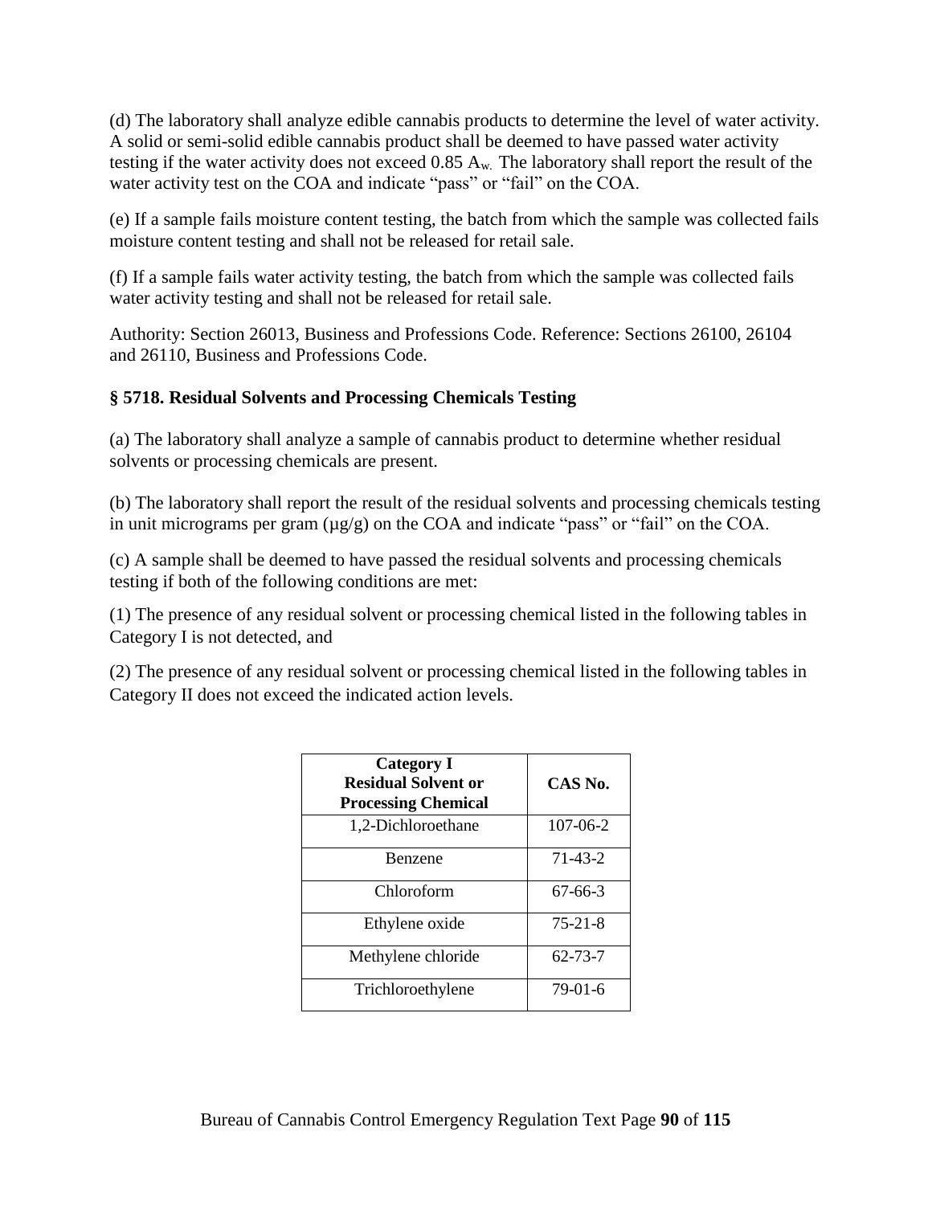(d) The laboratory shall analyze edible cannabis products to determine the level of water activity. A solid or semi-solid edible cannabis product shall be deemed to have passed water activity testing if the water activity does not exceed 0.85 $A_w$. The laboratory shall report the result of the water activity test on the COA and indicate "pass" or "fail" on the COA.

(e) If a sample fails moisture content testing, the batch from which the sample was collected fails moisture content testing and shall not be released for retail sale.

(f) If a sample fails water activity testing, the batch from which the sample was collected fails water activity testing and shall not be released for retail sale.

Authority: Section 26013, Business and Professions Code. Reference: Sections 26100, 26104 and 26110, Business and Professions Code.

### § 5718. Residual Solvents and Processing Chemicals Testing

(a) The laboratory shall analyze a sample of cannabis product to determine whether residual solvents or processing chemicals are present.

(b) The laboratory shall report the result of the residual solvents and processing chemicals testing in unit micrograms per gram (µg/g) on the COA and indicate "pass" or "fail" on the COA.

(c) A sample shall be deemed to have passed the residual solvents and processing chemicals testing if both of the following conditions are met:

(1) The presence of any residual solvent or processing chemical listed in the following tables in Category I is not detected, and

(2) The presence of any residual solvent or processing chemical listed in the following tables in Category II does not exceed the indicated action levels.

| Category I Residual Solvent or Processing Chemical | CAS No. |
|---|---|
| 1,2-Dichloroethane | 107-06-2 |
| Benzene | 71-43-2 |
| Chloroform | 67-66-3 |
| Ethylene oxide | 75-21-8 |
| Methylene chloride | 62-73-7 |
| Trichloroethylene | 79-01-6 |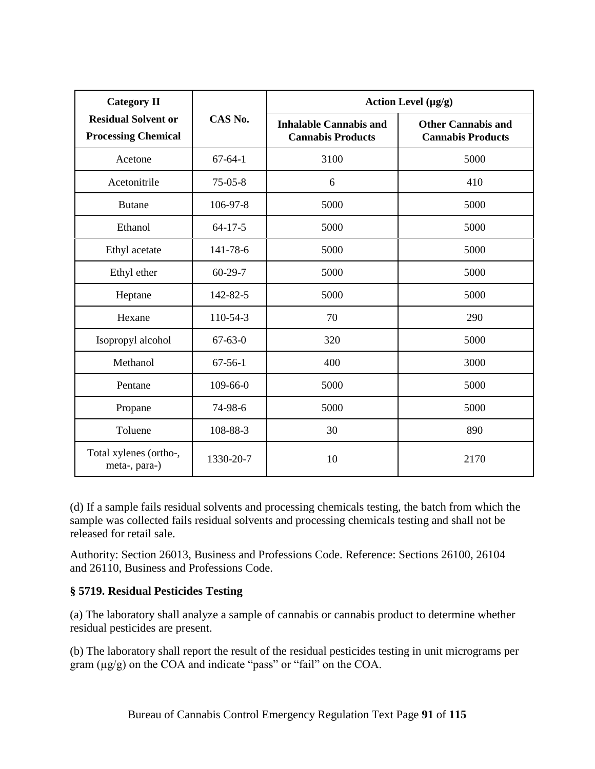| Category II Residual Solvent or Processing Chemical | CAS No. | Action Level (µg/g) | |
|---|---|---|---|
| | | Inhalable Cannabis and Cannabis Products | Other Cannabis and Cannabis Products |
| Acetone | 67-64-1 | 3100 | 5000 |
| Acetonitrile | 75-05-8 | 6 | 410 |
| Butane | 106-97-8 | 5000 | 5000 |
| Ethanol | 64-17-5 | 5000 | 5000 |
| Ethyl acetate | 141-78-6 | 5000 | 5000 |
| Ethyl ether | 60-29-7 | 5000 | 5000 |
| Heptane | 142-82-5 | 5000 | 5000 |
| Hexane | 110-54-3 | 70 | 290 |
| Isopropyl alcohol | 67-63-0 | 320 | 5000 |
| Methanol | 67-56-1 | 400 | 3000 |
| Pentane | 109-66-0 | 5000 | 5000 |
| Propane | 74-98-6 | 5000 | 5000 |
| Toluene | 108-88-3 | 30 | 890 |
| Total xylenes (ortho-, meta-, para-) | 1330-20-7 | 10 | 2170 |

(d) If a sample fails residual solvents and processing chemicals testing, the batch from which the sample was collected fails residual solvents and processing chemicals testing and shall not be released for retail sale.

Authority: Section 26013, Business and Professions Code. Reference: Sections 26100, 26104 and 26110, Business and Professions Code.

### § 5719. Residual Pesticides Testing

(a) The laboratory shall analyze a sample of cannabis or cannabis product to determine whether residual pesticides are present.

(b) The laboratory shall report the result of the residual pesticides testing in unit micrograms per gram (µg/g) on the COA and indicate "pass" or "fail" on the COA.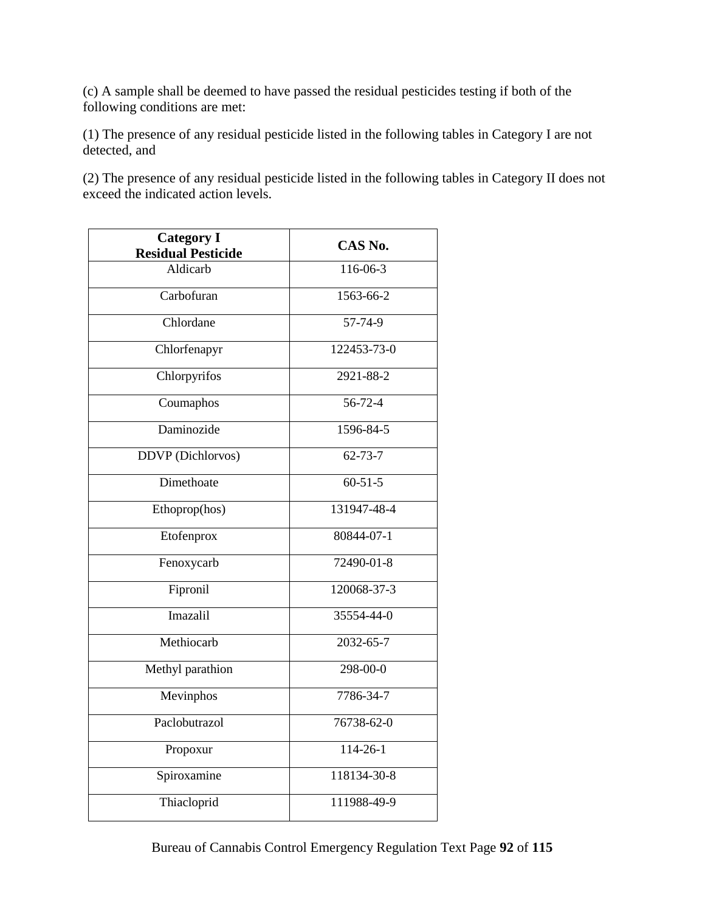(c) A sample shall be deemed to have passed the residual pesticides testing if both of the following conditions are met:

(1) The presence of any residual pesticide listed in the following tables in Category I are not detected, and

(2) The presence of any residual pesticide listed in the following tables in Category II does not exceed the indicated action levels.

| **Category I Residual Pesticide** | **CAS No.** |
|---|---|
| Aldicarb | 116-06-3 |
| Carbofuran | 1563-66-2 |
| Chlordane | 57-74-9 |
| Chlorfenapyr | 122453-73-0 |
| Chlorpyrifos | 2921-88-2 |
| Coumaphos | 56-72-4 |
| Daminozide | 1596-84-5 |
| DDVP (Dichlorvos) | 62-73-7 |
| Dimethoate | 60-51-5 |
| Ethoprop(hos) | 131947-48-4 |
| Etofenprox | 80844-07-1 |
| Fenoxycarb | 72490-01-8 |
| Fipronil | 120068-37-3 |
| Imazalil | 35554-44-0 |
| Methiocarb | 2032-65-7 |
| Methyl parathion | 298-00-0 |
| Mevinphos | 7786-34-7 |
| Paclobutrazol | 76738-62-0 |
| Propoxur | 114-26-1 |
| Spiroxamine | 118134-30-8 |
| Thiacloprid | 111988-49-9 |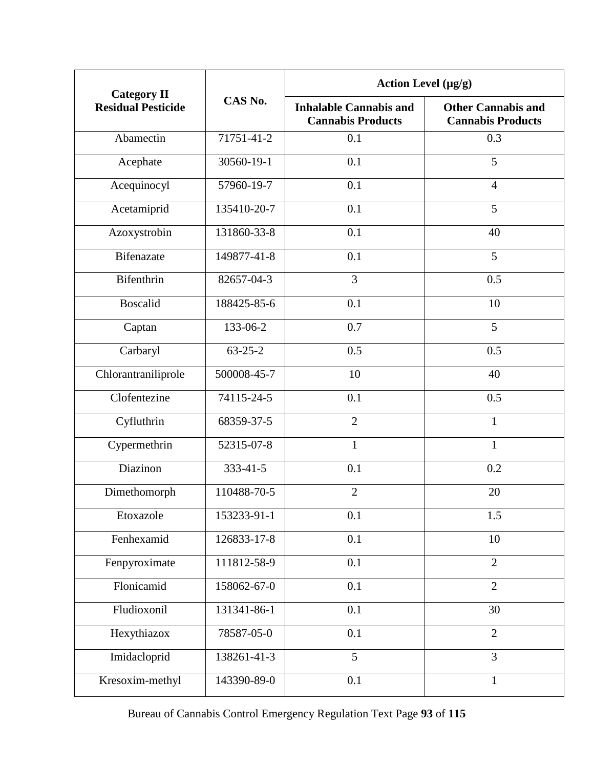| Category II Residual Pesticide | CAS No. | Action Level (µg/g) | |
|---|---|---|---|
| | | **Inhalable Cannabis and Cannabis Products** | **Other Cannabis and Cannabis Products** |
| Abamectin | 71751-41-2 | 0.1 | 0.3 |
| Acephate | 30560-19-1 | 0.1 | 5 |
| Acequinocyl | 57960-19-7 | 0.1 | 4 |
| Acetamiprid | 135410-20-7 | 0.1 | 5 |
| Azoxystrobin | 131860-33-8 | 0.1 | 40 |
| Bifenazate | 149877-41-8 | 0.1 | 5 |
| Bifenthrin | 82657-04-3 | 3 | 0.5 |
| Boscalid | 188425-85-6 | 0.1 | 10 |
| Captan | 133-06-2 | 0.7 | 5 |
| Carbaryl | 63-25-2 | 0.5 | 0.5 |
| Chlorantraniliprole | 500008-45-7 | 10 | 40 |
| Clofentezine | 74115-24-5 | 0.1 | 0.5 |
| Cyfluthrin | 68359-37-5 | 2 | 1 |
| Cypermethrin | 52315-07-8 | 1 | 1 |
| Diazinon | 333-41-5 | 0.1 | 0.2 |
| Dimethomorph | 110488-70-5 | 2 | 20 |
| Etoxazole | 153233-91-1 | 0.1 | 1.5 |
| Fenhexamid | 126833-17-8 | 0.1 | 10 |
| Fenpyroximate | 111812-58-9 | 0.1 | 2 |
| Flonicamid | 158062-67-0 | 0.1 | 2 |
| Fludioxonil | 131341-86-1 | 0.1 | 30 |
| Hexythiazox | 78587-05-0 | 0.1 | 2 |
| Imidacloprid | 138261-41-3 | 5 | 3 |
| Kresoxim-methyl | 143390-89-0 | 0.1 | 1 |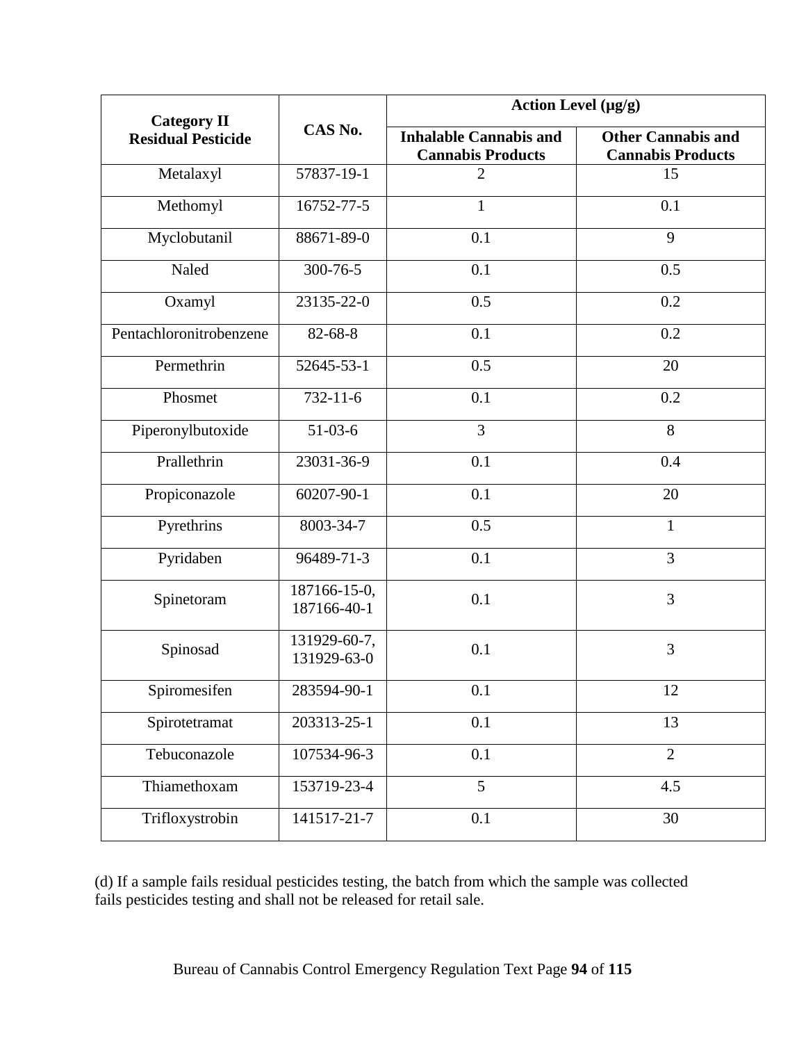| Category II Residual Pesticide | CAS No. | Action Level (μg/g) | |
|---|---|---|---|
| | | **Inhalable Cannabis and Cannabis Products** | **Other Cannabis and Cannabis Products** |
| Metalaxyl | 57837-19-1 | 2 | 15 |
| Methomyl | 16752-77-5 | 1 | 0.1 |
| Myclobutanil | 88671-89-0 | 0.1 | 9 |
| Naled | 300-76-5 | 0.1 | 0.5 |
| Oxamyl | 23135-22-0 | 0.5 | 0.2 |
| Pentachloronitrobenzene | 82-68-8 | 0.1 | 0.2 |
| Permethrin | 52645-53-1 | 0.5 | 20 |
| Phosmet | 732-11-6 | 0.1 | 0.2 |
| Piperonylbutoxide | 51-03-6 | 3 | 8 |
| Prallethrin | 23031-36-9 | 0.1 | 0.4 |
| Propiconazole | 60207-90-1 | 0.1 | 20 |
| Pyrethrins | 8003-34-7 | 0.5 | 1 |
| Pyridaben | 96489-71-3 | 0.1 | 3 |
| Spinetoram | 187166-15-0, 187166-40-1 | 0.1 | 3 |
| Spinosad | 131929-60-7, 131929-63-0 | 0.1 | 3 |
| Spiromesifen | 283594-90-1 | 0.1 | 12 |
| Spirotetramat | 203313-25-1 | 0.1 | 13 |
| Tebuconazole | 107534-96-3 | 0.1 | 2 |
| Thiamethoxam | 153719-23-4 | 5 | 4.5 |
| Trifloxystrobin | 141517-21-7 | 0.1 | 30 |

(d) If a sample fails residual pesticides testing, the batch from which the sample was collected fails pesticides testing and shall not be released for retail sale.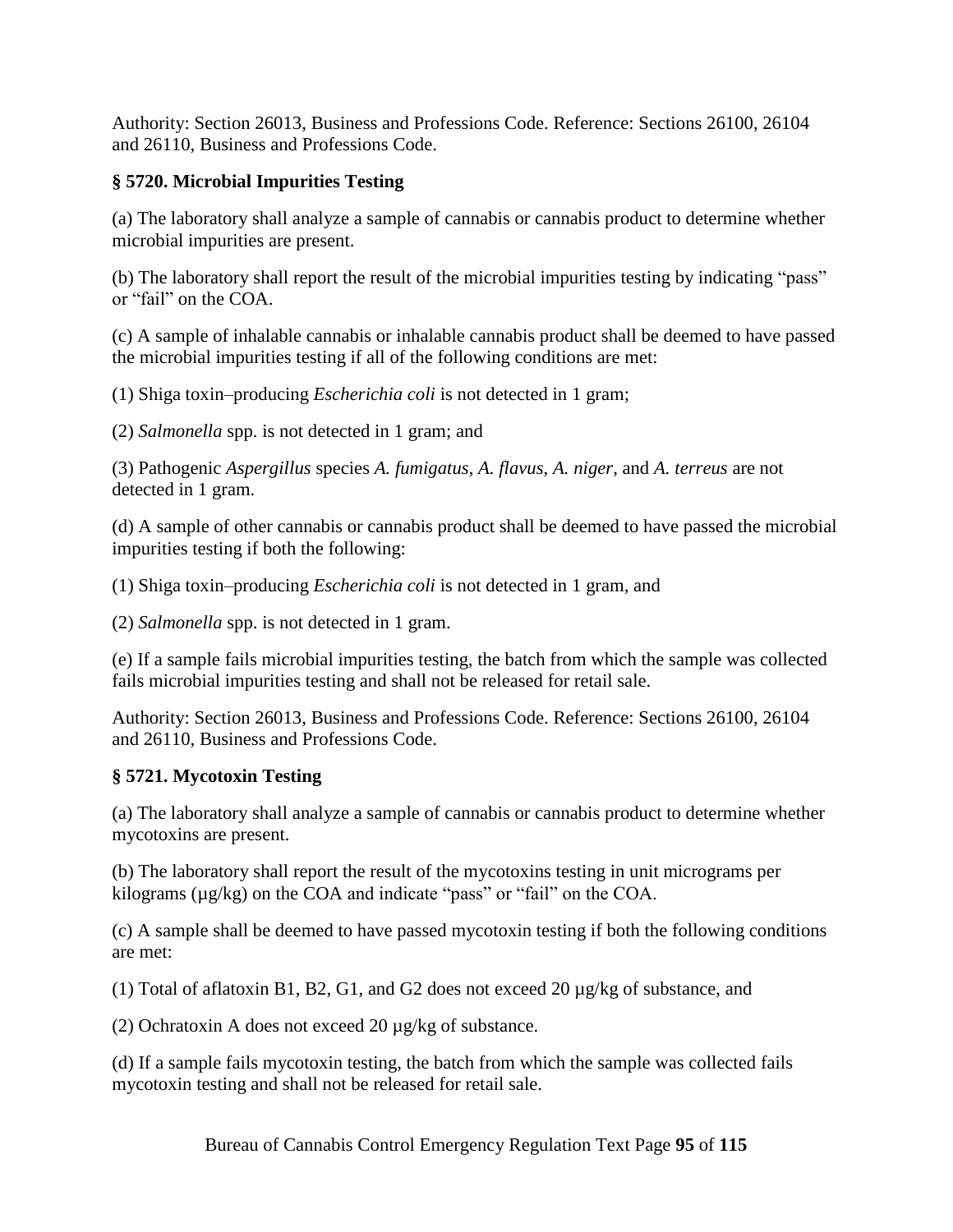Authority: Section 26013, Business and Professions Code. Reference: Sections 26100, 26104 and 26110, Business and Professions Code.

### § 5720. Microbial Impurities Testing

(a) The laboratory shall analyze a sample of cannabis or cannabis product to determine whether microbial impurities are present.

(b) The laboratory shall report the result of the microbial impurities testing by indicating “pass” or “fail” on the COA.

(c) A sample of inhalable cannabis or inhalable cannabis product shall be deemed to have passed the microbial impurities testing if all of the following conditions are met:

(1) Shiga toxin–producing *Escherichia coli* is not detected in 1 gram;

(2) *Salmonella* spp. is not detected in 1 gram; and

(3) Pathogenic *Aspergillus* species *A. fumigatus*, *A. flavus*, *A. niger*, and *A. terreus* are not detected in 1 gram.

(d) A sample of other cannabis or cannabis product shall be deemed to have passed the microbial impurities testing if both the following:

(1) Shiga toxin–producing *Escherichia coli* is not detected in 1 gram, and

(2) *Salmonella* spp. is not detected in 1 gram.

(e) If a sample fails microbial impurities testing, the batch from which the sample was collected fails microbial impurities testing and shall not be released for retail sale.

Authority: Section 26013, Business and Professions Code. Reference: Sections 26100, 26104 and 26110, Business and Professions Code.

### § 5721. Mycotoxin Testing

(a) The laboratory shall analyze a sample of cannabis or cannabis product to determine whether mycotoxins are present.

(b) The laboratory shall report the result of the mycotoxins testing in unit micrograms per kilograms (μg/kg) on the COA and indicate “pass” or “fail” on the COA.

(c) A sample shall be deemed to have passed mycotoxin testing if both the following conditions are met:

(1) Total of aflatoxin B1, B2, G1, and G2 does not exceed 20 μg/kg of substance, and

(2) Ochratoxin A does not exceed 20 μg/kg of substance.

(d) If a sample fails mycotoxin testing, the batch from which the sample was collected fails mycotoxin testing and shall not be released for retail sale.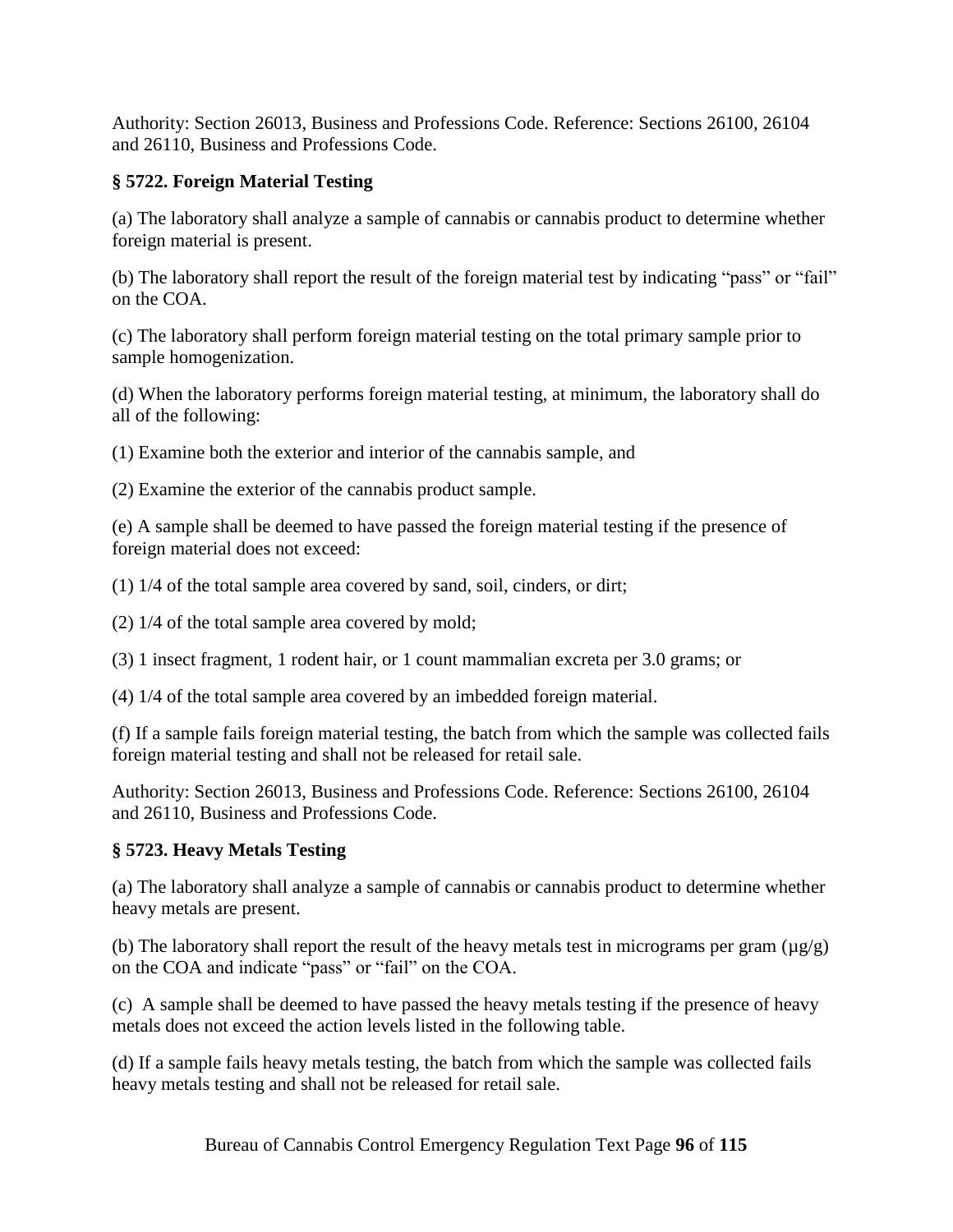Authority: Section 26013, Business and Professions Code. Reference: Sections 26100, 26104 and 26110, Business and Professions Code.

### § 5722. Foreign Material Testing

(a) The laboratory shall analyze a sample of cannabis or cannabis product to determine whether foreign material is present.

(b) The laboratory shall report the result of the foreign material test by indicating "pass" or "fail" on the COA.

(c) The laboratory shall perform foreign material testing on the total primary sample prior to sample homogenization.

(d) When the laboratory performs foreign material testing, at minimum, the laboratory shall do all of the following:

(1) Examine both the exterior and interior of the cannabis sample, and

(2) Examine the exterior of the cannabis product sample.

(e) A sample shall be deemed to have passed the foreign material testing if the presence of foreign material does not exceed:

(1) 1/4 of the total sample area covered by sand, soil, cinders, or dirt;

(2) 1/4 of the total sample area covered by mold;

(3) 1 insect fragment, 1 rodent hair, or 1 count mammalian excreta per 3.0 grams; or

(4) 1/4 of the total sample area covered by an imbedded foreign material.

(f) If a sample fails foreign material testing, the batch from which the sample was collected fails foreign material testing and shall not be released for retail sale.

Authority: Section 26013, Business and Professions Code. Reference: Sections 26100, 26104 and 26110, Business and Professions Code.

### § 5723. Heavy Metals Testing

(a) The laboratory shall analyze a sample of cannabis or cannabis product to determine whether heavy metals are present.

(b) The laboratory shall report the result of the heavy metals test in micrograms per gram (µg/g) on the COA and indicate "pass" or "fail" on the COA.

(c) A sample shall be deemed to have passed the heavy metals testing if the presence of heavy metals does not exceed the action levels listed in the following table.

(d) If a sample fails heavy metals testing, the batch from which the sample was collected fails heavy metals testing and shall not be released for retail sale.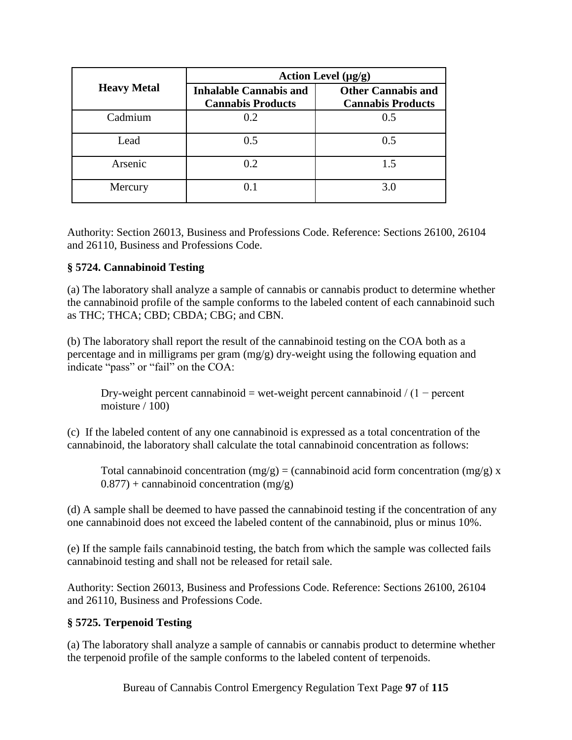| Heavy Metal | Action Level (µg/g) | |
|---|---|---|
| | **Inhalable Cannabis and Cannabis Products** | **Other Cannabis and Cannabis Products** |
| Cadmium | 0.2 | 0.5 |
| Lead | 0.5 | 0.5 |
| Arsenic | 0.2 | 1.5 |
| Mercury | 0.1 | 3.0 |

Authority: Section 26013, Business and Professions Code. Reference: Sections 26100, 26104 and 26110, Business and Professions Code.

**§ 5724. Cannabinoid Testing**

(a) The laboratory shall analyze a sample of cannabis or cannabis product to determine whether the cannabinoid profile of the sample conforms to the labeled content of each cannabinoid such as THC; THCA; CBD; CBDA; CBG; and CBN.

(b) The laboratory shall report the result of the cannabinoid testing on the COA both as a percentage and in milligrams per gram (mg/g) dry-weight using the following equation and indicate "pass" or "fail" on the COA:

$$\text{Dry-weight percent cannabinoid} = \text{wet-weight percent cannabinoid} / (1 - \text{percent moisture} / 100)$$

(c) If the labeled content of any one cannabinoid is expressed as a total concentration of the cannabinoid, the laboratory shall calculate the total cannabinoid concentration as follows:

$$\text{Total cannabinoid concentration (mg/g)} = (\text{cannabinoid acid form concentration (mg/g)} \times 0.877) + \text{cannabinoid concentration (mg/g)}$$

(d) A sample shall be deemed to have passed the cannabinoid testing if the concentration of any one cannabinoid does not exceed the labeled content of the cannabinoid, plus or minus 10%.

(e) If the sample fails cannabinoid testing, the batch from which the sample was collected fails cannabinoid testing and shall not be released for retail sale.

Authority: Section 26013, Business and Professions Code. Reference: Sections 26100, 26104 and 26110, Business and Professions Code.

**§ 5725. Terpenoid Testing**

(a) The laboratory shall analyze a sample of cannabis or cannabis product to determine whether the terpenoid profile of the sample conforms to the labeled content of terpenoids.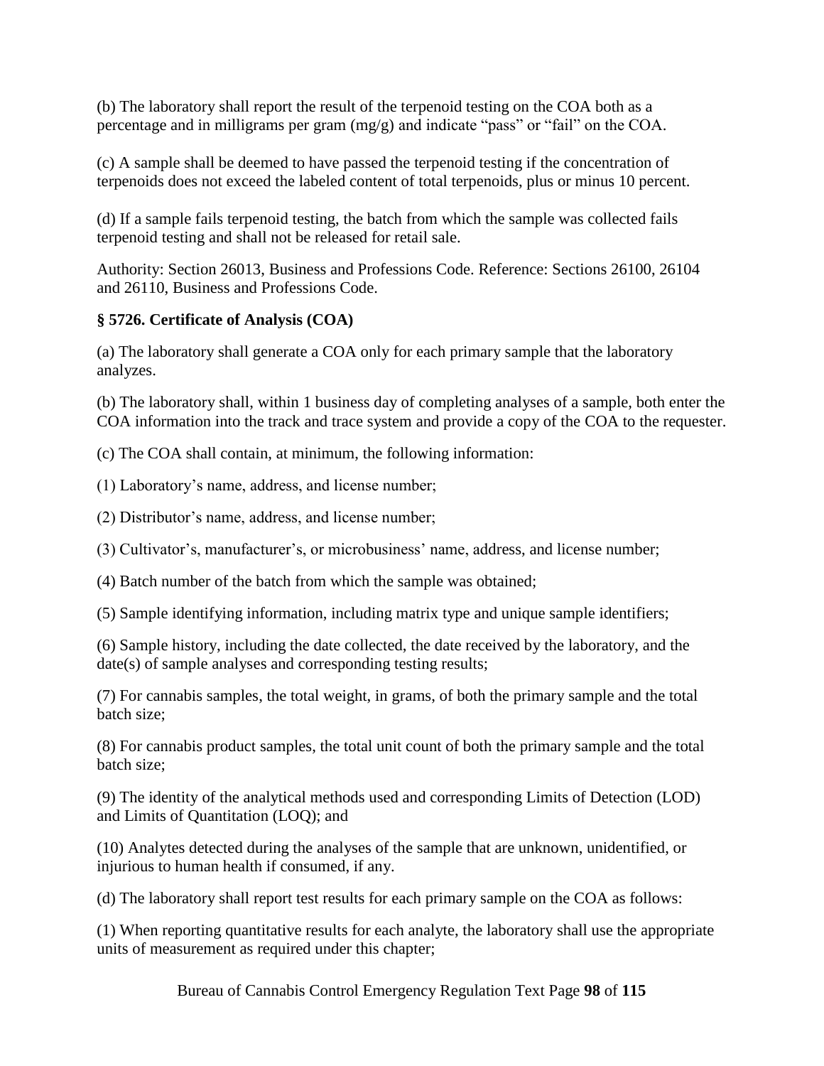(b) The laboratory shall report the result of the terpenoid testing on the COA both as a percentage and in milligrams per gram (mg/g) and indicate "pass" or "fail" on the COA.

(c) A sample shall be deemed to have passed the terpenoid testing if the concentration of terpenoids does not exceed the labeled content of total terpenoids, plus or minus 10 percent.

(d) If a sample fails terpenoid testing, the batch from which the sample was collected fails terpenoid testing and shall not be released for retail sale.

Authority: Section 26013, Business and Professions Code. Reference: Sections 26100, 26104 and 26110, Business and Professions Code.

**§ 5726. Certificate of Analysis (COA)**

(a) The laboratory shall generate a COA only for each primary sample that the laboratory analyzes.

(b) The laboratory shall, within 1 business day of completing analyses of a sample, both enter the COA information into the track and trace system and provide a copy of the COA to the requester.

(c) The COA shall contain, at minimum, the following information:

(1) Laboratory's name, address, and license number;

(2) Distributor's name, address, and license number;

(3) Cultivator's, manufacturer's, or microbusiness' name, address, and license number;

(4) Batch number of the batch from which the sample was obtained;

(5) Sample identifying information, including matrix type and unique sample identifiers;

(6) Sample history, including the date collected, the date received by the laboratory, and the date(s) of sample analyses and corresponding testing results;

(7) For cannabis samples, the total weight, in grams, of both the primary sample and the total batch size;

(8) For cannabis product samples, the total unit count of both the primary sample and the total batch size;

(9) The identity of the analytical methods used and corresponding Limits of Detection (LOD) and Limits of Quantitation (LOQ); and

(10) Analytes detected during the analyses of the sample that are unknown, unidentified, or injurious to human health if consumed, if any.

(d) The laboratory shall report test results for each primary sample on the COA as follows:

(1) When reporting quantitative results for each analyte, the laboratory shall use the appropriate units of measurement as required under this chapter;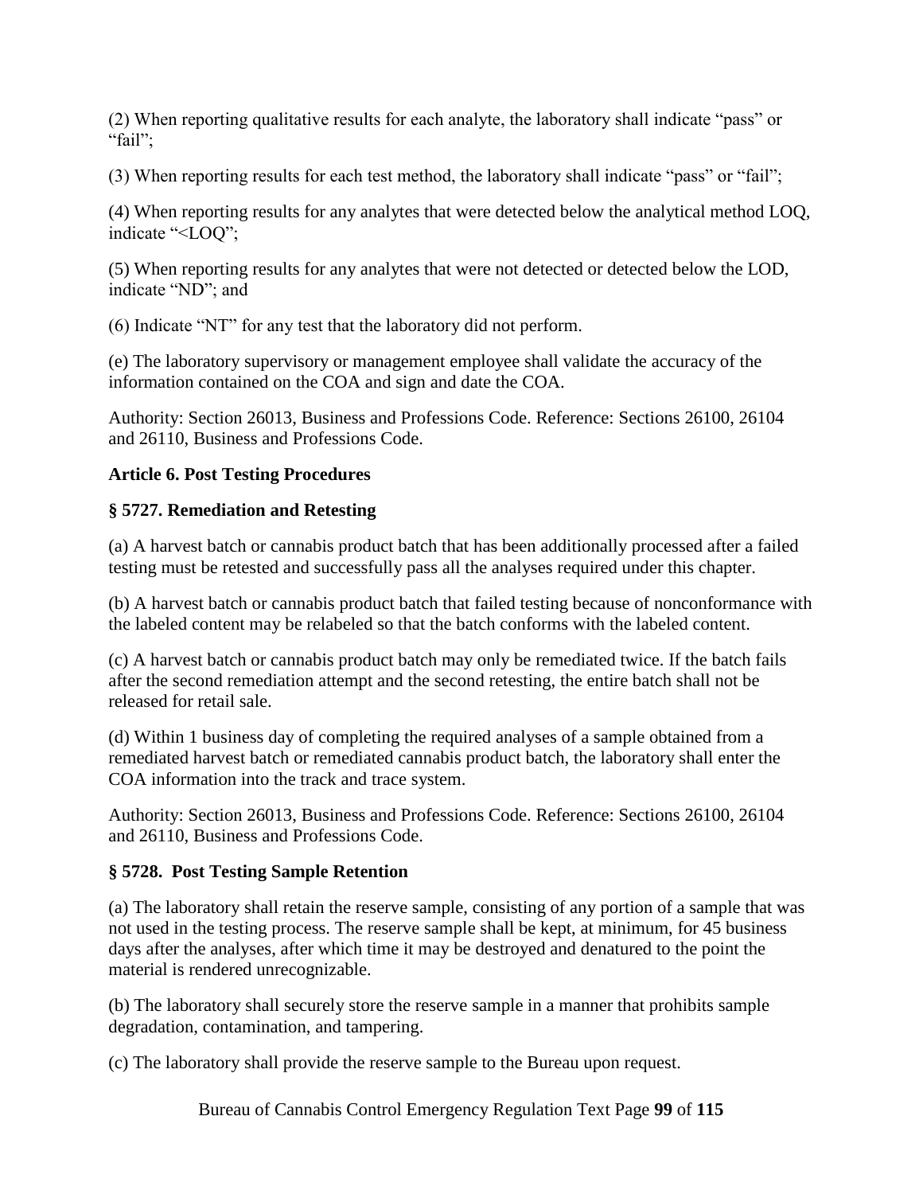(2) When reporting qualitative results for each analyte, the laboratory shall indicate "pass" or "fail";

(3) When reporting results for each test method, the laboratory shall indicate "pass" or "fail";

(4) When reporting results for any analytes that were detected below the analytical method LOQ, indicate "<LOQ";

(5) When reporting results for any analytes that were not detected or detected below the LOD, indicate "ND"; and

(6) Indicate "NT" for any test that the laboratory did not perform.

(e) The laboratory supervisory or management employee shall validate the accuracy of the information contained on the COA and sign and date the COA.

Authority: Section 26013, Business and Professions Code. Reference: Sections 26100, 26104 and 26110, Business and Professions Code.

**Article 6. Post Testing Procedures**

**§ 5727. Remediation and Retesting**

(a) A harvest batch or cannabis product batch that has been additionally processed after a failed testing must be retested and successfully pass all the analyses required under this chapter.

(b) A harvest batch or cannabis product batch that failed testing because of nonconformance with the labeled content may be relabeled so that the batch conforms with the labeled content.

(c) A harvest batch or cannabis product batch may only be remediated twice. If the batch fails after the second remediation attempt and the second retesting, the entire batch shall not be released for retail sale.

(d) Within 1 business day of completing the required analyses of a sample obtained from a remediated harvest batch or remediated cannabis product batch, the laboratory shall enter the COA information into the track and trace system.

Authority: Section 26013, Business and Professions Code. Reference: Sections 26100, 26104 and 26110, Business and Professions Code.

**§ 5728. Post Testing Sample Retention**

(a) The laboratory shall retain the reserve sample, consisting of any portion of a sample that was not used in the testing process. The reserve sample shall be kept, at minimum, for 45 business days after the analyses, after which time it may be destroyed and denatured to the point the material is rendered unrecognizable.

(b) The laboratory shall securely store the reserve sample in a manner that prohibits sample degradation, contamination, and tampering.

(c) The laboratory shall provide the reserve sample to the Bureau upon request.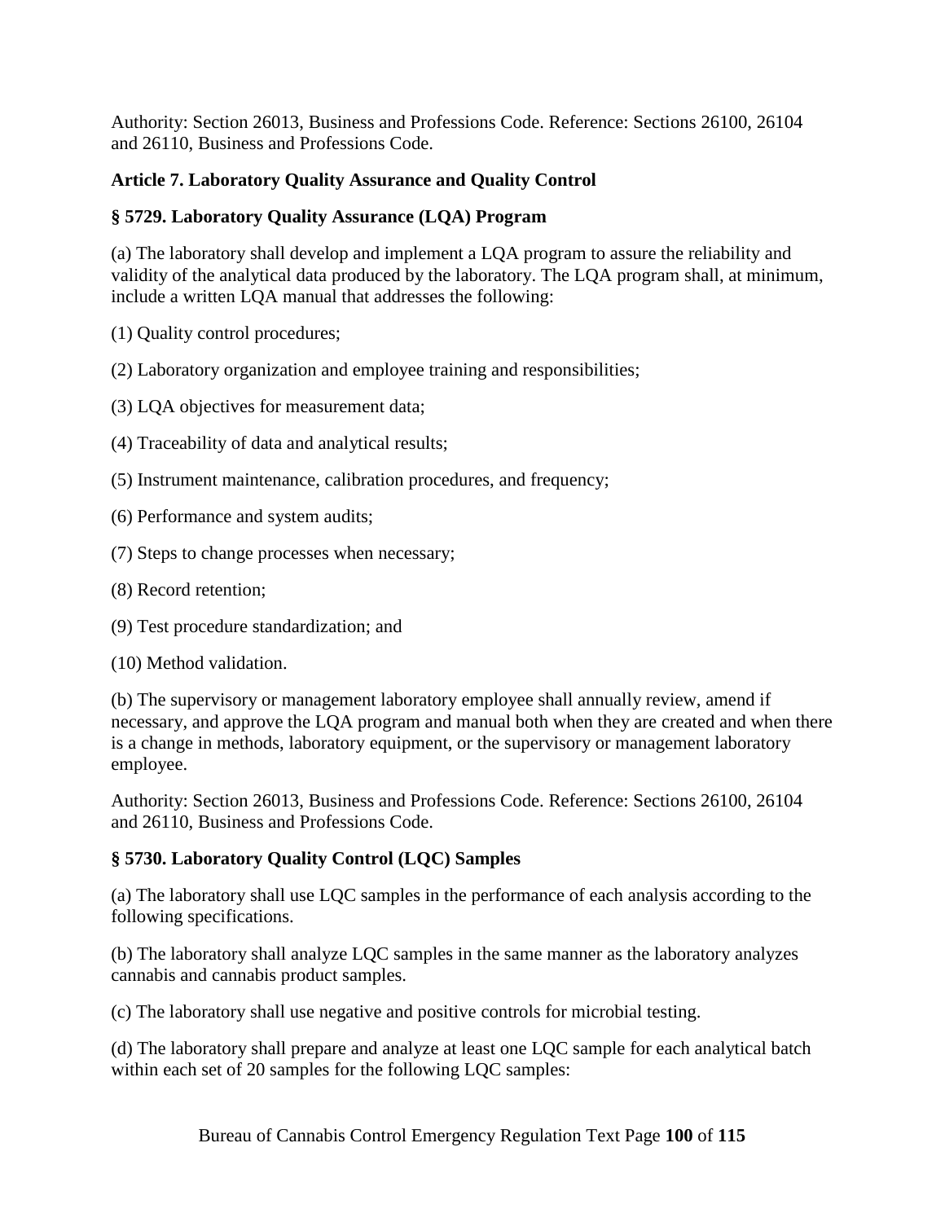Authority: Section 26013, Business and Professions Code. Reference: Sections 26100, 26104 and 26110, Business and Professions Code.

### Article 7. Laboratory Quality Assurance and Quality Control

#### § 5729. Laboratory Quality Assurance (LQA) Program

(a) The laboratory shall develop and implement a LQA program to assure the reliability and validity of the analytical data produced by the laboratory. The LQA program shall, at minimum, include a written LQA manual that addresses the following:

(1) Quality control procedures;

(2) Laboratory organization and employee training and responsibilities;

(3) LQA objectives for measurement data;

(4) Traceability of data and analytical results;

(5) Instrument maintenance, calibration procedures, and frequency;

(6) Performance and system audits;

(7) Steps to change processes when necessary;

(8) Record retention;

(9) Test procedure standardization; and

(10) Method validation.

(b) The supervisory or management laboratory employee shall annually review, amend if necessary, and approve the LQA program and manual both when they are created and when there is a change in methods, laboratory equipment, or the supervisory or management laboratory employee.

Authority: Section 26013, Business and Professions Code. Reference: Sections 26100, 26104 and 26110, Business and Professions Code.

#### § 5730. Laboratory Quality Control (LQC) Samples

(a) The laboratory shall use LQC samples in the performance of each analysis according to the following specifications.

(b) The laboratory shall analyze LQC samples in the same manner as the laboratory analyzes cannabis and cannabis product samples.

(c) The laboratory shall use negative and positive controls for microbial testing.

(d) The laboratory shall prepare and analyze at least one LQC sample for each analytical batch within each set of 20 samples for the following LQC samples: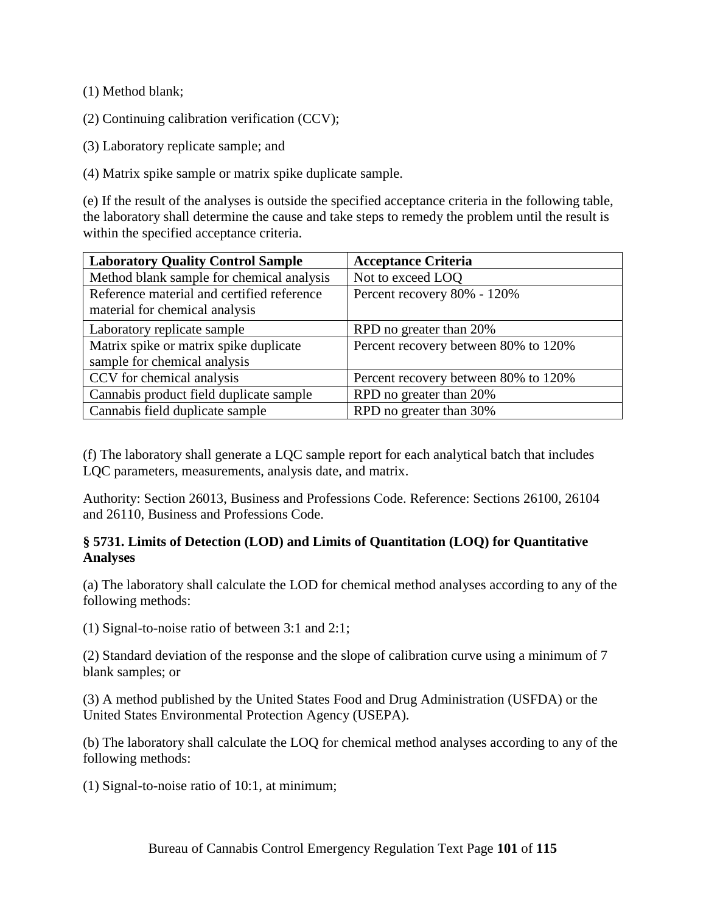(1) Method blank;

(2) Continuing calibration verification (CCV);

(3) Laboratory replicate sample; and

(4) Matrix spike sample or matrix spike duplicate sample.

(e) If the result of the analyses is outside the specified acceptance criteria in the following table, the laboratory shall determine the cause and take steps to remedy the problem until the result is within the specified acceptance criteria.

| Laboratory Quality Control Sample | Acceptance Criteria |
|---|---|
| Method blank sample for chemical analysis | Not to exceed LOQ |
| Reference material and certified reference material for chemical analysis | Percent recovery 80% - 120% |
| Laboratory replicate sample | RPD no greater than 20% |
| Matrix spike or matrix spike duplicate sample for chemical analysis | Percent recovery between 80% to 120% |
| CCV for chemical analysis | Percent recovery between 80% to 120% |
| Cannabis product field duplicate sample | RPD no greater than 20% |
| Cannabis field duplicate sample | RPD no greater than 30% |

(f) The laboratory shall generate a LQC sample report for each analytical batch that includes LQC parameters, measurements, analysis date, and matrix.

Authority: Section 26013, Business and Professions Code. Reference: Sections 26100, 26104 and 26110, Business and Professions Code.

**§ 5731. Limits of Detection (LOD) and Limits of Quantitation (LOQ) for Quantitative Analyses**

(a) The laboratory shall calculate the LOD for chemical method analyses according to any of the following methods:

(1) Signal-to-noise ratio of between 3:1 and 2:1;

(2) Standard deviation of the response and the slope of calibration curve using a minimum of 7 blank samples; or

(3) A method published by the United States Food and Drug Administration (USFDA) or the United States Environmental Protection Agency (USEPA).

(b) The laboratory shall calculate the LOQ for chemical method analyses according to any of the following methods:

(1) Signal-to-noise ratio of 10:1, at minimum;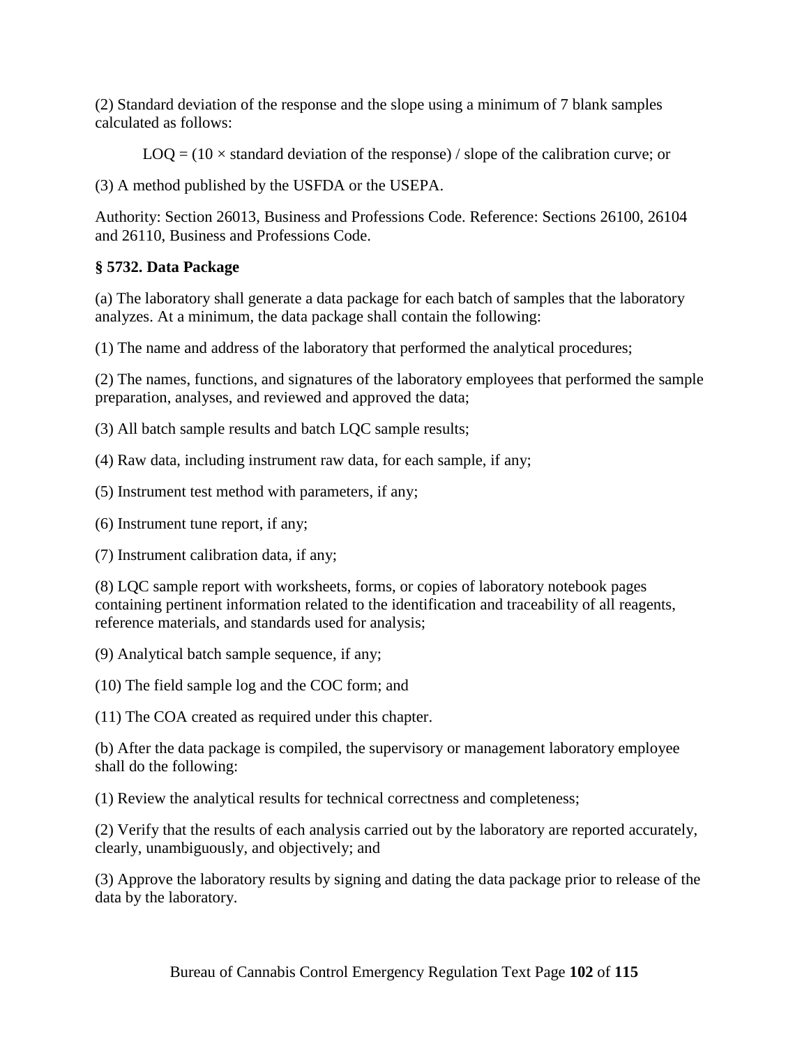(2) Standard deviation of the response and the slope using a minimum of 7 blank samples calculated as follows:

$$LOQ = (10 \times \text{standard deviation of the response}) / \text{slope of the calibration curve}$$; or

(3) A method published by the USFDA or the USEPA.

Authority: Section 26013, Business and Professions Code. Reference: Sections 26100, 26104 and 26110, Business and Professions Code.

### § 5732. Data Package

(a) The laboratory shall generate a data package for each batch of samples that the laboratory analyzes. At a minimum, the data package shall contain the following:

(1) The name and address of the laboratory that performed the analytical procedures;

(2) The names, functions, and signatures of the laboratory employees that performed the sample preparation, analyses, and reviewed and approved the data;

(3) All batch sample results and batch LQC sample results;

(4) Raw data, including instrument raw data, for each sample, if any;

(5) Instrument test method with parameters, if any;

(6) Instrument tune report, if any;

(7) Instrument calibration data, if any;

(8) LQC sample report with worksheets, forms, or copies of laboratory notebook pages containing pertinent information related to the identification and traceability of all reagents, reference materials, and standards used for analysis;

(9) Analytical batch sample sequence, if any;

(10) The field sample log and the COC form; and

(11) The COA created as required under this chapter.

(b) After the data package is compiled, the supervisory or management laboratory employee shall do the following:

(1) Review the analytical results for technical correctness and completeness;

(2) Verify that the results of each analysis carried out by the laboratory are reported accurately, clearly, unambiguously, and objectively; and

(3) Approve the laboratory results by signing and dating the data package prior to release of the data by the laboratory.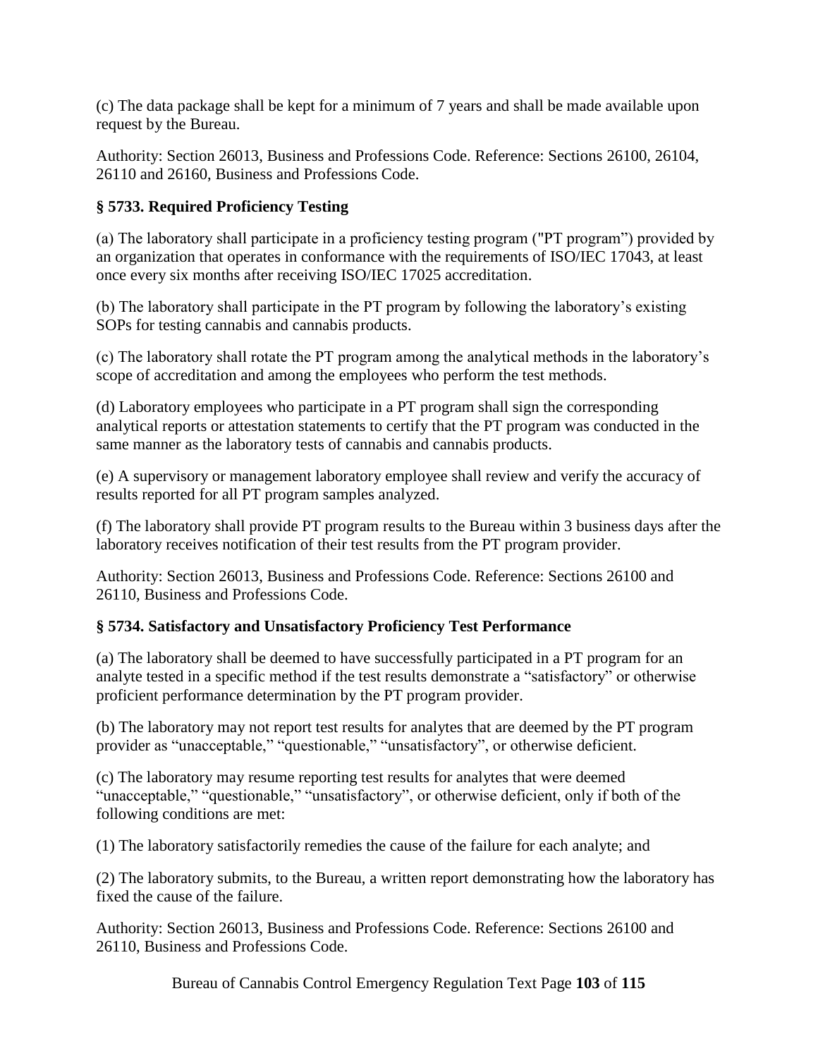(c) The data package shall be kept for a minimum of 7 years and shall be made available upon request by the Bureau.

Authority: Section 26013, Business and Professions Code. Reference: Sections 26100, 26104, 26110 and 26160, Business and Professions Code.

### § 5733. Required Proficiency Testing

(a) The laboratory shall participate in a proficiency testing program ("PT program") provided by an organization that operates in conformance with the requirements of ISO/IEC 17043, at least once every six months after receiving ISO/IEC 17025 accreditation.

(b) The laboratory shall participate in the PT program by following the laboratory's existing SOPs for testing cannabis and cannabis products.

(c) The laboratory shall rotate the PT program among the analytical methods in the laboratory's scope of accreditation and among the employees who perform the test methods.

(d) Laboratory employees who participate in a PT program shall sign the corresponding analytical reports or attestation statements to certify that the PT program was conducted in the same manner as the laboratory tests of cannabis and cannabis products.

(e) A supervisory or management laboratory employee shall review and verify the accuracy of results reported for all PT program samples analyzed.

(f) The laboratory shall provide PT program results to the Bureau within 3 business days after the laboratory receives notification of their test results from the PT program provider.

Authority: Section 26013, Business and Professions Code. Reference: Sections 26100 and 26110, Business and Professions Code.

### § 5734. Satisfactory and Unsatisfactory Proficiency Test Performance

(a) The laboratory shall be deemed to have successfully participated in a PT program for an analyte tested in a specific method if the test results demonstrate a "satisfactory" or otherwise proficient performance determination by the PT program provider.

(b) The laboratory may not report test results for analytes that are deemed by the PT program provider as "unacceptable," "questionable," "unsatisfactory", or otherwise deficient.

(c) The laboratory may resume reporting test results for analytes that were deemed "unacceptable," "questionable," "unsatisfactory", or otherwise deficient, only if both of the following conditions are met:

(1) The laboratory satisfactorily remedies the cause of the failure for each analyte; and

(2) The laboratory submits, to the Bureau, a written report demonstrating how the laboratory has fixed the cause of the failure.

Authority: Section 26013, Business and Professions Code. Reference: Sections 26100 and 26110, Business and Professions Code.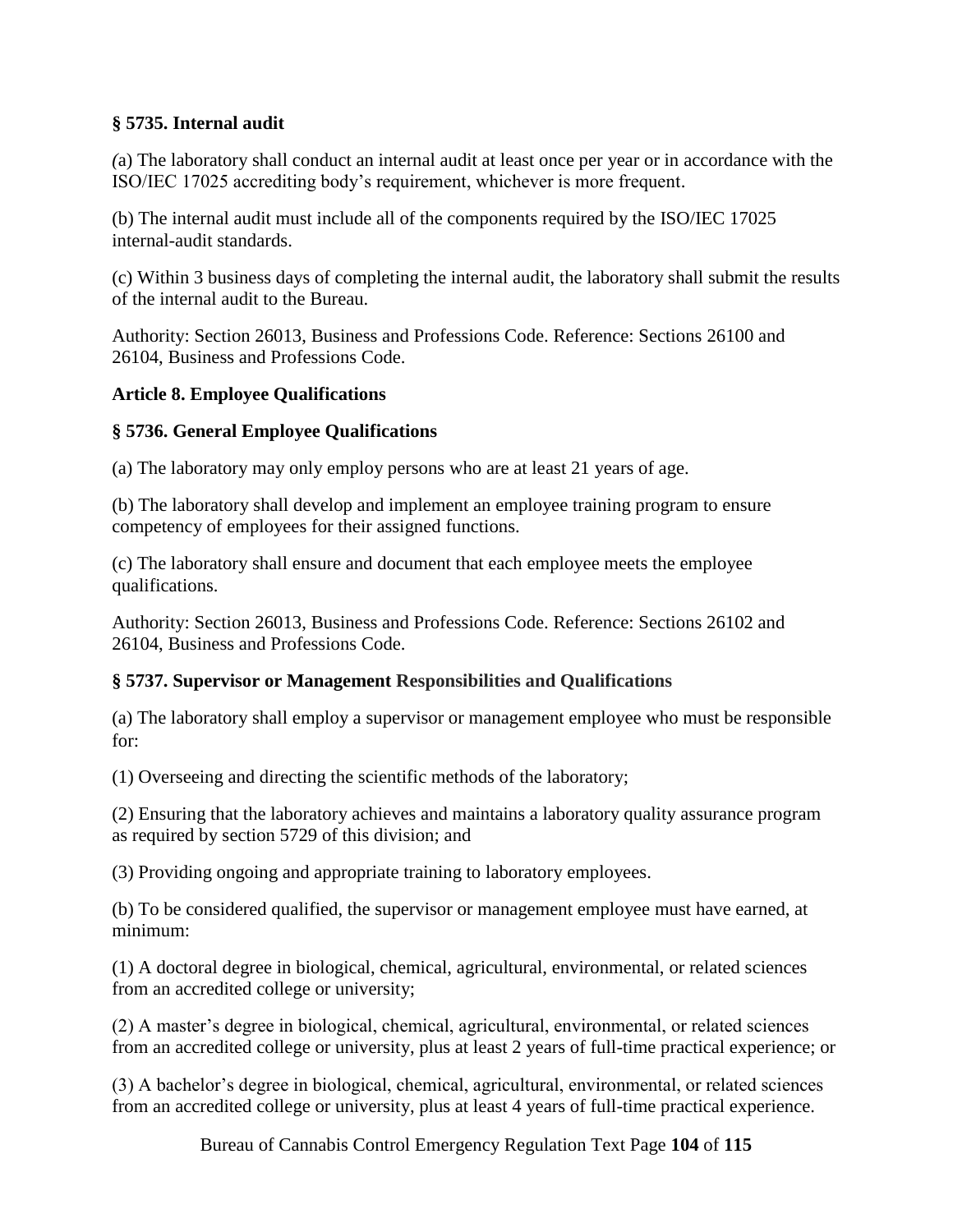**§ 5735. Internal audit**

(a) The laboratory shall conduct an internal audit at least once per year or in accordance with the ISO/IEC 17025 accrediting body's requirement, whichever is more frequent.

(b) The internal audit must include all of the components required by the ISO/IEC 17025 internal-audit standards.

(c) Within 3 business days of completing the internal audit, the laboratory shall submit the results of the internal audit to the Bureau.

Authority: Section 26013, Business and Professions Code. Reference: Sections 26100 and 26104, Business and Professions Code.

**Article 8. Employee Qualifications**

**§ 5736. General Employee Qualifications**

(a) The laboratory may only employ persons who are at least 21 years of age.

(b) The laboratory shall develop and implement an employee training program to ensure competency of employees for their assigned functions.

(c) The laboratory shall ensure and document that each employee meets the employee qualifications.

Authority: Section 26013, Business and Professions Code. Reference: Sections 26102 and 26104, Business and Professions Code.

**§ 5737. Supervisor or Management Responsibilities and Qualifications**

(a) The laboratory shall employ a supervisor or management employee who must be responsible for:

(1) Overseeing and directing the scientific methods of the laboratory;

(2) Ensuring that the laboratory achieves and maintains a laboratory quality assurance program as required by section 5729 of this division; and

(3) Providing ongoing and appropriate training to laboratory employees.

(b) To be considered qualified, the supervisor or management employee must have earned, at minimum:

(1) A doctoral degree in biological, chemical, agricultural, environmental, or related sciences from an accredited college or university;

(2) A master's degree in biological, chemical, agricultural, environmental, or related sciences from an accredited college or university, plus at least 2 years of full-time practical experience; or

(3) A bachelor's degree in biological, chemical, agricultural, environmental, or related sciences from an accredited college or university, plus at least 4 years of full-time practical experience.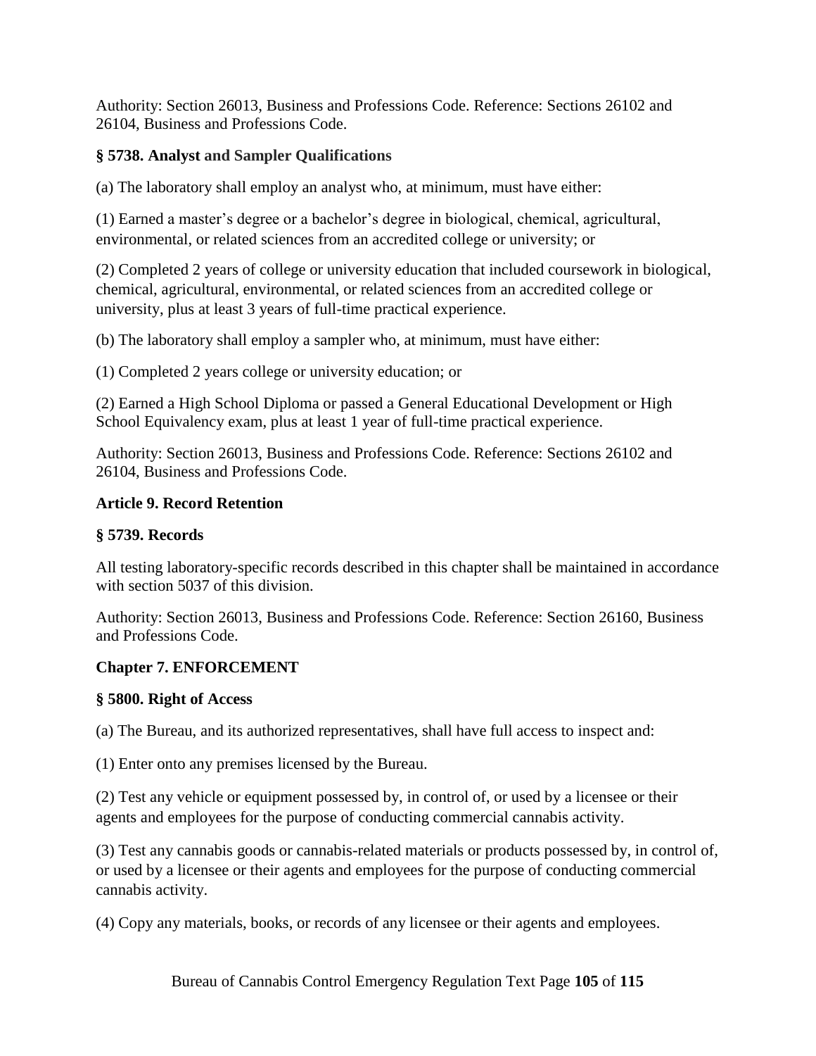Authority: Section 26013, Business and Professions Code. Reference: Sections 26102 and 26104, Business and Professions Code.

### § 5738. Analyst and Sampler Qualifications

(a) The laboratory shall employ an analyst who, at minimum, must have either:

(1) Earned a master's degree or a bachelor's degree in biological, chemical, agricultural, environmental, or related sciences from an accredited college or university; or

(2) Completed 2 years of college or university education that included coursework in biological, chemical, agricultural, environmental, or related sciences from an accredited college or university, plus at least 3 years of full-time practical experience.

(b) The laboratory shall employ a sampler who, at minimum, must have either:

(1) Completed 2 years college or university education; or

(2) Earned a High School Diploma or passed a General Educational Development or High School Equivalency exam, plus at least 1 year of full-time practical experience.

Authority: Section 26013, Business and Professions Code. Reference: Sections 26102 and 26104, Business and Professions Code.

## Article 9. Record Retention

### § 5739. Records

All testing laboratory-specific records described in this chapter shall be maintained in accordance with section 5037 of this division.

Authority: Section 26013, Business and Professions Code. Reference: Section 26160, Business and Professions Code.

# Chapter 7. ENFORCEMENT

### § 5800. Right of Access

(a) The Bureau, and its authorized representatives, shall have full access to inspect and:

(1) Enter onto any premises licensed by the Bureau.

(2) Test any vehicle or equipment possessed by, in control of, or used by a licensee or their agents and employees for the purpose of conducting commercial cannabis activity.

(3) Test any cannabis goods or cannabis-related materials or products possessed by, in control of, or used by a licensee or their agents and employees for the purpose of conducting commercial cannabis activity.

(4) Copy any materials, books, or records of any licensee or their agents and employees.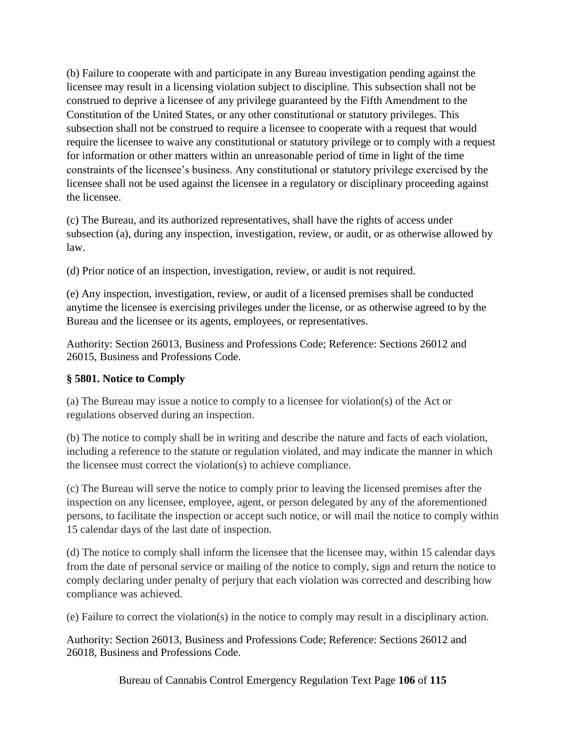(b) Failure to cooperate with and participate in any Bureau investigation pending against the licensee may result in a licensing violation subject to discipline. This subsection shall not be construed to deprive a licensee of any privilege guaranteed by the Fifth Amendment to the Constitution of the United States, or any other constitutional or statutory privileges. This subsection shall not be construed to require a licensee to cooperate with a request that would require the licensee to waive any constitutional or statutory privilege or to comply with a request for information or other matters within an unreasonable period of time in light of the time constraints of the licensee's business. Any constitutional or statutory privilege exercised by the licensee shall not be used against the licensee in a regulatory or disciplinary proceeding against the licensee.

(c) The Bureau, and its authorized representatives, shall have the rights of access under subsection (a), during any inspection, investigation, review, or audit, or as otherwise allowed by law.

(d) Prior notice of an inspection, investigation, review, or audit is not required.

(e) Any inspection, investigation, review, or audit of a licensed premises shall be conducted anytime the licensee is exercising privileges under the license, or as otherwise agreed to by the Bureau and the licensee or its agents, employees, or representatives.

Authority: Section 26013, Business and Professions Code; Reference: Sections 26012 and 26015, Business and Professions Code.

### § 5801. Notice to Comply

(a) The Bureau may issue a notice to comply to a licensee for violation(s) of the Act or regulations observed during an inspection.

(b) The notice to comply shall be in writing and describe the nature and facts of each violation, including a reference to the statute or regulation violated, and may indicate the manner in which the licensee must correct the violation(s) to achieve compliance.

(c) The Bureau will serve the notice to comply prior to leaving the licensed premises after the inspection on any licensee, employee, agent, or person delegated by any of the aforementioned persons, to facilitate the inspection or accept such notice, or will mail the notice to comply within 15 calendar days of the last date of inspection.

(d) The notice to comply shall inform the licensee that the licensee may, within 15 calendar days from the date of personal service or mailing of the notice to comply, sign and return the notice to comply declaring under penalty of perjury that each violation was corrected and describing how compliance was achieved.

(e) Failure to correct the violation(s) in the notice to comply may result in a disciplinary action.

Authority: Section 26013, Business and Professions Code; Reference: Sections 26012 and 26018, Business and Professions Code.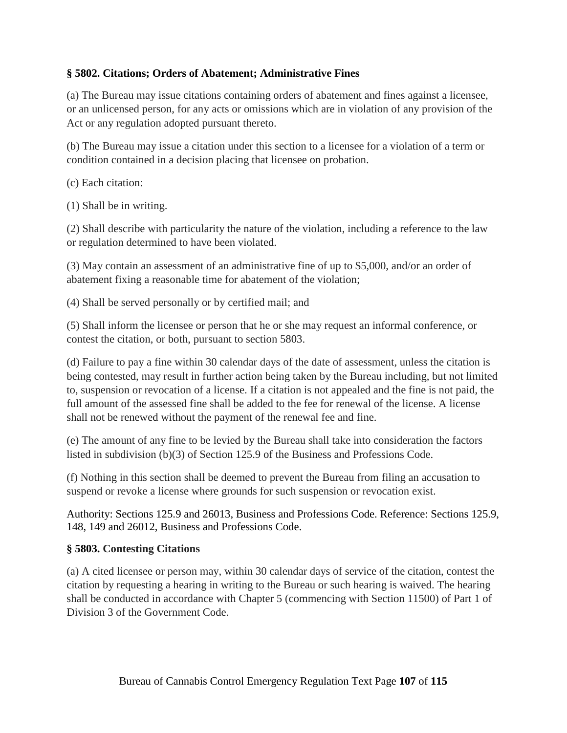### § 5802. Citations; Orders of Abatement; Administrative Fines

(a) The Bureau may issue citations containing orders of abatement and fines against a licensee, or an unlicensed person, for any acts or omissions which are in violation of any provision of the Act or any regulation adopted pursuant thereto.

(b) The Bureau may issue a citation under this section to a licensee for a violation of a term or condition contained in a decision placing that licensee on probation.

(c) Each citation:

(1) Shall be in writing.

(2) Shall describe with particularity the nature of the violation, including a reference to the law or regulation determined to have been violated.

(3) May contain an assessment of an administrative fine of up to $5,000, and/or an order of abatement fixing a reasonable time for abatement of the violation;

(4) Shall be served personally or by certified mail; and

(5) Shall inform the licensee or person that he or she may request an informal conference, or contest the citation, or both, pursuant to section 5803.

(d) Failure to pay a fine within 30 calendar days of the date of assessment, unless the citation is being contested, may result in further action being taken by the Bureau including, but not limited to, suspension or revocation of a license. If a citation is not appealed and the fine is not paid, the full amount of the assessed fine shall be added to the fee for renewal of the license. A license shall not be renewed without the payment of the renewal fee and fine.

(e) The amount of any fine to be levied by the Bureau shall take into consideration the factors listed in subdivision (b)(3) of Section 125.9 of the Business and Professions Code.

(f) Nothing in this section shall be deemed to prevent the Bureau from filing an accusation to suspend or revoke a license where grounds for such suspension or revocation exist.

Authority: Sections 125.9 and 26013, Business and Professions Code. Reference: Sections 125.9, 148, 149 and 26012, Business and Professions Code.

### § 5803. Contesting Citations

(a) A cited licensee or person may, within 30 calendar days of service of the citation, contest the citation by requesting a hearing in writing to the Bureau or such hearing is waived. The hearing shall be conducted in accordance with Chapter 5 (commencing with Section 11500) of Part 1 of Division 3 of the Government Code.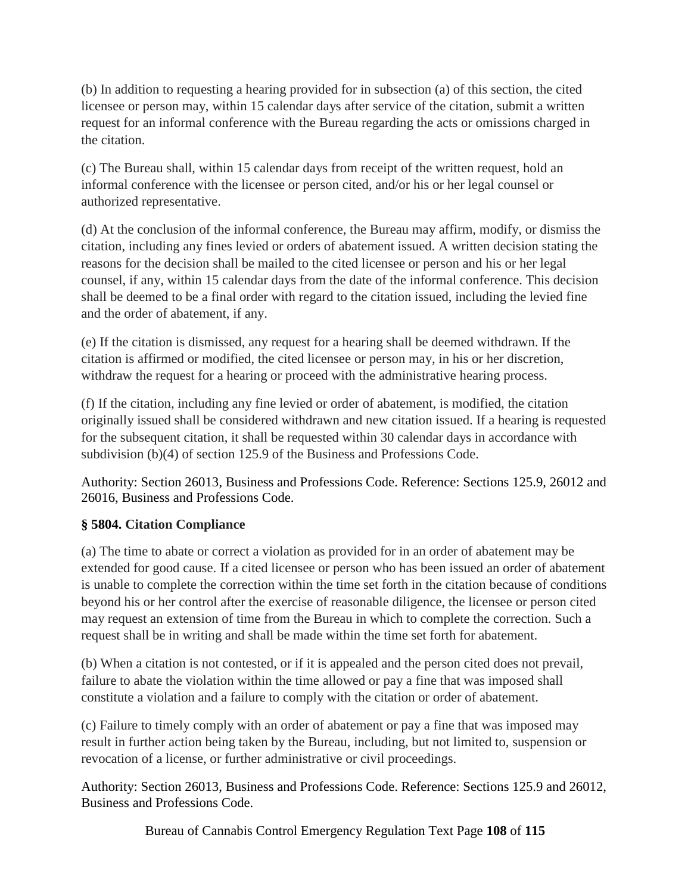(b) In addition to requesting a hearing provided for in subsection (a) of this section, the cited licensee or person may, within 15 calendar days after service of the citation, submit a written request for an informal conference with the Bureau regarding the acts or omissions charged in the citation.

(c) The Bureau shall, within 15 calendar days from receipt of the written request, hold an informal conference with the licensee or person cited, and/or his or her legal counsel or authorized representative.

(d) At the conclusion of the informal conference, the Bureau may affirm, modify, or dismiss the citation, including any fines levied or orders of abatement issued. A written decision stating the reasons for the decision shall be mailed to the cited licensee or person and his or her legal counsel, if any, within 15 calendar days from the date of the informal conference. This decision shall be deemed to be a final order with regard to the citation issued, including the levied fine and the order of abatement, if any.

(e) If the citation is dismissed, any request for a hearing shall be deemed withdrawn. If the citation is affirmed or modified, the cited licensee or person may, in his or her discretion, withdraw the request for a hearing or proceed with the administrative hearing process.

(f) If the citation, including any fine levied or order of abatement, is modified, the citation originally issued shall be considered withdrawn and new citation issued. If a hearing is requested for the subsequent citation, it shall be requested within 30 calendar days in accordance with subdivision (b)(4) of section 125.9 of the Business and Professions Code.

Authority: Section 26013, Business and Professions Code. Reference: Sections 125.9, 26012 and 26016, Business and Professions Code.

### § 5804. Citation Compliance

(a) The time to abate or correct a violation as provided for in an order of abatement may be extended for good cause. If a cited licensee or person who has been issued an order of abatement is unable to complete the correction within the time set forth in the citation because of conditions beyond his or her control after the exercise of reasonable diligence, the licensee or person cited may request an extension of time from the Bureau in which to complete the correction. Such a request shall be in writing and shall be made within the time set forth for abatement.

(b) When a citation is not contested, or if it is appealed and the person cited does not prevail, failure to abate the violation within the time allowed or pay a fine that was imposed shall constitute a violation and a failure to comply with the citation or order of abatement.

(c) Failure to timely comply with an order of abatement or pay a fine that was imposed may result in further action being taken by the Bureau, including, but not limited to, suspension or revocation of a license, or further administrative or civil proceedings.

Authority: Section 26013, Business and Professions Code. Reference: Sections 125.9 and 26012, Business and Professions Code.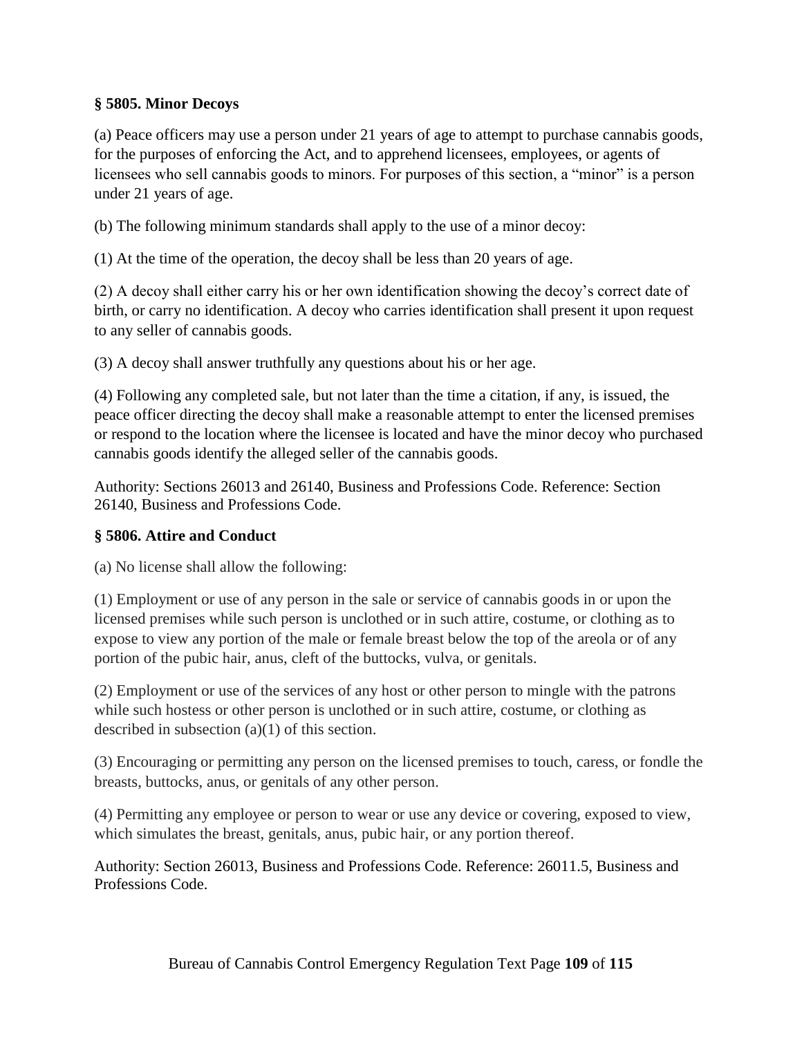### § 5805. Minor Decoys

(a) Peace officers may use a person under 21 years of age to attempt to purchase cannabis goods, for the purposes of enforcing the Act, and to apprehend licensees, employees, or agents of licensees who sell cannabis goods to minors. For purposes of this section, a "minor" is a person under 21 years of age.

(b) The following minimum standards shall apply to the use of a minor decoy:

(1) At the time of the operation, the decoy shall be less than 20 years of age.

(2) A decoy shall either carry his or her own identification showing the decoy's correct date of birth, or carry no identification. A decoy who carries identification shall present it upon request to any seller of cannabis goods.

(3) A decoy shall answer truthfully any questions about his or her age.

(4) Following any completed sale, but not later than the time a citation, if any, is issued, the peace officer directing the decoy shall make a reasonable attempt to enter the licensed premises or respond to the location where the licensee is located and have the minor decoy who purchased cannabis goods identify the alleged seller of the cannabis goods.

Authority: Sections 26013 and 26140, Business and Professions Code. Reference: Section 26140, Business and Professions Code.

### § 5806. Attire and Conduct

(a) No license shall allow the following:

(1) Employment or use of any person in the sale or service of cannabis goods in or upon the licensed premises while such person is unclothed or in such attire, costume, or clothing as to expose to view any portion of the male or female breast below the top of the areola or of any portion of the pubic hair, anus, cleft of the buttocks, vulva, or genitals.

(2) Employment or use of the services of any host or other person to mingle with the patrons while such hostess or other person is unclothed or in such attire, costume, or clothing as described in subsection (a)(1) of this section.

(3) Encouraging or permitting any person on the licensed premises to touch, caress, or fondle the breasts, buttocks, anus, or genitals of any other person.

(4) Permitting any employee or person to wear or use any device or covering, exposed to view, which simulates the breast, genitals, anus, pubic hair, or any portion thereof.

Authority: Section 26013, Business and Professions Code. Reference: 26011.5, Business and Professions Code.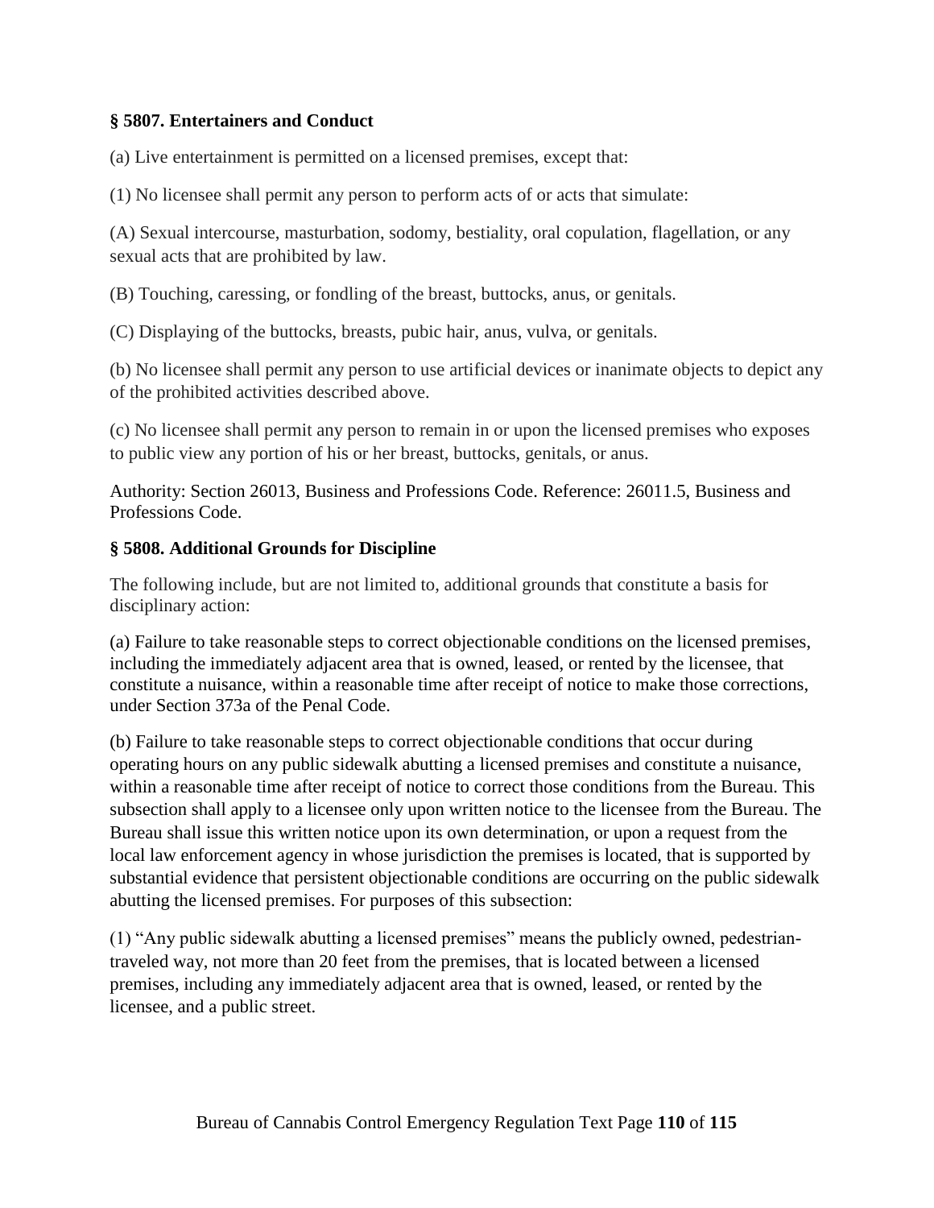**§ 5807. Entertainers and Conduct**

(a) Live entertainment is permitted on a licensed premises, except that:

(1) No licensee shall permit any person to perform acts of or acts that simulate:

(A) Sexual intercourse, masturbation, sodomy, bestiality, oral copulation, flagellation, or any sexual acts that are prohibited by law.

(B) Touching, caressing, or fondling of the breast, buttocks, anus, or genitals.

(C) Displaying of the buttocks, breasts, pubic hair, anus, vulva, or genitals.

(b) No licensee shall permit any person to use artificial devices or inanimate objects to depict any of the prohibited activities described above.

(c) No licensee shall permit any person to remain in or upon the licensed premises who exposes to public view any portion of his or her breast, buttocks, genitals, or anus.

Authority: Section 26013, Business and Professions Code. Reference: 26011.5, Business and Professions Code.

**§ 5808. Additional Grounds for Discipline**

The following include, but are not limited to, additional grounds that constitute a basis for disciplinary action:

(a) Failure to take reasonable steps to correct objectionable conditions on the licensed premises, including the immediately adjacent area that is owned, leased, or rented by the licensee, that constitute a nuisance, within a reasonable time after receipt of notice to make those corrections, under Section 373a of the Penal Code.

(b) Failure to take reasonable steps to correct objectionable conditions that occur during operating hours on any public sidewalk abutting a licensed premises and constitute a nuisance, within a reasonable time after receipt of notice to correct those conditions from the Bureau. This subsection shall apply to a licensee only upon written notice to the licensee from the Bureau. The Bureau shall issue this written notice upon its own determination, or upon a request from the local law enforcement agency in whose jurisdiction the premises is located, that is supported by substantial evidence that persistent objectionable conditions are occurring on the public sidewalk abutting the licensed premises. For purposes of this subsection:

(1) "Any public sidewalk abutting a licensed premises" means the publicly owned, pedestrian-traveled way, not more than 20 feet from the premises, that is located between a licensed premises, including any immediately adjacent area that is owned, leased, or rented by the licensee, and a public street.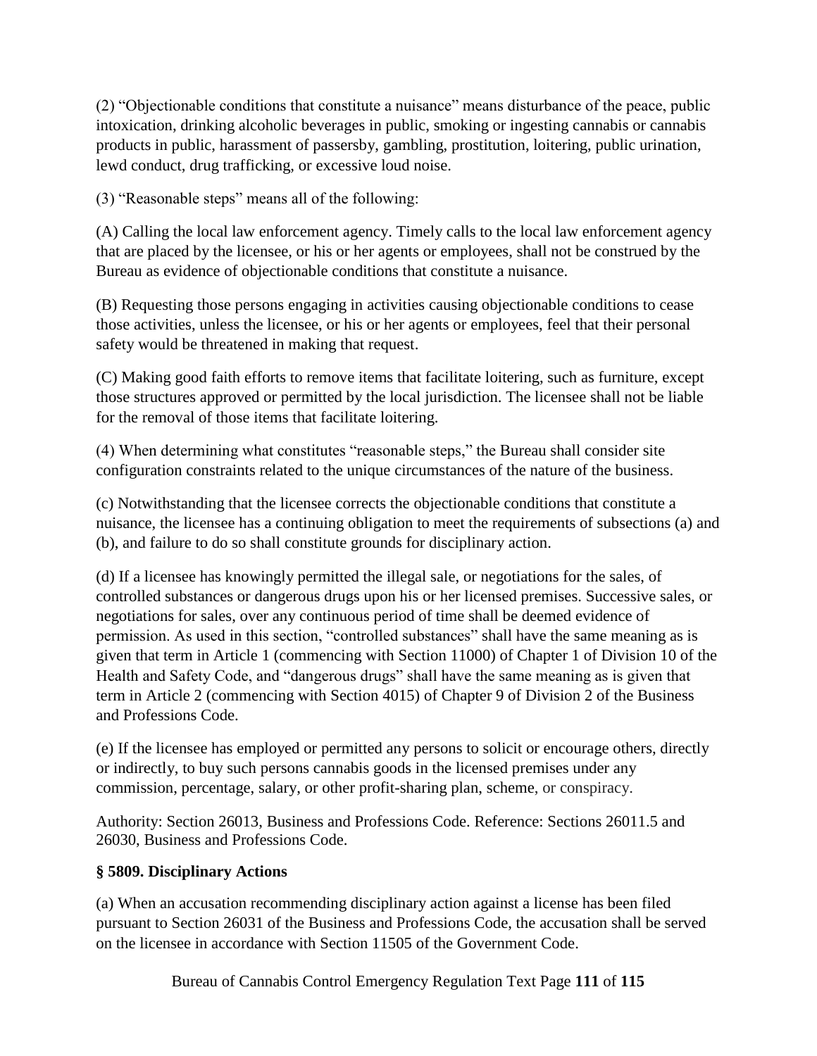(2) "Objectionable conditions that constitute a nuisance" means disturbance of the peace, public intoxication, drinking alcoholic beverages in public, smoking or ingesting cannabis or cannabis products in public, harassment of passersby, gambling, prostitution, loitering, public urination, lewd conduct, drug trafficking, or excessive loud noise.

(3) "Reasonable steps" means all of the following:

(A) Calling the local law enforcement agency. Timely calls to the local law enforcement agency that are placed by the licensee, or his or her agents or employees, shall not be construed by the Bureau as evidence of objectionable conditions that constitute a nuisance.

(B) Requesting those persons engaging in activities causing objectionable conditions to cease those activities, unless the licensee, or his or her agents or employees, feel that their personal safety would be threatened in making that request.

(C) Making good faith efforts to remove items that facilitate loitering, such as furniture, except those structures approved or permitted by the local jurisdiction. The licensee shall not be liable for the removal of those items that facilitate loitering.

(4) When determining what constitutes "reasonable steps," the Bureau shall consider site configuration constraints related to the unique circumstances of the nature of the business.

(c) Notwithstanding that the licensee corrects the objectionable conditions that constitute a nuisance, the licensee has a continuing obligation to meet the requirements of subsections (a) and (b), and failure to do so shall constitute grounds for disciplinary action.

(d) If a licensee has knowingly permitted the illegal sale, or negotiations for the sales, of controlled substances or dangerous drugs upon his or her licensed premises. Successive sales, or negotiations for sales, over any continuous period of time shall be deemed evidence of permission. As used in this section, "controlled substances" shall have the same meaning as is given that term in Article 1 (commencing with Section 11000) of Chapter 1 of Division 10 of the Health and Safety Code, and "dangerous drugs" shall have the same meaning as is given that term in Article 2 (commencing with Section 4015) of Chapter 9 of Division 2 of the Business and Professions Code.

(e) If the licensee has employed or permitted any persons to solicit or encourage others, directly or indirectly, to buy such persons cannabis goods in the licensed premises under any commission, percentage, salary, or other profit-sharing plan, scheme, or conspiracy.

Authority: Section 26013, Business and Professions Code. Reference: Sections 26011.5 and 26030, Business and Professions Code.

### § 5809. Disciplinary Actions

(a) When an accusation recommending disciplinary action against a license has been filed pursuant to Section 26031 of the Business and Professions Code, the accusation shall be served on the licensee in accordance with Section 11505 of the Government Code.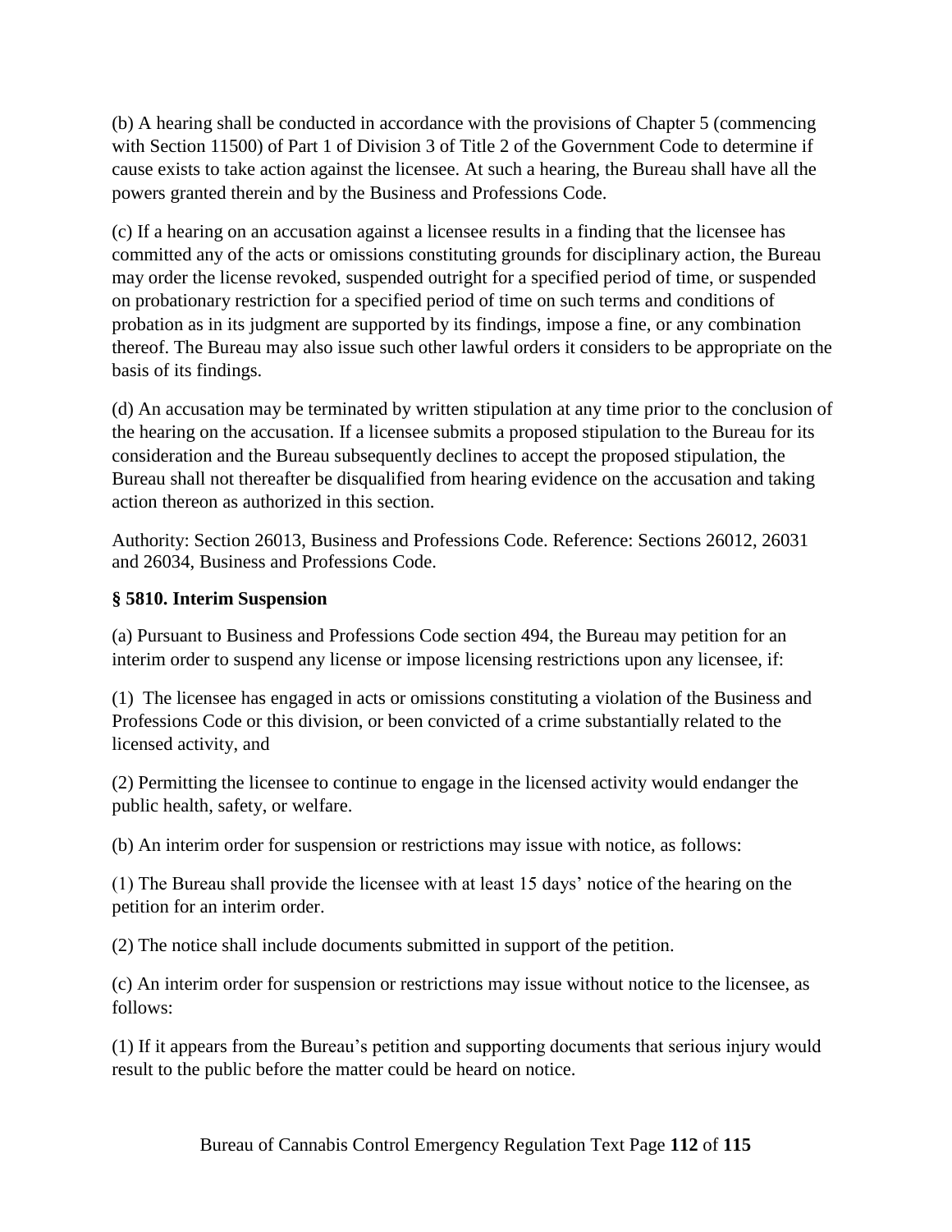(b) A hearing shall be conducted in accordance with the provisions of Chapter 5 (commencing with Section 11500) of Part 1 of Division 3 of Title 2 of the Government Code to determine if cause exists to take action against the licensee. At such a hearing, the Bureau shall have all the powers granted therein and by the Business and Professions Code.

(c) If a hearing on an accusation against a licensee results in a finding that the licensee has committed any of the acts or omissions constituting grounds for disciplinary action, the Bureau may order the license revoked, suspended outright for a specified period of time, or suspended on probationary restriction for a specified period of time on such terms and conditions of probation as in its judgment are supported by its findings, impose a fine, or any combination thereof. The Bureau may also issue such other lawful orders it considers to be appropriate on the basis of its findings.

(d) An accusation may be terminated by written stipulation at any time prior to the conclusion of the hearing on the accusation. If a licensee submits a proposed stipulation to the Bureau for its consideration and the Bureau subsequently declines to accept the proposed stipulation, the Bureau shall not thereafter be disqualified from hearing evidence on the accusation and taking action thereon as authorized in this section.

Authority: Section 26013, Business and Professions Code. Reference: Sections 26012, 26031 and 26034, Business and Professions Code.

### § 5810. Interim Suspension

(a) Pursuant to Business and Professions Code section 494, the Bureau may petition for an interim order to suspend any license or impose licensing restrictions upon any licensee, if:

(1) The licensee has engaged in acts or omissions constituting a violation of the Business and Professions Code or this division, or been convicted of a crime substantially related to the licensed activity, and

(2) Permitting the licensee to continue to engage in the licensed activity would endanger the public health, safety, or welfare.

(b) An interim order for suspension or restrictions may issue with notice, as follows:

(1) The Bureau shall provide the licensee with at least 15 days' notice of the hearing on the petition for an interim order.

(2) The notice shall include documents submitted in support of the petition.

(c) An interim order for suspension or restrictions may issue without notice to the licensee, as follows:

(1) If it appears from the Bureau's petition and supporting documents that serious injury would result to the public before the matter could be heard on notice.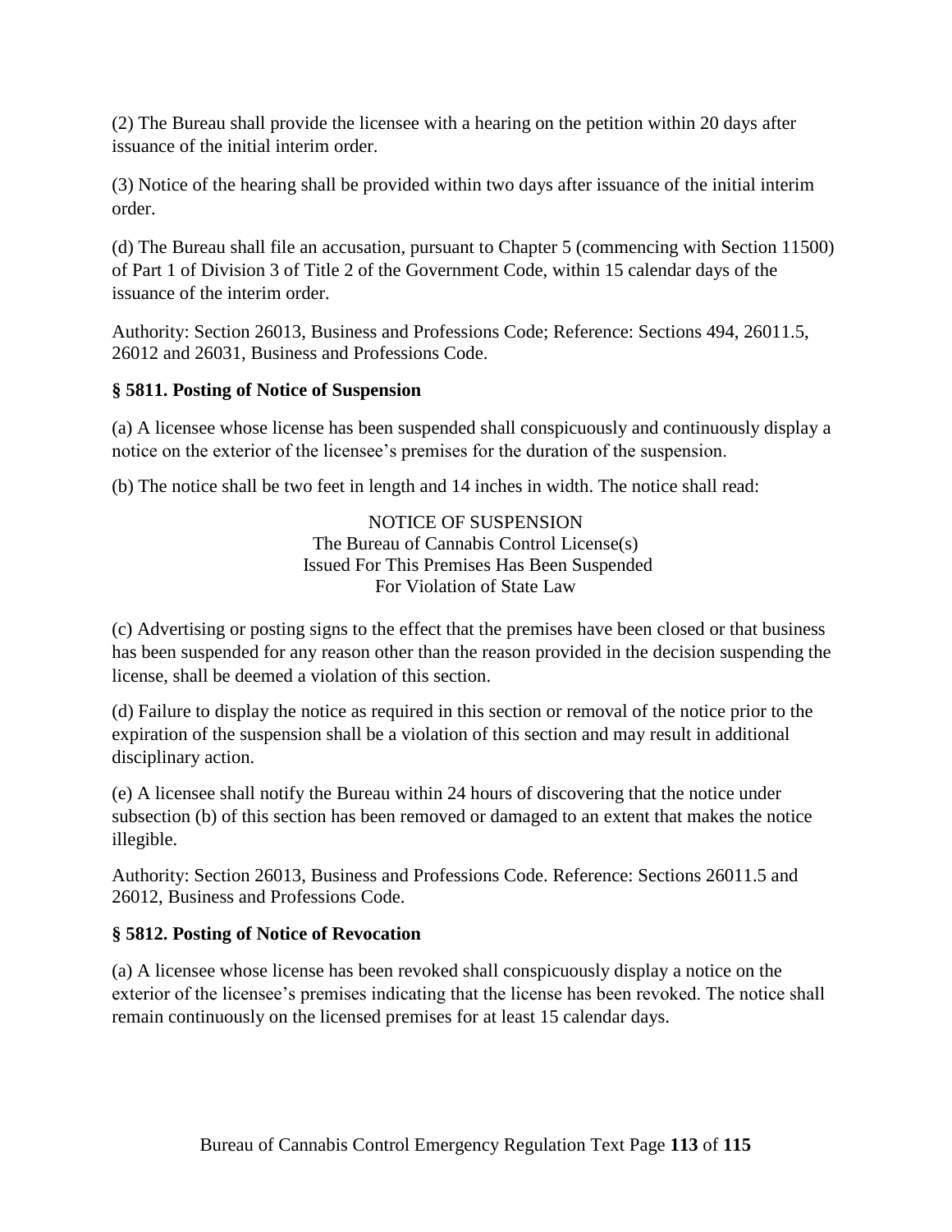(2) The Bureau shall provide the licensee with a hearing on the petition within 20 days after issuance of the initial interim order.

(3) Notice of the hearing shall be provided within two days after issuance of the initial interim order.

(d) The Bureau shall file an accusation, pursuant to Chapter 5 (commencing with Section 11500) of Part 1 of Division 3 of Title 2 of the Government Code, within 15 calendar days of the issuance of the interim order.

Authority: Section 26013, Business and Professions Code; Reference: Sections 494, 26011.5, 26012 and 26031, Business and Professions Code.

**§ 5811. Posting of Notice of Suspension**

(a) A licensee whose license has been suspended shall conspicuously and continuously display a notice on the exterior of the licensee's premises for the duration of the suspension.

(b) The notice shall be two feet in length and 14 inches in width. The notice shall read:

NOTICE OF SUSPENSION
The Bureau of Cannabis Control License(s)
Issued For This Premises Has Been Suspended
For Violation of State Law

(c) Advertising or posting signs to the effect that the premises have been closed or that business has been suspended for any reason other than the reason provided in the decision suspending the license, shall be deemed a violation of this section.

(d) Failure to display the notice as required in this section or removal of the notice prior to the expiration of the suspension shall be a violation of this section and may result in additional disciplinary action.

(e) A licensee shall notify the Bureau within 24 hours of discovering that the notice under subsection (b) of this section has been removed or damaged to an extent that makes the notice illegible.

Authority: Section 26013, Business and Professions Code. Reference: Sections 26011.5 and 26012, Business and Professions Code.

**§ 5812. Posting of Notice of Revocation**

(a) A licensee whose license has been revoked shall conspicuously display a notice on the exterior of the licensee's premises indicating that the license has been revoked. The notice shall remain continuously on the licensed premises for at least 15 calendar days.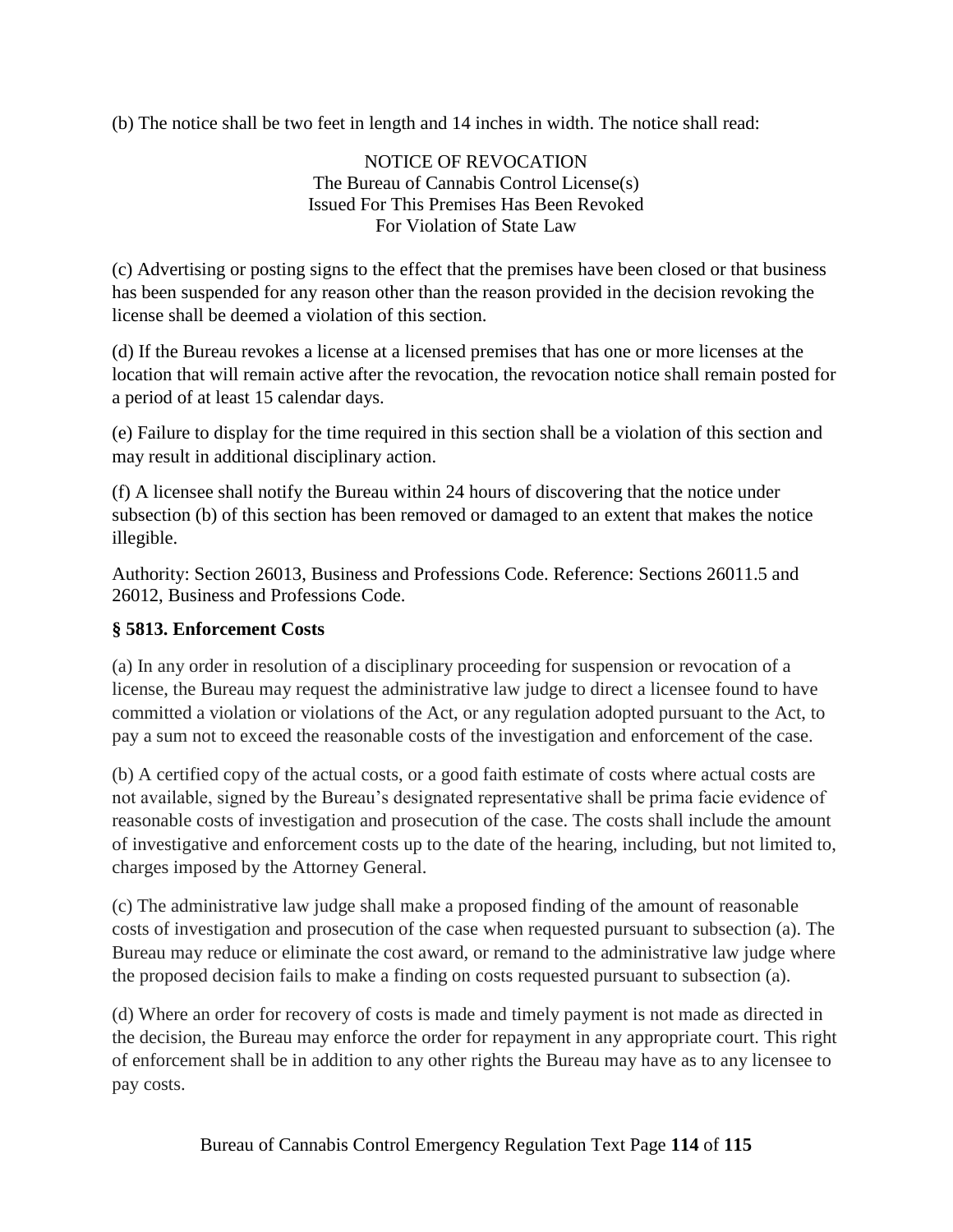(b) The notice shall be two feet in length and 14 inches in width. The notice shall read:

NOTICE OF REVOCATION  
The Bureau of Cannabis Control License(s)  
Issued For This Premises Has Been Revoked  
For Violation of State Law

(c) Advertising or posting signs to the effect that the premises have been closed or that business has been suspended for any reason other than the reason provided in the decision revoking the license shall be deemed a violation of this section.

(d) If the Bureau revokes a license at a licensed premises that has one or more licenses at the location that will remain active after the revocation, the revocation notice shall remain posted for a period of at least 15 calendar days.

(e) Failure to display for the time required in this section shall be a violation of this section and may result in additional disciplinary action.

(f) A licensee shall notify the Bureau within 24 hours of discovering that the notice under subsection (b) of this section has been removed or damaged to an extent that makes the notice illegible.

Authority: Section 26013, Business and Professions Code. Reference: Sections 26011.5 and 26012, Business and Professions Code.

**§ 5813. Enforcement Costs**

(a) In any order in resolution of a disciplinary proceeding for suspension or revocation of a license, the Bureau may request the administrative law judge to direct a licensee found to have committed a violation or violations of the Act, or any regulation adopted pursuant to the Act, to pay a sum not to exceed the reasonable costs of the investigation and enforcement of the case.

(b) A certified copy of the actual costs, or a good faith estimate of costs where actual costs are not available, signed by the Bureau's designated representative shall be prima facie evidence of reasonable costs of investigation and prosecution of the case. The costs shall include the amount of investigative and enforcement costs up to the date of the hearing, including, but not limited to, charges imposed by the Attorney General.

(c) The administrative law judge shall make a proposed finding of the amount of reasonable costs of investigation and prosecution of the case when requested pursuant to subsection (a). The Bureau may reduce or eliminate the cost award, or remand to the administrative law judge where the proposed decision fails to make a finding on costs requested pursuant to subsection (a).

(d) Where an order for recovery of costs is made and timely payment is not made as directed in the decision, the Bureau may enforce the order for repayment in any appropriate court. This right of enforcement shall be in addition to any other rights the Bureau may have as to any licensee to pay costs.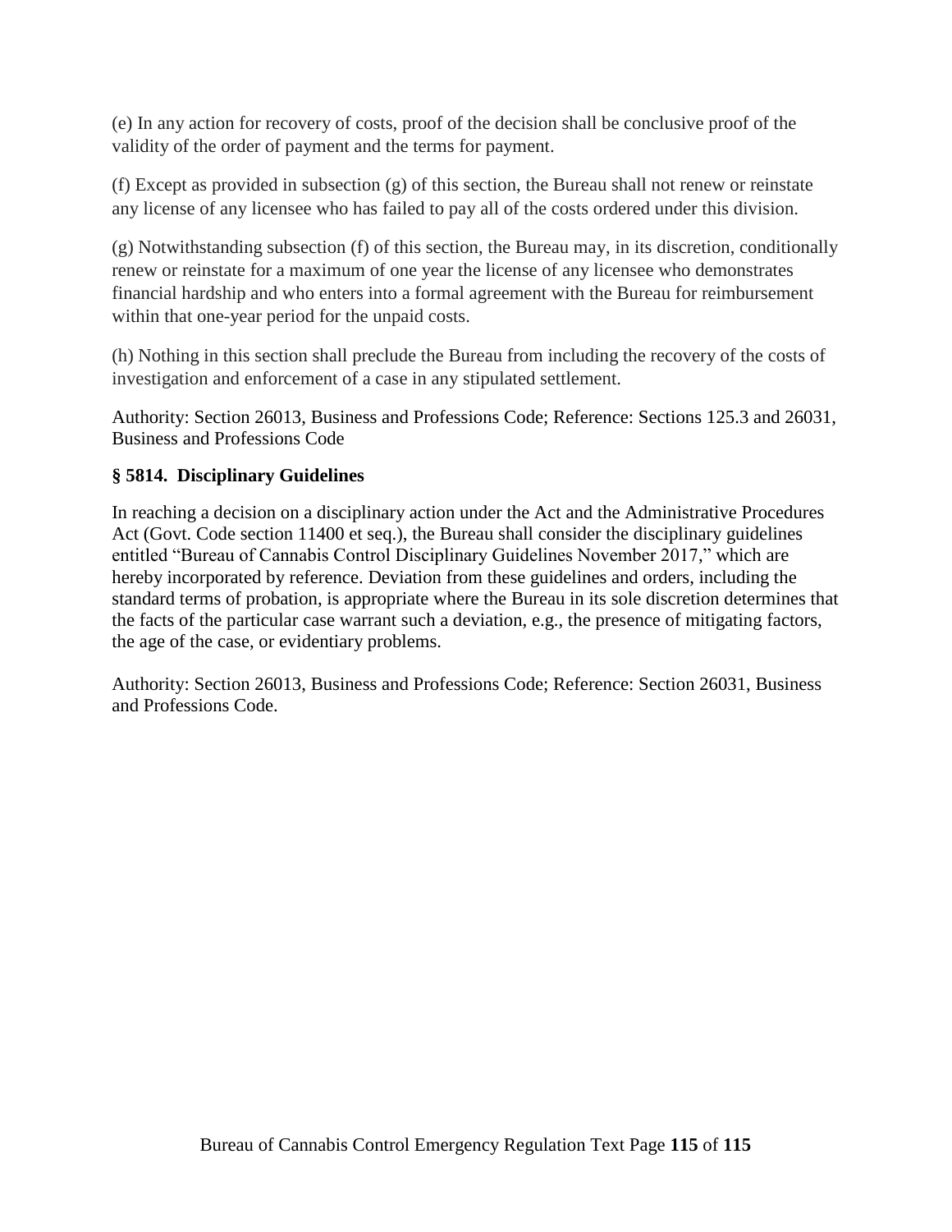(e) In any action for recovery of costs, proof of the decision shall be conclusive proof of the validity of the order of payment and the terms for payment.

(f) Except as provided in subsection (g) of this section, the Bureau shall not renew or reinstate any license of any licensee who has failed to pay all of the costs ordered under this division.

(g) Notwithstanding subsection (f) of this section, the Bureau may, in its discretion, conditionally renew or reinstate for a maximum of one year the license of any licensee who demonstrates financial hardship and who enters into a formal agreement with the Bureau for reimbursement within that one-year period for the unpaid costs.

(h) Nothing in this section shall preclude the Bureau from including the recovery of the costs of investigation and enforcement of a case in any stipulated settlement.

Authority: Section 26013, Business and Professions Code; Reference: Sections 125.3 and 26031, Business and Professions Code

### § 5814. Disciplinary Guidelines

In reaching a decision on a disciplinary action under the Act and the Administrative Procedures Act (Govt. Code section 11400 et seq.), the Bureau shall consider the disciplinary guidelines entitled "Bureau of Cannabis Control Disciplinary Guidelines November 2017," which are hereby incorporated by reference. Deviation from these guidelines and orders, including the standard terms of probation, is appropriate where the Bureau in its sole discretion determines that the facts of the particular case warrant such a deviation, e.g., the presence of mitigating factors, the age of the case, or evidentiary problems.

Authority: Section 26013, Business and Professions Code; Reference: Section 26031, Business and Professions Code.